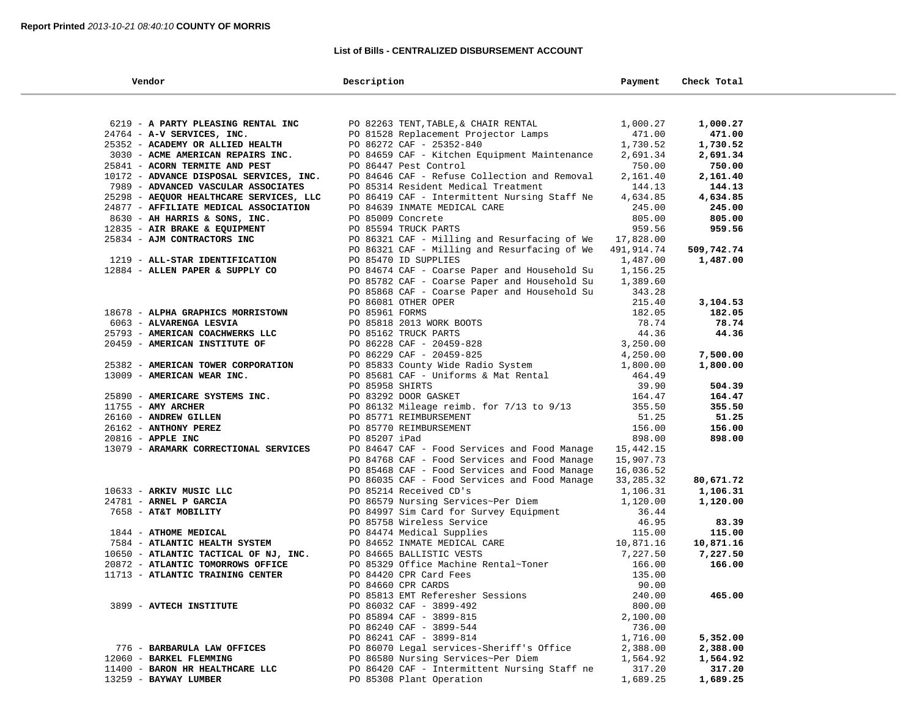**Report Printed** *2013-10-21 08:40:10* **COUNTY OF MORRIS**

## List of Bills - CENTRALIZED DISBURSEMENT ACCOUNT

| Vendor | Description | Payment | Check Total |
|---|---|---|---|
| 6219 - **A PARTY PLEASING RENTAL INC** | PO 82263 TENT,TABLE,& CHAIR RENTAL | 1,000.27 | **1,000.27** |
| 24764 - **A-V SERVICES, INC.** | PO 81528 Replacement Projector Lamps | 471.00 | **471.00** |
| 25352 - **ACADEMY OR ALLIED HEALTH** | PO 86272 CAF - 25352-840 | 1,730.52 | **1,730.52** |
| 3030 - **ACME AMERICAN REPAIRS INC.** | PO 84659 CAF - Kitchen Equipment Maintenance | 2,691.34 | **2,691.34** |
| 25841 - **ACORN TERMITE AND PEST** | PO 86447 Pest Control | 750.00 | **750.00** |
| 10172 - **ADVANCE DISPOSAL SERVICES, INC.** | PO 84646 CAF - Refuse Collection and Removal | 2,161.40 | **2,161.40** |
| 7989 - **ADVANCED VASCULAR ASSOCIATES** | PO 85314 Resident Medical Treatment | 144.13 | **144.13** |
| 25298 - **AEQUOR HEALTHCARE SERVICES, LLC** | PO 86419 CAF - Intermittent Nursing Staff Ne | 4,634.85 | **4,634.85** |
| 24877 - **AFFILIATE MEDICAL ASSOCIATION** | PO 84639 INMATE MEDICAL CARE | 245.00 | **245.00** |
| 8630 - **AH HARRIS & SONS, INC.** | PO 85009 Concrete | 805.00 | **805.00** |
| 12835 - **AIR BRAKE & EQUIPMENT** | PO 85594 TRUCK PARTS | 959.56 | **959.56** |
| 25834 - **AJM CONTRACTORS INC** | PO 86321 CAF - Milling and Resurfacing of We | 17,828.00 | |
| | PO 86321 CAF - Milling and Resurfacing of We | 491,914.74 | **509,742.74** |
| 1219 - **ALL-STAR IDENTIFICATION** | PO 85470 ID SUPPLIES | 1,487.00 | **1,487.00** |
| 12884 - **ALLEN PAPER & SUPPLY CO** | PO 84674 CAF - Coarse Paper and Household Su | 1,156.25 | |
| | PO 85782 CAF - Coarse Paper and Household Su | 1,389.60 | |
| | PO 85868 CAF - Coarse Paper and Household Su | 343.28 | |
| | PO 86081 OTHER OPER | 215.40 | **3,104.53** |
| 18678 - **ALPHA GRAPHICS MORRISTOWN** | PO 85961 FORMS | 182.05 | **182.05** |
| 6063 - **ALVARENGA LESVIA** | PO 85818 2013 WORK BOOTS | 78.74 | **78.74** |
| 25793 - **AMERICAN COACHWERKS LLC** | PO 85162 TRUCK PARTS | 44.36 | **44.36** |
| 20459 - **AMERICAN INSTITUTE OF** | PO 86228 CAF - 20459-828 | 3,250.00 | |
| | PO 86229 CAF - 20459-825 | 4,250.00 | **7,500.00** |
| 25382 - **AMERICAN TOWER CORPORATION** | PO 85833 County Wide Radio System | 1,800.00 | **1,800.00** |
| 13009 - **AMERICAN WEAR INC.** | PO 85681 CAF - Uniforms & Mat Rental | 464.49 | |
| | PO 85958 SHIRTS | 39.90 | **504.39** |
| 25890 - **AMERICARE SYSTEMS INC.** | PO 83292 DOOR GASKET | 164.47 | **164.47** |
| 11755 - **AMY ARCHER** | PO 86132 Mileage reimb. for 7/13 to 9/13 | 355.50 | **355.50** |
| 26160 - **ANDREW GILLEN** | PO 85771 REIMBURSEMENT | 51.25 | **51.25** |
| 26162 - **ANTHONY PEREZ** | PO 85770 REIMBURSEMENT | 156.00 | **156.00** |
| 20816 - **APPLE INC** | PO 85207 iPad | 898.00 | **898.00** |
| 13079 - **ARAMARK CORRECTIONAL SERVICES** | PO 84647 CAF - Food Services and Food Manage | 15,442.15 | |
| | PO 84768 CAF - Food Services and Food Manage | 15,907.73 | |
| | PO 85468 CAF - Food Services and Food Manage | 16,036.52 | |
| | PO 86035 CAF - Food Services and Food Manage | 33,285.32 | **80,671.72** |
| 10633 - **ARKIV MUSIC LLC** | PO 85214 Received CD's | 1,106.31 | **1,106.31** |
| 24781 - **ARNEL P GARCIA** | PO 86579 Nursing Services~Per Diem | 1,120.00 | **1,120.00** |
| 7658 - **AT&T MOBILITY** | PO 84997 Sim Card for Survey Equipment | 36.44 | |
| | PO 85758 Wireless Service | 46.95 | **83.39** |
| 1844 - **ATHOME MEDICAL** | PO 84474 Medical Supplies | 115.00 | **115.00** |
| 7584 - **ATLANTIC HEALTH SYSTEM** | PO 84652 INMATE MEDICAL CARE | 10,871.16 | **10,871.16** |
| 10650 - **ATLANTIC TACTICAL OF NJ, INC.** | PO 84665 BALLISTIC VESTS | 7,227.50 | **7,227.50** |
| 20872 - **ATLANTIC TOMORROWS OFFICE** | PO 85329 Office Machine Rental~Toner | 166.00 | **166.00** |
| 11713 - **ATLANTIC TRAINING CENTER** | PO 84420 CPR Card Fees | 135.00 | |
| | PO 84660 CPR CARDS | 90.00 | |
| | PO 85813 EMT Referesher Sessions | 240.00 | **465.00** |
| 3899 - **AVTECH INSTITUTE** | PO 86032 CAF - 3899-492 | 800.00 | |
| | PO 85894 CAF - 3899-815 | 2,100.00 | |
| | PO 86240 CAF - 3899-544 | 736.00 | |
| | PO 86241 CAF - 3899-814 | 1,716.00 | **5,352.00** |
| 776 - **BARBARULA LAW OFFICES** | PO 86070 Legal services-Sheriff's Office | 2,388.00 | **2,388.00** |
| 12060 - **BARKEL FLEMMING** | PO 86580 Nursing Services~Per Diem | 1,564.92 | **1,564.92** |
| 11400 - **BARON HR HEALTHCARE LLC** | PO 86420 CAF - Intermittent Nursing Staff ne | 317.20 | **317.20** |
| 13259 - **BAYWAY LUMBER** | PO 85308 Plant Operation | 1,689.25 | **1,689.25** |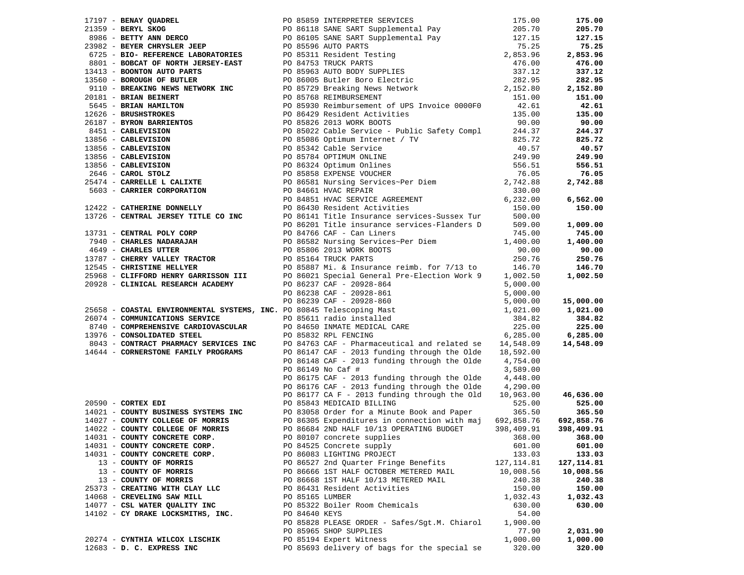| Vendor | PO / Description | Amount | Total |
|---|---|---|---|
| 17197 - **BENAY QUADREL** | PO 85859 INTERPRETER SERVICES | 175.00 | **175.00** |
| 21359 - **BERYL SKOG** | PO 86118 SANE SART Supplemental Pay | 205.70 | **205.70** |
| 8986 - **BETTY ANN DERCO** | PO 86105 SANE SART Supplemental Pay | 127.15 | **127.15** |
| 23982 - **BEYER CHRYSLER JEEP** | PO 85596 AUTO PARTS | 75.25 | **75.25** |
| 6725 - **BIO- REFERENCE LABORATORIES** | PO 85311 Resident Testing | 2,853.96 | **2,853.96** |
| 8801 - **BOBCAT OF NORTH JERSEY-EAST** | PO 84753 TRUCK PARTS | 476.00 | **476.00** |
| 13413 - **BOONTON AUTO PARTS** | PO 85963 AUTO BODY SUPPLIES | 337.12 | **337.12** |
| 13560 - **BOROUGH OF BUTLER** | PO 86005 Butler Boro Electric | 282.95 | **282.95** |
| 9110 - **BREAKING NEWS NETWORK INC** | PO 85729 Breaking News Network | 2,152.80 | **2,152.80** |
| 20181 - **BRIAN BEINERT** | PO 85768 REIMBURSEMENT | 151.00 | **151.00** |
| 5645 - **BRIAN HAMILTON** | PO 85930 Reimbursement of UPS Invoice 0000F0 | 42.61 | **42.61** |
| 12626 - **BRUSHSTROKES** | PO 86429 Resident Activities | 135.00 | **135.00** |
| 26187 - **BYRON BARRIENTOS** | PO 85826 2013 WORK BOOTS | 90.00 | **90.00** |
| 8451 - **CABLEVISION** | PO 85022 Cable Service - Public Safety Compl | 244.37 | **244.37** |
| 13856 - **CABLEVISION** | PO 85086 Optimum Internet / TV | 825.72 | **825.72** |
| 13856 - **CABLEVISION** | PO 85342 Cable Service | 40.57 | **40.57** |
| 13856 - **CABLEVISION** | PO 85784 OPTIMUM ONLINE | 249.90 | **249.90** |
| 13856 - **CABLEVISION** | PO 86324 Optimum Onlines | 556.51 | **556.51** |
| 2646 - **CAROL STOLZ** | PO 85858 EXPENSE VOUCHER | 76.05 | **76.05** |
| 25474 - **CARRELLE L CALIXTE** | PO 86581 Nursing Services~Per Diem | 2,742.88 | **2,742.88** |
| 5603 - **CARRIER CORPORATION** | PO 84661 HVAC REPAIR | 330.00 | |
| | PO 84851 HVAC SERVICE AGREEMENT | 6,232.00 | **6,562.00** |
| 12422 - **CATHERINE DONNELLY** | PO 86430 Resident Activities | 150.00 | **150.00** |
| 13726 - **CENTRAL JERSEY TITLE CO INC** | PO 86141 Title Insurance services-Sussex Tur | 500.00 | |
| | PO 86201 Title insurance services-Flanders D | 509.00 | **1,009.00** |
| 13731 - **CENTRAL POLY CORP** | PO 84766 CAF - Can Liners | 745.00 | **745.00** |
| 7940 - **CHARLES NADARAJAH** | PO 86582 Nursing Services~Per Diem | 1,400.00 | **1,400.00** |
| 4649 - **CHARLES UTTER** | PO 85806 2013 WORK BOOTS | 90.00 | **90.00** |
| 13787 - **CHERRY VALLEY TRACTOR** | PO 85164 TRUCK PARTS | 250.76 | **250.76** |
| 12545 - **CHRISTINE HELLYER** | PO 85887 Mi. & Insurance reimb. for 7/13 to | 146.70 | **146.70** |
| 25968 - **CLIFFORD HENRY GARRISSON III** | PO 86021 Special General Pre-Election Work 9 | 1,002.50 | **1,002.50** |
| 20928 - **CLINICAL RESEARCH ACADEMY** | PO 86237 CAF - 20928-864 | 5,000.00 | |
| | PO 86238 CAF - 20928-861 | 5,000.00 | |
| | PO 86239 CAF - 20928-860 | 5,000.00 | **15,000.00** |
| 25658 - **COASTAL ENVIRONMENTAL SYSTEMS, INC.** | PO 80845 Telescoping Mast | 1,021.00 | **1,021.00** |
| 26074 - **COMMUNICATIONS SERVICE** | PO 85611 radio installed | 384.82 | **384.82** |
| 8740 - **COMPREHENSIVE CARDIOVASCULAR** | PO 84650 INMATE MEDICAL CARE | 225.00 | **225.00** |
| 13976 - **CONSOLIDATED STEEL** | PO 85832 RPL FENCING | 6,285.00 | **6,285.00** |
| 8043 - **CONTRACT PHARMACY SERVICES INC** | PO 84763 CAF - Pharmaceutical and related se | 14,548.09 | **14,548.09** |
| 14644 - **CORNERSTONE FAMILY PROGRAMS** | PO 86147 CAF - 2013 funding through the Olde | 18,592.00 | |
| | PO 86148 CAF - 2013 funding through the Olde | 4,754.00 | |
| | PO 86149 No Caf # | 3,589.00 | |
| | PO 86175 CAF - 2013 funding through the Olde | 4,448.00 | |
| | PO 86176 CAF - 2013 funding through the Olde | 4,290.00 | |
| | PO 86177 CA F - 2013 funding through the Old | 10,963.00 | **46,636.00** |
| 20590 - **CORTEX EDI** | PO 85843 MEDICAID BILLING | 525.00 | **525.00** |
| 14021 - **COUNTY BUSINESS SYSTEMS INC** | PO 83058 Order for a Minute Book and Paper | 365.50 | **365.50** |
| 14027 - **COUNTY COLLEGE OF MORRIS** | PO 86305 Expenditures in connection with maj | 692,858.76 | **692,858.76** |
| 14022 - **COUNTY COLLEGE OF MORRIS** | PO 86684 2ND HALF 10/13 OPERATING BUDGET | 398,409.91 | **398,409.91** |
| 14031 - **COUNTY CONCRETE CORP.** | PO 80107 concrete supplies | 368.00 | **368.00** |
| 14031 - **COUNTY CONCRETE CORP.** | PO 84525 Concrete supply | 601.00 | **601.00** |
| 14031 - **COUNTY CONCRETE CORP.** | PO 86083 LIGHTING PROJECT | 133.03 | **133.03** |
| 13 - **COUNTY OF MORRIS** | PO 86527 2nd Quarter Fringe Benefits | 127,114.81 | **127,114.81** |
| 13 - **COUNTY OF MORRIS** | PO 86666 1ST HALF OCTOBER METERED MAIL | 10,008.56 | **10,008.56** |
| 13 - **COUNTY OF MORRIS** | PO 86668 1ST HALF 10/13 METERED MAIL | 240.38 | **240.38** |
| 25373 - **CREATING WITH CLAY LLC** | PO 86431 Resident Activities | 150.00 | **150.00** |
| 14068 - **CREVELING SAW MILL** | PO 85165 LUMBER | 1,032.43 | **1,032.43** |
| 14077 - **CSL WATER QUALITY INC** | PO 85322 Boiler Room Chemicals | 630.00 | **630.00** |
| 14102 - **CY DRAKE LOCKSMITHS, INC.** | PO 84640 KEYS | 54.00 | |
| | PO 85828 PLEASE ORDER - Safes/Sgt.M. Chiarol | 1,900.00 | |
| | PO 85965 SHOP SUPPLIES | 77.90 | **2,031.90** |
| 20274 - **CYNTHIA WILCOX LISCHIK** | PO 85194 Expert Witness | 1,000.00 | **1,000.00** |
| 12683 - **D. C. EXPRESS INC** | PO 85693 delivery of bags for the special se | 320.00 | **320.00** |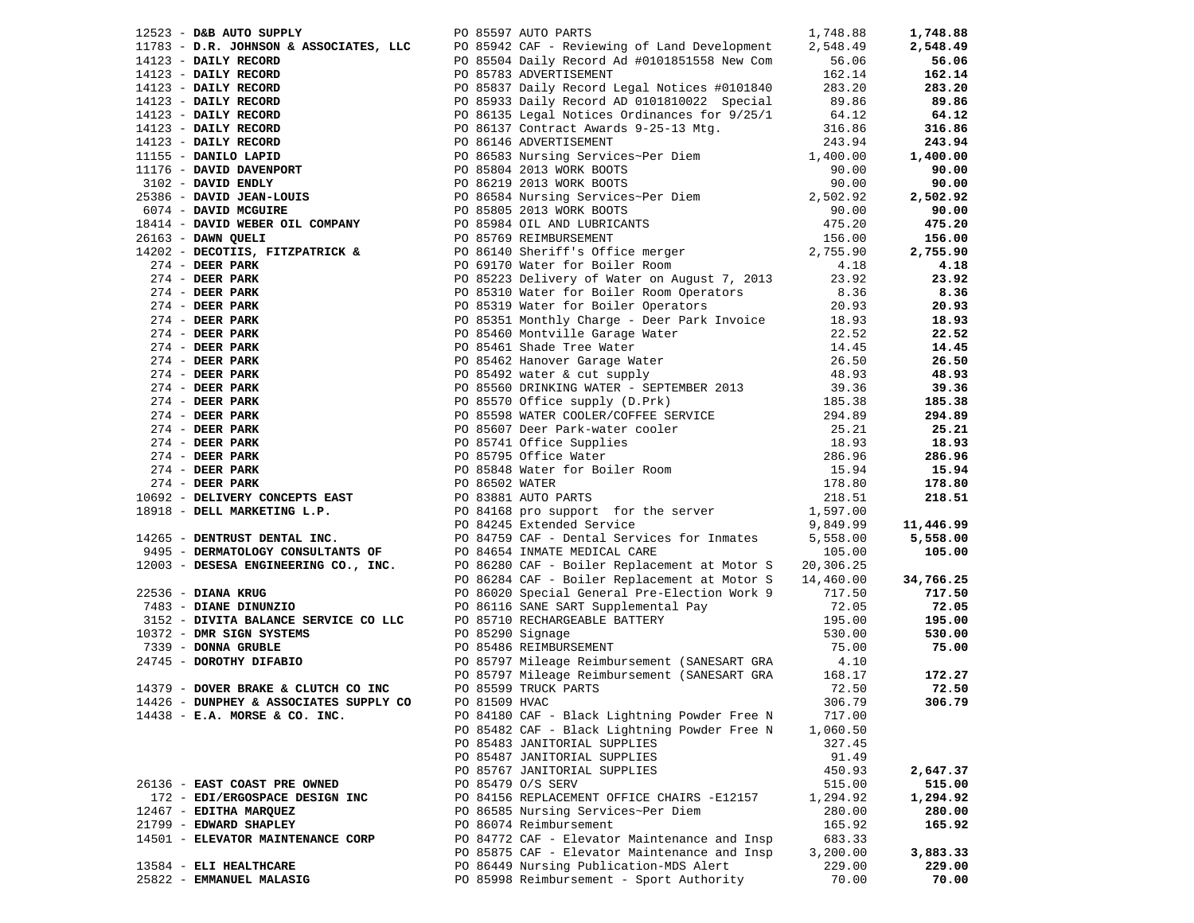| Vendor | PO / Description | Amount | Total |
|---|---|---|---|
| 12523 - **D&B AUTO SUPPLY** | PO 85597 AUTO PARTS | 1,748.88 | **1,748.88** |
| 11783 - **D.R. JOHNSON & ASSOCIATES, LLC** | PO 85942 CAF - Reviewing of Land Development | 2,548.49 | **2,548.49** |
| 14123 - **DAILY RECORD** | PO 85504 Daily Record Ad #0101851558 New Com | 56.06 | **56.06** |
| 14123 - **DAILY RECORD** | PO 85783 ADVERTISEMENT | 162.14 | **162.14** |
| 14123 - **DAILY RECORD** | PO 85837 Daily Record Legal Notices #0101840 | 283.20 | **283.20** |
| 14123 - **DAILY RECORD** | PO 85933 Daily Record AD 0101810022 Special | 89.86 | **89.86** |
| 14123 - **DAILY RECORD** | PO 86135 Legal Notices Ordinances for 9/25/1 | 64.12 | **64.12** |
| 14123 - **DAILY RECORD** | PO 86137 Contract Awards 9-25-13 Mtg. | 316.86 | **316.86** |
| 14123 - **DAILY RECORD** | PO 86146 ADVERTISEMENT | 243.94 | **243.94** |
| 11155 - **DANILO LAPID** | PO 86583 Nursing Services~Per Diem | 1,400.00 | **1,400.00** |
| 11176 - **DAVID DAVENPORT** | PO 85804 2013 WORK BOOTS | 90.00 | **90.00** |
| 3102 - **DAVID ENDLY** | PO 86219 2013 WORK BOOTS | 90.00 | **90.00** |
| 25386 - **DAVID JEAN-LOUIS** | PO 86584 Nursing Services~Per Diem | 2,502.92 | **2,502.92** |
| 6074 - **DAVID MCGUIRE** | PO 85805 2013 WORK BOOTS | 90.00 | **90.00** |
| 18414 - **DAVID WEBER OIL COMPANY** | PO 85984 OIL AND LUBRICANTS | 475.20 | **475.20** |
| 26163 - **DAWN QUELI** | PO 85769 REIMBURSEMENT | 156.00 | **156.00** |
| 14202 - **DECOTIIS, FITZPATRICK &** | PO 86140 Sheriff's Office merger | 2,755.90 | **2,755.90** |
| 274 - **DEER PARK** | PO 69170 Water for Boiler Room | 4.18 | **4.18** |
| 274 - **DEER PARK** | PO 85223 Delivery of Water on August 7, 2013 | 23.92 | **23.92** |
| 274 - **DEER PARK** | PO 85310 Water for Boiler Room Operators | 8.36 | **8.36** |
| 274 - **DEER PARK** | PO 85319 Water for Boiler Operators | 20.93 | **20.93** |
| 274 - **DEER PARK** | PO 85351 Monthly Charge - Deer Park Invoice | 18.93 | **18.93** |
| 274 - **DEER PARK** | PO 85460 Montville Garage Water | 22.52 | **22.52** |
| 274 - **DEER PARK** | PO 85461 Shade Tree Water | 14.45 | **14.45** |
| 274 - **DEER PARK** | PO 85462 Hanover Garage Water | 26.50 | **26.50** |
| 274 - **DEER PARK** | PO 85492 water & cut supply | 48.93 | **48.93** |
| 274 - **DEER PARK** | PO 85560 DRINKING WATER - SEPTEMBER 2013 | 39.36 | **39.36** |
| 274 - **DEER PARK** | PO 85570 Office supply (D.Prk) | 185.38 | **185.38** |
| 274 - **DEER PARK** | PO 85598 WATER COOLER/COFFEE SERVICE | 294.89 | **294.89** |
| 274 - **DEER PARK** | PO 85607 Deer Park-water cooler | 25.21 | **25.21** |
| 274 - **DEER PARK** | PO 85741 Office Supplies | 18.93 | **18.93** |
| 274 - **DEER PARK** | PO 85795 Office Water | 286.96 | **286.96** |
| 274 - **DEER PARK** | PO 85848 Water for Boiler Room | 15.94 | **15.94** |
| 274 - **DEER PARK** | PO 86502 WATER | 178.80 | **178.80** |
| 10692 - **DELIVERY CONCEPTS EAST** | PO 83881 AUTO PARTS | 218.51 | **218.51** |
| 18918 - **DELL MARKETING L.P.** | PO 84168 pro support for the server | 1,597.00 | |
| | PO 84245 Extended Service | 9,849.99 | **11,446.99** |
| 14265 - **DENTRUST DENTAL INC.** | PO 84759 CAF - Dental Services for Inmates | 5,558.00 | **5,558.00** |
| 9495 - **DERMATOLOGY CONSULTANTS OF** | PO 84654 INMATE MEDICAL CARE | 105.00 | **105.00** |
| 12003 - **DESESA ENGINEERING CO., INC.** | PO 86280 CAF - Boiler Replacement at Motor S | 20,306.25 | |
| | PO 86284 CAF - Boiler Replacement at Motor S | 14,460.00 | **34,766.25** |
| 22536 - **DIANA KRUG** | PO 86020 Special General Pre-Election Work 9 | 717.50 | **717.50** |
| 7483 - **DIANE DINUNZIO** | PO 86116 SANE SART Supplemental Pay | 72.05 | **72.05** |
| 3152 - **DIVITA BALANCE SERVICE CO LLC** | PO 85710 RECHARGEABLE BATTERY | 195.00 | **195.00** |
| 10372 - **DMR SIGN SYSTEMS** | PO 85290 Signage | 530.00 | **530.00** |
| 7339 - **DONNA GRUBLE** | PO 85486 REIMBURSEMENT | 75.00 | **75.00** |
| 24745 - **DOROTHY DIFABIO** | PO 85797 Mileage Reimbursement (SANESART GRA | 4.10 | |
| | PO 85797 Mileage Reimbursement (SANESART GRA | 168.17 | **172.27** |
| 14379 - **DOVER BRAKE & CLUTCH CO INC** | PO 85599 TRUCK PARTS | 72.50 | **72.50** |
| 14426 - **DUNPHEY & ASSOCIATES SUPPLY CO** | PO 81509 HVAC | 306.79 | **306.79** |
| 14438 - **E.A. MORSE & CO. INC.** | PO 84180 CAF - Black Lightning Powder Free N | 717.00 | |
| | PO 85482 CAF - Black Lightning Powder Free N | 1,060.50 | |
| | PO 85483 JANITORIAL SUPPLIES | 327.45 | |
| | PO 85487 JANITORIAL SUPPLIES | 91.49 | |
| | PO 85767 JANITORIAL SUPPLIES | 450.93 | **2,647.37** |
| 26136 - **EAST COAST PRE OWNED** | PO 85479 O/S SERV | 515.00 | **515.00** |
| 172 - **EDI/ERGOSPACE DESIGN INC** | PO 84156 REPLACEMENT OFFICE CHAIRS -E12157 | 1,294.92 | **1,294.92** |
| 12467 - **EDITHA MARQUEZ** | PO 86585 Nursing Services~Per Diem | 280.00 | **280.00** |
| 21799 - **EDWARD SHAPLEY** | PO 86074 Reimbursement | 165.92 | **165.92** |
| 14501 - **ELEVATOR MAINTENANCE CORP** | PO 84772 CAF - Elevator Maintenance and Insp | 683.33 | |
| | PO 85875 CAF - Elevator Maintenance and Insp | 3,200.00 | **3,883.33** |
| 13584 - **ELI HEALTHCARE** | PO 86449 Nursing Publication-MDS Alert | 229.00 | **229.00** |
| 25822 - **EMMANUEL MALASIG** | PO 85998 Reimbursement - Sport Authority | 70.00 | **70.00** |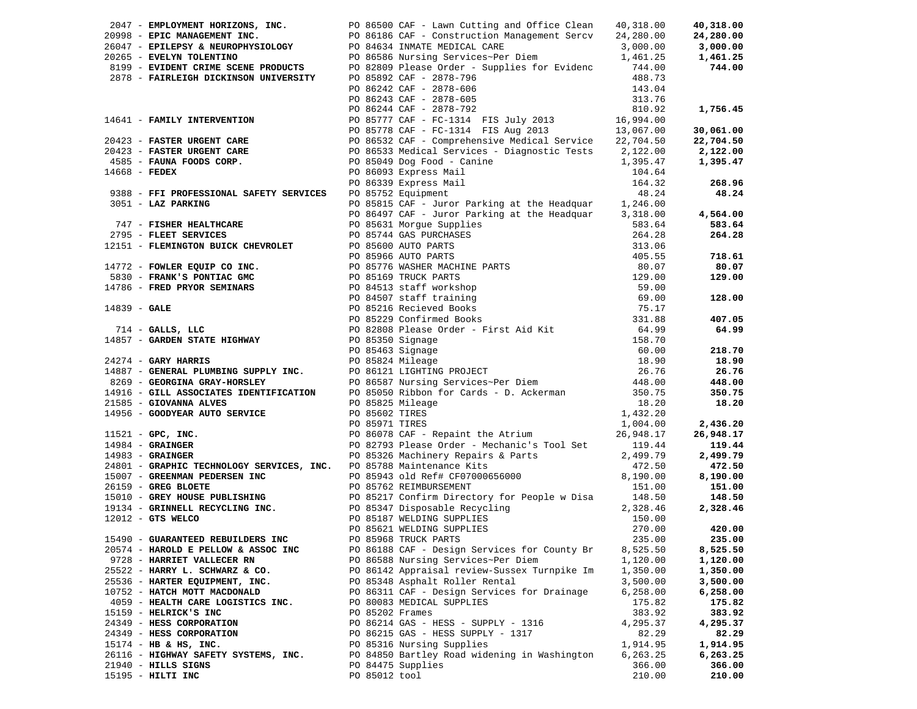| Vendor | PO / Description | Amount | Total |
|---|---|---|---|
| 2047 - **EMPLOYMENT HORIZONS, INC.** | PO 86500 CAF - Lawn Cutting and Office Clean | 40,318.00 | **40,318.00** |
| 20998 - **EPIC MANAGEMENT INC.** | PO 86186 CAF - Construction Management Sercv | 24,280.00 | **24,280.00** |
| 26047 - **EPILEPSY & NEUROPHYSIOLOGY** | PO 84634 INMATE MEDICAL CARE | 3,000.00 | **3,000.00** |
| 20265 - **EVELYN TOLENTINO** | PO 86586 Nursing Services~Per Diem | 1,461.25 | **1,461.25** |
| 8199 - **EVIDENT CRIME SCENE PRODUCTS** | PO 82809 Please Order - Supplies for Evidenc | 744.00 | **744.00** |
| 2878 - **FAIRLEIGH DICKINSON UNIVERSITY** | PO 85892 CAF - 2878-796 | 488.73 | |
| | PO 86242 CAF - 2878-606 | 143.04 | |
| | PO 86243 CAF - 2878-605 | 313.76 | |
| | PO 86244 CAF - 2878-792 | 810.92 | **1,756.45** |
| 14641 - **FAMILY INTERVENTION** | PO 85777 CAF - FC-1314 FIS July 2013 | 16,994.00 | |
| | PO 85778 CAF - FC-1314 FIS Aug 2013 | 13,067.00 | **30,061.00** |
| 20423 - **FASTER URGENT CARE** | PO 86532 CAF - Comprehensive Medical Service | 22,704.50 | **22,704.50** |
| 20423 - **FASTER URGENT CARE** | PO 86533 Medical Services - Diagnostic Tests | 2,122.00 | **2,122.00** |
| 4585 - **FAUNA FOODS CORP.** | PO 85049 Dog Food - Canine | 1,395.47 | **1,395.47** |
| 14668 - **FEDEX** | PO 86093 Express Mail | 104.64 | |
| | PO 86339 Express Mail | 164.32 | **268.96** |
| 9388 - **FFI PROFESSIONAL SAFETY SERVICES** | PO 85752 Equipment | 48.24 | **48.24** |
| 3051 - **LAZ PARKING** | PO 85815 CAF - Juror Parking at the Headquar | 1,246.00 | |
| | PO 86497 CAF - Juror Parking at the Headquar | 3,318.00 | **4,564.00** |
| 747 - **FISHER HEALTHCARE** | PO 85631 Morgue Supplies | 583.64 | **583.64** |
| 2795 - **FLEET SERVICES** | PO 85744 GAS PURCHASES | 264.28 | **264.28** |
| 12151 - **FLEMINGTON BUICK CHEVROLET** | PO 85600 AUTO PARTS | 313.06 | |
| | PO 85966 AUTO PARTS | 405.55 | **718.61** |
| 14772 - **FOWLER EQUIP CO INC.** | PO 85776 WASHER MACHINE PARTS | 80.07 | **80.07** |
| 5830 - **FRANK'S PONTIAC GMC** | PO 85169 TRUCK PARTS | 129.00 | **129.00** |
| 14786 - **FRED PRYOR SEMINARS** | PO 84513 staff workshop | 59.00 | |
| | PO 84507 staff training | 69.00 | **128.00** |
| 14839 - **GALE** | PO 85216 Recieved Books | 75.17 | |
| | PO 85229 Confirmed Books | 331.88 | **407.05** |
| 714 - **GALLS, LLC** | PO 82808 Please Order - First Aid Kit | 64.99 | **64.99** |
| 14857 - **GARDEN STATE HIGHWAY** | PO 85350 Signage | 158.70 | |
| | PO 85463 Signage | 60.00 | **218.70** |
| 24274 - **GARY HARRIS** | PO 85824 Mileage | 18.90 | **18.90** |
| 14887 - **GENERAL PLUMBING SUPPLY INC.** | PO 86121 LIGHTING PROJECT | 26.76 | **26.76** |
| 8269 - **GEORGINA GRAY-HORSLEY** | PO 86587 Nursing Services~Per Diem | 448.00 | **448.00** |
| 14916 - **GILL ASSOCIATES IDENTIFICATION** | PO 85050 Ribbon for Cards - D. Ackerman | 350.75 | **350.75** |
| 21585 - **GIOVANNA ALVES** | PO 85825 Mileage | 18.20 | **18.20** |
| 14956 - **GOODYEAR AUTO SERVICE** | PO 85602 TIRES | 1,432.20 | |
| | PO 85971 TIRES | 1,004.00 | **2,436.20** |
| 11521 - **GPC, INC.** | PO 86078 CAF - Repaint the Atrium | 26,948.17 | **26,948.17** |
| 14984 - **GRAINGER** | PO 82793 Please Order - Mechanic's Tool Set | 119.44 | **119.44** |
| 14983 - **GRAINGER** | PO 85326 Machinery Repairs & Parts | 2,499.79 | **2,499.79** |
| 24801 - **GRAPHIC TECHNOLOGY SERVICES, INC.** | PO 85788 Maintenance Kits | 472.50 | **472.50** |
| 15007 - **GREENMAN PEDERSEN INC** | PO 85943 old Ref# CF07000656000 | 8,190.00 | **8,190.00** |
| 26159 - **GREG BLOETE** | PO 85762 REIMBURSEMENT | 151.00 | **151.00** |
| 15010 - **GREY HOUSE PUBLISHING** | PO 85217 Confirm Directory for People w Disa | 148.50 | **148.50** |
| 19134 - **GRINNELL RECYCLING INC.** | PO 85347 Disposable Recycling | 2,328.46 | **2,328.46** |
| 12012 - **GTS WELCO** | PO 85187 WELDING SUPPLIES | 150.00 | |
| | PO 85621 WELDING SUPPLIES | 270.00 | **420.00** |
| 15490 - **GUARANTEED REBUILDERS INC** | PO 85968 TRUCK PARTS | 235.00 | **235.00** |
| 20574 - **HAROLD E PELLOW & ASSOC INC** | PO 86188 CAF - Design Services for County Br | 8,525.50 | **8,525.50** |
| 9728 - **HARRIET VALLECER RN** | PO 86588 Nursing Services~Per Diem | 1,120.00 | **1,120.00** |
| 25522 - **HARRY L. SCHWARZ & CO.** | PO 86142 Appraisal review-Sussex Turnpike Im | 1,350.00 | **1,350.00** |
| 25536 - **HARTER EQUIPMENT, INC.** | PO 85348 Asphalt Roller Rental | 3,500.00 | **3,500.00** |
| 10752 - **HATCH MOTT MACDONALD** | PO 86311 CAF - Design Services for Drainage | 6,258.00 | **6,258.00** |
| 4059 - **HEALTH CARE LOGISTICS INC.** | PO 80083 MEDICAL SUPPLIES | 175.82 | **175.82** |
| 15159 - **HELRICK'S INC** | PO 85202 Frames | 383.92 | **383.92** |
| 24349 - **HESS CORPORATION** | PO 86214 GAS - HESS - SUPPLY - 1316 | 4,295.37 | **4,295.37** |
| 24349 - **HESS CORPORATION** | PO 86215 GAS - HESS SUPPLY - 1317 | 82.29 | **82.29** |
| 15174 - **HB & HS, INC.** | PO 85316 Nursing Supplies | 1,914.95 | **1,914.95** |
| 26116 - **HIGHWAY SAFETY SYSTEMS, INC.** | PO 84850 Bartley Road widening in Washington | 6,263.25 | **6,263.25** |
| 21940 - **HILLS SIGNS** | PO 84475 Supplies | 366.00 | **366.00** |
| 15195 - **HILTI INC** | PO 85012 tool | 210.00 | **210.00** |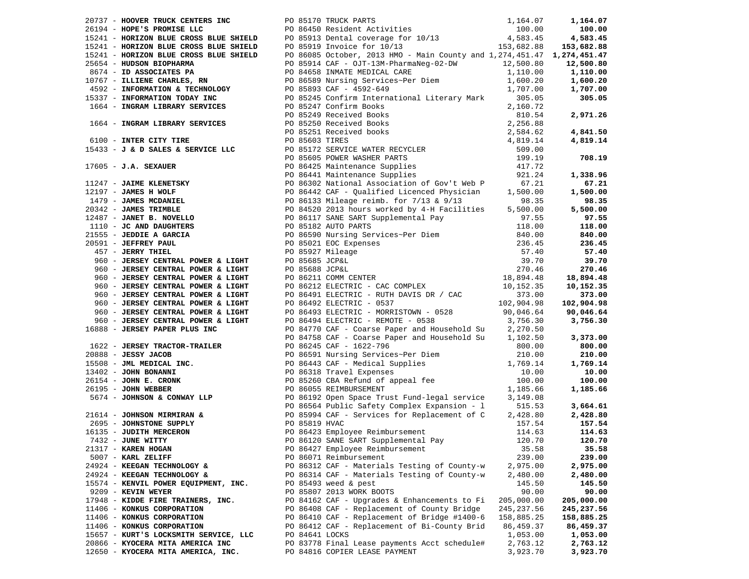| Vendor | PO / Description | Amount | Total |
|---|---|---|---|
| 20737 - **HOOVER TRUCK CENTERS INC** | PO 85170 TRUCK PARTS | 1,164.07 | **1,164.07** |
| 26194 - **HOPE'S PROMISE LLC** | PO 86450 Resident Activities | 100.00 | **100.00** |
| 15241 - **HORIZON BLUE CROSS BLUE SHIELD** | PO 85913 Dental coverage for 10/13 | 4,583.45 | **4,583.45** |
| 15241 - **HORIZON BLUE CROSS BLUE SHIELD** | PO 85919 Invoice for 10/13 | 153,682.88 | **153,682.88** |
| 15241 - **HORIZON BLUE CROSS BLUE SHIELD** | PO 86085 October, 2013 HMO - Main County and | 1,274,451.47 | **1,274,451.47** |
| 25654 - **HUDSON BIOPHARMA** | PO 85914 CAF - OJT-13M-PharmaNeg-02-DW | 12,500.80 | **12,500.80** |
| 8674 - **ID ASSOCIATES PA** | PO 84658 INMATE MEDICAL CARE | 1,110.00 | **1,110.00** |
| 10767 - **ILLIENE CHARLES, RN** | PO 86589 Nursing Services~Per Diem | 1,600.20 | **1,600.20** |
| 4592 - **INFORMATION & TECHNOLOGY** | PO 85893 CAF - 4592-649 | 1,707.00 | **1,707.00** |
| 15337 - **INFORMATION TODAY INC** | PO 85245 Confirm International Literary Mark | 305.05 | **305.05** |
| 1664 - **INGRAM LIBRARY SERVICES** | PO 85247 Confirm Books | 2,160.72 | |
| | PO 85249 Received Books | 810.54 | **2,971.26** |
| 1664 - **INGRAM LIBRARY SERVICES** | PO 85250 Received Books | 2,256.88 | |
| | PO 85251 Received books | 2,584.62 | **4,841.50** |
| 6100 - **INTER CITY TIRE** | PO 85603 TIRES | 4,819.14 | **4,819.14** |
| 15433 - **J & D SALES & SERVICE LLC** | PO 85172 SERVICE WATER RECYCLER | 509.00 | |
| | PO 85605 POWER WASHER PARTS | 199.19 | **708.19** |
| 17605 - **J.A. SEXAUER** | PO 86425 Maintenance Supplies | 417.72 | |
| | PO 86441 Maintenance Supplies | 921.24 | **1,338.96** |
| 11247 - **JAIME KLENETSKY** | PO 86302 National Association of Gov't Web P | 67.21 | **67.21** |
| 12197 - **JAMES H WOLF** | PO 86442 CAF - Qualified Licenced Physician | 1,500.00 | **1,500.00** |
| 1479 - **JAMES MCDANIEL** | PO 86133 Mileage reimb. for 7/13 & 9/13 | 98.35 | **98.35** |
| 20342 - **JAMES TRIMBLE** | PO 84520 2013 hours worked by 4-H Facilities | 5,500.00 | **5,500.00** |
| 12487 - **JANET B. NOVELLO** | PO 86117 SANE SART Supplemental Pay | 97.55 | **97.55** |
| 1110 - **JC AND DAUGHTERS** | PO 85182 AUTO PARTS | 118.00 | **118.00** |
| 21555 - **JEDDIE A GARCIA** | PO 86590 Nursing Services~Per Diem | 840.00 | **840.00** |
| 20591 - **JEFFREY PAUL** | PO 85021 EOC Expenses | 236.45 | **236.45** |
| 457 - **JERRY THIEL** | PO 85927 Mileage | 57.40 | **57.40** |
| 960 - **JERSEY CENTRAL POWER & LIGHT** | PO 85685 JCP&L | 39.70 | **39.70** |
| 960 - **JERSEY CENTRAL POWER & LIGHT** | PO 85688 JCP&L | 270.46 | **270.46** |
| 960 - **JERSEY CENTRAL POWER & LIGHT** | PO 86211 COMM CENTER | 18,894.48 | **18,894.48** |
| 960 - **JERSEY CENTRAL POWER & LIGHT** | PO 86212 ELECTRIC - CAC COMPLEX | 10,152.35 | **10,152.35** |
| 960 - **JERSEY CENTRAL POWER & LIGHT** | PO 86491 ELECTRIC - RUTH DAVIS DR / CAC | 373.00 | **373.00** |
| 960 - **JERSEY CENTRAL POWER & LIGHT** | PO 86492 ELECTRIC - 0537 | 102,904.98 | **102,904.98** |
| 960 - **JERSEY CENTRAL POWER & LIGHT** | PO 86493 ELECTRIC - MORRISTOWN - 0528 | 90,046.64 | **90,046.64** |
| 960 - **JERSEY CENTRAL POWER & LIGHT** | PO 86494 ELECTRIC - REMOTE - 0538 | 3,756.30 | **3,756.30** |
| 16888 - **JERSEY PAPER PLUS INC** | PO 84770 CAF - Coarse Paper and Household Su | 2,270.50 | |
| | PO 84758 CAF - Coarse Paper and Household Su | 1,102.50 | **3,373.00** |
| 1622 - **JERSEY TRACTOR-TRAILER** | PO 86245 CAF - 1622-796 | 800.00 | **800.00** |
| 20888 - **JESSY JACOB** | PO 86591 Nursing Services~Per Diem | 210.00 | **210.00** |
| 15508 - **JML MEDICAL INC.** | PO 86443 CAF - Medical Supplies | 1,769.14 | **1,769.14** |
| 13402 - **JOHN BONANNI** | PO 86318 Travel Expenses | 10.00 | **10.00** |
| 26154 - **JOHN E. CRONK** | PO 85260 CBA Refund of appeal fee | 100.00 | **100.00** |
| 26195 - **JOHN WEBBER** | PO 86055 REIMBURSEMENT | 1,185.66 | **1,185.66** |
| 5674 - **JOHNSON & CONWAY LLP** | PO 86192 Open Space Trust Fund-legal service | 3,149.08 | |
| | PO 86564 Public Safety Complex Expansion - l | 515.53 | **3,664.61** |
| 21614 - **JOHNSON MIRMIRAN &** | PO 85994 CAF - Services for Replacement of C | 2,428.80 | **2,428.80** |
| 2695 - **JOHNSTONE SUPPLY** | PO 85819 HVAC | 157.54 | **157.54** |
| 16135 - **JUDITH MERCERON** | PO 86423 Employee Reimbursement | 114.63 | **114.63** |
| 7432 - **JUNE WITTY** | PO 86120 SANE SART Supplemental Pay | 120.70 | **120.70** |
| 21317 - **KAREN HOGAN** | PO 86427 Employee Reimbursement | 35.58 | **35.58** |
| 5007 - **KARL ZELIFF** | PO 86071 Reimbursement | 239.00 | **239.00** |
| 24924 - **KEEGAN TECHNOLOGY &** | PO 86312 CAF - Materials Testing of County-w | 2,975.00 | **2,975.00** |
| 24924 - **KEEGAN TECHNOLOGY &** | PO 86314 CAF - Materials Testing of County-w | 2,480.00 | **2,480.00** |
| 15574 - **KENVIL POWER EQUIPMENT, INC.** | PO 85493 weed & pest | 145.50 | **145.50** |
| 9209 - **KEVIN WEYER** | PO 85807 2013 WORK BOOTS | 90.00 | **90.00** |
| 17948 - **KIDDE FIRE TRAINERS, INC.** | PO 84162 CAF - Upgrades & Enhancements to Fi | 205,000.00 | **205,000.00** |
| 11406 - **KONKUS CORPORATION** | PO 86408 CAF - Replacement of County Bridge | 245,237.56 | **245,237.56** |
| 11406 - **KONKUS CORPORATION** | PO 86410 CAF - Replacement of Bridge #1400-6 | 158,885.25 | **158,885.25** |
| 11406 - **KONKUS CORPORATION** | PO 86412 CAF - Replacement of Bi-County Brid | 86,459.37 | **86,459.37** |
| 15657 - **KURT'S LOCKSMITH SERVICE, LLC** | PO 84641 LOCKS | 1,053.00 | **1,053.00** |
| 20866 - **KYOCERA MITA AMERICA INC** | PO 83778 Final Lease payments Acct schedule# | 2,763.12 | **2,763.12** |
| 12650 - **KYOCERA MITA AMERICA, INC.** | PO 84816 COPIER LEASE PAYMENT | 3,923.70 | **3,923.70** |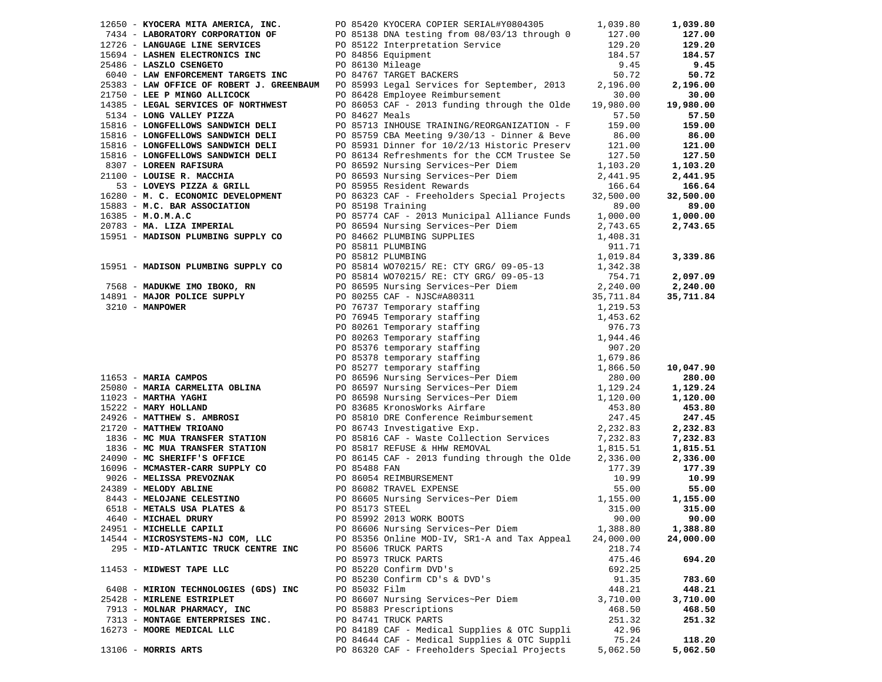| Vendor | PO / Description | Amount | Total |
|---|---|---|---|
| 12650 - **KYOCERA MITA AMERICA, INC.** | PO 85420 KYOCERA COPIER SERIAL#Y0804305 | 1,039.80 | **1,039.80** |
| 7434 - **LABORATORY CORPORATION OF** | PO 85138 DNA testing from 08/03/13 through 0 | 127.00 | **127.00** |
| 12726 - **LANGUAGE LINE SERVICES** | PO 85122 Interpretation Service | 129.20 | **129.20** |
| 15694 - **LASHEN ELECTRONICS INC** | PO 84856 Equipment | 184.57 | **184.57** |
| 25486 - **LASZLO CSENGETO** | PO 86130 Mileage | 9.45 | **9.45** |
| 6040 - **LAW ENFORCEMENT TARGETS INC** | PO 84767 TARGET BACKERS | 50.72 | **50.72** |
| 25383 - **LAW OFFICE OF ROBERT J. GREENBAUM** | PO 85993 Legal Services for September, 2013 | 2,196.00 | **2,196.00** |
| 21750 - **LEE P MINGO ALLICOCK** | PO 86428 Employee Reimbursement | 30.00 | **30.00** |
| 14385 - **LEGAL SERVICES OF NORTHWEST** | PO 86053 CAF - 2013 funding through the Olde | 19,980.00 | **19,980.00** |
| 5134 - **LONG VALLEY PIZZA** | PO 84627 Meals | 57.50 | **57.50** |
| 15816 - **LONGFELLOWS SANDWICH DELI** | PO 85713 INHOUSE TRAINING/REORGANIZATION - F | 159.00 | **159.00** |
| 15816 - **LONGFELLOWS SANDWICH DELI** | PO 85759 CBA Meeting 9/30/13 - Dinner & Beve | 86.00 | **86.00** |
| 15816 - **LONGFELLOWS SANDWICH DELI** | PO 85931 Dinner for 10/2/13 Historic Preserv | 121.00 | **121.00** |
| 15816 - **LONGFELLOWS SANDWICH DELI** | PO 86134 Refreshments for the CCM Trustee Se | 127.50 | **127.50** |
| 8307 - **LOREEN RAFISURA** | PO 86592 Nursing Services~Per Diem | 1,103.20 | **1,103.20** |
| 21100 - **LOUISE R. MACCHIA** | PO 86593 Nursing Services~Per Diem | 2,441.95 | **2,441.95** |
| 53 - **LOVEYS PIZZA & GRILL** | PO 85955 Resident Rewards | 166.64 | **166.64** |
| 16280 - **M. C. ECONOMIC DEVELOPMENT** | PO 86323 CAF - Freeholders Special Projects | 32,500.00 | **32,500.00** |
| 15883 - **M.C. BAR ASSOCIATION** | PO 85198 Training | 89.00 | **89.00** |
| 16385 - **M.O.M.A.C** | PO 85774 CAF - 2013 Municipal Alliance Funds | 1,000.00 | **1,000.00** |
| 20783 - **MA. LIZA IMPERIAL** | PO 86594 Nursing Services~Per Diem | 2,743.65 | **2,743.65** |
| 15951 - **MADISON PLUMBING SUPPLY CO** | PO 84662 PLUMBING SUPPLIES | 1,408.31 | |
| | PO 85811 PLUMBING | 911.71 | |
| | PO 85812 PLUMBING | 1,019.84 | **3,339.86** |
| 15951 - **MADISON PLUMBING SUPPLY CO** | PO 85814 WO70215/ RE: CTY GRG/ 09-05-13 | 1,342.38 | |
| | PO 85814 WO70215/ RE: CTY GRG/ 09-05-13 | 754.71 | **2,097.09** |
| 7568 - **MADUKWE IMO IBOKO, RN** | PO 86595 Nursing Services~Per Diem | 2,240.00 | **2,240.00** |
| 14891 - **MAJOR POLICE SUPPLY** | PO 80255 CAF - NJSC#A80311 | 35,711.84 | **35,711.84** |
| 3210 - **MANPOWER** | PO 76737 Temporary staffing | 1,219.53 | |
| | PO 76945 Temporary staffing | 1,453.62 | |
| | PO 80261 Temporary staffing | 976.73 | |
| | PO 80263 Temporary staffing | 1,944.46 | |
| | PO 85376 temporary staffing | 907.20 | |
| | PO 85378 temporary staffing | 1,679.86 | |
| | PO 85277 temporary staffing | 1,866.50 | **10,047.90** |
| 11653 - **MARIA CAMPOS** | PO 86596 Nursing Services~Per Diem | 280.00 | **280.00** |
| 25080 - **MARIA CARMELITA OBLINA** | PO 86597 Nursing Services~Per Diem | 1,129.24 | **1,129.24** |
| 11023 - **MARTHA YAGHI** | PO 86598 Nursing Services~Per Diem | 1,120.00 | **1,120.00** |
| 15222 - **MARY HOLLAND** | PO 83685 KronosWorks Airfare | 453.80 | **453.80** |
| 24926 - **MATTHEW S. AMBROSI** | PO 85810 DRE Conference Reimbursement | 247.45 | **247.45** |
| 21720 - **MATTHEW TRIOANO** | PO 86743 Investigative Exp. | 2,232.83 | **2,232.83** |
| 1836 - **MC MUA TRANSFER STATION** | PO 85816 CAF - Waste Collection Services | 7,232.83 | **7,232.83** |
| 1836 - **MC MUA TRANSFER STATION** | PO 85817 REFUSE & HHW REMOVAL | 1,815.51 | **1,815.51** |
| 24090 - **MC SHERIFF'S OFFICE** | PO 86145 CAF - 2013 funding through the Olde | 2,336.00 | **2,336.00** |
| 16096 - **MCMASTER-CARR SUPPLY CO** | PO 85488 FAN | 177.39 | **177.39** |
| 9026 - **MELISSA PREVOZNAK** | PO 86054 REIMBURSEMENT | 10.99 | **10.99** |
| 24389 - **MELODY ABLINE** | PO 86082 TRAVEL EXPENSE | 55.00 | **55.00** |
| 8443 - **MELOJANE CELESTINO** | PO 86605 Nursing Services~Per Diem | 1,155.00 | **1,155.00** |
| 6518 - **METALS USA PLATES &** | PO 85173 STEEL | 315.00 | **315.00** |
| 4640 - **MICHAEL DRURY** | PO 85992 2013 WORK BOOTS | 90.00 | **90.00** |
| 24951 - **MICHELLE CAPILI** | PO 86606 Nursing Services~Per Diem | 1,388.80 | **1,388.80** |
| 14544 - **MICROSYSTEMS-NJ COM, LLC** | PO 85356 Online MOD-IV, SR1-A and Tax Appeal | 24,000.00 | **24,000.00** |
| 295 - **MID-ATLANTIC TRUCK CENTRE INC** | PO 85606 TRUCK PARTS | 218.74 | |
| | PO 85973 TRUCK PARTS | 475.46 | **694.20** |
| 11453 - **MIDWEST TAPE LLC** | PO 85220 Confirm DVD's | 692.25 | |
| | PO 85230 Confirm CD's & DVD's | 91.35 | **783.60** |
| 6408 - **MIRION TECHNOLOGIES (GDS) INC** | PO 85032 Film | 448.21 | **448.21** |
| 25428 - **MIRLENE ESTRIPLET** | PO 86607 Nursing Services~Per Diem | 3,710.00 | **3,710.00** |
| 7913 - **MOLNAR PHARMACY, INC** | PO 85883 Prescriptions | 468.50 | **468.50** |
| 7313 - **MONTAGE ENTERPRISES INC.** | PO 84741 TRUCK PARTS | 251.32 | **251.32** |
| 16273 - **MOORE MEDICAL LLC** | PO 84189 CAF - Medical Supplies & OTC Suppli | 42.96 | |
| | PO 84644 CAF - Medical Supplies & OTC Suppli | 75.24 | **118.20** |
| 13106 - **MORRIS ARTS** | PO 86320 CAF - Freeholders Special Projects | 5,062.50 | **5,062.50** |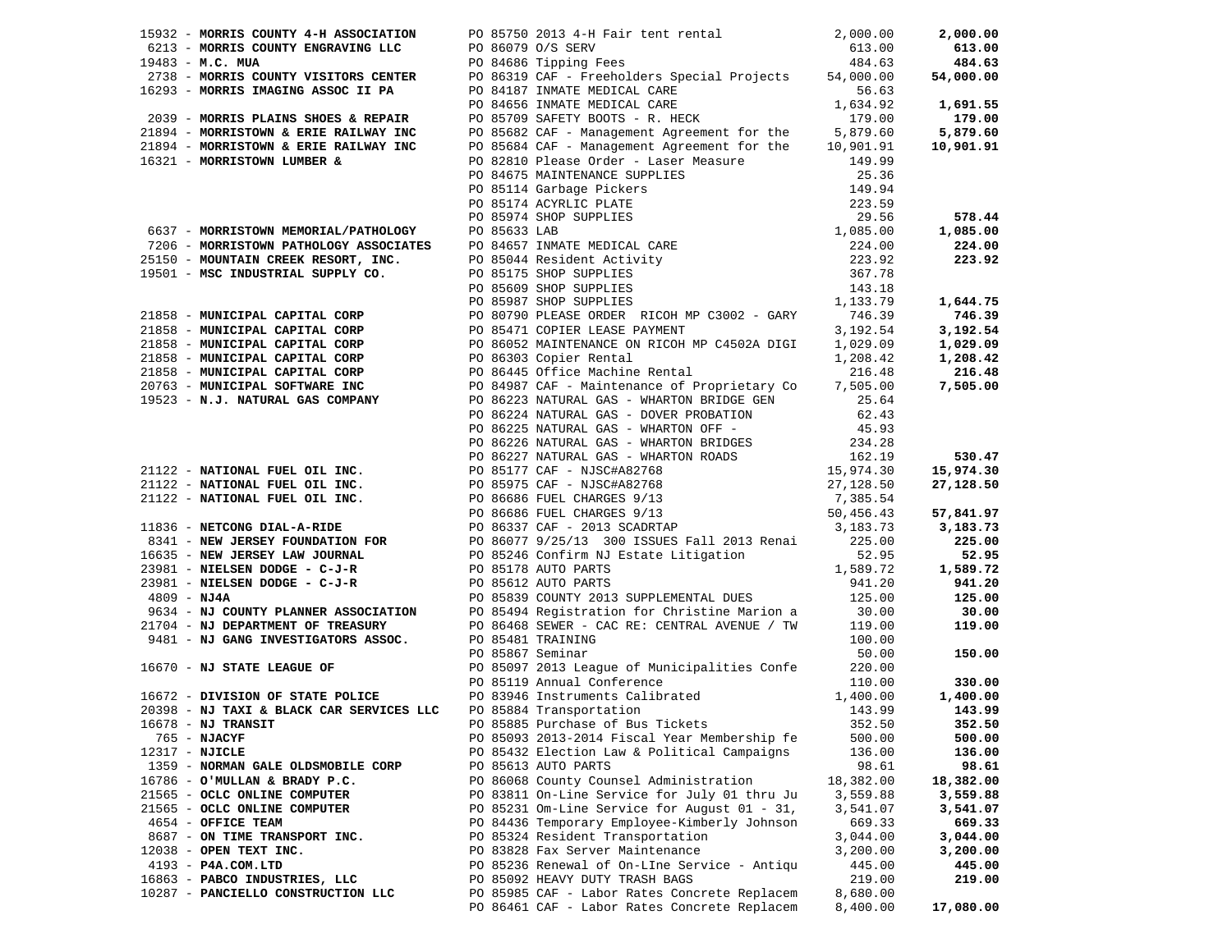| Vendor | PO / Description | Amount | Total |
|---|---|---|---|
| 15932 - **MORRIS COUNTY 4-H ASSOCIATION** | PO 85750 2013 4-H Fair tent rental | 2,000.00 | **2,000.00** |
| 6213 - **MORRIS COUNTY ENGRAVING LLC** | PO 86079 O/S SERV | 613.00 | **613.00** |
| 19483 - **M.C. MUA** | PO 84686 Tipping Fees | 484.63 | **484.63** |
| 2738 - **MORRIS COUNTY VISITORS CENTER** | PO 86319 CAF - Freeholders Special Projects | 54,000.00 | **54,000.00** |
| 16293 - **MORRIS IMAGING ASSOC II PA** | PO 84187 INMATE MEDICAL CARE | 56.63 | |
| | PO 84656 INMATE MEDICAL CARE | 1,634.92 | **1,691.55** |
| 2039 - **MORRIS PLAINS SHOES & REPAIR** | PO 85709 SAFETY BOOTS - R. HECK | 179.00 | **179.00** |
| 21894 - **MORRISTOWN & ERIE RAILWAY INC** | PO 85682 CAF - Management Agreement for the | 5,879.60 | **5,879.60** |
| 21894 - **MORRISTOWN & ERIE RAILWAY INC** | PO 85684 CAF - Management Agreement for the | 10,901.91 | **10,901.91** |
| 16321 - **MORRISTOWN LUMBER &** | PO 82810 Please Order - Laser Measure | 149.99 | |
| | PO 84675 MAINTENANCE SUPPLIES | 25.36 | |
| | PO 85114 Garbage Pickers | 149.94 | |
| | PO 85174 ACYRLIC PLATE | 223.59 | |
| | PO 85974 SHOP SUPPLIES | 29.56 | **578.44** |
| 6637 - **MORRISTOWN MEMORIAL/PATHOLOGY** | PO 85633 LAB | 1,085.00 | **1,085.00** |
| 7206 - **MORRISTOWN PATHOLOGY ASSOCIATES** | PO 84657 INMATE MEDICAL CARE | 224.00 | **224.00** |
| 25150 - **MOUNTAIN CREEK RESORT, INC.** | PO 85044 Resident Activity | 223.92 | **223.92** |
| 19501 - **MSC INDUSTRIAL SUPPLY CO.** | PO 85175 SHOP SUPPLIES | 367.78 | |
| | PO 85609 SHOP SUPPLIES | 143.18 | |
| | PO 85987 SHOP SUPPLIES | 1,133.79 | **1,644.75** |
| 21858 - **MUNICIPAL CAPITAL CORP** | PO 80790 PLEASE ORDER RICOH MP C3002 - GARY | 746.39 | **746.39** |
| 21858 - **MUNICIPAL CAPITAL CORP** | PO 85471 COPIER LEASE PAYMENT | 3,192.54 | **3,192.54** |
| 21858 - **MUNICIPAL CAPITAL CORP** | PO 86052 MAINTENANCE ON RICOH MP C4502A DIGI | 1,029.09 | **1,029.09** |
| 21858 - **MUNICIPAL CAPITAL CORP** | PO 86303 Copier Rental | 1,208.42 | **1,208.42** |
| 21858 - **MUNICIPAL CAPITAL CORP** | PO 86445 Office Machine Rental | 216.48 | **216.48** |
| 20763 - **MUNICIPAL SOFTWARE INC** | PO 84987 CAF - Maintenance of Proprietary Co | 7,505.00 | **7,505.00** |
| 19523 - **N.J. NATURAL GAS COMPANY** | PO 86223 NATURAL GAS - WHARTON BRIDGE GEN | 25.64 | |
| | PO 86224 NATURAL GAS - DOVER PROBATION | 62.43 | |
| | PO 86225 NATURAL GAS - WHARTON OFF - | 45.93 | |
| | PO 86226 NATURAL GAS - WHARTON BRIDGES | 234.28 | |
| | PO 86227 NATURAL GAS - WHARTON ROADS | 162.19 | **530.47** |
| 21122 - **NATIONAL FUEL OIL INC.** | PO 85177 CAF - NJSC#A82768 | 15,974.30 | **15,974.30** |
| 21122 - **NATIONAL FUEL OIL INC.** | PO 85975 CAF - NJSC#A82768 | 27,128.50 | **27,128.50** |
| 21122 - **NATIONAL FUEL OIL INC.** | PO 86686 FUEL CHARGES 9/13 | 7,385.54 | |
| | PO 86686 FUEL CHARGES 9/13 | 50,456.43 | **57,841.97** |
| 11836 - **NETCONG DIAL-A-RIDE** | PO 86337 CAF - 2013 SCADRTAP | 3,183.73 | **3,183.73** |
| 8341 - **NEW JERSEY FOUNDATION FOR** | PO 86077 9/25/13 300 ISSUES Fall 2013 Renai | 225.00 | **225.00** |
| 16635 - **NEW JERSEY LAW JOURNAL** | PO 85246 Confirm NJ Estate Litigation | 52.95 | **52.95** |
| 23981 - **NIELSEN DODGE - C-J-R** | PO 85178 AUTO PARTS | 1,589.72 | **1,589.72** |
| 23981 - **NIELSEN DODGE - C-J-R** | PO 85612 AUTO PARTS | 941.20 | **941.20** |
| 4809 - **NJ4A** | PO 85839 COUNTY 2013 SUPPLEMENTAL DUES | 125.00 | **125.00** |
| 9634 - **NJ COUNTY PLANNER ASSOCIATION** | PO 85494 Registration for Christine Marion a | 30.00 | **30.00** |
| 21704 - **NJ DEPARTMENT OF TREASURY** | PO 86468 SEWER - CAC RE: CENTRAL AVENUE / TW | 119.00 | **119.00** |
| 9481 - **NJ GANG INVESTIGATORS ASSOC.** | PO 85481 TRAINING | 100.00 | |
| | PO 85867 Seminar | 50.00 | **150.00** |
| 16670 - **NJ STATE LEAGUE OF** | PO 85097 2013 League of Municipalities Confe | 220.00 | |
| | PO 85119 Annual Conference | 110.00 | **330.00** |
| 16672 - **DIVISION OF STATE POLICE** | PO 83946 Instruments Calibrated | 1,400.00 | **1,400.00** |
| 20398 - **NJ TAXI & BLACK CAR SERVICES LLC** | PO 85884 Transportation | 143.99 | **143.99** |
| 16678 - **NJ TRANSIT** | PO 85885 Purchase of Bus Tickets | 352.50 | **352.50** |
| 765 - **NJACYF** | PO 85093 2013-2014 Fiscal Year Membership fe | 500.00 | **500.00** |
| 12317 - **NJICLE** | PO 85432 Election Law & Political Campaigns | 136.00 | **136.00** |
| 1359 - **NORMAN GALE OLDSMOBILE CORP** | PO 85613 AUTO PARTS | 98.61 | **98.61** |
| 16786 - **O'MULLAN & BRADY P.C.** | PO 86068 County Counsel Administration | 18,382.00 | **18,382.00** |
| 21565 - **OCLC ONLINE COMPUTER** | PO 83811 On-Line Service for July 01 thru Ju | 3,559.88 | **3,559.88** |
| 21565 - **OCLC ONLINE COMPUTER** | PO 85231 Om-Line Service for August 01 - 31, | 3,541.07 | **3,541.07** |
| 4654 - **OFFICE TEAM** | PO 84436 Temporary Employee-Kimberly Johnson | 669.33 | **669.33** |
| 8687 - **ON TIME TRANSPORT INC.** | PO 85324 Resident Transportation | 3,044.00 | **3,044.00** |
| 12038 - **OPEN TEXT INC.** | PO 83828 Fax Server Maintenance | 3,200.00 | **3,200.00** |
| 4193 - **P4A.COM.LTD** | PO 85236 Renewal of On-LIne Service - Antiqu | 445.00 | **445.00** |
| 16863 - **PABCO INDUSTRIES, LLC** | PO 85092 HEAVY DUTY TRASH BAGS | 219.00 | **219.00** |
| 10287 - **PANCIELLO CONSTRUCTION LLC** | PO 85985 CAF - Labor Rates Concrete Replacem | 8,680.00 | |
| | PO 86461 CAF - Labor Rates Concrete Replacem | 8,400.00 | **17,080.00** |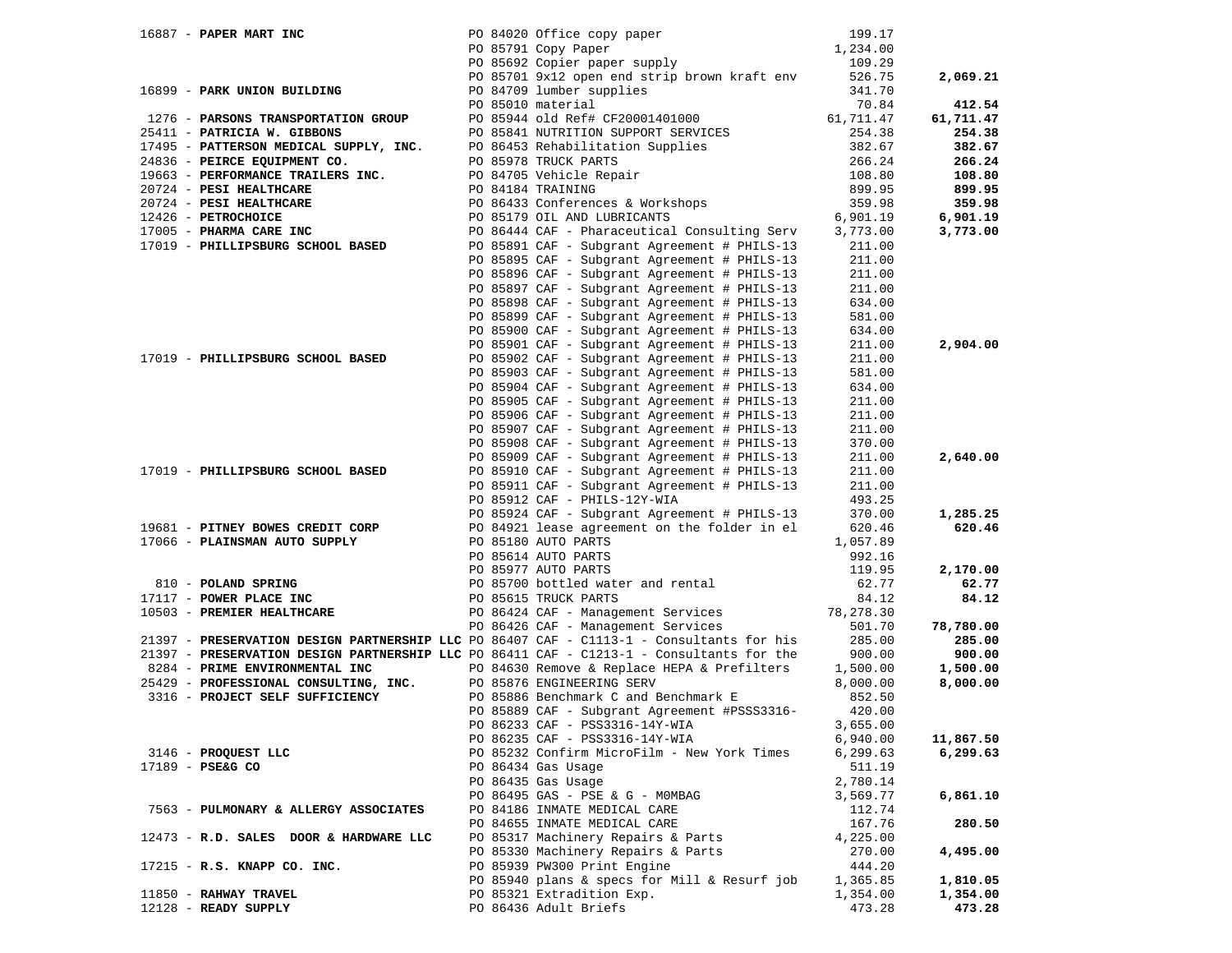| Vendor | PO / Description | Amount | Total |
|---|---|---|---|
| 16887 - **PAPER MART INC** | PO 84020 Office copy paper | 199.17 | |
| | PO 85791 Copy Paper | 1,234.00 | |
| | PO 85692 Copier paper supply | 109.29 | |
| | PO 85701 9x12 open end strip brown kraft env | 526.75 | **2,069.21** |
| 16899 - **PARK UNION BUILDING** | PO 84709 lumber supplies | 341.70 | |
| | PO 85010 material | 70.84 | **412.54** |
| 1276 - **PARSONS TRANSPORTATION GROUP** | PO 85944 old Ref# CF20001401000 | 61,711.47 | **61,711.47** |
| 25411 - **PATRICIA W. GIBBONS** | PO 85841 NUTRITION SUPPORT SERVICES | 254.38 | **254.38** |
| 17495 - **PATTERSON MEDICAL SUPPLY, INC.** | PO 86453 Rehabilitation Supplies | 382.67 | **382.67** |
| 24836 - **PEIRCE EQUIPMENT CO.** | PO 85978 TRUCK PARTS | 266.24 | **266.24** |
| 19663 - **PERFORMANCE TRAILERS INC.** | PO 84705 Vehicle Repair | 108.80 | **108.80** |
| 20724 - **PESI HEALTHCARE** | PO 84184 TRAINING | 899.95 | **899.95** |
| 20724 - **PESI HEALTHCARE** | PO 86433 Conferences & Workshops | 359.98 | **359.98** |
| 12426 - **PETROCHOICE** | PO 85179 OIL AND LUBRICANTS | 6,901.19 | **6,901.19** |
| 17005 - **PHARMA CARE INC** | PO 86444 CAF - Pharaceutical Consulting Serv | 3,773.00 | **3,773.00** |
| 17019 - **PHILLIPSBURG SCHOOL BASED** | PO 85891 CAF - Subgrant Agreement # PHILS-13 | 211.00 | |
| | PO 85895 CAF - Subgrant Agreement # PHILS-13 | 211.00 | |
| | PO 85896 CAF - Subgrant Agreement # PHILS-13 | 211.00 | |
| | PO 85897 CAF - Subgrant Agreement # PHILS-13 | 211.00 | |
| | PO 85898 CAF - Subgrant Agreement # PHILS-13 | 634.00 | |
| | PO 85899 CAF - Subgrant Agreement # PHILS-13 | 581.00 | |
| | PO 85900 CAF - Subgrant Agreement # PHILS-13 | 634.00 | |
| | PO 85901 CAF - Subgrant Agreement # PHILS-13 | 211.00 | **2,904.00** |
| 17019 - **PHILLIPSBURG SCHOOL BASED** | PO 85902 CAF - Subgrant Agreement # PHILS-13 | 211.00 | |
| | PO 85903 CAF - Subgrant Agreement # PHILS-13 | 581.00 | |
| | PO 85904 CAF - Subgrant Agreement # PHILS-13 | 634.00 | |
| | PO 85905 CAF - Subgrant Agreement # PHILS-13 | 211.00 | |
| | PO 85906 CAF - Subgrant Agreement # PHILS-13 | 211.00 | |
| | PO 85907 CAF - Subgrant Agreement # PHILS-13 | 211.00 | |
| | PO 85908 CAF - Subgrant Agreement # PHILS-13 | 370.00 | |
| | PO 85909 CAF - Subgrant Agreement # PHILS-13 | 211.00 | **2,640.00** |
| 17019 - **PHILLIPSBURG SCHOOL BASED** | PO 85910 CAF - Subgrant Agreement # PHILS-13 | 211.00 | |
| | PO 85911 CAF - Subgrant Agreement # PHILS-13 | 211.00 | |
| | PO 85912 CAF - PHILS-12Y-WIA | 493.25 | |
| | PO 85924 CAF - Subgrant Agreement # PHILS-13 | 370.00 | **1,285.25** |
| 19681 - **PITNEY BOWES CREDIT CORP** | PO 84921 lease agreement on the folder in el | 620.46 | **620.46** |
| 17066 - **PLAINSMAN AUTO SUPPLY** | PO 85180 AUTO PARTS | 1,057.89 | |
| | PO 85614 AUTO PARTS | 992.16 | |
| | PO 85977 AUTO PARTS | 119.95 | **2,170.00** |
| 810 - **POLAND SPRING** | PO 85700 bottled water and rental | 62.77 | **62.77** |
| 17117 - **POWER PLACE INC** | PO 85615 TRUCK PARTS | 84.12 | **84.12** |
| 10503 - **PREMIER HEALTHCARE** | PO 86424 CAF - Management Services | 78,278.30 | |
| | PO 86426 CAF - Management Services | 501.70 | **78,780.00** |
| 21397 - **PRESERVATION DESIGN PARTNERSHIP LLC** | PO 86407 CAF - C1113-1 - Consultants for his | 285.00 | **285.00** |
| 21397 - **PRESERVATION DESIGN PARTNERSHIP LLC** | PO 86411 CAF - C1213-1 - Consultants for the | 900.00 | **900.00** |
| 8284 - **PRIME ENVIRONMENTAL INC** | PO 84630 Remove & Replace HEPA & Prefilters | 1,500.00 | **1,500.00** |
| 25429 - **PROFESSIONAL CONSULTING, INC.** | PO 85876 ENGINEERING SERV | 8,000.00 | **8,000.00** |
| 3316 - **PROJECT SELF SUFFICIENCY** | PO 85886 Benchmark C and Benchmark E | 852.50 | |
| | PO 85889 CAF - Subgrant Agreement #PSSS3316- | 420.00 | |
| | PO 86233 CAF - PSS3316-14Y-WIA | 3,655.00 | |
| | PO 86235 CAF - PSS3316-14Y-WIA | 6,940.00 | **11,867.50** |
| 3146 - **PROQUEST LLC** | PO 85232 Confirm MicroFilm - New York Times | 6,299.63 | **6,299.63** |
| 17189 - **PSE&G CO** | PO 86434 Gas Usage | 511.19 | |
| | PO 86435 Gas Usage | 2,780.14 | |
| | PO 86495 GAS - PSE & G - M0MBAG | 3,569.77 | **6,861.10** |
| 7563 - **PULMONARY & ALLERGY ASSOCIATES** | PO 84186 INMATE MEDICAL CARE | 112.74 | |
| | PO 84655 INMATE MEDICAL CARE | 167.76 | **280.50** |
| 12473 - **R.D. SALES DOOR & HARDWARE LLC** | PO 85317 Machinery Repairs & Parts | 4,225.00 | |
| | PO 85330 Machinery Repairs & Parts | 270.00 | **4,495.00** |
| 17215 - **R.S. KNAPP CO. INC.** | PO 85939 PW300 Print Engine | 444.20 | |
| | PO 85940 plans & specs for Mill & Resurf job | 1,365.85 | **1,810.05** |
| 11850 - **RAHWAY TRAVEL** | PO 85321 Extradition Exp. | 1,354.00 | **1,354.00** |
| 12128 - **READY SUPPLY** | PO 86436 Adult Briefs | 473.28 | **473.28** |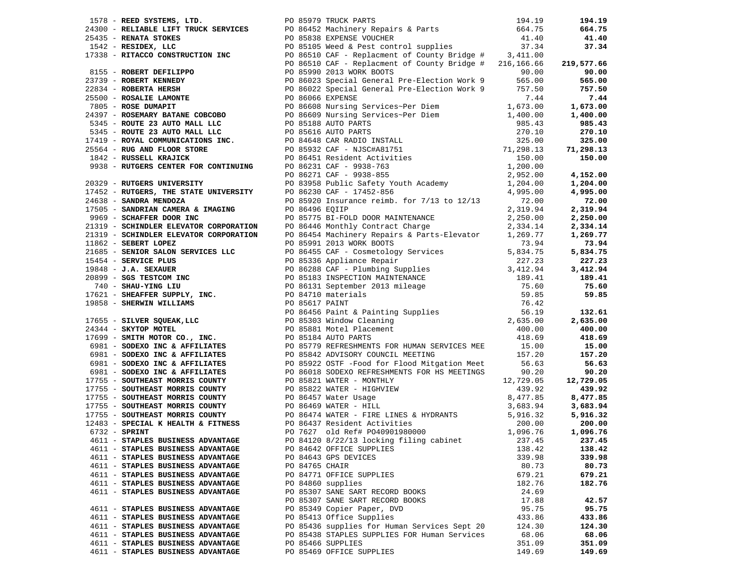| Vendor | PO / Description | Amount | Total |
|---|---|---|---|
| 1578 - **REED SYSTEMS, LTD.** | PO 85979 TRUCK PARTS | 194.19 | **194.19** |
| 24300 - **RELIABLE LIFT TRUCK SERVICES** | PO 86452 Machinery Repairs & Parts | 664.75 | **664.75** |
| 25435 - **RENATA STOKES** | PO 85838 EXPENSE VOUCHER | 41.40 | **41.40** |
| 1542 - **RESIDEX, LLC** | PO 85105 Weed & Pest control supplies | 37.34 | **37.34** |
| 17338 - **RITACCO CONSTRUCTION INC** | PO 86510 CAF - Replacment of County Bridge # | 3,411.00 | |
| | PO 86510 CAF - Replacment of County Bridge # | 216,166.66 | **219,577.66** |
| 8155 - **ROBERT DEFILIPPO** | PO 85990 2013 WORK BOOTS | 90.00 | **90.00** |
| 23739 - **ROBERT KENNEDY** | PO 86023 Special General Pre-Election Work 9 | 565.00 | **565.00** |
| 22834 - **ROBERTA HERSH** | PO 86022 Special General Pre-Election Work 9 | 757.50 | **757.50** |
| 25500 - **ROSALIE LAMONTE** | PO 86066 EXPENSE | 7.44 | **7.44** |
| 7805 - **ROSE DUMAPIT** | PO 86608 Nursing Services~Per Diem | 1,673.00 | **1,673.00** |
| 24397 - **ROSEMARY BATANE COBCOBO** | PO 86609 Nursing Services~Per Diem | 1,400.00 | **1,400.00** |
| 5345 - **ROUTE 23 AUTO MALL LLC** | PO 85188 AUTO PARTS | 985.43 | **985.43** |
| 5345 - **ROUTE 23 AUTO MALL LLC** | PO 85616 AUTO PARTS | 270.10 | **270.10** |
| 17419 - **ROYAL COMMUNICATIONS INC.** | PO 84648 CAR RADIO INSTALL | 325.00 | **325.00** |
| 25564 - **RUG AND FLOOR STORE** | PO 85932 CAF - NJSC#A81751 | 71,298.13 | **71,298.13** |
| 1842 - **RUSSELL KRAJICK** | PO 86451 Resident Activities | 150.00 | **150.00** |
| 9938 - **RUTGERS CENTER FOR CONTINUING** | PO 86231 CAF - 9938-763 | 1,200.00 | |
| | PO 86271 CAF - 9938-855 | 2,952.00 | **4,152.00** |
| 20329 - **RUTGERS UNIVERSITY** | PO 83958 Public Safety Youth Academy | 1,204.00 | **1,204.00** |
| 17452 - **RUTGERS, THE STATE UNIVERSITY** | PO 86230 CAF - 17452-856 | 4,995.00 | **4,995.00** |
| 24638 - **SANDRA MENDOZA** | PO 85920 Insurance reimb. for 7/13 to 12/13 | 72.00 | **72.00** |
| 17505 - **SANDRIAN CAMERA & IMAGING** | PO 86496 EQIIP | 2,319.94 | **2,319.94** |
| 9969 - **SCHAFFER DOOR INC** | PO 85775 BI-FOLD DOOR MAINTENANCE | 2,250.00 | **2,250.00** |
| 21319 - **SCHINDLER ELEVATOR CORPORATION** | PO 86446 Monthly Contract Charge | 2,334.14 | **2,334.14** |
| 21319 - **SCHINDLER ELEVATOR CORPORATION** | PO 86454 Machinery Repairs & Parts-Elevator | 1,269.77 | **1,269.77** |
| 11862 - **SEBERT LOPEZ** | PO 85991 2013 WORK BOOTS | 73.94 | **73.94** |
| 21685 - **SENIOR SALON SERVICES LLC** | PO 86455 CAF - Cosmetology Services | 5,834.75 | **5,834.75** |
| 15454 - **SERVICE PLUS** | PO 85336 Appliance Repair | 227.23 | **227.23** |
| 19848 - **J.A. SEXAUER** | PO 86288 CAF - Plumbing Supplies | 3,412.94 | **3,412.94** |
| 20899 - **SGS TESTCOM INC** | PO 85183 INSPECTION MAINTENANCE | 189.41 | **189.41** |
| 740 - **SHAU-YING LIU** | PO 86131 September 2013 mileage | 75.60 | **75.60** |
| 17621 - **SHEAFFER SUPPLY, INC.** | PO 84710 materials | 59.85 | **59.85** |
| 19858 - **SHERWIN WILLIAMS** | PO 85617 PAINT | 76.42 | |
| | PO 86456 Paint & Painting Supplies | 56.19 | **132.61** |
| 17655 - **SILVER SQUEAK,LLC** | PO 85303 Window Cleaning | 2,635.00 | **2,635.00** |
| 24344 - **SKYTOP MOTEL** | PO 85881 Motel Placement | 400.00 | **400.00** |
| 17699 - **SMITH MOTOR CO., INC.** | PO 85184 AUTO PARTS | 418.69 | **418.69** |
| 6981 - **SODEXO INC & AFFILIATES** | PO 85779 REFRESHMENTS FOR HUMAN SERVICES MEE | 15.00 | **15.00** |
| 6981 - **SODEXO INC & AFFILIATES** | PO 85842 ADVISORY COUNCIL MEETING | 157.20 | **157.20** |
| 6981 - **SODEXO INC & AFFILIATES** | PO 85922 OSTF -Food for Flood Mitgation Meet | 56.63 | **56.63** |
| 6981 - **SODEXO INC & AFFILIATES** | PO 86018 SODEXO REFRESHMENTS FOR HS MEETINGS | 90.20 | **90.20** |
| 17755 - **SOUTHEAST MORRIS COUNTY** | PO 85821 WATER - MONTHLY | 12,729.05 | **12,729.05** |
| 17755 - **SOUTHEAST MORRIS COUNTY** | PO 85822 WATER - HIGHVIEW | 439.92 | **439.92** |
| 17755 - **SOUTHEAST MORRIS COUNTY** | PO 86457 Water Usage | 8,477.85 | **8,477.85** |
| 17755 - **SOUTHEAST MORRIS COUNTY** | PO 86469 WATER - HILL | 3,683.94 | **3,683.94** |
| 17755 - **SOUTHEAST MORRIS COUNTY** | PO 86474 WATER - FIRE LINES & HYDRANTS | 5,916.32 | **5,916.32** |
| 12483 - **SPECIAL K HEALTH & FITNESS** | PO 86437 Resident Activities | 200.00 | **200.00** |
| 6732 - **SPRINT** | PO 7627 old Ref# PO40901980000 | 1,096.76 | **1,096.76** |
| 4611 - **STAPLES BUSINESS ADVANTAGE** | PO 84120 8/22/13 locking filing cabinet | 237.45 | **237.45** |
| 4611 - **STAPLES BUSINESS ADVANTAGE** | PO 84642 OFFICE SUPPLIES | 138.42 | **138.42** |
| 4611 - **STAPLES BUSINESS ADVANTAGE** | PO 84643 GPS DEVICES | 339.98 | **339.98** |
| 4611 - **STAPLES BUSINESS ADVANTAGE** | PO 84765 CHAIR | 80.73 | **80.73** |
| 4611 - **STAPLES BUSINESS ADVANTAGE** | PO 84771 OFFICE SUPPLIES | 679.21 | **679.21** |
| 4611 - **STAPLES BUSINESS ADVANTAGE** | PO 84860 supplies | 182.76 | **182.76** |
| 4611 - **STAPLES BUSINESS ADVANTAGE** | PO 85307 SANE SART RECORD BOOKS | 24.69 | |
| | PO 85307 SANE SART RECORD BOOKS | 17.88 | **42.57** |
| 4611 - **STAPLES BUSINESS ADVANTAGE** | PO 85349 Copier Paper, DVD | 95.75 | **95.75** |
| 4611 - **STAPLES BUSINESS ADVANTAGE** | PO 85413 Office Supplies | 433.86 | **433.86** |
| 4611 - **STAPLES BUSINESS ADVANTAGE** | PO 85436 supplies for Human Services Sept 20 | 124.30 | **124.30** |
| 4611 - **STAPLES BUSINESS ADVANTAGE** | PO 85438 STAPLES SUPPLIES FOR Human Services | 68.06 | **68.06** |
| 4611 - **STAPLES BUSINESS ADVANTAGE** | PO 85466 SUPPLIES | 351.09 | **351.09** |
| 4611 - **STAPLES BUSINESS ADVANTAGE** | PO 85469 OFFICE SUPPLIES | 149.69 | **149.69** |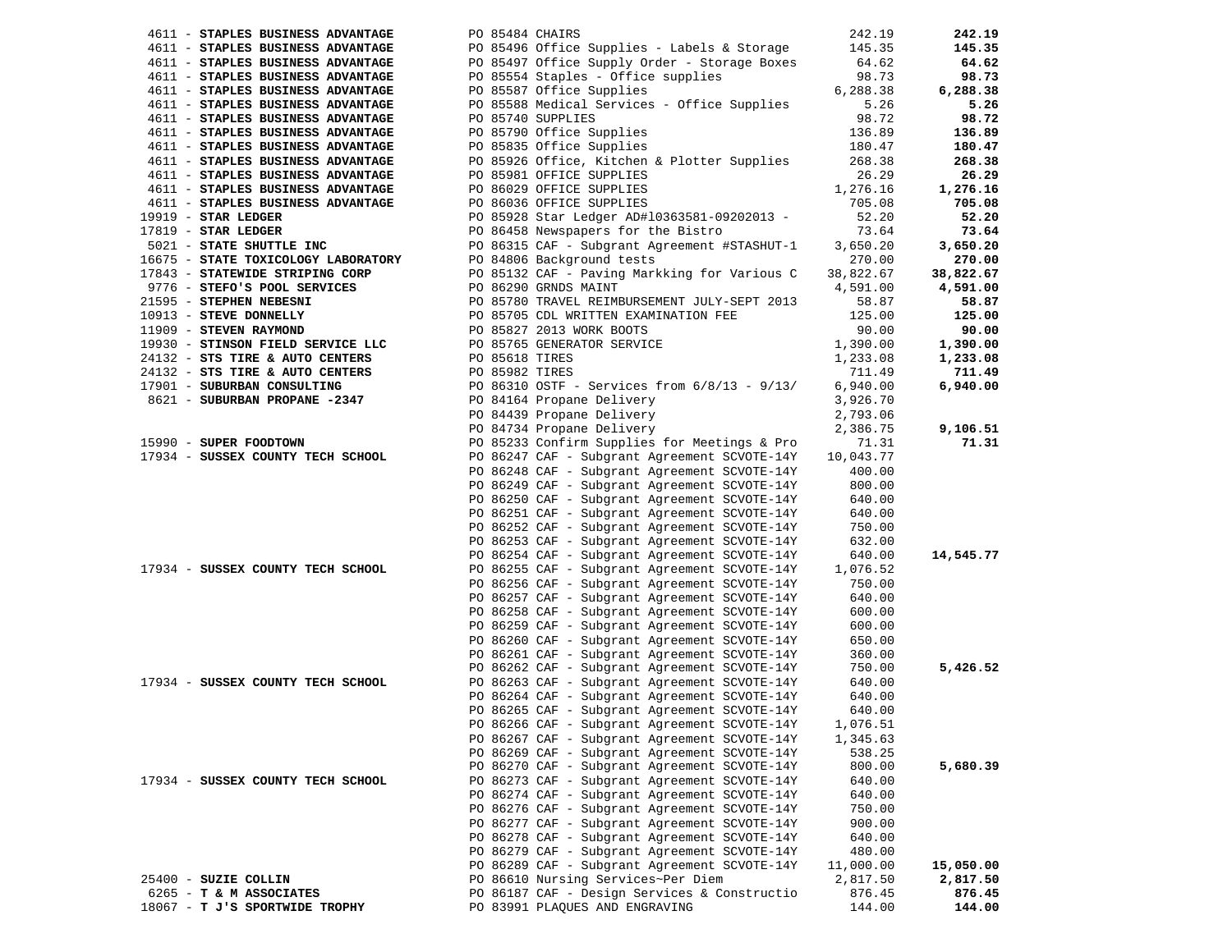| Vendor | PO / Description | Amount | Total |
|---|---|---|---|
| 4611 - **STAPLES BUSINESS ADVANTAGE** | PO 85484 CHAIRS | 242.19 | **242.19** |
| 4611 - **STAPLES BUSINESS ADVANTAGE** | PO 85496 Office Supplies - Labels & Storage | 145.35 | **145.35** |
| 4611 - **STAPLES BUSINESS ADVANTAGE** | PO 85497 Office Supply Order - Storage Boxes | 64.62 | **64.62** |
| 4611 - **STAPLES BUSINESS ADVANTAGE** | PO 85554 Staples - Office supplies | 98.73 | **98.73** |
| 4611 - **STAPLES BUSINESS ADVANTAGE** | PO 85587 Office Supplies | 6,288.38 | **6,288.38** |
| 4611 - **STAPLES BUSINESS ADVANTAGE** | PO 85588 Medical Services - Office Supplies | 5.26 | **5.26** |
| 4611 - **STAPLES BUSINESS ADVANTAGE** | PO 85740 SUPPLIES | 98.72 | **98.72** |
| 4611 - **STAPLES BUSINESS ADVANTAGE** | PO 85790 Office Supplies | 136.89 | **136.89** |
| 4611 - **STAPLES BUSINESS ADVANTAGE** | PO 85835 Office Supplies | 180.47 | **180.47** |
| 4611 - **STAPLES BUSINESS ADVANTAGE** | PO 85926 Office, Kitchen & Plotter Supplies | 268.38 | **268.38** |
| 4611 - **STAPLES BUSINESS ADVANTAGE** | PO 85981 OFFICE SUPPLIES | 26.29 | **26.29** |
| 4611 - **STAPLES BUSINESS ADVANTAGE** | PO 86029 OFFICE SUPPLIES | 1,276.16 | **1,276.16** |
| 4611 - **STAPLES BUSINESS ADVANTAGE** | PO 86036 OFFICE SUPPLIES | 705.08 | **705.08** |
| 19919 - **STAR LEDGER** | PO 85928 Star Ledger AD#l0363581-09202013 - | 52.20 | **52.20** |
| 17819 - **STAR LEDGER** | PO 86458 Newspapers for the Bistro | 73.64 | **73.64** |
| 5021 - **STATE SHUTTLE INC** | PO 86315 CAF - Subgrant Agreement #STASHUT-1 | 3,650.20 | **3,650.20** |
| 16675 - **STATE TOXICOLOGY LABORATORY** | PO 84806 Background tests | 270.00 | **270.00** |
| 17843 - **STATEWIDE STRIPING CORP** | PO 85132 CAF - Paving Markking for Various C | 38,822.67 | **38,822.67** |
| 9776 - **STEFO'S POOL SERVICES** | PO 86290 GRNDS MAINT | 4,591.00 | **4,591.00** |
| 21595 - **STEPHEN NEBESNI** | PO 85780 TRAVEL REIMBURSEMENT JULY-SEPT 2013 | 58.87 | **58.87** |
| 10913 - **STEVE DONNELLY** | PO 85705 CDL WRITTEN EXAMINATION FEE | 125.00 | **125.00** |
| 11909 - **STEVEN RAYMOND** | PO 85827 2013 WORK BOOTS | 90.00 | **90.00** |
| 19930 - **STINSON FIELD SERVICE LLC** | PO 85765 GENERATOR SERVICE | 1,390.00 | **1,390.00** |
| 24132 - **STS TIRE & AUTO CENTERS** | PO 85618 TIRES | 1,233.08 | **1,233.08** |
| 24132 - **STS TIRE & AUTO CENTERS** | PO 85982 TIRES | 711.49 | **711.49** |
| 17901 - **SUBURBAN CONSULTING** | PO 86310 OSTF - Services from 6/8/13 - 9/13/ | 6,940.00 | **6,940.00** |
| 8621 - **SUBURBAN PROPANE -2347** | PO 84164 Propane Delivery | 3,926.70 | |
| | PO 84439 Propane Delivery | 2,793.06 | |
| | PO 84734 Propane Delivery | 2,386.75 | **9,106.51** |
| 15990 - **SUPER FOODTOWN** | PO 85233 Confirm Supplies for Meetings & Pro | 71.31 | **71.31** |
| 17934 - **SUSSEX COUNTY TECH SCHOOL** | PO 86247 CAF - Subgrant Agreement SCVOTE-14Y | 10,043.77 | |
| | PO 86248 CAF - Subgrant Agreement SCVOTE-14Y | 400.00 | |
| | PO 86249 CAF - Subgrant Agreement SCVOTE-14Y | 800.00 | |
| | PO 86250 CAF - Subgrant Agreement SCVOTE-14Y | 640.00 | |
| | PO 86251 CAF - Subgrant Agreement SCVOTE-14Y | 640.00 | |
| | PO 86252 CAF - Subgrant Agreement SCVOTE-14Y | 750.00 | |
| | PO 86253 CAF - Subgrant Agreement SCVOTE-14Y | 632.00 | |
| | PO 86254 CAF - Subgrant Agreement SCVOTE-14Y | 640.00 | **14,545.77** |
| 17934 - **SUSSEX COUNTY TECH SCHOOL** | PO 86255 CAF - Subgrant Agreement SCVOTE-14Y | 1,076.52 | |
| | PO 86256 CAF - Subgrant Agreement SCVOTE-14Y | 750.00 | |
| | PO 86257 CAF - Subgrant Agreement SCVOTE-14Y | 640.00 | |
| | PO 86258 CAF - Subgrant Agreement SCVOTE-14Y | 600.00 | |
| | PO 86259 CAF - Subgrant Agreement SCVOTE-14Y | 600.00 | |
| | PO 86260 CAF - Subgrant Agreement SCVOTE-14Y | 650.00 | |
| | PO 86261 CAF - Subgrant Agreement SCVOTE-14Y | 360.00 | |
| | PO 86262 CAF - Subgrant Agreement SCVOTE-14Y | 750.00 | **5,426.52** |
| 17934 - **SUSSEX COUNTY TECH SCHOOL** | PO 86263 CAF - Subgrant Agreement SCVOTE-14Y | 640.00 | |
| | PO 86264 CAF - Subgrant Agreement SCVOTE-14Y | 640.00 | |
| | PO 86265 CAF - Subgrant Agreement SCVOTE-14Y | 640.00 | |
| | PO 86266 CAF - Subgrant Agreement SCVOTE-14Y | 1,076.51 | |
| | PO 86267 CAF - Subgrant Agreement SCVOTE-14Y | 1,345.63 | |
| | PO 86269 CAF - Subgrant Agreement SCVOTE-14Y | 538.25 | |
| | PO 86270 CAF - Subgrant Agreement SCVOTE-14Y | 800.00 | **5,680.39** |
| 17934 - **SUSSEX COUNTY TECH SCHOOL** | PO 86273 CAF - Subgrant Agreement SCVOTE-14Y | 640.00 | |
| | PO 86274 CAF - Subgrant Agreement SCVOTE-14Y | 640.00 | |
| | PO 86276 CAF - Subgrant Agreement SCVOTE-14Y | 750.00 | |
| | PO 86277 CAF - Subgrant Agreement SCVOTE-14Y | 900.00 | |
| | PO 86278 CAF - Subgrant Agreement SCVOTE-14Y | 640.00 | |
| | PO 86279 CAF - Subgrant Agreement SCVOTE-14Y | 480.00 | |
| | PO 86289 CAF - Subgrant Agreement SCVOTE-14Y | 11,000.00 | **15,050.00** |
| 25400 - **SUZIE COLLIN** | PO 86610 Nursing Services~Per Diem | 2,817.50 | **2,817.50** |
| 6265 - **T & M ASSOCIATES** | PO 86187 CAF - Design Services & Constructio | 876.45 | **876.45** |
| 18067 - **T J'S SPORTWIDE TROPHY** | PO 83991 PLAQUES AND ENGRAVING | 144.00 | **144.00** |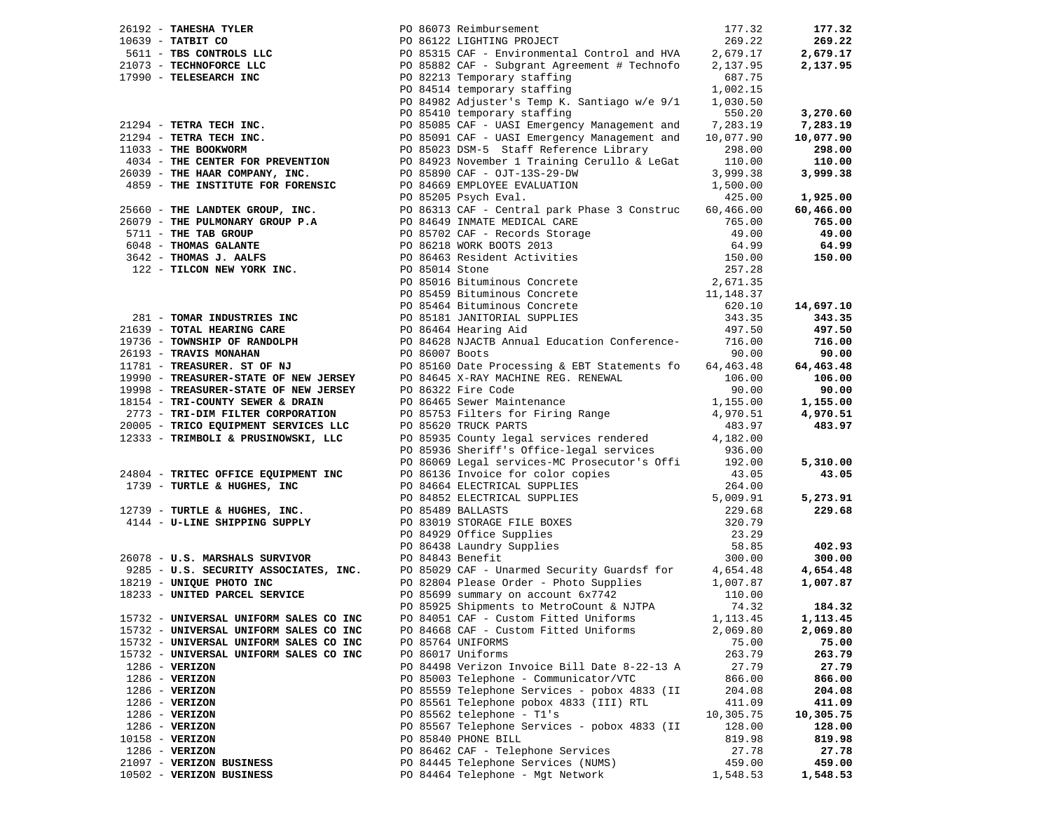| Vendor | PO / Description | Amount | Total |
|---|---|---|---|
| 26192 - **TAHESHA TYLER** | PO 86073 Reimbursement | 177.32 | **177.32** |
| 10639 - **TATBIT CO** | PO 86122 LIGHTING PROJECT | 269.22 | **269.22** |
| 5611 - **TBS CONTROLS LLC** | PO 85315 CAF - Environmental Control and HVA | 2,679.17 | **2,679.17** |
| 21073 - **TECHNOFORCE LLC** | PO 85882 CAF - Subgrant Agreement # Technofo | 2,137.95 | **2,137.95** |
| 17990 - **TELESEARCH INC** | PO 82213 Temporary staffing | 687.75 | |
| | PO 84514 temporary staffing | 1,002.15 | |
| | PO 84982 Adjuster's Temp K. Santiago w/e 9/1 | 1,030.50 | |
| | PO 85410 temporary staffing | 550.20 | **3,270.60** |
| 21294 - **TETRA TECH INC.** | PO 85085 CAF - UASI Emergency Management and | 7,283.19 | **7,283.19** |
| 21294 - **TETRA TECH INC.** | PO 85091 CAF - UASI Emergency Management and | 10,077.90 | **10,077.90** |
| 11033 - **THE BOOKWORM** | PO 85023 DSM-5 Staff Reference Library | 298.00 | **298.00** |
| 4034 - **THE CENTER FOR PREVENTION** | PO 84923 November 1 Training Cerullo & LeGat | 110.00 | **110.00** |
| 26039 - **THE HAAR COMPANY, INC.** | PO 85890 CAF - OJT-13S-29-DW | 3,999.38 | **3,999.38** |
| 4859 - **THE INSTITUTE FOR FORENSIC** | PO 84669 EMPLOYEE EVALUATION | 1,500.00 | |
| | PO 85205 Psych Eval. | 425.00 | **1,925.00** |
| 25660 - **THE LANDTEK GROUP, INC.** | PO 86313 CAF - Central park Phase 3 Construc | 60,466.00 | **60,466.00** |
| 26079 - **THE PULMONARY GROUP P.A** | PO 84649 INMATE MEDICAL CARE | 765.00 | **765.00** |
| 5711 - **THE TAB GROUP** | PO 85702 CAF - Records Storage | 49.00 | **49.00** |
| 6048 - **THOMAS GALANTE** | PO 86218 WORK BOOTS 2013 | 64.99 | **64.99** |
| 3642 - **THOMAS J. AALFS** | PO 86463 Resident Activities | 150.00 | **150.00** |
| 122 - **TILCON NEW YORK INC.** | PO 85014 Stone | 257.28 | |
| | PO 85016 Bituminous Concrete | 2,671.35 | |
| | PO 85459 Bituminous Concrete | 11,148.37 | |
| | PO 85464 Bituminous Concrete | 620.10 | **14,697.10** |
| 281 - **TOMAR INDUSTRIES INC** | PO 85181 JANITORIAL SUPPLIES | 343.35 | **343.35** |
| 21639 - **TOTAL HEARING CARE** | PO 86464 Hearing Aid | 497.50 | **497.50** |
| 19736 - **TOWNSHIP OF RANDOLPH** | PO 84628 NJACTB Annual Education Conference- | 716.00 | **716.00** |
| 26193 - **TRAVIS MONAHAN** | PO 86007 Boots | 90.00 | **90.00** |
| 11781 - **TREASURER. ST OF NJ** | PO 85160 Date Processing & EBT Statements fo | 64,463.48 | **64,463.48** |
| 19990 - **TREASURER-STATE OF NEW JERSEY** | PO 84645 X-RAY MACHINE REG. RENEWAL | 106.00 | **106.00** |
| 19998 - **TREASURER-STATE OF NEW JERSEY** | PO 86322 Fire Code | 90.00 | **90.00** |
| 18154 - **TRI-COUNTY SEWER & DRAIN** | PO 86465 Sewer Maintenance | 1,155.00 | **1,155.00** |
| 2773 - **TRI-DIM FILTER CORPORATION** | PO 85753 Filters for Firing Range | 4,970.51 | **4,970.51** |
| 20005 - **TRICO EQUIPMENT SERVICES LLC** | PO 85620 TRUCK PARTS | 483.97 | **483.97** |
| 12333 - **TRIMBOLI & PRUSINOWSKI, LLC** | PO 85935 County legal services rendered | 4,182.00 | |
| | PO 85936 Sheriff's Office-legal services | 936.00 | |
| | PO 86069 Legal services-MC Prosecutor's Offi | 192.00 | **5,310.00** |
| 24804 - **TRITEC OFFICE EQUIPMENT INC** | PO 86136 Invoice for color copies | 43.05 | **43.05** |
| 1739 - **TURTLE & HUGHES, INC** | PO 84664 ELECTRICAL SUPPLIES | 264.00 | |
| | PO 84852 ELECTRICAL SUPPLIES | 5,009.91 | **5,273.91** |
| 12739 - **TURTLE & HUGHES, INC.** | PO 85489 BALLASTS | 229.68 | **229.68** |
| 4144 - **U-LINE SHIPPING SUPPLY** | PO 83019 STORAGE FILE BOXES | 320.79 | |
| | PO 84929 Office Supplies | 23.29 | |
| | PO 86438 Laundry Supplies | 58.85 | **402.93** |
| 26078 - **U.S. MARSHALS SURVIVOR** | PO 84843 Benefit | 300.00 | **300.00** |
| 9285 - **U.S. SECURITY ASSOCIATES, INC.** | PO 85029 CAF - Unarmed Security Guardsf for | 4,654.48 | **4,654.48** |
| 18219 - **UNIQUE PHOTO INC** | PO 82804 Please Order - Photo Supplies | 1,007.87 | **1,007.87** |
| 18233 - **UNITED PARCEL SERVICE** | PO 85699 summary on account 6x7742 | 110.00 | |
| | PO 85925 Shipments to MetroCount & NJTPA | 74.32 | **184.32** |
| 15732 - **UNIVERSAL UNIFORM SALES CO INC** | PO 84051 CAF - Custom Fitted Uniforms | 1,113.45 | **1,113.45** |
| 15732 - **UNIVERSAL UNIFORM SALES CO INC** | PO 84668 CAF - Custom Fitted Uniforms | 2,069.80 | **2,069.80** |
| 15732 - **UNIVERSAL UNIFORM SALES CO INC** | PO 85764 UNIFORMS | 75.00 | **75.00** |
| 15732 - **UNIVERSAL UNIFORM SALES CO INC** | PO 86017 Uniforms | 263.79 | **263.79** |
| 1286 - **VERIZON** | PO 84498 Verizon Invoice Bill Date 8-22-13 A | 27.79 | **27.79** |
| 1286 - **VERIZON** | PO 85003 Telephone - Communicator/VTC | 866.00 | **866.00** |
| 1286 - **VERIZON** | PO 85559 Telephone Services - pobox 4833 (II | 204.08 | **204.08** |
| 1286 - **VERIZON** | PO 85561 Telephone pobox 4833 (III) RTL | 411.09 | **411.09** |
| 1286 - **VERIZON** | PO 85562 telephone - T1's | 10,305.75 | **10,305.75** |
| 1286 - **VERIZON** | PO 85567 Telephone Services - pobox 4833 (II | 128.00 | **128.00** |
| 10158 - **VERIZON** | PO 85840 PHONE BILL | 819.98 | **819.98** |
| 1286 - **VERIZON** | PO 86462 CAF - Telephone Services | 27.78 | **27.78** |
| 21097 - **VERIZON BUSINESS** | PO 84445 Telephone Services (NUMS) | 459.00 | **459.00** |
| 10502 - **VERIZON BUSINESS** | PO 84464 Telephone - Mgt Network | 1,548.53 | **1,548.53** |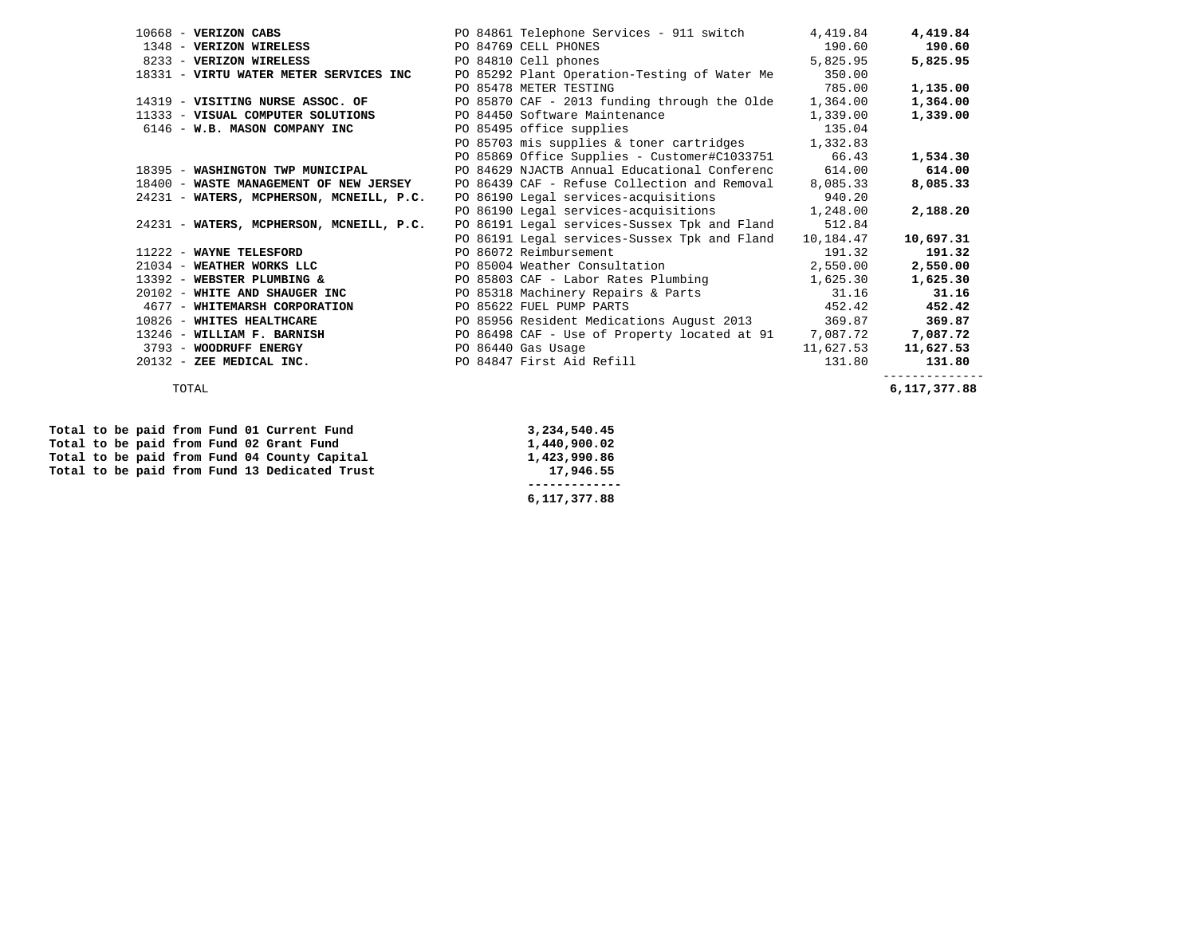| Vendor | PO / Description | Amount | Total |
|---|---|---|---|
| 10668 - **VERIZON CABS** | PO 84861 Telephone Services - 911 switch | 4,419.84 | **4,419.84** |
| 1348 - **VERIZON WIRELESS** | PO 84769 CELL PHONES | 190.60 | **190.60** |
| 8233 - **VERIZON WIRELESS** | PO 84810 Cell phones | 5,825.95 | **5,825.95** |
| 18331 - **VIRTU WATER METER SERVICES INC** | PO 85292 Plant Operation-Testing of Water Me | 350.00 | |
| | PO 85478 METER TESTING | 785.00 | **1,135.00** |
| 14319 - **VISITING NURSE ASSOC. OF** | PO 85870 CAF - 2013 funding through the Olde | 1,364.00 | **1,364.00** |
| 11333 - **VISUAL COMPUTER SOLUTIONS** | PO 84450 Software Maintenance | 1,339.00 | **1,339.00** |
| 6146 - **W.B. MASON COMPANY INC** | PO 85495 office supplies | 135.04 | |
| | PO 85703 mis supplies & toner cartridges | 1,332.83 | |
| | PO 85869 Office Supplies - Customer#C1033751 | 66.43 | **1,534.30** |
| 18395 - **WASHINGTON TWP MUNICIPAL** | PO 84629 NJACTB Annual Educational Conferenc | 614.00 | **614.00** |
| 18400 - **WASTE MANAGEMENT OF NEW JERSEY** | PO 86439 CAF - Refuse Collection and Removal | 8,085.33 | **8,085.33** |
| 24231 - **WATERS, MCPHERSON, MCNEILL, P.C.** | PO 86190 Legal services-acquisitions | 940.20 | |
| | PO 86190 Legal services-acquisitions | 1,248.00 | **2,188.20** |
| 24231 - **WATERS, MCPHERSON, MCNEILL, P.C.** | PO 86191 Legal services-Sussex Tpk and Fland | 512.84 | |
| | PO 86191 Legal services-Sussex Tpk and Fland | 10,184.47 | **10,697.31** |
| 11222 - **WAYNE TELESFORD** | PO 86072 Reimbursement | 191.32 | **191.32** |
| 21034 - **WEATHER WORKS LLC** | PO 85004 Weather Consultation | 2,550.00 | **2,550.00** |
| 13392 - **WEBSTER PLUMBING &** | PO 85803 CAF - Labor Rates Plumbing | 1,625.30 | **1,625.30** |
| 20102 - **WHITE AND SHAUGER INC** | PO 85318 Machinery Repairs & Parts | 31.16 | **31.16** |
| 4677 - **WHITEMARSH CORPORATION** | PO 85622 FUEL PUMP PARTS | 452.42 | **452.42** |
| 10826 - **WHITES HEALTHCARE** | PO 85956 Resident Medications August 2013 | 369.87 | **369.87** |
| 13246 - **WILLIAM F. BARNISH** | PO 86498 CAF - Use of Property located at 91 | 7,087.72 | **7,087.72** |
| 3793 - **WOODRUFF ENERGY** | PO 86440 Gas Usage | 11,627.53 | **11,627.53** |
| 20132 - **ZEE MEDICAL INC.** | PO 84847 First Aid Refill | 131.80 | **131.80** |
| TOTAL | | | **6,117,377.88** |

| Fund | Amount |
|---|---|
| **Total to be paid from Fund 01 Current Fund** | **3,234,540.45** |
| **Total to be paid from Fund 02 Grant Fund** | **1,440,900.02** |
| **Total to be paid from Fund 04 County Capital** | **1,423,990.86** |
| **Total to be paid from Fund 13 Dedicated Trust** | **17,946.55** |
| | **6,117,377.88** |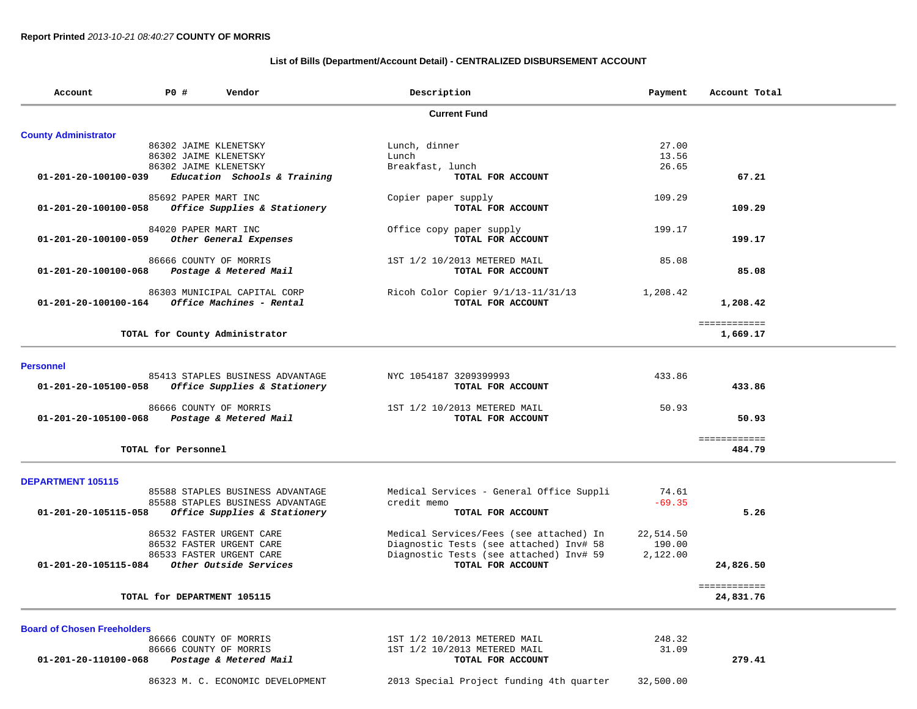**Report Printed** *2013-10-21 08:40:27* **COUNTY OF MORRIS**

**List of Bills (Department/Account Detail) - CENTRALIZED DISBURSEMENT ACCOUNT**

| Account | PO # | Vendor | Description | Payment | Account Total |
|---|---|---|---|---|---|
| | | | **Current Fund** | | |
| **County Administrator** | | | | | |
| | 86302 | JAIME KLENETSKY | Lunch, dinner | 27.00 | |
| | 86302 | JAIME KLENETSKY | Lunch | 13.56 | |
| | 86302 | JAIME KLENETSKY | Breakfast, lunch | 26.65 | |
| **01-201-20-100100-039** | | ***Education Schools & Training*** | **TOTAL FOR ACCOUNT** | | **67.21** |
| | 85692 | PAPER MART INC | Copier paper supply | 109.29 | |
| **01-201-20-100100-058** | | ***Office Supplies & Stationery*** | **TOTAL FOR ACCOUNT** | | **109.29** |
| | 84020 | PAPER MART INC | Office copy paper supply | 199.17 | |
| **01-201-20-100100-059** | | ***Other General Expenses*** | **TOTAL FOR ACCOUNT** | | **199.17** |
| | 86666 | COUNTY OF MORRIS | 1ST 1/2 10/2013 METERED MAIL | 85.08 | |
| **01-201-20-100100-068** | | ***Postage & Metered Mail*** | **TOTAL FOR ACCOUNT** | | **85.08** |
| | 86303 | MUNICIPAL CAPITAL CORP | Ricoh Color Copier 9/1/13-11/31/13 | 1,208.42 | |
| **01-201-20-100100-164** | | ***Office Machines - Rental*** | **TOTAL FOR ACCOUNT** | | **1,208.42** |
| | | | | | ============ |
| | | **TOTAL for County Administrator** | | | **1,669.17** |
| **Personnel** | | | | | |
| | 85413 | STAPLES BUSINESS ADVANTAGE | NYC 1054187 3209399993 | 433.86 | |
| **01-201-20-105100-058** | | ***Office Supplies & Stationery*** | **TOTAL FOR ACCOUNT** | | **433.86** |
| | 86666 | COUNTY OF MORRIS | 1ST 1/2 10/2013 METERED MAIL | 50.93 | |
| **01-201-20-105100-068** | | ***Postage & Metered Mail*** | **TOTAL FOR ACCOUNT** | | **50.93** |
| | | | | | ============ |
| | | **TOTAL for Personnel** | | | **484.79** |
| **DEPARTMENT 105115** | | | | | |
| | 85588 | STAPLES BUSINESS ADVANTAGE | Medical Services - General Office Suppli | 74.61 | |
| | 85588 | STAPLES BUSINESS ADVANTAGE | credit memo | -69.35 | |
| **01-201-20-105115-058** | | ***Office Supplies & Stationery*** | **TOTAL FOR ACCOUNT** | | **5.26** |
| | 86532 | FASTER URGENT CARE | Medical Services/Fees (see attached) In | 22,514.50 | |
| | 86532 | FASTER URGENT CARE | Diagnostic Tests (see attached) Inv# 58 | 190.00 | |
| | 86533 | FASTER URGENT CARE | Diagnostic Tests (see attached) Inv# 59 | 2,122.00 | |
| **01-201-20-105115-084** | | ***Other Outside Services*** | **TOTAL FOR ACCOUNT** | | **24,826.50** |
| | | | | | ============ |
| | | **TOTAL for DEPARTMENT 105115** | | | **24,831.76** |
| **Board of Chosen Freeholders** | | | | | |
| | 86666 | COUNTY OF MORRIS | 1ST 1/2 10/2013 METERED MAIL | 248.32 | |
| | 86666 | COUNTY OF MORRIS | 1ST 1/2 10/2013 METERED MAIL | 31.09 | |
| **01-201-20-110100-068** | | ***Postage & Metered Mail*** | **TOTAL FOR ACCOUNT** | | **279.41** |
| | 86323 | M. C. ECONOMIC DEVELOPMENT | 2013 Special Project funding 4th quarter | 32,500.00 | |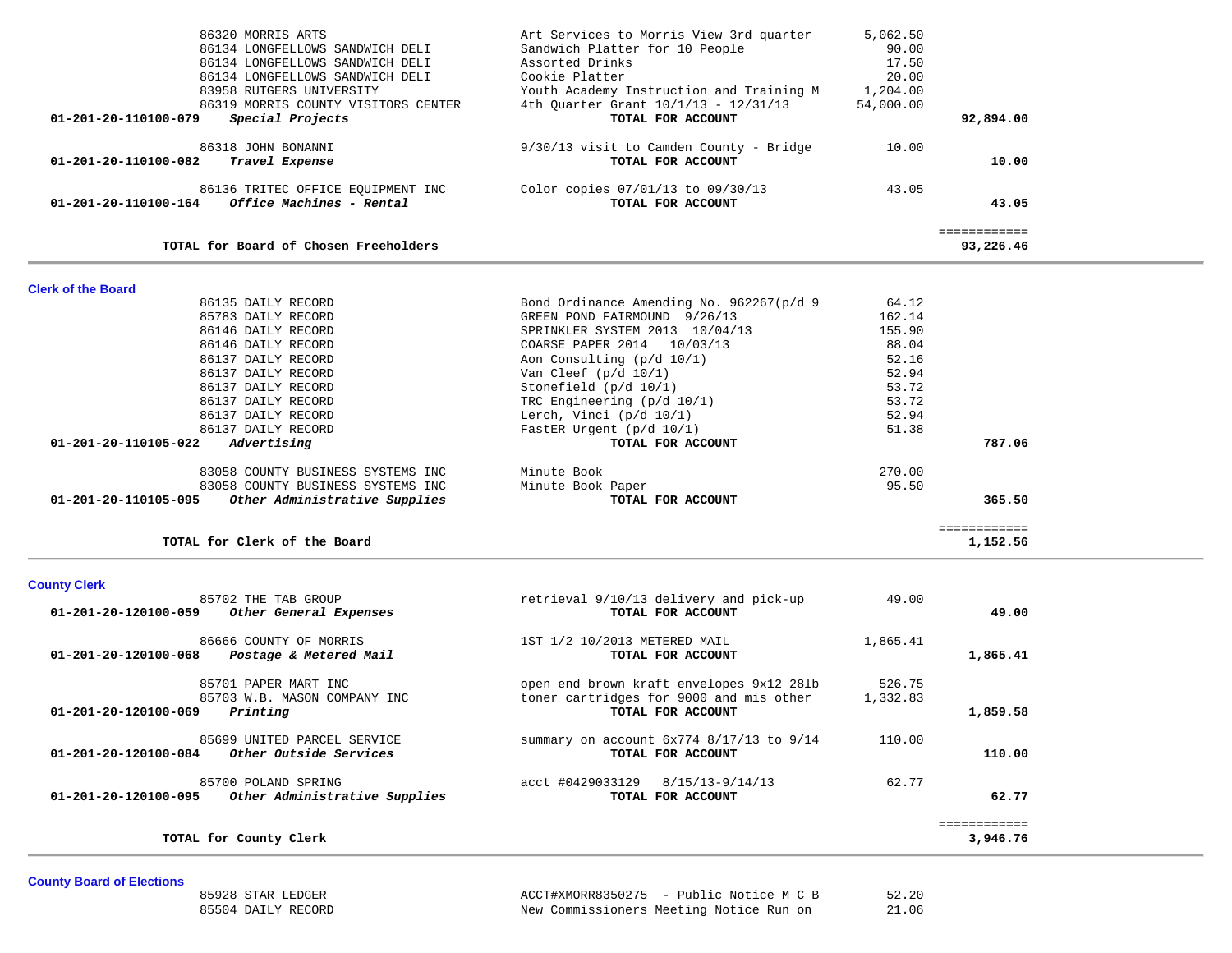| Account | Vendor / Description | Detail | Amount | Total |
|---|---|---|---|---|
| | 86320 MORRIS ARTS | Art Services to Morris View 3rd quarter | 5,062.50 | |
| | 86134 LONGFELLOWS SANDWICH DELI | Sandwich Platter for 10 People | 90.00 | |
| | 86134 LONGFELLOWS SANDWICH DELI | Assorted Drinks | 17.50 | |
| | 86134 LONGFELLOWS SANDWICH DELI | Cookie Platter | 20.00 | |
| | 83958 RUTGERS UNIVERSITY | Youth Academy Instruction and Training M | 1,204.00 | |
| | 86319 MORRIS COUNTY VISITORS CENTER | 4th Quarter Grant 10/1/13 - 12/31/13 | 54,000.00 | |
| **01-201-20-110100-079** | ***Special Projects*** | **TOTAL FOR ACCOUNT** | | **92,894.00** |
| | 86318 JOHN BONANNI | 9/30/13 visit to Camden County - Bridge | 10.00 | |
| **01-201-20-110100-082** | ***Travel Expense*** | **TOTAL FOR ACCOUNT** | | **10.00** |
| | 86136 TRITEC OFFICE EQUIPMENT INC | Color copies 07/01/13 to 09/30/13 | 43.05 | |
| **01-201-20-110100-164** | ***Office Machines - Rental*** | **TOTAL FOR ACCOUNT** | | **43.05** |
| | **TOTAL for Board of Chosen Freeholders** | | | **93,226.46** |

## Clerk of the Board

| Account | Vendor / Description | Detail | Amount | Total |
|---|---|---|---|---|
| | 86135 DAILY RECORD | Bond Ordinance Amending No. 962267(p/d 9 | 64.12 | |
| | 85783 DAILY RECORD | GREEN POND FAIRMOUND 9/26/13 | 162.14 | |
| | 86146 DAILY RECORD | SPRINKLER SYSTEM 2013 10/04/13 | 155.90 | |
| | 86146 DAILY RECORD | COARSE PAPER 2014 10/03/13 | 88.04 | |
| | 86137 DAILY RECORD | Aon Consulting (p/d 10/1) | 52.16 | |
| | 86137 DAILY RECORD | Van Cleef (p/d 10/1) | 52.94 | |
| | 86137 DAILY RECORD | Stonefield (p/d 10/1) | 53.72 | |
| | 86137 DAILY RECORD | TRC Engineering (p/d 10/1) | 53.72 | |
| | 86137 DAILY RECORD | Lerch, Vinci (p/d 10/1) | 52.94 | |
| | 86137 DAILY RECORD | FastER Urgent (p/d 10/1) | 51.38 | |
| **01-201-20-110105-022** | ***Advertising*** | **TOTAL FOR ACCOUNT** | | **787.06** |
| | 83058 COUNTY BUSINESS SYSTEMS INC | Minute Book | 270.00 | |
| | 83058 COUNTY BUSINESS SYSTEMS INC | Minute Book Paper | 95.50 | |
| **01-201-20-110105-095** | ***Other Administrative Supplies*** | **TOTAL FOR ACCOUNT** | | **365.50** |
| | **TOTAL for Clerk of the Board** | | | **1,152.56** |

## County Clerk

| Account | Vendor / Description | Detail | Amount | Total |
|---|---|---|---|---|
| | 85702 THE TAB GROUP | retrieval 9/10/13 delivery and pick-up | 49.00 | |
| **01-201-20-120100-059** | ***Other General Expenses*** | **TOTAL FOR ACCOUNT** | | **49.00** |
| | 86666 COUNTY OF MORRIS | 1ST 1/2 10/2013 METERED MAIL | 1,865.41 | |
| **01-201-20-120100-068** | ***Postage & Metered Mail*** | **TOTAL FOR ACCOUNT** | | **1,865.41** |
| | 85701 PAPER MART INC | open end brown kraft envelopes 9x12 28lb | 526.75 | |
| | 85703 W.B. MASON COMPANY INC | toner cartridges for 9000 and mis other | 1,332.83 | |
| **01-201-20-120100-069** | ***Printing*** | **TOTAL FOR ACCOUNT** | | **1,859.58** |
| | 85699 UNITED PARCEL SERVICE | summary on account 6x774 8/17/13 to 9/14 | 110.00 | |
| **01-201-20-120100-084** | ***Other Outside Services*** | **TOTAL FOR ACCOUNT** | | **110.00** |
| | 85700 POLAND SPRING | acct #0429033129 8/15/13-9/14/13 | 62.77 | |
| **01-201-20-120100-095** | ***Other Administrative Supplies*** | **TOTAL FOR ACCOUNT** | | **62.77** |
| | **TOTAL for County Clerk** | | | **3,946.76** |

## County Board of Elections

| Account | Vendor / Description | Detail | Amount | Total |
|---|---|---|---|---|
| | 85928 STAR LEDGER | ACCT#XMORR8350275 - Public Notice M C B | 52.20 | |
| | 85504 DAILY RECORD | New Commissioners Meeting Notice Run on | 21.06 | |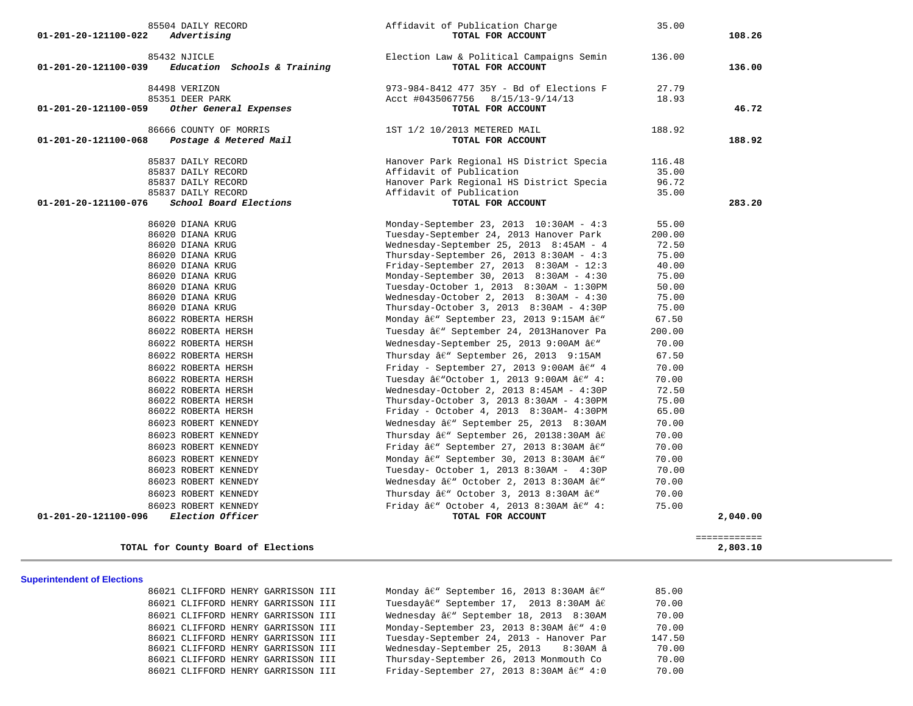| Account | Vendor | Description | Amount | Total |
|---|---|---|---|---|
| | 85504 DAILY RECORD | Affidavit of Publication Charge | 35.00 | |
| 01-201-20-121100-022 | *Advertising* | **TOTAL FOR ACCOUNT** | | **108.26** |
| | 85432 NJICLE | Election Law & Political Campaigns Semin | 136.00 | |
| 01-201-20-121100-039 | *Education Schools & Training* | **TOTAL FOR ACCOUNT** | | **136.00** |
| | 84498 VERIZON | 973-984-8412 477 35Y - Bd of Elections F | 27.79 | |
| | 85351 DEER PARK | Acct #0435067756 8/15/13-9/14/13 | 18.93 | |
| 01-201-20-121100-059 | *Other General Expenses* | **TOTAL FOR ACCOUNT** | | **46.72** |
| | 86666 COUNTY OF MORRIS | 1ST 1/2 10/2013 METERED MAIL | 188.92 | |
| 01-201-20-121100-068 | *Postage & Metered Mail* | **TOTAL FOR ACCOUNT** | | **188.92** |
| | 85837 DAILY RECORD | Hanover Park Regional HS District Specia | 116.48 | |
| | 85837 DAILY RECORD | Affidavit of Publication | 35.00 | |
| | 85837 DAILY RECORD | Hanover Park Regional HS District Specia | 96.72 | |
| | 85837 DAILY RECORD | Affidavit of Publication | 35.00 | |
| 01-201-20-121100-076 | *School Board Elections* | **TOTAL FOR ACCOUNT** | | **283.20** |
| | 86020 DIANA KRUG | Monday-September 23, 2013 10:30AM - 4:3 | 55.00 | |
| | 86020 DIANA KRUG | Tuesday-September 24, 2013 Hanover Park | 200.00 | |
| | 86020 DIANA KRUG | Wednesday-September 25, 2013 8:45AM - 4 | 72.50 | |
| | 86020 DIANA KRUG | Thursday-September 26, 2013 8:30AM - 4:3 | 75.00 | |
| | 86020 DIANA KRUG | Friday-September 27, 2013 8:30AM - 12:3 | 40.00 | |
| | 86020 DIANA KRUG | Monday-September 30, 2013 8:30AM - 4:30 | 75.00 | |
| | 86020 DIANA KRUG | Tuesday-October 1, 2013 8:30AM - 1:30PM | 50.00 | |
| | 86020 DIANA KRUG | Wednesday-October 2, 2013 8:30AM - 4:30 | 75.00 | |
| | 86020 DIANA KRUG | Thursday-October 3, 2013 8:30AM - 4:30P | 75.00 | |
| | 86022 ROBERTA HERSH | Monday â€“ September 23, 2013 9:15AM â€“ | 67.50 | |
| | 86022 ROBERTA HERSH | Tuesday â€“ September 24, 2013Hanover Pa | 200.00 | |
| | 86022 ROBERTA HERSH | Wednesday-September 25, 2013 9:00AM â€“ | 70.00 | |
| | 86022 ROBERTA HERSH | Thursday â€“ September 26, 2013 9:15AM | 67.50 | |
| | 86022 ROBERTA HERSH | Friday - September 27, 2013 9:00AM â€“ 4 | 70.00 | |
| | 86022 ROBERTA HERSH | Tuesday â€“October 1, 2013 9:00AM â€“ 4: | 70.00 | |
| | 86022 ROBERTA HERSH | Wednesday-October 2, 2013 8:45AM - 4:30P | 72.50 | |
| | 86022 ROBERTA HERSH | Thursday-October 3, 2013 8:30AM - 4:30PM | 75.00 | |
| | 86022 ROBERTA HERSH | Friday - October 4, 2013 8:30AM- 4:30PM | 65.00 | |
| | 86023 ROBERT KENNEDY | Wednesday â€“ September 25, 2013 8:30AM | 70.00 | |
| | 86023 ROBERT KENNEDY | Thursday â€“ September 26, 20138:30AM â€ | 70.00 | |
| | 86023 ROBERT KENNEDY | Friday â€“ September 27, 2013 8:30AM â€“ | 70.00 | |
| | 86023 ROBERT KENNEDY | Monday â€“ September 30, 2013 8:30AM â€“ | 70.00 | |
| | 86023 ROBERT KENNEDY | Tuesday- October 1, 2013 8:30AM - 4:30P | 70.00 | |
| | 86023 ROBERT KENNEDY | Wednesday â€“ October 2, 2013 8:30AM â€“ | 70.00 | |
| | 86023 ROBERT KENNEDY | Thursday â€“ October 3, 2013 8:30AM â€“ | 70.00 | |
| | 86023 ROBERT KENNEDY | Friday â€“ October 4, 2013 8:30AM â€“ 4: | 75.00 | |
| 01-201-20-121100-096 | *Election Officer* | **TOTAL FOR ACCOUNT** | | **2,040.00** |
| | | | | ============ |
| | **TOTAL for County Board of Elections** | | | **2,803.10** |

**Superintendent of Elections**

| Vendor | Description | Amount |
|---|---|---|
| 86021 CLIFFORD HENRY GARRISSON III | Monday â€“ September 16, 2013 8:30AM â€“ | 85.00 |
| 86021 CLIFFORD HENRY GARRISSON III | Tuesdayâ€“ September 17, 2013 8:30AM â€ | 70.00 |
| 86021 CLIFFORD HENRY GARRISSON III | Wednesday â€“ September 18, 2013 8:30AM | 70.00 |
| 86021 CLIFFORD HENRY GARRISSON III | Monday-September 23, 2013 8:30AM â€“ 4:0 | 70.00 |
| 86021 CLIFFORD HENRY GARRISSON III | Tuesday-September 24, 2013 - Hanover Par | 147.50 |
| 86021 CLIFFORD HENRY GARRISSON III | Wednesday-September 25, 2013 8:30AM â | 70.00 |
| 86021 CLIFFORD HENRY GARRISSON III | Thursday-September 26, 2013 Monmouth Co | 70.00 |
| 86021 CLIFFORD HENRY GARRISSON III | Friday-September 27, 2013 8:30AM â€“ 4:0 | 70.00 |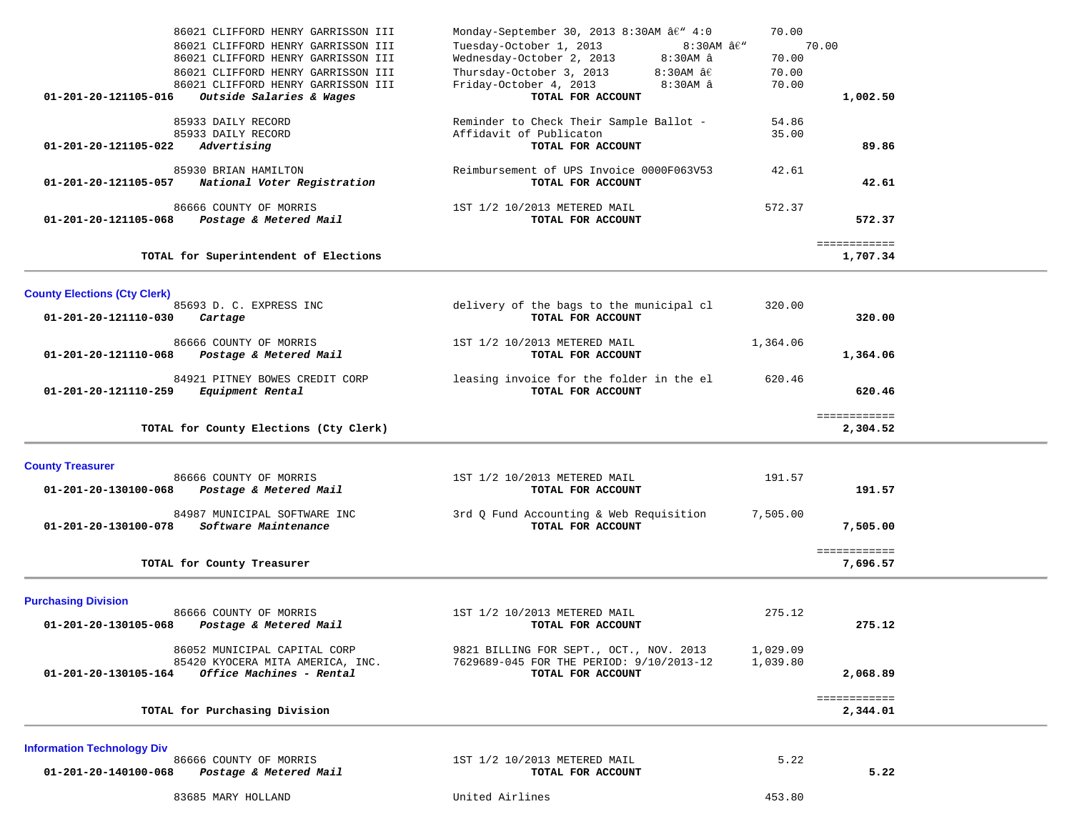| Account | Vendor / Description | Item Description | Amount | Total |
|---|---|---|---|---|
| | 86021 CLIFFORD HENRY GARRISSON III | Monday-September 30, 2013 8:30AM â€“ 4:0 | 70.00 | |
| | 86021 CLIFFORD HENRY GARRISSON III | Tuesday-October 1, 2013 8:30AM â€“ | 70.00 | |
| | 86021 CLIFFORD HENRY GARRISSON III | Wednesday-October 2, 2013 8:30AM â | 70.00 | |
| | 86021 CLIFFORD HENRY GARRISSON III | Thursday-October 3, 2013 8:30AM â€ | 70.00 | |
| | 86021 CLIFFORD HENRY GARRISSON III | Friday-October 4, 2013 8:30AM â | 70.00 | |
| **01-201-20-121105-016** | ***Outside Salaries & Wages*** | **TOTAL FOR ACCOUNT** | | **1,002.50** |
| | 85933 DAILY RECORD | Reminder to Check Their Sample Ballot - | 54.86 | |
| | 85933 DAILY RECORD | Affidavit of Publicaton | 35.00 | |
| **01-201-20-121105-022** | ***Advertising*** | **TOTAL FOR ACCOUNT** | | **89.86** |
| | 85930 BRIAN HAMILTON | Reimbursement of UPS Invoice 0000F063V53 | 42.61 | |
| **01-201-20-121105-057** | ***National Voter Registration*** | **TOTAL FOR ACCOUNT** | | **42.61** |
| | 86666 COUNTY OF MORRIS | 1ST 1/2 10/2013 METERED MAIL | 572.37 | |
| **01-201-20-121105-068** | ***Postage & Metered Mail*** | **TOTAL FOR ACCOUNT** | | **572.37** |
| | **TOTAL for Superintendent of Elections** | | | **1,707.34** |

## County Elections (Cty Clerk)

| Account | Vendor / Description | Item Description | Amount | Total |
|---|---|---|---|---|
| | 85693 D. C. EXPRESS INC | delivery of the bags to the municipal cl | 320.00 | |
| **01-201-20-121110-030** | ***Cartage*** | **TOTAL FOR ACCOUNT** | | **320.00** |
| | 86666 COUNTY OF MORRIS | 1ST 1/2 10/2013 METERED MAIL | 1,364.06 | |
| **01-201-20-121110-068** | ***Postage & Metered Mail*** | **TOTAL FOR ACCOUNT** | | **1,364.06** |
| | 84921 PITNEY BOWES CREDIT CORP | leasing invoice for the folder in the el | 620.46 | |
| **01-201-20-121110-259** | ***Equipment Rental*** | **TOTAL FOR ACCOUNT** | | **620.46** |
| | **TOTAL for County Elections (Cty Clerk)** | | | **2,304.52** |

## County Treasurer

| Account | Vendor / Description | Item Description | Amount | Total |
|---|---|---|---|---|
| | 86666 COUNTY OF MORRIS | 1ST 1/2 10/2013 METERED MAIL | 191.57 | |
| **01-201-20-130100-068** | ***Postage & Metered Mail*** | **TOTAL FOR ACCOUNT** | | **191.57** |
| | 84987 MUNICIPAL SOFTWARE INC | 3rd Q Fund Accounting & Web Requisition | 7,505.00 | |
| **01-201-20-130100-078** | ***Software Maintenance*** | **TOTAL FOR ACCOUNT** | | **7,505.00** |
| | **TOTAL for County Treasurer** | | | **7,696.57** |

## Purchasing Division

| Account | Vendor / Description | Item Description | Amount | Total |
|---|---|---|---|---|
| | 86666 COUNTY OF MORRIS | 1ST 1/2 10/2013 METERED MAIL | 275.12 | |
| **01-201-20-130105-068** | ***Postage & Metered Mail*** | **TOTAL FOR ACCOUNT** | | **275.12** |
| | 86052 MUNICIPAL CAPITAL CORP | 9821 BILLING FOR SEPT., OCT., NOV. 2013 | 1,029.09 | |
| | 85420 KYOCERA MITA AMERICA, INC. | 7629689-045 FOR THE PERIOD: 9/10/2013-12 | 1,039.80 | |
| **01-201-20-130105-164** | ***Office Machines - Rental*** | **TOTAL FOR ACCOUNT** | | **2,068.89** |
| | **TOTAL for Purchasing Division** | | | **2,344.01** |

## Information Technology Div

| Account | Vendor / Description | Item Description | Amount | Total |
|---|---|---|---|---|
| | 86666 COUNTY OF MORRIS | 1ST 1/2 10/2013 METERED MAIL | 5.22 | |
| **01-201-20-140100-068** | ***Postage & Metered Mail*** | **TOTAL FOR ACCOUNT** | | **5.22** |
| | 83685 MARY HOLLAND | United Airlines | 453.80 | |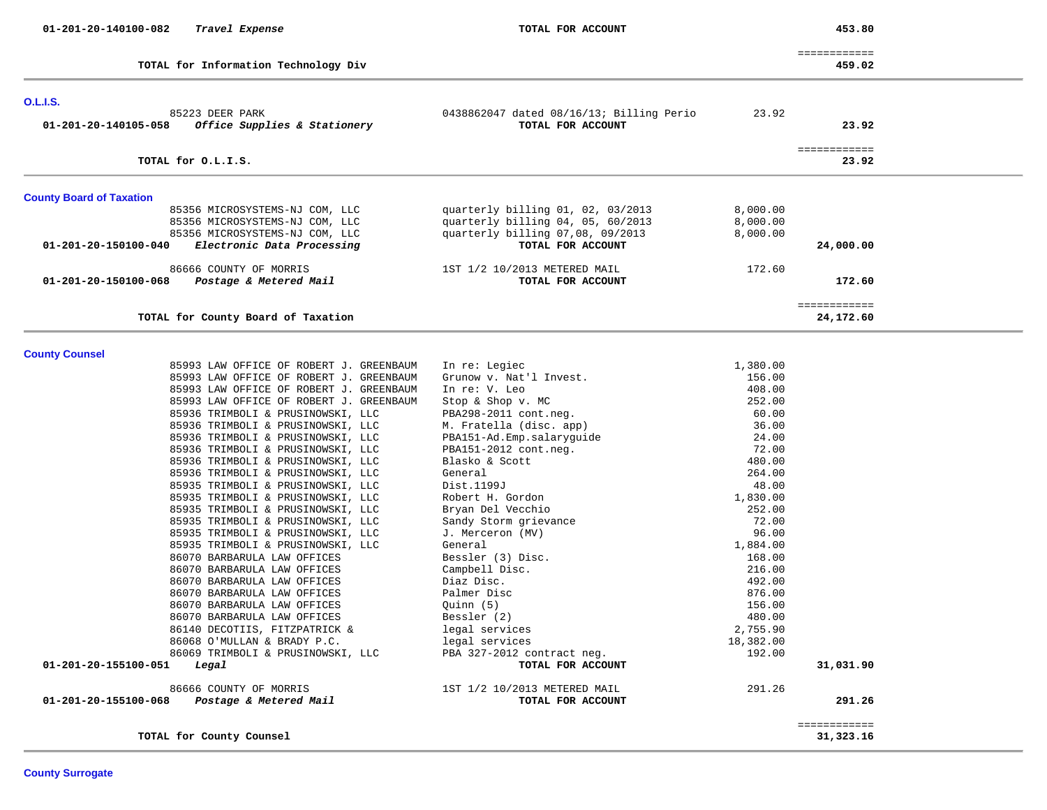| Account | Vendor | Description | Amount | Total |
|---|---|---|---|---|
| 01-201-20-140100-082 *Travel Expense* | | **TOTAL FOR ACCOUNT** | | **453.80** |
| | **TOTAL for Information Technology Div** | | | **459.02** |

## O.L.I.S.

| Account | Vendor | Description | Amount | Total |
|---|---|---|---|---|
| | 85223 DEER PARK | 0438862047 dated 08/16/13; Billing Perio | 23.92 | |
| **01-201-20-140105-058** *Office Supplies & Stationery* | | **TOTAL FOR ACCOUNT** | | **23.92** |
| | **TOTAL for O.L.I.S.** | | | **23.92** |

## County Board of Taxation

| Account | Vendor | Description | Amount | Total |
|---|---|---|---|---|
| | 85356 MICROSYSTEMS-NJ COM, LLC | quarterly billing 01, 02, 03/2013 | 8,000.00 | |
| | 85356 MICROSYSTEMS-NJ COM, LLC | quarterly billing 04, 05, 60/2013 | 8,000.00 | |
| | 85356 MICROSYSTEMS-NJ COM, LLC | quarterly billing 07,08, 09/2013 | 8,000.00 | |
| **01-201-20-150100-040** *Electronic Data Processing* | | **TOTAL FOR ACCOUNT** | | **24,000.00** |
| | 86666 COUNTY OF MORRIS | 1ST 1/2 10/2013 METERED MAIL | 172.60 | |
| **01-201-20-150100-068** *Postage & Metered Mail* | | **TOTAL FOR ACCOUNT** | | **172.60** |
| | **TOTAL for County Board of Taxation** | | | **24,172.60** |

## County Counsel

| Account | Vendor | Description | Amount | Total |
|---|---|---|---|---|
| | 85993 LAW OFFICE OF ROBERT J. GREENBAUM | In re: Legiec | 1,380.00 | |
| | 85993 LAW OFFICE OF ROBERT J. GREENBAUM | Grunow v. Nat'l Invest. | 156.00 | |
| | 85993 LAW OFFICE OF ROBERT J. GREENBAUM | In re: V. Leo | 408.00 | |
| | 85993 LAW OFFICE OF ROBERT J. GREENBAUM | Stop & Shop v. MC | 252.00 | |
| | 85936 TRIMBOLI & PRUSINOWSKI, LLC | PBA298-2011 cont.neg. | 60.00 | |
| | 85936 TRIMBOLI & PRUSINOWSKI, LLC | M. Fratella (disc. app) | 36.00 | |
| | 85936 TRIMBOLI & PRUSINOWSKI, LLC | PBA151-Ad.Emp.salaryguide | 24.00 | |
| | 85936 TRIMBOLI & PRUSINOWSKI, LLC | PBA151-2012 cont.neg. | 72.00 | |
| | 85936 TRIMBOLI & PRUSINOWSKI, LLC | Blasko & Scott | 480.00 | |
| | 85936 TRIMBOLI & PRUSINOWSKI, LLC | General | 264.00 | |
| | 85935 TRIMBOLI & PRUSINOWSKI, LLC | Dist.1199J | 48.00 | |
| | 85935 TRIMBOLI & PRUSINOWSKI, LLC | Robert H. Gordon | 1,830.00 | |
| | 85935 TRIMBOLI & PRUSINOWSKI, LLC | Bryan Del Vecchio | 252.00 | |
| | 85935 TRIMBOLI & PRUSINOWSKI, LLC | Sandy Storm grievance | 72.00 | |
| | 85935 TRIMBOLI & PRUSINOWSKI, LLC | J. Merceron (MV) | 96.00 | |
| | 85935 TRIMBOLI & PRUSINOWSKI, LLC | General | 1,884.00 | |
| | 86070 BARBARULA LAW OFFICES | Bessler (3) Disc. | 168.00 | |
| | 86070 BARBARULA LAW OFFICES | Campbell Disc. | 216.00 | |
| | 86070 BARBARULA LAW OFFICES | Diaz Disc. | 492.00 | |
| | 86070 BARBARULA LAW OFFICES | Palmer Disc | 876.00 | |
| | 86070 BARBARULA LAW OFFICES | Quinn (5) | 156.00 | |
| | 86070 BARBARULA LAW OFFICES | Bessler (2) | 480.00 | |
| | 86140 DECOTIIS, FITZPATRICK & | legal services | 2,755.90 | |
| | 86068 O'MULLAN & BRADY P.C. | legal services | 18,382.00 | |
| | 86069 TRIMBOLI & PRUSINOWSKI, LLC | PBA 327-2012 contract neg. | 192.00 | |
| **01-201-20-155100-051** *Legal* | | **TOTAL FOR ACCOUNT** | | **31,031.90** |
| | 86666 COUNTY OF MORRIS | 1ST 1/2 10/2013 METERED MAIL | 291.26 | |
| **01-201-20-155100-068** *Postage & Metered Mail* | | **TOTAL FOR ACCOUNT** | | **291.26** |
| | **TOTAL for County Counsel** | | | **31,323.16** |

## County Surrogate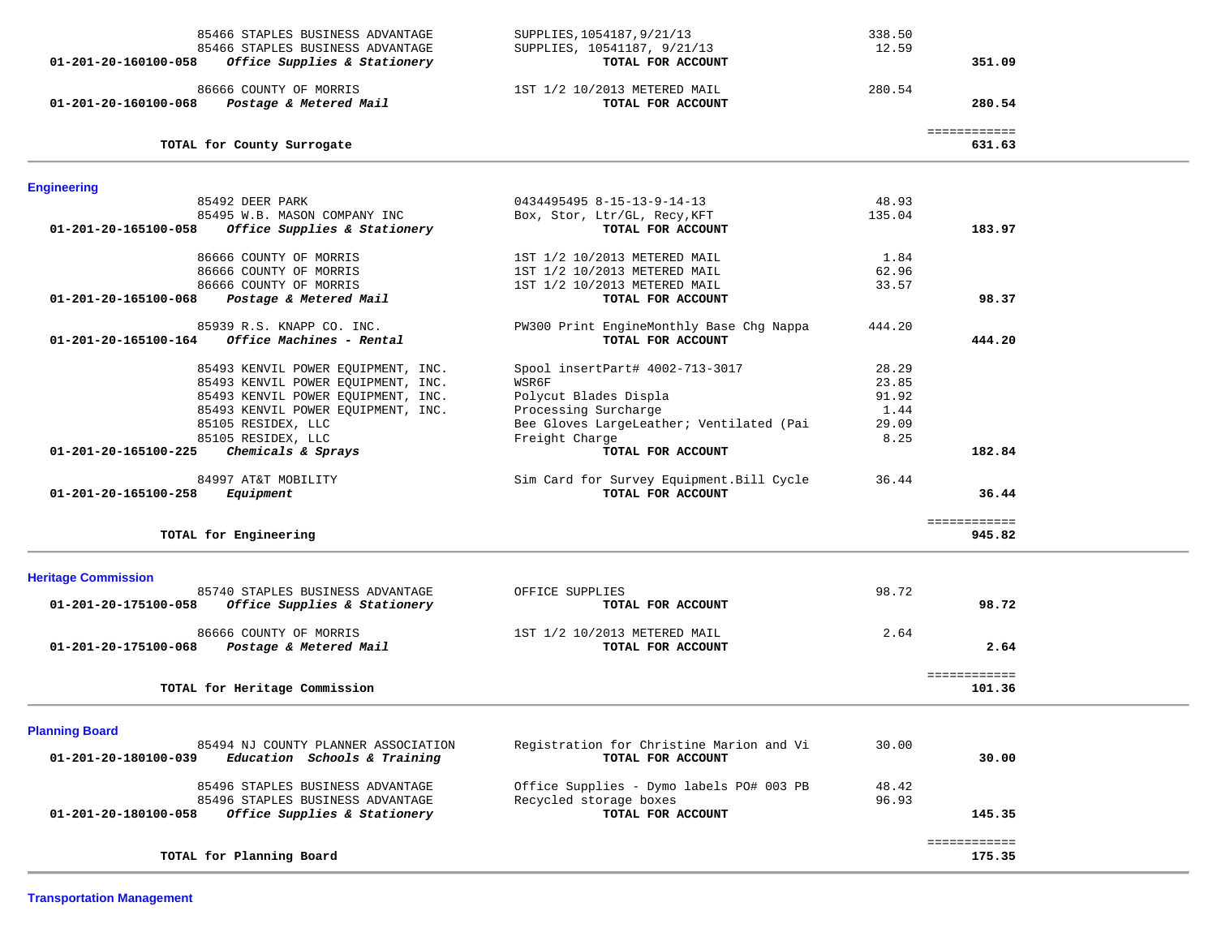| Account | Vendor / Description | Detail | Amount | Total |
|---|---|---|---|---|
| | 85466 STAPLES BUSINESS ADVANTAGE | SUPPLIES,1054187,9/21/13 | 338.50 | |
| | 85466 STAPLES BUSINESS ADVANTAGE | SUPPLIES, 10541187, 9/21/13 | 12.59 | |
| **01-201-20-160100-058** | ***Office Supplies & Stationery*** | **TOTAL FOR ACCOUNT** | | **351.09** |
| | 86666 COUNTY OF MORRIS | 1ST 1/2 10/2013 METERED MAIL | 280.54 | |
| **01-201-20-160100-068** | ***Postage & Metered Mail*** | **TOTAL FOR ACCOUNT** | | **280.54** |
| | **TOTAL for County Surrogate** | | | ============ **631.63** |

## Engineering

| Account | Vendor / Description | Detail | Amount | Total |
|---|---|---|---|---|
| | 85492 DEER PARK | 0434495495 8-15-13-9-14-13 | 48.93 | |
| | 85495 W.B. MASON COMPANY INC | Box, Stor, Ltr/GL, Recy,KFT | 135.04 | |
| **01-201-20-165100-058** | ***Office Supplies & Stationery*** | **TOTAL FOR ACCOUNT** | | **183.97** |
| | 86666 COUNTY OF MORRIS | 1ST 1/2 10/2013 METERED MAIL | 1.84 | |
| | 86666 COUNTY OF MORRIS | 1ST 1/2 10/2013 METERED MAIL | 62.96 | |
| | 86666 COUNTY OF MORRIS | 1ST 1/2 10/2013 METERED MAIL | 33.57 | |
| **01-201-20-165100-068** | ***Postage & Metered Mail*** | **TOTAL FOR ACCOUNT** | | **98.37** |
| | 85939 R.S. KNAPP CO. INC. | PW300 Print EngineMonthly Base Chg Nappa | 444.20 | |
| **01-201-20-165100-164** | ***Office Machines - Rental*** | **TOTAL FOR ACCOUNT** | | **444.20** |
| | 85493 KENVIL POWER EQUIPMENT, INC. | Spool insertPart# 4002-713-3017 | 28.29 | |
| | 85493 KENVIL POWER EQUIPMENT, INC. | WSR6F | 23.85 | |
| | 85493 KENVIL POWER EQUIPMENT, INC. | Polycut Blades Displa | 91.92 | |
| | 85493 KENVIL POWER EQUIPMENT, INC. | Processing Surcharge | 1.44 | |
| | 85105 RESIDEX, LLC | Bee Gloves LargeLeather; Ventilated (Pai | 29.09 | |
| | 85105 RESIDEX, LLC | Freight Charge | 8.25 | |
| **01-201-20-165100-225** | ***Chemicals & Sprays*** | **TOTAL FOR ACCOUNT** | | **182.84** |
| | 84997 AT&T MOBILITY | Sim Card for Survey Equipment.Bill Cycle | 36.44 | |
| **01-201-20-165100-258** | ***Equipment*** | **TOTAL FOR ACCOUNT** | | **36.44** |
| | **TOTAL for Engineering** | | | ============ **945.82** |

## Heritage Commission

| Account | Vendor / Description | Detail | Amount | Total |
|---|---|---|---|---|
| | 85740 STAPLES BUSINESS ADVANTAGE | OFFICE SUPPLIES | 98.72 | |
| **01-201-20-175100-058** | ***Office Supplies & Stationery*** | **TOTAL FOR ACCOUNT** | | **98.72** |
| | 86666 COUNTY OF MORRIS | 1ST 1/2 10/2013 METERED MAIL | 2.64 | |
| **01-201-20-175100-068** | ***Postage & Metered Mail*** | **TOTAL FOR ACCOUNT** | | **2.64** |
| | **TOTAL for Heritage Commission** | | | ============ **101.36** |

## Planning Board

| Account | Vendor / Description | Detail | Amount | Total |
|---|---|---|---|---|
| | 85494 NJ COUNTY PLANNER ASSOCIATION | Registration for Christine Marion and Vi | 30.00 | |
| **01-201-20-180100-039** | ***Education Schools & Training*** | **TOTAL FOR ACCOUNT** | | **30.00** |
| | 85496 STAPLES BUSINESS ADVANTAGE | Office Supplies - Dymo labels PO# 003 PB | 48.42 | |
| | 85496 STAPLES BUSINESS ADVANTAGE | Recycled storage boxes | 96.93 | |
| **01-201-20-180100-058** | ***Office Supplies & Stationery*** | **TOTAL FOR ACCOUNT** | | **145.35** |
| | **TOTAL for Planning Board** | | | ============ **175.35** |

## Transportation Management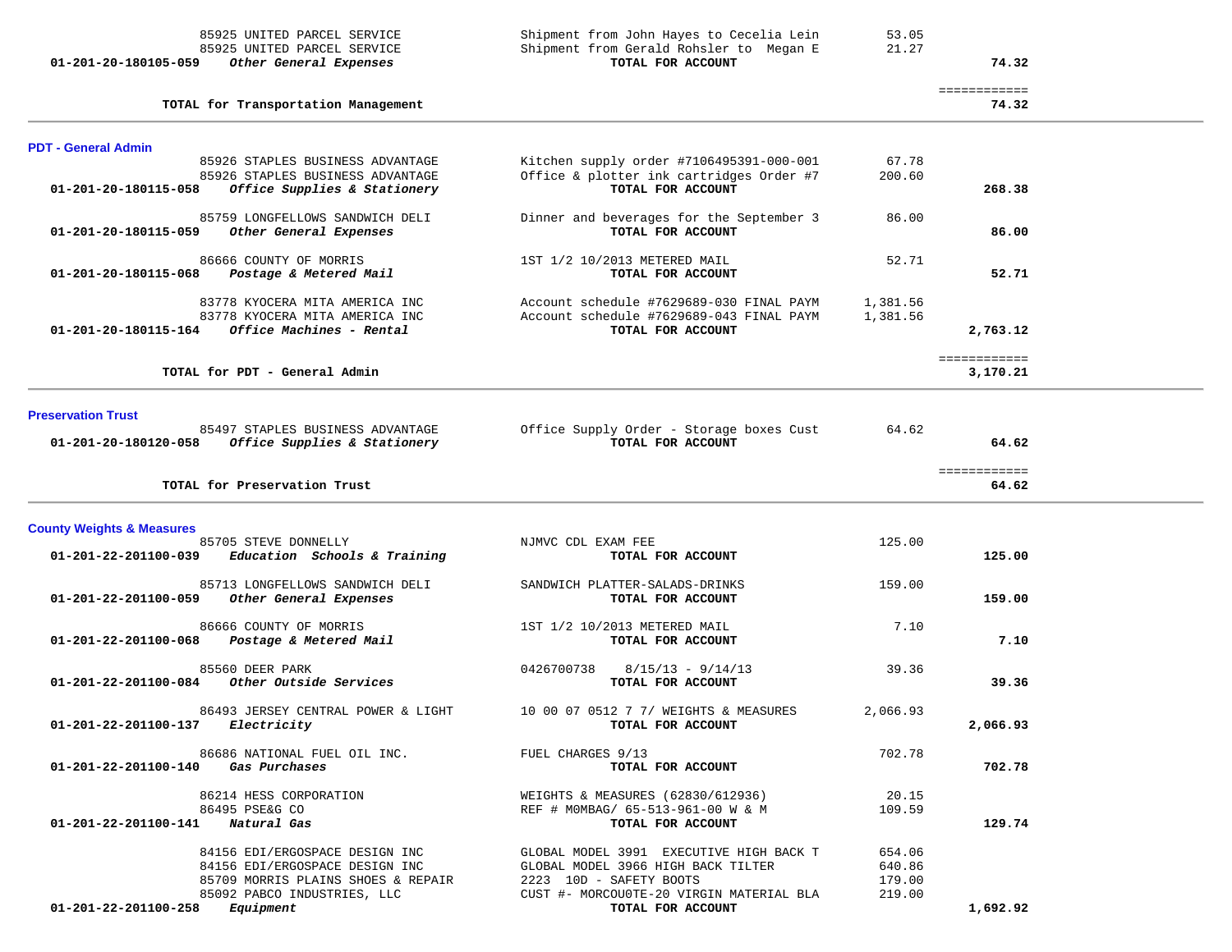| Account | Vendor / Account Name | Description | Amount | Total |
|---|---|---|---|---|
| | 85925 UNITED PARCEL SERVICE | Shipment from John Hayes to Cecelia Lein | 53.05 | |
| | 85925 UNITED PARCEL SERVICE | Shipment from Gerald Rohsler to Megan E | 21.27 | |
| **01-201-20-180105-059** | ***Other General Expenses*** | **TOTAL FOR ACCOUNT** | | **74.32** |
| | | | | ============ |
| | **TOTAL for Transportation Management** | | | **74.32** |

## PDT - General Admin

| Account | Vendor / Account Name | Description | Amount | Total |
|---|---|---|---|---|
| | 85926 STAPLES BUSINESS ADVANTAGE | Kitchen supply order #7106495391-000-001 | 67.78 | |
| | 85926 STAPLES BUSINESS ADVANTAGE | Office & plotter ink cartridges Order #7 | 200.60 | |
| **01-201-20-180115-058** | ***Office Supplies & Stationery*** | **TOTAL FOR ACCOUNT** | | **268.38** |
| | 85759 LONGFELLOWS SANDWICH DELI | Dinner and beverages for the September 3 | 86.00 | |
| **01-201-20-180115-059** | ***Other General Expenses*** | **TOTAL FOR ACCOUNT** | | **86.00** |
| | 86666 COUNTY OF MORRIS | 1ST 1/2 10/2013 METERED MAIL | 52.71 | |
| **01-201-20-180115-068** | ***Postage & Metered Mail*** | **TOTAL FOR ACCOUNT** | | **52.71** |
| | 83778 KYOCERA MITA AMERICA INC | Account schedule #7629689-030 FINAL PAYM | 1,381.56 | |
| | 83778 KYOCERA MITA AMERICA INC | Account schedule #7629689-043 FINAL PAYM | 1,381.56 | |
| **01-201-20-180115-164** | ***Office Machines - Rental*** | **TOTAL FOR ACCOUNT** | | **2,763.12** |
| | | | | ============ |
| | **TOTAL for PDT - General Admin** | | | **3,170.21** |

## Preservation Trust

| Account | Vendor / Account Name | Description | Amount | Total |
|---|---|---|---|---|
| | 85497 STAPLES BUSINESS ADVANTAGE | Office Supply Order - Storage boxes Cust | 64.62 | |
| **01-201-20-180120-058** | ***Office Supplies & Stationery*** | **TOTAL FOR ACCOUNT** | | **64.62** |
| | | | | ============ |
| | **TOTAL for Preservation Trust** | | | **64.62** |

## County Weights & Measures

| Account | Vendor / Account Name | Description | Amount | Total |
|---|---|---|---|---|
| | 85705 STEVE DONNELLY | NJMVC CDL EXAM FEE | 125.00 | |
| **01-201-22-201100-039** | ***Education Schools & Training*** | **TOTAL FOR ACCOUNT** | | **125.00** |
| | 85713 LONGFELLOWS SANDWICH DELI | SANDWICH PLATTER-SALADS-DRINKS | 159.00 | |
| **01-201-22-201100-059** | ***Other General Expenses*** | **TOTAL FOR ACCOUNT** | | **159.00** |
| | 86666 COUNTY OF MORRIS | 1ST 1/2 10/2013 METERED MAIL | 7.10 | |
| **01-201-22-201100-068** | ***Postage & Metered Mail*** | **TOTAL FOR ACCOUNT** | | **7.10** |
| | 85560 DEER PARK | 0426700738 8/15/13 - 9/14/13 | 39.36 | |
| **01-201-22-201100-084** | ***Other Outside Services*** | **TOTAL FOR ACCOUNT** | | **39.36** |
| | 86493 JERSEY CENTRAL POWER & LIGHT | 10 00 07 0512 7 7/ WEIGHTS & MEASURES | 2,066.93 | |
| **01-201-22-201100-137** | ***Electricity*** | **TOTAL FOR ACCOUNT** | | **2,066.93** |
| | 86686 NATIONAL FUEL OIL INC. | FUEL CHARGES 9/13 | 702.78 | |
| **01-201-22-201100-140** | ***Gas Purchases*** | **TOTAL FOR ACCOUNT** | | **702.78** |
| | 86214 HESS CORPORATION | WEIGHTS & MEASURES (62830/612936) | 20.15 | |
| | 86495 PSE&G CO | REF # M0MBAG/ 65-513-961-00 W & M | 109.59 | |
| **01-201-22-201100-141** | ***Natural Gas*** | **TOTAL FOR ACCOUNT** | | **129.74** |
| | 84156 EDI/ERGOSPACE DESIGN INC | GLOBAL MODEL 3991 EXECUTIVE HIGH BACK T | 654.06 | |
| | 84156 EDI/ERGOSPACE DESIGN INC | GLOBAL MODEL 3966 HIGH BACK TILTER | 640.86 | |
| | 85709 MORRIS PLAINS SHOES & REPAIR | 2223 10D - SAFETY BOOTS | 179.00 | |
| | 85092 PABCO INDUSTRIES, LLC | CUST #- MORCOU0TE-20 VIRGIN MATERIAL BLA | 219.00 | |
| **01-201-22-201100-258** | ***Equipment*** | **TOTAL FOR ACCOUNT** | | **1,692.92** |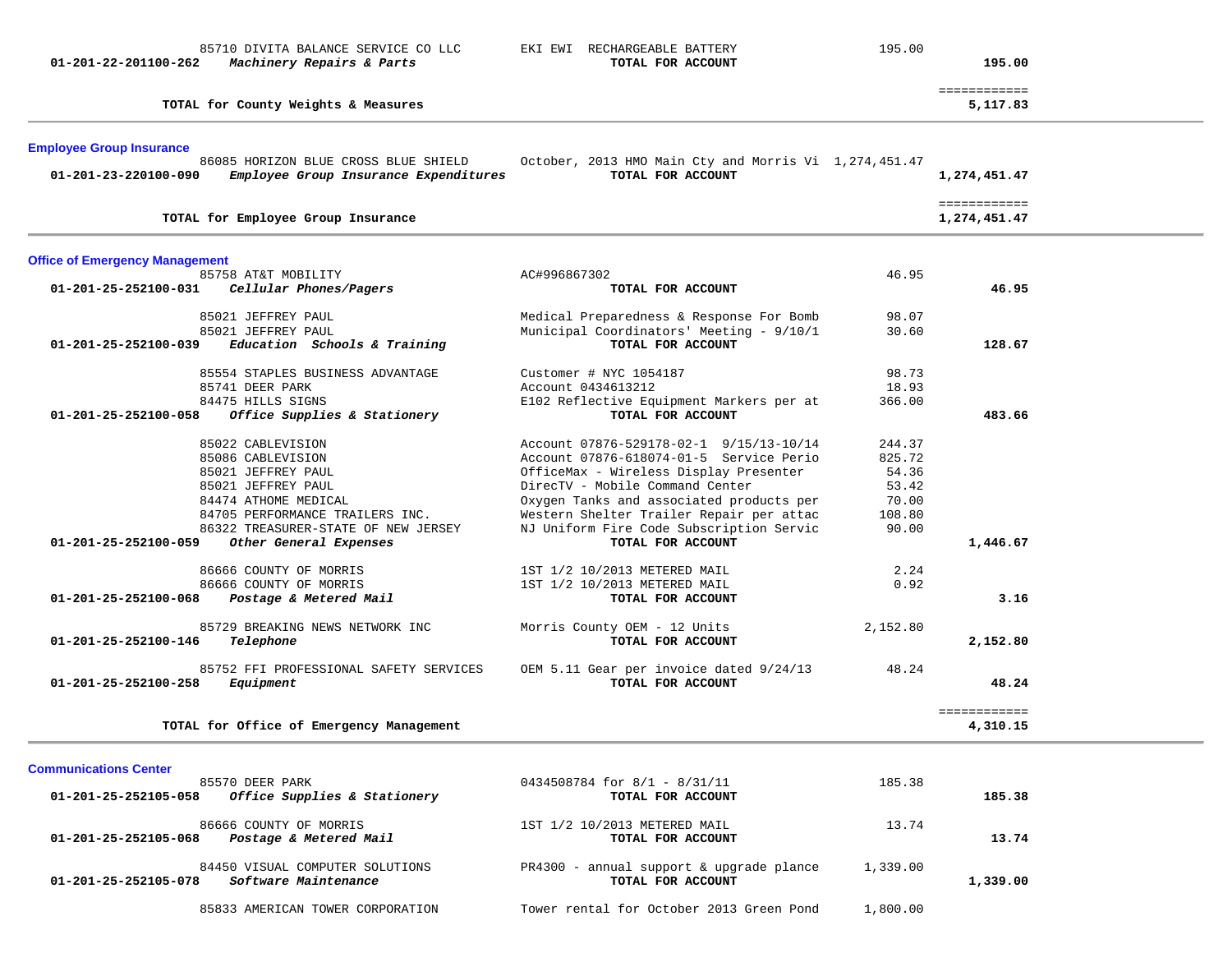| | | | | |
|---|---|---|---|---|
| | 85710 DIVITA BALANCE SERVICE CO LLC | EKI EWI RECHARGEABLE BATTERY | 195.00 | |
| **01-201-22-201100-262** | ***Machinery Repairs & Parts*** | **TOTAL FOR ACCOUNT** | | **195.00** |
| | | | | ============ |
| | **TOTAL for County Weights & Measures** | | | **5,117.83** |

## Employee Group Insurance

| | | | | |
|---|---|---|---|---|
| | 86085 HORIZON BLUE CROSS BLUE SHIELD | October, 2013 HMO Main Cty and Morris Vi | 1,274,451.47 | |
| **01-201-23-220100-090** | ***Employee Group Insurance Expenditures*** | **TOTAL FOR ACCOUNT** | | **1,274,451.47** |
| | | | | ============ |
| | **TOTAL for Employee Group Insurance** | | | **1,274,451.47** |

## Office of Emergency Management

| | | | | |
|---|---|---|---|---|
| | 85758 AT&T MOBILITY | AC#996867302 | 46.95 | |
| **01-201-25-252100-031** | ***Cellular Phones/Pagers*** | **TOTAL FOR ACCOUNT** | | **46.95** |
| | 85021 JEFFREY PAUL | Medical Preparedness & Response For Bomb | 98.07 | |
| | 85021 JEFFREY PAUL | Municipal Coordinators' Meeting - 9/10/1 | 30.60 | |
| **01-201-25-252100-039** | ***Education Schools & Training*** | **TOTAL FOR ACCOUNT** | | **128.67** |
| | 85554 STAPLES BUSINESS ADVANTAGE | Customer # NYC 1054187 | 98.73 | |
| | 85741 DEER PARK | Account 0434613212 | 18.93 | |
| | 84475 HILLS SIGNS | E102 Reflective Equipment Markers per at | 366.00 | |
| **01-201-25-252100-058** | ***Office Supplies & Stationery*** | **TOTAL FOR ACCOUNT** | | **483.66** |
| | 85022 CABLEVISION | Account 07876-529178-02-1 9/15/13-10/14 | 244.37 | |
| | 85086 CABLEVISION | Account 07876-618074-01-5 Service Perio | 825.72 | |
| | 85021 JEFFREY PAUL | OfficeMax - Wireless Display Presenter | 54.36 | |
| | 85021 JEFFREY PAUL | DirecTV - Mobile Command Center | 53.42 | |
| | 84474 ATHOME MEDICAL | Oxygen Tanks and associated products per | 70.00 | |
| | 84705 PERFORMANCE TRAILERS INC. | Western Shelter Trailer Repair per attac | 108.80 | |
| | 86322 TREASURER-STATE OF NEW JERSEY | NJ Uniform Fire Code Subscription Servic | 90.00 | |
| **01-201-25-252100-059** | ***Other General Expenses*** | **TOTAL FOR ACCOUNT** | | **1,446.67** |
| | 86666 COUNTY OF MORRIS | 1ST 1/2 10/2013 METERED MAIL | 2.24 | |
| | 86666 COUNTY OF MORRIS | 1ST 1/2 10/2013 METERED MAIL | 0.92 | |
| **01-201-25-252100-068** | ***Postage & Metered Mail*** | **TOTAL FOR ACCOUNT** | | **3.16** |
| | 85729 BREAKING NEWS NETWORK INC | Morris County OEM - 12 Units | 2,152.80 | |
| **01-201-25-252100-146** | ***Telephone*** | **TOTAL FOR ACCOUNT** | | **2,152.80** |
| | 85752 FFI PROFESSIONAL SAFETY SERVICES | OEM 5.11 Gear per invoice dated 9/24/13 | 48.24 | |
| **01-201-25-252100-258** | ***Equipment*** | **TOTAL FOR ACCOUNT** | | **48.24** |
| | | | | ============ |
| | **TOTAL for Office of Emergency Management** | | | **4,310.15** |

## Communications Center

| | | | | |
|---|---|---|---|---|
| | 85570 DEER PARK | 0434508784 for 8/1 - 8/31/11 | 185.38 | |
| **01-201-25-252105-058** | ***Office Supplies & Stationery*** | **TOTAL FOR ACCOUNT** | | **185.38** |
| | 86666 COUNTY OF MORRIS | 1ST 1/2 10/2013 METERED MAIL | 13.74 | |
| **01-201-25-252105-068** | ***Postage & Metered Mail*** | **TOTAL FOR ACCOUNT** | | **13.74** |
| | 84450 VISUAL COMPUTER SOLUTIONS | PR4300 - annual support & upgrade plance | 1,339.00 | |
| **01-201-25-252105-078** | ***Software Maintenance*** | **TOTAL FOR ACCOUNT** | | **1,339.00** |
| | 85833 AMERICAN TOWER CORPORATION | Tower rental for October 2013 Green Pond | 1,800.00 | |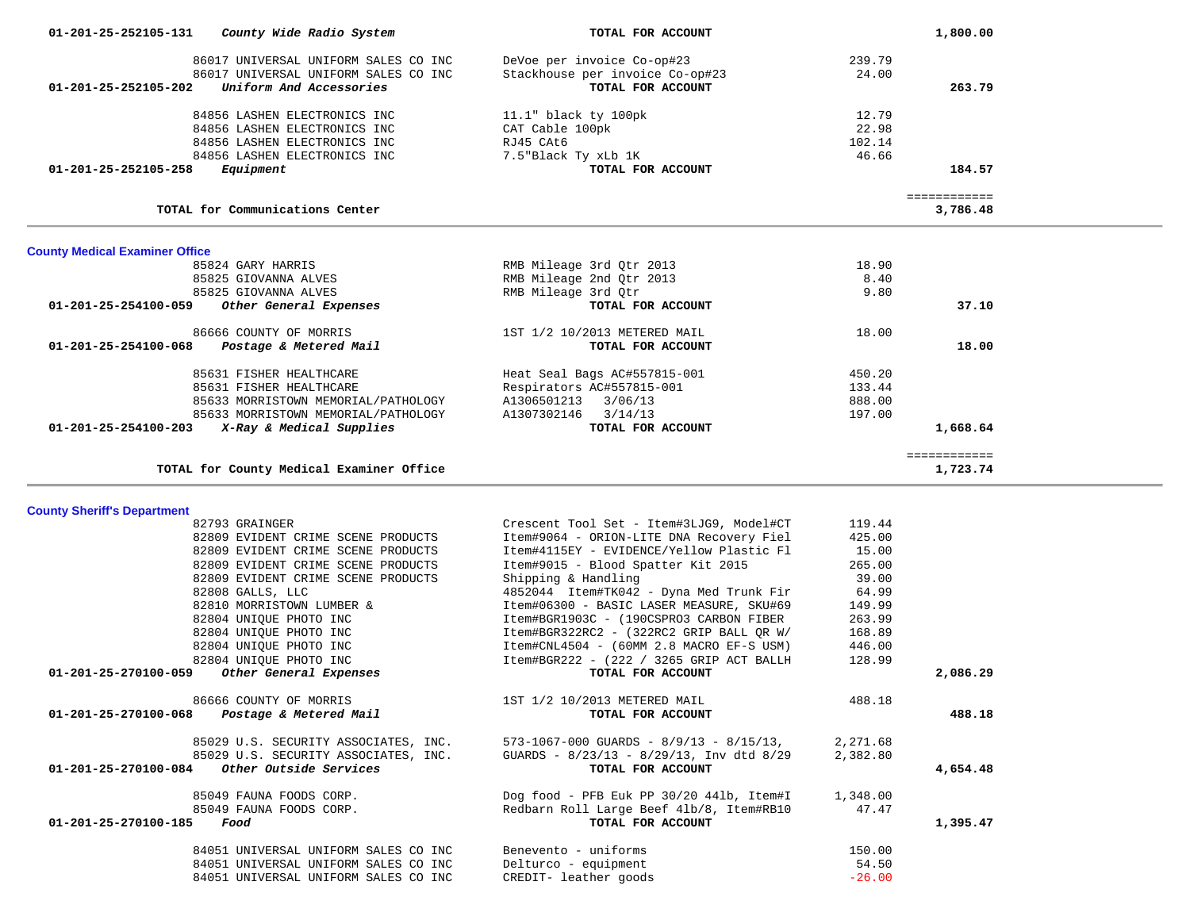| Account / Vendor | Description | Amount | Total |
|---|---|---|---|
| 01-201-25-252105-131 *County Wide Radio System* | TOTAL FOR ACCOUNT | | 1,800.00 |
| 86017 UNIVERSAL UNIFORM SALES CO INC | DeVoe per invoice Co-op#23 | 239.79 | |
| 86017 UNIVERSAL UNIFORM SALES CO INC | Stackhouse per invoice Co-op#23 | 24.00 | |
| 01-201-25-252105-202 *Uniform And Accessories* | TOTAL FOR ACCOUNT | | 263.79 |
| 84856 LASHEN ELECTRONICS INC | 11.1" black ty 100pk | 12.79 | |
| 84856 LASHEN ELECTRONICS INC | CAT Cable 100pk | 22.98 | |
| 84856 LASHEN ELECTRONICS INC | RJ45 CAt6 | 102.14 | |
| 84856 LASHEN ELECTRONICS INC | 7.5"Black Ty xLb 1K | 46.66 | |
| 01-201-25-252105-258 *Equipment* | TOTAL FOR ACCOUNT | | 184.57 |
| | | | ============ |
| **TOTAL for Communications Center** | | | 3,786.48 |

## County Medical Examiner Office

| Account / Vendor | Description | Amount | Total |
|---|---|---|---|
| 85824 GARY HARRIS | RMB Mileage 3rd Qtr 2013 | 18.90 | |
| 85825 GIOVANNA ALVES | RMB Mileage 2nd Qtr 2013 | 8.40 | |
| 85825 GIOVANNA ALVES | RMB Mileage 3rd Qtr | 9.80 | |
| 01-201-25-254100-059 *Other General Expenses* | TOTAL FOR ACCOUNT | | 37.10 |
| 86666 COUNTY OF MORRIS | 1ST 1/2 10/2013 METERED MAIL | 18.00 | |
| 01-201-25-254100-068 *Postage & Metered Mail* | TOTAL FOR ACCOUNT | | 18.00 |
| 85631 FISHER HEALTHCARE | Heat Seal Bags AC#557815-001 | 450.20 | |
| 85631 FISHER HEALTHCARE | Respirators AC#557815-001 | 133.44 | |
| 85633 MORRISTOWN MEMORIAL/PATHOLOGY | A1306501213 3/06/13 | 888.00 | |
| 85633 MORRISTOWN MEMORIAL/PATHOLOGY | A1307302146 3/14/13 | 197.00 | |
| 01-201-25-254100-203 *X-Ray & Medical Supplies* | TOTAL FOR ACCOUNT | | 1,668.64 |
| | | | ============ |
| **TOTAL for County Medical Examiner Office** | | | 1,723.74 |

## County Sheriff's Department

| Account / Vendor | Description | Amount | Total |
|---|---|---|---|
| 82793 GRAINGER | Crescent Tool Set - Item#3LJG9, Model#CT | 119.44 | |
| 82809 EVIDENT CRIME SCENE PRODUCTS | Item#9064 - ORION-LITE DNA Recovery Fiel | 425.00 | |
| 82809 EVIDENT CRIME SCENE PRODUCTS | Item#4115EY - EVIDENCE/Yellow Plastic Fl | 15.00 | |
| 82809 EVIDENT CRIME SCENE PRODUCTS | Item#9015 - Blood Spatter Kit 2015 | 265.00 | |
| 82809 EVIDENT CRIME SCENE PRODUCTS | Shipping & Handling | 39.00 | |
| 82808 GALLS, LLC | 4852044 Item#TK042 - Dyna Med Trunk Fir | 64.99 | |
| 82810 MORRISTOWN LUMBER & | Item#06300 - BASIC LASER MEASURE, SKU#69 | 149.99 | |
| 82804 UNIQUE PHOTO INC | Item#BGR1903C - (190CSPRO3 CARBON FIBER | 263.99 | |
| 82804 UNIQUE PHOTO INC | Item#BGR322RC2 - (322RC2 GRIP BALL QR W/ | 168.89 | |
| 82804 UNIQUE PHOTO INC | Item#CNL4504 - (60MM 2.8 MACRO EF-S USM) | 446.00 | |
| 82804 UNIQUE PHOTO INC | Item#BGR222 - (222 / 3265 GRIP ACT BALLH | 128.99 | |
| 01-201-25-270100-059 *Other General Expenses* | TOTAL FOR ACCOUNT | | 2,086.29 |
| 86666 COUNTY OF MORRIS | 1ST 1/2 10/2013 METERED MAIL | 488.18 | |
| 01-201-25-270100-068 *Postage & Metered Mail* | TOTAL FOR ACCOUNT | | 488.18 |
| 85029 U.S. SECURITY ASSOCIATES, INC. | 573-1067-000 GUARDS - 8/9/13 - 8/15/13, | 2,271.68 | |
| 85029 U.S. SECURITY ASSOCIATES, INC. | GUARDS - 8/23/13 - 8/29/13, Inv dtd 8/29 | 2,382.80 | |
| 01-201-25-270100-084 *Other Outside Services* | TOTAL FOR ACCOUNT | | 4,654.48 |
| 85049 FAUNA FOODS CORP. | Dog food - PFB Euk PP 30/20 44lb, Item#I | 1,348.00 | |
| 85049 FAUNA FOODS CORP. | Redbarn Roll Large Beef 4lb/8, Item#RB10 | 47.47 | |
| 01-201-25-270100-185 *Food* | TOTAL FOR ACCOUNT | | 1,395.47 |
| 84051 UNIVERSAL UNIFORM SALES CO INC | Benevento - uniforms | 150.00 | |
| 84051 UNIVERSAL UNIFORM SALES CO INC | Delturco - equipment | 54.50 | |
| 84051 UNIVERSAL UNIFORM SALES CO INC | CREDIT- leather goods | -26.00 | |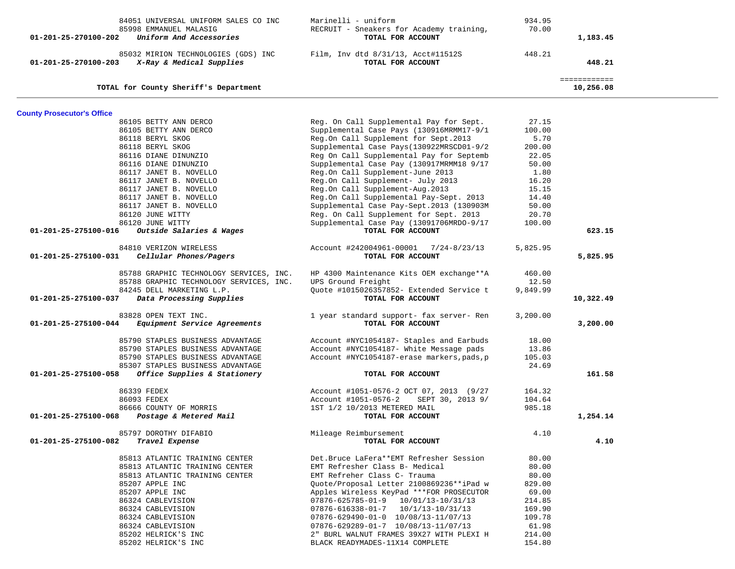| Account | Vendor / Account Name | Description | Amount | Total |
|---|---|---|---|---|
| | 84051 UNIVERSAL UNIFORM SALES CO INC | Marinelli - uniform | 934.95 | |
| | 85998 EMMANUEL MALASIG | RECRUIT - Sneakers for Academy training, | 70.00 | |
| 01-201-25-270100-202 | *Uniform And Accessories* | **TOTAL FOR ACCOUNT** | | **1,183.45** |
| | 85032 MIRION TECHNOLOGIES (GDS) INC | Film, Inv dtd 8/31/13, Acct#11512S | 448.21 | |
| 01-201-25-270100-203 | *X-Ray & Medical Supplies* | **TOTAL FOR ACCOUNT** | | **448.21** |
| | **TOTAL for County Sheriff's Department** | | | ============ **10,256.08** |

## County Prosecutor's Office

| Account | Vendor / Account Name | Description | Amount | Total |
|---|---|---|---|---|
| | 86105 BETTY ANN DERCO | Reg. On Call Supplemental Pay for Sept. | 27.15 | |
| | 86105 BETTY ANN DERCO | Supplemental Case Pays (130916MRMM17-9/1 | 100.00 | |
| | 86118 BERYL SKOG | Reg.On Call Supplement for Sept.2013 | 5.70 | |
| | 86118 BERYL SKOG | Supplemental Case Pays(130922MRSCD01-9/2 | 200.00 | |
| | 86116 DIANE DINUNZIO | Reg On Call Supplemental Pay for Septemb | 22.05 | |
| | 86116 DIANE DINUNZIO | Supplemental Case Pay (130917MRMM18 9/17 | 50.00 | |
| | 86117 JANET B. NOVELLO | Reg.On Call Supplement-June 2013 | 1.80 | |
| | 86117 JANET B. NOVELLO | Reg.On Call Supplement- July 2013 | 16.20 | |
| | 86117 JANET B. NOVELLO | Reg.On Call Supplement-Aug.2013 | 15.15 | |
| | 86117 JANET B. NOVELLO | Reg.On Call Supplemental Pay-Sept. 2013 | 14.40 | |
| | 86117 JANET B. NOVELLO | Supplemental Case Pay-Sept.2013 (130903M | 50.00 | |
| | 86120 JUNE WITTY | Reg. On Call Supplement for Sept. 2013 | 20.70 | |
| | 86120 JUNE WITTY | Supplemental Case Pay (13091706MRDO-9/17 | 100.00 | |
| 01-201-25-275100-016 | *Outside Salaries & Wages* | **TOTAL FOR ACCOUNT** | | **623.15** |
| | 84810 VERIZON WIRELESS | Account #242004961-00001 7/24-8/23/13 | 5,825.95 | |
| 01-201-25-275100-031 | *Cellular Phones/Pagers* | **TOTAL FOR ACCOUNT** | | **5,825.95** |
| | 85788 GRAPHIC TECHNOLOGY SERVICES, INC. | HP 4300 Maintenance Kits OEM exchange**A | 460.00 | |
| | 85788 GRAPHIC TECHNOLOGY SERVICES, INC. | UPS Ground Freight | 12.50 | |
| | 84245 DELL MARKETING L.P. | Quote #1015026357852- Extended Service t | 9,849.99 | |
| 01-201-25-275100-037 | *Data Processing Supplies* | **TOTAL FOR ACCOUNT** | | **10,322.49** |
| | 83828 OPEN TEXT INC. | 1 year standard support- fax server- Ren | 3,200.00 | |
| 01-201-25-275100-044 | *Equipment Service Agreements* | **TOTAL FOR ACCOUNT** | | **3,200.00** |
| | 85790 STAPLES BUSINESS ADVANTAGE | Account #NYC1054187- Staples and Earbuds | 18.00 | |
| | 85790 STAPLES BUSINESS ADVANTAGE | Account #NYC1054187- White Message pads | 13.86 | |
| | 85790 STAPLES BUSINESS ADVANTAGE | Account #NYC1054187-erase markers,pads,p | 105.03 | |
| | 85307 STAPLES BUSINESS ADVANTAGE | | 24.69 | |
| 01-201-25-275100-058 | *Office Supplies & Stationery* | **TOTAL FOR ACCOUNT** | | **161.58** |
| | 86339 FEDEX | Account #1051-0576-2 OCT 07, 2013 (9/27 | 164.32 | |
| | 86093 FEDEX | Account #1051-0576-2 SEPT 30, 2013 9/ | 104.64 | |
| | 86666 COUNTY OF MORRIS | 1ST 1/2 10/2013 METERED MAIL | 985.18 | |
| 01-201-25-275100-068 | *Postage & Metered Mail* | **TOTAL FOR ACCOUNT** | | **1,254.14** |
| | 85797 DOROTHY DIFABIO | Mileage Reimbursement | 4.10 | |
| 01-201-25-275100-082 | *Travel Expense* | **TOTAL FOR ACCOUNT** | | **4.10** |
| | 85813 ATLANTIC TRAINING CENTER | Det.Bruce LaFera**EMT Refresher Session | 80.00 | |
| | 85813 ATLANTIC TRAINING CENTER | EMT Refresher Class B- Medical | 80.00 | |
| | 85813 ATLANTIC TRAINING CENTER | EMT Refreher Class C- Trauma | 80.00 | |
| | 85207 APPLE INC | Quote/Proposal Letter 2100869236**iPad w | 829.00 | |
| | 85207 APPLE INC | Apples Wireless KeyPad ***FOR PROSECUTOR | 69.00 | |
| | 86324 CABLEVISION | 07876-625785-01-9 10/01/13-10/31/13 | 214.85 | |
| | 86324 CABLEVISION | 07876-616338-01-7 10/1/13-10/31/13 | 169.90 | |
| | 86324 CABLEVISION | 07876-629490-01-0 10/08/13-11/07/13 | 109.78 | |
| | 86324 CABLEVISION | 07876-629289-01-7 10/08/13-11/07/13 | 61.98 | |
| | 85202 HELRICK'S INC | 2" BURL WALNUT FRAMES 39X27 WITH PLEXI H | 214.00 | |
| | 85202 HELRICK'S INC | BLACK READYMADES-11X14 COMPLETE | 154.80 | |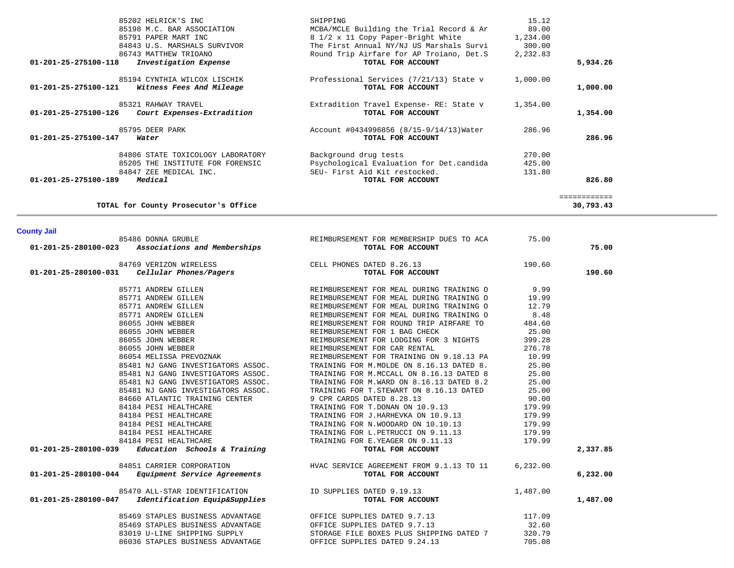| Account | Vendor / Description | Detail | Amount | Total |
|---|---|---|---|---|
| | 85202 HELRICK'S INC | SHIPPING | 15.12 | |
| | 85198 M.C. BAR ASSOCIATION | MCBA/MCLE Building the Trial Record & Ar | 89.00 | |
| | 85791 PAPER MART INC | 8 1/2 x 11 Copy Paper-Bright White | 1,234.00 | |
| | 84843 U.S. MARSHALS SURVIVOR | The First Annual NY/NJ US Marshals Survi | 300.00 | |
| | 86743 MATTHEW TRIOANO | Round Trip Airfare for AP Troiano, Det.S | 2,232.83 | |
| **01-201-25-275100-118** | ***Investigation Expense*** | **TOTAL FOR ACCOUNT** | | **5,934.26** |
| | 85194 CYNTHIA WILCOX LISCHIK | Professional Services (7/21/13) State v | 1,000.00 | |
| **01-201-25-275100-121** | ***Witness Fees And Mileage*** | **TOTAL FOR ACCOUNT** | | **1,000.00** |
| | 85321 RAHWAY TRAVEL | Extradition Travel Expense- RE: State v | 1,354.00 | |
| **01-201-25-275100-126** | ***Court Expenses-Extradition*** | **TOTAL FOR ACCOUNT** | | **1,354.00** |
| | 85795 DEER PARK | Account #0434996856 (8/15-9/14/13)Water | 286.96 | |
| **01-201-25-275100-147** | ***Water*** | **TOTAL FOR ACCOUNT** | | **286.96** |
| | 84806 STATE TOXICOLOGY LABORATORY | Background drug tests | 270.00 | |
| | 85205 THE INSTITUTE FOR FORENSIC | Psychological Evaluation for Det.candida | 425.00 | |
| | 84847 ZEE MEDICAL INC. | SEU- First Aid Kit restocked. | 131.80 | |
| **01-201-25-275100-189** | ***Medical*** | **TOTAL FOR ACCOUNT** | | **826.80** |
| | | | | ============ |
| | **TOTAL for County Prosecutor's Office** | | | **30,793.43** |

## County Jail

| Account | Vendor / Description | Detail | Amount | Total |
|---|---|---|---|---|
| | 85486 DONNA GRUBLE | REIMBURSEMENT FOR MEMBERSHIP DUES TO ACA | 75.00 | |
| **01-201-25-280100-023** | ***Associations and Memberships*** | **TOTAL FOR ACCOUNT** | | **75.00** |
| | 84769 VERIZON WIRELESS | CELL PHONES DATED 8.26.13 | 190.60 | |
| **01-201-25-280100-031** | ***Cellular Phones/Pagers*** | **TOTAL FOR ACCOUNT** | | **190.60** |
| | 85771 ANDREW GILLEN | REIMBURSEMENT FOR MEAL DURING TRAINING O | 9.99 | |
| | 85771 ANDREW GILLEN | REIMBURSEMENT FOR MEAL DURING TRAINING O | 19.99 | |
| | 85771 ANDREW GILLEN | REIMBURSEMENT FOR MEAL DURING TRAINING O | 12.79 | |
| | 85771 ANDREW GILLEN | REIMBURSEMENT FOR MEAL DURING TRAINING O | 8.48 | |
| | 86055 JOHN WEBBER | REIMBURSEMENT FOR ROUND TRIP AIRFARE TO | 484.60 | |
| | 86055 JOHN WEBBER | REIMBURSEMENT FOR 1 BAG CHECK | 25.00 | |
| | 86055 JOHN WEBBER | REIMBURSEMENT FOR LODGING FOR 3 NIGHTS | 399.28 | |
| | 86055 JOHN WEBBER | REIMBURSEMENT FOR CAR RENTAL | 276.78 | |
| | 86054 MELISSA PREVOZNAK | REIMBURSEMENT FOR TRAINING ON 9.18.13 PA | 10.99 | |
| | 85481 NJ GANG INVESTIGATORS ASSOC. | TRAINING FOR M.MOLDE ON 8.16.13 DATED 8. | 25.00 | |
| | 85481 NJ GANG INVESTIGATORS ASSOC. | TRAINING FOR M.MCCALL ON 8.16.13 DATED 8 | 25.00 | |
| | 85481 NJ GANG INVESTIGATORS ASSOC. | TRAINING FOR M.WARD ON 8.16.13 DATED 8.2 | 25.00 | |
| | 85481 NJ GANG INVESTIGATORS ASSOC. | TRAINING FOR T.STEWART ON 8.16.13 DATED | 25.00 | |
| | 84660 ATLANTIC TRAINING CENTER | 9 CPR CARDS DATED 8.28.13 | 90.00 | |
| | 84184 PESI HEALTHCARE | TRAINING FOR T.DONAN ON 10.9.13 | 179.99 | |
| | 84184 PESI HEALTHCARE | TRAINING FOR J.HARHEVKA ON 10.9.13 | 179.99 | |
| | 84184 PESI HEALTHCARE | TRAINING FOR N.WOODARD ON 10.10.13 | 179.99 | |
| | 84184 PESI HEALTHCARE | TRAINING FOR L.PETRUCCI ON 9.11.13 | 179.99 | |
| | 84184 PESI HEALTHCARE | TRAINING FOR E.YEAGER ON 9.11.13 | 179.99 | |
| **01-201-25-280100-039** | ***Education Schools & Training*** | **TOTAL FOR ACCOUNT** | | **2,337.85** |
| | 84851 CARRIER CORPORATION | HVAC SERVICE AGREEMENT FROM 9.1.13 TO 11 | 6,232.00 | |
| **01-201-25-280100-044** | ***Equipment Service Agreements*** | **TOTAL FOR ACCOUNT** | | **6,232.00** |
| | 85470 ALL-STAR IDENTIFICATION | ID SUPPLIES DATED 9.19.13 | 1,487.00 | |
| **01-201-25-280100-047** | ***Identification Equip&Supplies*** | **TOTAL FOR ACCOUNT** | | **1,487.00** |
| | 85469 STAPLES BUSINESS ADVANTAGE | OFFICE SUPPLIES DATED 9.7.13 | 117.09 | |
| | 85469 STAPLES BUSINESS ADVANTAGE | OFFICE SUPPLIES DATED 9.7.13 | 32.60 | |
| | 83019 U-LINE SHIPPING SUPPLY | STORAGE FILE BOXES PLUS SHIPPING DATED 7 | 320.79 | |
| | 86036 STAPLES BUSINESS ADVANTAGE | OFFICE SUPPLIES DATED 9.24.13 | 705.08 | |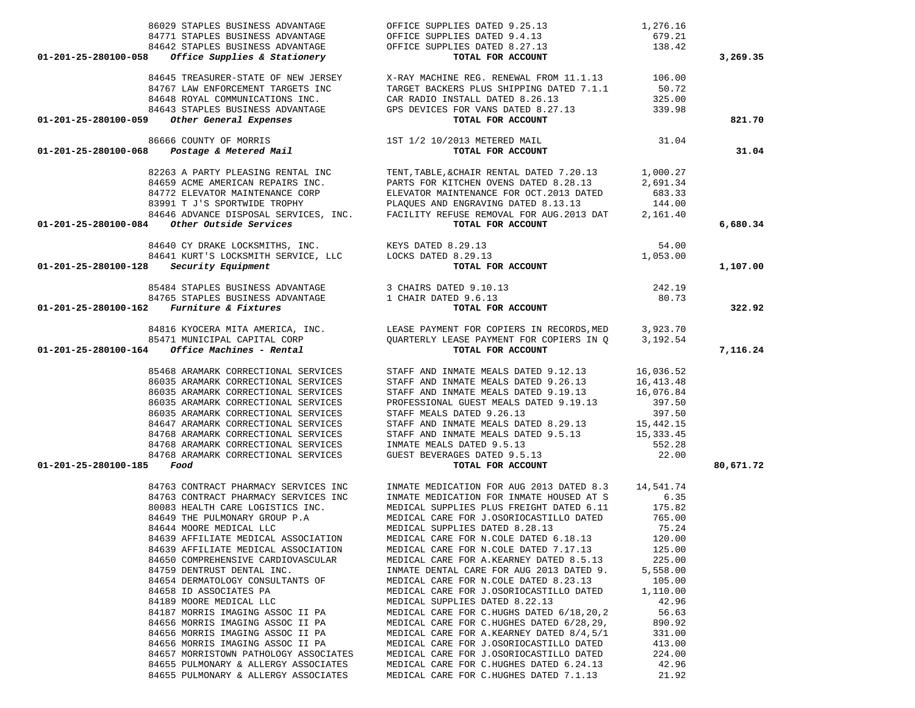| Account | Vendor | Description | Amount | Total |
|---|---|---|---|---|
| | 86029 STAPLES BUSINESS ADVANTAGE | OFFICE SUPPLIES DATED 9.25.13 | 1,276.16 | |
| | 84771 STAPLES BUSINESS ADVANTAGE | OFFICE SUPPLIES DATED 9.4.13 | 679.21 | |
| | 84642 STAPLES BUSINESS ADVANTAGE | OFFICE SUPPLIES DATED 8.27.13 | 138.42 | |
| **01-201-25-280100-058** *Office Supplies & Stationery* | | **TOTAL FOR ACCOUNT** | | **3,269.35** |
| | 84645 TREASURER-STATE OF NEW JERSEY | X-RAY MACHINE REG. RENEWAL FROM 11.1.13 | 106.00 | |
| | 84767 LAW ENFORCEMENT TARGETS INC | TARGET BACKERS PLUS SHIPPING DATED 7.1.1 | 50.72 | |
| | 84648 ROYAL COMMUNICATIONS INC. | CAR RADIO INSTALL DATED 8.26.13 | 325.00 | |
| | 84643 STAPLES BUSINESS ADVANTAGE | GPS DEVICES FOR VANS DATED 8.27.13 | 339.98 | |
| **01-201-25-280100-059** *Other General Expenses* | | **TOTAL FOR ACCOUNT** | | **821.70** |
| | 86666 COUNTY OF MORRIS | 1ST 1/2 10/2013 METERED MAIL | 31.04 | |
| **01-201-25-280100-068** *Postage & Metered Mail* | | **TOTAL FOR ACCOUNT** | | **31.04** |
| | 82263 A PARTY PLEASING RENTAL INC | TENT,TABLE,&CHAIR RENTAL DATED 7.20.13 | 1,000.27 | |
| | 84659 ACME AMERICAN REPAIRS INC. | PARTS FOR KITCHEN OVENS DATED 8.28.13 | 2,691.34 | |
| | 84772 ELEVATOR MAINTENANCE CORP | ELEVATOR MAINTENANCE FOR OCT.2013 DATED | 683.33 | |
| | 83991 T J'S SPORTWIDE TROPHY | PLAQUES AND ENGRAVING DATED 8.13.13 | 144.00 | |
| | 84646 ADVANCE DISPOSAL SERVICES, INC. | FACILITY REFUSE REMOVAL FOR AUG.2013 DAT | 2,161.40 | |
| **01-201-25-280100-084** *Other Outside Services* | | **TOTAL FOR ACCOUNT** | | **6,680.34** |
| | 84640 CY DRAKE LOCKSMITHS, INC. | KEYS DATED 8.29.13 | 54.00 | |
| | 84641 KURT'S LOCKSMITH SERVICE, LLC | LOCKS DATED 8.29.13 | 1,053.00 | |
| **01-201-25-280100-128** *Security Equipment* | | **TOTAL FOR ACCOUNT** | | **1,107.00** |
| | 85484 STAPLES BUSINESS ADVANTAGE | 3 CHAIRS DATED 9.10.13 | 242.19 | |
| | 84765 STAPLES BUSINESS ADVANTAGE | 1 CHAIR DATED 9.6.13 | 80.73 | |
| **01-201-25-280100-162** *Furniture & Fixtures* | | **TOTAL FOR ACCOUNT** | | **322.92** |
| | 84816 KYOCERA MITA AMERICA, INC. | LEASE PAYMENT FOR COPIERS IN RECORDS,MED | 3,923.70 | |
| | 85471 MUNICIPAL CAPITAL CORP | QUARTERLY LEASE PAYMENT FOR COPIERS IN Q | 3,192.54 | |
| **01-201-25-280100-164** *Office Machines - Rental* | | **TOTAL FOR ACCOUNT** | | **7,116.24** |
| | 85468 ARAMARK CORRECTIONAL SERVICES | STAFF AND INMATE MEALS DATED 9.12.13 | 16,036.52 | |
| | 86035 ARAMARK CORRECTIONAL SERVICES | STAFF AND INMATE MEALS DATED 9.26.13 | 16,413.48 | |
| | 86035 ARAMARK CORRECTIONAL SERVICES | STAFF AND INMATE MEALS DATED 9.19.13 | 16,076.84 | |
| | 86035 ARAMARK CORRECTIONAL SERVICES | PROFESSIONAL GUEST MEALS DATED 9.19.13 | 397.50 | |
| | 86035 ARAMARK CORRECTIONAL SERVICES | STAFF MEALS DATED 9.26.13 | 397.50 | |
| | 84647 ARAMARK CORRECTIONAL SERVICES | STAFF AND INMATE MEALS DATED 8.29.13 | 15,442.15 | |
| | 84768 ARAMARK CORRECTIONAL SERVICES | STAFF AND INMATE MEALS DATED 9.5.13 | 15,333.45 | |
| | 84768 ARAMARK CORRECTIONAL SERVICES | INMATE MEALS DATED 9.5.13 | 552.28 | |
| | 84768 ARAMARK CORRECTIONAL SERVICES | GUEST BEVERAGES DATED 9.5.13 | 22.00 | |
| **01-201-25-280100-185** *Food* | | **TOTAL FOR ACCOUNT** | | **80,671.72** |
| | 84763 CONTRACT PHARMACY SERVICES INC | INMATE MEDICATION FOR AUG 2013 DATED 8.3 | 14,541.74 | |
| | 84763 CONTRACT PHARMACY SERVICES INC | INMATE MEDICATION FOR INMATE HOUSED AT S | 6.35 | |
| | 80083 HEALTH CARE LOGISTICS INC. | MEDICAL SUPPLIES PLUS FREIGHT DATED 6.11 | 175.82 | |
| | 84649 THE PULMONARY GROUP P.A | MEDICAL CARE FOR J.OSORIOCASTILLO DATED | 765.00 | |
| | 84644 MOORE MEDICAL LLC | MEDICAL SUPPLIES DATED 8.28.13 | 75.24 | |
| | 84639 AFFILIATE MEDICAL ASSOCIATION | MEDICAL CARE FOR N.COLE DATED 6.18.13 | 120.00 | |
| | 84639 AFFILIATE MEDICAL ASSOCIATION | MEDICAL CARE FOR N.COLE DATED 7.17.13 | 125.00 | |
| | 84650 COMPREHENSIVE CARDIOVASCULAR | MEDICAL CARE FOR A.KEARNEY DATED 8.5.13 | 225.00 | |
| | 84759 DENTRUST DENTAL INC. | INMATE DENTAL CARE FOR AUG 2013 DATED 9. | 5,558.00 | |
| | 84654 DERMATOLOGY CONSULTANTS OF | MEDICAL CARE FOR N.COLE DATED 8.23.13 | 105.00 | |
| | 84658 ID ASSOCIATES PA | MEDICAL CARE FOR J.OSORIOCASTILLO DATED | 1,110.00 | |
| | 84189 MOORE MEDICAL LLC | MEDICAL SUPPLIES DATED 8.22.13 | 42.96 | |
| | 84187 MORRIS IMAGING ASSOC II PA | MEDICAL CARE FOR C.HUGHS DATED 6/18,20,2 | 56.63 | |
| | 84656 MORRIS IMAGING ASSOC II PA | MEDICAL CARE FOR C.HUGHES DATED 6/28,29, | 890.92 | |
| | 84656 MORRIS IMAGING ASSOC II PA | MEDICAL CARE FOR A.KEARNEY DATED 8/4,5/1 | 331.00 | |
| | 84656 MORRIS IMAGING ASSOC II PA | MEDICAL CARE FOR J.OSORIOCASTILLO DATED | 413.00 | |
| | 84657 MORRISTOWN PATHOLOGY ASSOCIATES | MEDICAL CARE FOR J.OSORIOCASTILLO DATED | 224.00 | |
| | 84655 PULMONARY & ALLERGY ASSOCIATES | MEDICAL CARE FOR C.HUGHES DATED 6.24.13 | 42.96 | |
| | 84655 PULMONARY & ALLERGY ASSOCIATES | MEDICAL CARE FOR C.HUGHES DATED 7.1.13 | 21.92 | |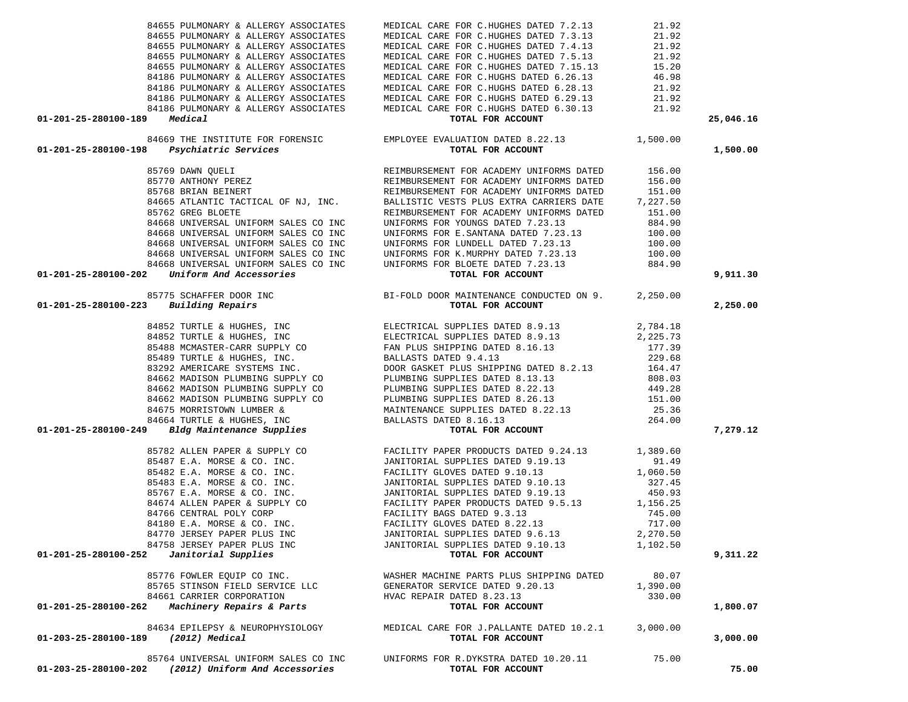| Account | Vendor | Description | Amount | Total |
|---|---|---|---|---|
| | 84655 PULMONARY & ALLERGY ASSOCIATES | MEDICAL CARE FOR C.HUGHES DATED 7.2.13 | 21.92 | |
| | 84655 PULMONARY & ALLERGY ASSOCIATES | MEDICAL CARE FOR C.HUGHES DATED 7.3.13 | 21.92 | |
| | 84655 PULMONARY & ALLERGY ASSOCIATES | MEDICAL CARE FOR C.HUGHES DATED 7.4.13 | 21.92 | |
| | 84655 PULMONARY & ALLERGY ASSOCIATES | MEDICAL CARE FOR C.HUGHES DATED 7.5.13 | 21.92 | |
| | 84655 PULMONARY & ALLERGY ASSOCIATES | MEDICAL CARE FOR C.HUGHES DATED 7.15.13 | 15.20 | |
| | 84186 PULMONARY & ALLERGY ASSOCIATES | MEDICAL CARE FOR C.HUGHS DATED 6.26.13 | 46.98 | |
| | 84186 PULMONARY & ALLERGY ASSOCIATES | MEDICAL CARE FOR C.HUGHS DATED 6.28.13 | 21.92 | |
| | 84186 PULMONARY & ALLERGY ASSOCIATES | MEDICAL CARE FOR C.HUGHS DATED 6.29.13 | 21.92 | |
| | 84186 PULMONARY & ALLERGY ASSOCIATES | MEDICAL CARE FOR C.HUGHS DATED 6.30.13 | 21.92 | |
| **01-201-25-280100-189** | ***Medical*** | **TOTAL FOR ACCOUNT** | | **25,046.16** |
| | 84669 THE INSTITUTE FOR FORENSIC | EMPLOYEE EVALUATION DATED 8.22.13 | 1,500.00 | |
| **01-201-25-280100-198** | ***Psychiatric Services*** | **TOTAL FOR ACCOUNT** | | **1,500.00** |
| | 85769 DAWN QUELI | REIMBURSEMENT FOR ACADEMY UNIFORMS DATED | 156.00 | |
| | 85770 ANTHONY PEREZ | REIMBURSEMENT FOR ACADEMY UNIFORMS DATED | 156.00 | |
| | 85768 BRIAN BEINERT | REIMBURSEMENT FOR ACADEMY UNIFORMS DATED | 151.00 | |
| | 84665 ATLANTIC TACTICAL OF NJ, INC. | BALLISTIC VESTS PLUS EXTRA CARRIERS DATE | 7,227.50 | |
| | 85762 GREG BLOETE | REIMBURSEMENT FOR ACADEMY UNIFORMS DATED | 151.00 | |
| | 84668 UNIVERSAL UNIFORM SALES CO INC | UNIFORMS FOR YOUNGS DATED 7.23.13 | 884.90 | |
| | 84668 UNIVERSAL UNIFORM SALES CO INC | UNIFORMS FOR E.SANTANA DATED 7.23.13 | 100.00 | |
| | 84668 UNIVERSAL UNIFORM SALES CO INC | UNIFORMS FOR LUNDELL DATED 7.23.13 | 100.00 | |
| | 84668 UNIVERSAL UNIFORM SALES CO INC | UNIFORMS FOR K.MURPHY DATED 7.23.13 | 100.00 | |
| | 84668 UNIVERSAL UNIFORM SALES CO INC | UNIFORMS FOR BLOETE DATED 7.23.13 | 884.90 | |
| **01-201-25-280100-202** | ***Uniform And Accessories*** | **TOTAL FOR ACCOUNT** | | **9,911.30** |
| | 85775 SCHAFFER DOOR INC | BI-FOLD DOOR MAINTENANCE CONDUCTED ON 9. | 2,250.00 | |
| **01-201-25-280100-223** | ***Building Repairs*** | **TOTAL FOR ACCOUNT** | | **2,250.00** |
| | 84852 TURTLE & HUGHES, INC | ELECTRICAL SUPPLIES DATED 8.9.13 | 2,784.18 | |
| | 84852 TURTLE & HUGHES, INC | ELECTRICAL SUPPLIES DATED 8.9.13 | 2,225.73 | |
| | 85488 MCMASTER-CARR SUPPLY CO | FAN PLUS SHIPPING DATED 8.16.13 | 177.39 | |
| | 85489 TURTLE & HUGHES, INC. | BALLASTS DATED 9.4.13 | 229.68 | |
| | 83292 AMERICARE SYSTEMS INC. | DOOR GASKET PLUS SHIPPING DATED 8.2.13 | 164.47 | |
| | 84662 MADISON PLUMBING SUPPLY CO | PLUMBING SUPPLIES DATED 8.13.13 | 808.03 | |
| | 84662 MADISON PLUMBING SUPPLY CO | PLUMBING SUPPLIES DATED 8.22.13 | 449.28 | |
| | 84662 MADISON PLUMBING SUPPLY CO | PLUMBING SUPPLIES DATED 8.26.13 | 151.00 | |
| | 84675 MORRISTOWN LUMBER & | MAINTENANCE SUPPLIES DATED 8.22.13 | 25.36 | |
| | 84664 TURTLE & HUGHES, INC | BALLASTS DATED 8.16.13 | 264.00 | |
| **01-201-25-280100-249** | ***Bldg Maintenance Supplies*** | **TOTAL FOR ACCOUNT** | | **7,279.12** |
| | 85782 ALLEN PAPER & SUPPLY CO | FACILITY PAPER PRODUCTS DATED 9.24.13 | 1,389.60 | |
| | 85487 E.A. MORSE & CO. INC. | JANITORIAL SUPPLIES DATED 9.19.13 | 91.49 | |
| | 85482 E.A. MORSE & CO. INC. | FACILITY GLOVES DATED 9.10.13 | 1,060.50 | |
| | 85483 E.A. MORSE & CO. INC. | JANITORIAL SUPPLIES DATED 9.10.13 | 327.45 | |
| | 85767 E.A. MORSE & CO. INC. | JANITORIAL SUPPLIES DATED 9.19.13 | 450.93 | |
| | 84674 ALLEN PAPER & SUPPLY CO | FACILITY PAPER PRODUCTS DATED 9.5.13 | 1,156.25 | |
| | 84766 CENTRAL POLY CORP | FACILITY BAGS DATED 9.3.13 | 745.00 | |
| | 84180 E.A. MORSE & CO. INC. | FACILITY GLOVES DATED 8.22.13 | 717.00 | |
| | 84770 JERSEY PAPER PLUS INC | JANITORIAL SUPPLIES DATED 9.6.13 | 2,270.50 | |
| | 84758 JERSEY PAPER PLUS INC | JANITORIAL SUPPLIES DATED 9.10.13 | 1,102.50 | |
| **01-201-25-280100-252** | ***Janitorial Supplies*** | **TOTAL FOR ACCOUNT** | | **9,311.22** |
| | 85776 FOWLER EQUIP CO INC. | WASHER MACHINE PARTS PLUS SHIPPING DATED | 80.07 | |
| | 85765 STINSON FIELD SERVICE LLC | GENERATOR SERVICE DATED 9.20.13 | 1,390.00 | |
| | 84661 CARRIER CORPORATION | HVAC REPAIR DATED 8.23.13 | 330.00 | |
| **01-201-25-280100-262** | ***Machinery Repairs & Parts*** | **TOTAL FOR ACCOUNT** | | **1,800.07** |
| | 84634 EPILEPSY & NEUROPHYSIOLOGY | MEDICAL CARE FOR J.PALLANTE DATED 10.2.1 | 3,000.00 | |
| **01-203-25-280100-189** | ***(2012) Medical*** | **TOTAL FOR ACCOUNT** | | **3,000.00** |
| | 85764 UNIVERSAL UNIFORM SALES CO INC | UNIFORMS FOR R.DYKSTRA DATED 10.20.11 | 75.00 | |
| **01-203-25-280100-202** | ***(2012) Uniform And Accessories*** | **TOTAL FOR ACCOUNT** | | **75.00** |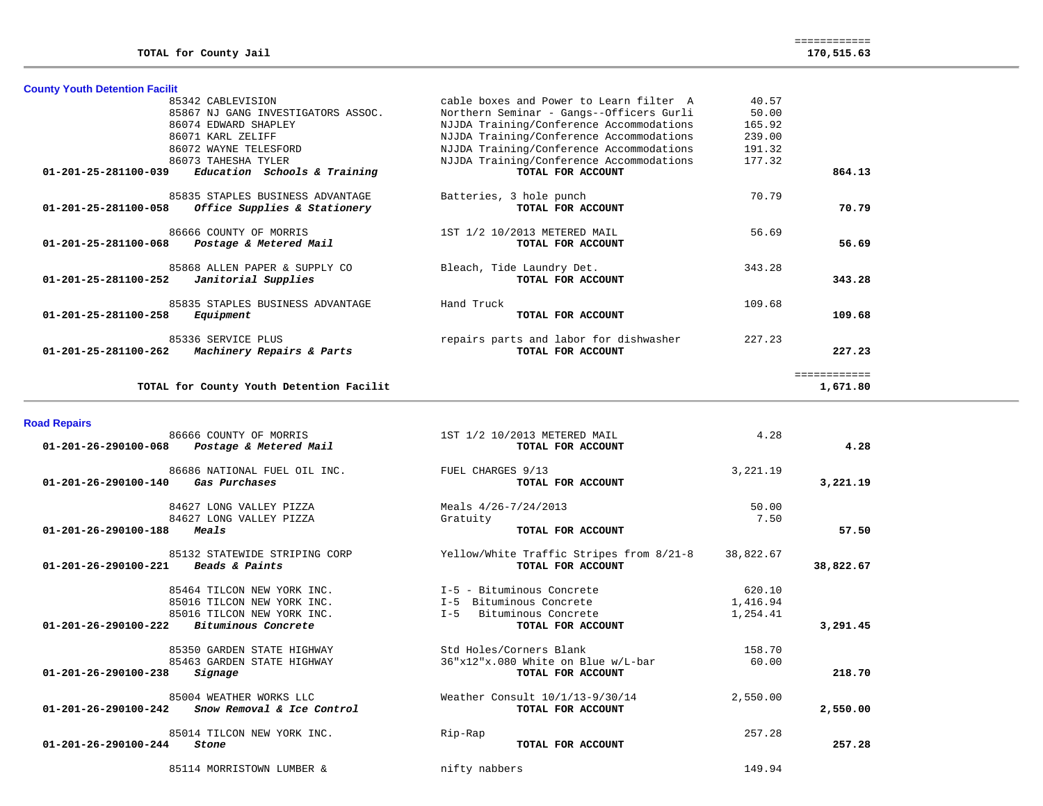| | | | | |
|---|---|---|---|---|
| | **TOTAL for County Jail** | | | ============ **170,515.63** |

## County Youth Detention Facilit

| Account | Vendor | Description | Amount | Total |
|---|---|---|---|---|
| | 85342 CABLEVISION | cable boxes and Power to Learn filter A | 40.57 | |
| | 85867 NJ GANG INVESTIGATORS ASSOC. | Northern Seminar - Gangs--Officers Gurli | 50.00 | |
| | 86074 EDWARD SHAPLEY | NJJDA Training/Conference Accommodations | 165.92 | |
| | 86071 KARL ZELIFF | NJJDA Training/Conference Accommodations | 239.00 | |
| | 86072 WAYNE TELESFORD | NJJDA Training/Conference Accommodations | 191.32 | |
| | 86073 TAHESHA TYLER | NJJDA Training/Conference Accommodations | 177.32 | |
| **01-201-25-281100-039** | ***Education Schools & Training*** | **TOTAL FOR ACCOUNT** | | **864.13** |
| | 85835 STAPLES BUSINESS ADVANTAGE | Batteries, 3 hole punch | 70.79 | |
| **01-201-25-281100-058** | ***Office Supplies & Stationery*** | **TOTAL FOR ACCOUNT** | | **70.79** |
| | 86666 COUNTY OF MORRIS | 1ST 1/2 10/2013 METERED MAIL | 56.69 | |
| **01-201-25-281100-068** | ***Postage & Metered Mail*** | **TOTAL FOR ACCOUNT** | | **56.69** |
| | 85868 ALLEN PAPER & SUPPLY CO | Bleach, Tide Laundry Det. | 343.28 | |
| **01-201-25-281100-252** | ***Janitorial Supplies*** | **TOTAL FOR ACCOUNT** | | **343.28** |
| | 85835 STAPLES BUSINESS ADVANTAGE | Hand Truck | 109.68 | |
| **01-201-25-281100-258** | ***Equipment*** | **TOTAL FOR ACCOUNT** | | **109.68** |
| | 85336 SERVICE PLUS | repairs parts and labor for dishwasher | 227.23 | |
| **01-201-25-281100-262** | ***Machinery Repairs & Parts*** | **TOTAL FOR ACCOUNT** | | **227.23** |
| | **TOTAL for County Youth Detention Facilit** | | | ============ **1,671.80** |

## Road Repairs

| Account | Vendor | Description | Amount | Total |
|---|---|---|---|---|
| | 86666 COUNTY OF MORRIS | 1ST 1/2 10/2013 METERED MAIL | 4.28 | |
| **01-201-26-290100-068** | ***Postage & Metered Mail*** | **TOTAL FOR ACCOUNT** | | **4.28** |
| | 86686 NATIONAL FUEL OIL INC. | FUEL CHARGES 9/13 | 3,221.19 | |
| **01-201-26-290100-140** | ***Gas Purchases*** | **TOTAL FOR ACCOUNT** | | **3,221.19** |
| | 84627 LONG VALLEY PIZZA | Meals 4/26-7/24/2013 | 50.00 | |
| | 84627 LONG VALLEY PIZZA | Gratuity | 7.50 | |
| **01-201-26-290100-188** | ***Meals*** | **TOTAL FOR ACCOUNT** | | **57.50** |
| | 85132 STATEWIDE STRIPING CORP | Yellow/White Traffic Stripes from 8/21-8 | 38,822.67 | |
| **01-201-26-290100-221** | ***Beads & Paints*** | **TOTAL FOR ACCOUNT** | | **38,822.67** |
| | 85464 TILCON NEW YORK INC. | I-5 - Bituminous Concrete | 620.10 | |
| | 85016 TILCON NEW YORK INC. | I-5 Bituminous Concrete | 1,416.94 | |
| | 85016 TILCON NEW YORK INC. | I-5 Bituminous Concrete | 1,254.41 | |
| **01-201-26-290100-222** | ***Bituminous Concrete*** | **TOTAL FOR ACCOUNT** | | **3,291.45** |
| | 85350 GARDEN STATE HIGHWAY | Std Holes/Corners Blank | 158.70 | |
| | 85463 GARDEN STATE HIGHWAY | 36"x12"x.080 White on Blue w/L-bar | 60.00 | |
| **01-201-26-290100-238** | ***Signage*** | **TOTAL FOR ACCOUNT** | | **218.70** |
| | 85004 WEATHER WORKS LLC | Weather Consult 10/1/13-9/30/14 | 2,550.00 | |
| **01-201-26-290100-242** | ***Snow Removal & Ice Control*** | **TOTAL FOR ACCOUNT** | | **2,550.00** |
| | 85014 TILCON NEW YORK INC. | Rip-Rap | 257.28 | |
| **01-201-26-290100-244** | ***Stone*** | **TOTAL FOR ACCOUNT** | | **257.28** |
| | 85114 MORRISTOWN LUMBER & | nifty nabbers | 149.94 | |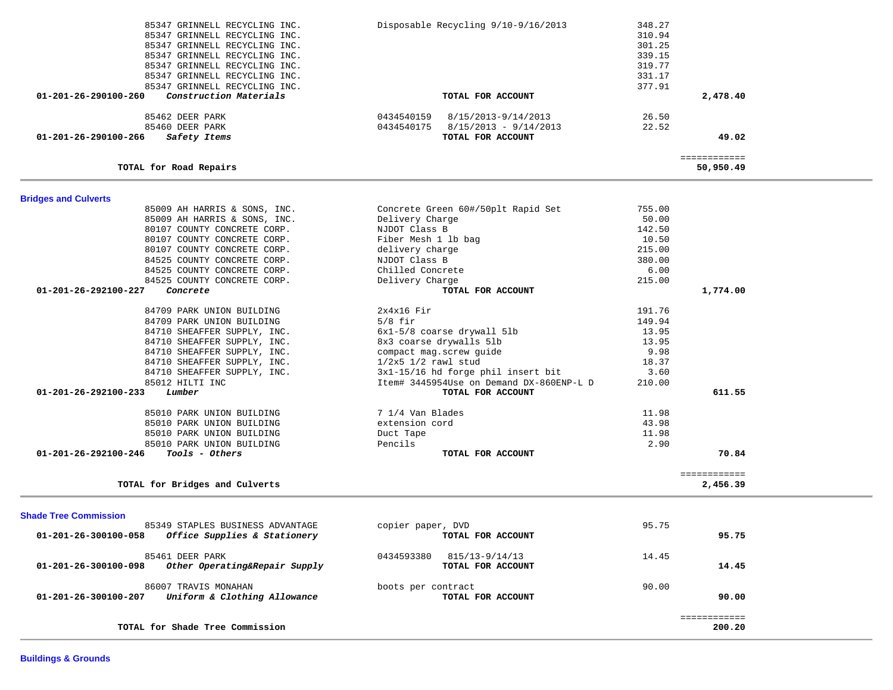| Account | Vendor / Account Name | Description | Amount | Total |
|---|---|---|---|---|
| | 85347 GRINNELL RECYCLING INC. | Disposable Recycling 9/10-9/16/2013 | 348.27 | |
| | 85347 GRINNELL RECYCLING INC. | | 310.94 | |
| | 85347 GRINNELL RECYCLING INC. | | 301.25 | |
| | 85347 GRINNELL RECYCLING INC. | | 339.15 | |
| | 85347 GRINNELL RECYCLING INC. | | 319.77 | |
| | 85347 GRINNELL RECYCLING INC. | | 331.17 | |
| | 85347 GRINNELL RECYCLING INC. | | 377.91 | |
| **01-201-26-290100-260** | ***Construction Materials*** | **TOTAL FOR ACCOUNT** | | **2,478.40** |
| | 85462 DEER PARK | 0434540159 8/15/2013-9/14/2013 | 26.50 | |
| | 85460 DEER PARK | 0434540175 8/15/2013 - 9/14/2013 | 22.52 | |
| **01-201-26-290100-266** | ***Safety Items*** | **TOTAL FOR ACCOUNT** | | **49.02** |
| | **TOTAL for Road Repairs** | | | ============ **50,950.49** |

## Bridges and Culverts

| Account | Vendor / Account Name | Description | Amount | Total |
|---|---|---|---|---|
| | 85009 AH HARRIS & SONS, INC. | Concrete Green 60#/50plt Rapid Set | 755.00 | |
| | 85009 AH HARRIS & SONS, INC. | Delivery Charge | 50.00 | |
| | 80107 COUNTY CONCRETE CORP. | NJDOT Class B | 142.50 | |
| | 80107 COUNTY CONCRETE CORP. | Fiber Mesh 1 lb bag | 10.50 | |
| | 80107 COUNTY CONCRETE CORP. | delivery charge | 215.00 | |
| | 84525 COUNTY CONCRETE CORP. | NJDOT Class B | 380.00 | |
| | 84525 COUNTY CONCRETE CORP. | Chilled Concrete | 6.00 | |
| | 84525 COUNTY CONCRETE CORP. | Delivery Charge | 215.00 | |
| **01-201-26-292100-227** | ***Concrete*** | **TOTAL FOR ACCOUNT** | | **1,774.00** |
| | 84709 PARK UNION BUILDING | 2x4x16 Fir | 191.76 | |
| | 84709 PARK UNION BUILDING | 5/8 fir | 149.94 | |
| | 84710 SHEAFFER SUPPLY, INC. | 6x1-5/8 coarse drywall 5lb | 13.95 | |
| | 84710 SHEAFFER SUPPLY, INC. | 8x3 coarse drywalls 5lb | 13.95 | |
| | 84710 SHEAFFER SUPPLY, INC. | compact mag.screw guide | 9.98 | |
| | 84710 SHEAFFER SUPPLY, INC. | 1/2x5 1/2 rawl stud | 18.37 | |
| | 84710 SHEAFFER SUPPLY, INC. | 3x1-15/16 hd forge phil insert bit | 3.60 | |
| | 85012 HILTI INC | Item# 3445954Use on Demand DX-860ENP-L D | 210.00 | |
| **01-201-26-292100-233** | ***Lumber*** | **TOTAL FOR ACCOUNT** | | **611.55** |
| | 85010 PARK UNION BUILDING | 7 1/4 Van Blades | 11.98 | |
| | 85010 PARK UNION BUILDING | extension cord | 43.98 | |
| | 85010 PARK UNION BUILDING | Duct Tape | 11.98 | |
| | 85010 PARK UNION BUILDING | Pencils | 2.90 | |
| **01-201-26-292100-246** | ***Tools - Others*** | **TOTAL FOR ACCOUNT** | | **70.84** |
| | **TOTAL for Bridges and Culverts** | | | ============ **2,456.39** |

## Shade Tree Commission

| Account | Vendor / Account Name | Description | Amount | Total |
|---|---|---|---|---|
| | 85349 STAPLES BUSINESS ADVANTAGE | copier paper, DVD | 95.75 | |
| **01-201-26-300100-058** | ***Office Supplies & Stationery*** | **TOTAL FOR ACCOUNT** | | **95.75** |
| | 85461 DEER PARK | 0434593380 815/13-9/14/13 | 14.45 | |
| **01-201-26-300100-098** | ***Other Operating&Repair Supply*** | **TOTAL FOR ACCOUNT** | | **14.45** |
| | 86007 TRAVIS MONAHAN | boots per contract | 90.00 | |
| **01-201-26-300100-207** | ***Uniform & Clothing Allowance*** | **TOTAL FOR ACCOUNT** | | **90.00** |
| | **TOTAL for Shade Tree Commission** | | | ============ **200.20** |

## Buildings & Grounds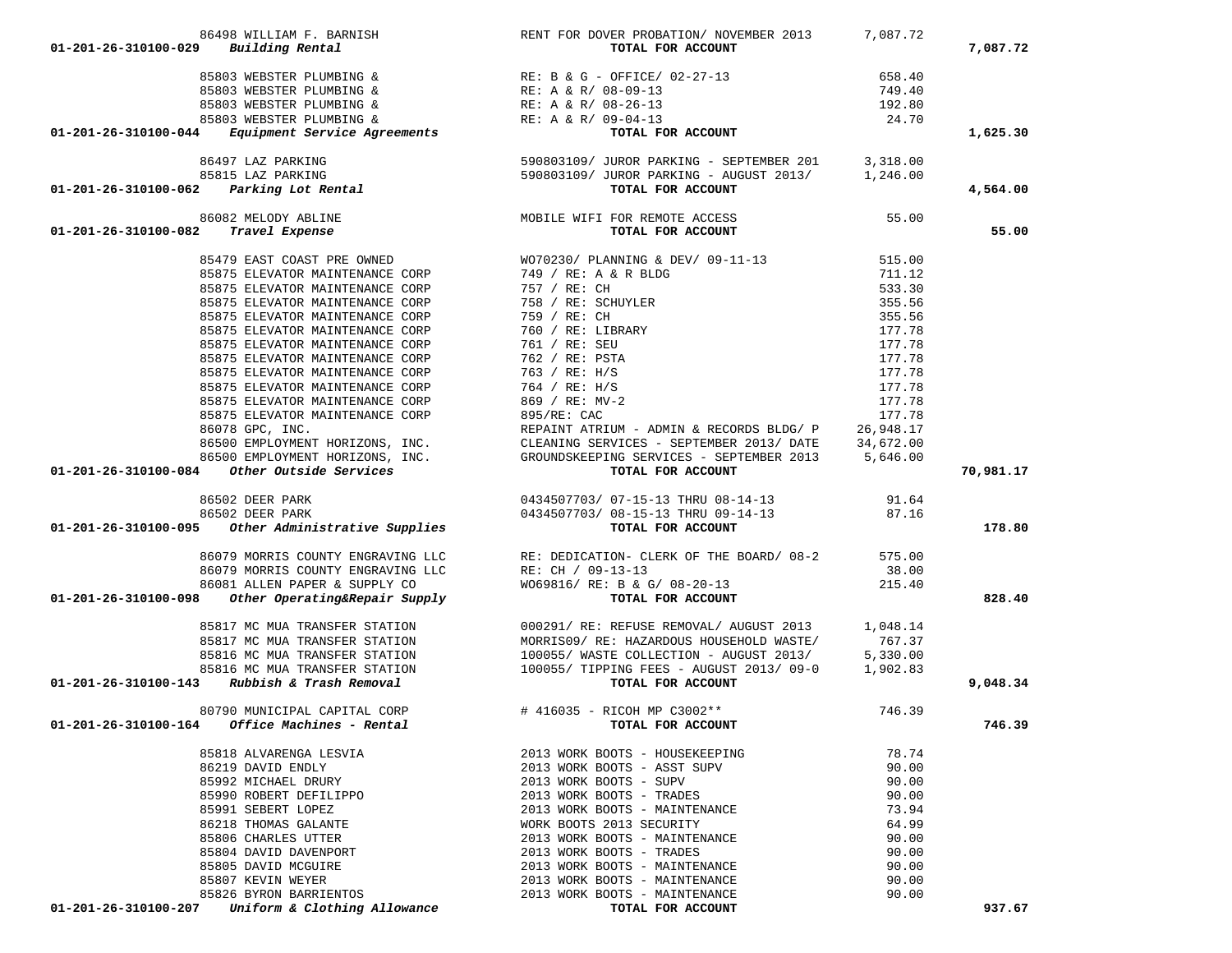| Account | Vendor | Description | Amount | Total |
|---|---|---|---|---|
| | 86498 WILLIAM F. BARNISH | RENT FOR DOVER PROBATION/ NOVEMBER 2013 | 7,087.72 | |
| 01-201-26-310100-029 *Building Rental* | | TOTAL FOR ACCOUNT | | 7,087.72 |
| | 85803 WEBSTER PLUMBING & | RE: B & G - OFFICE/ 02-27-13 | 658.40 | |
| | 85803 WEBSTER PLUMBING & | RE: A & R/ 08-09-13 | 749.40 | |
| | 85803 WEBSTER PLUMBING & | RE: A & R/ 08-26-13 | 192.80 | |
| | 85803 WEBSTER PLUMBING & | RE: A & R/ 09-04-13 | 24.70 | |
| 01-201-26-310100-044 *Equipment Service Agreements* | | TOTAL FOR ACCOUNT | | 1,625.30 |
| | 86497 LAZ PARKING | 590803109/ JUROR PARKING - SEPTEMBER 201 | 3,318.00 | |
| | 85815 LAZ PARKING | 590803109/ JUROR PARKING - AUGUST 2013/ | 1,246.00 | |
| 01-201-26-310100-062 *Parking Lot Rental* | | TOTAL FOR ACCOUNT | | 4,564.00 |
| | 86082 MELODY ABLINE | MOBILE WIFI FOR REMOTE ACCESS | 55.00 | |
| 01-201-26-310100-082 *Travel Expense* | | TOTAL FOR ACCOUNT | | 55.00 |
| | 85479 EAST COAST PRE OWNED | WO70230/ PLANNING & DEV/ 09-11-13 | 515.00 | |
| | 85875 ELEVATOR MAINTENANCE CORP | 749 / RE: A & R BLDG | 711.12 | |
| | 85875 ELEVATOR MAINTENANCE CORP | 757 / RE: CH | 533.30 | |
| | 85875 ELEVATOR MAINTENANCE CORP | 758 / RE: SCHUYLER | 355.56 | |
| | 85875 ELEVATOR MAINTENANCE CORP | 759 / RE: CH | 355.56 | |
| | 85875 ELEVATOR MAINTENANCE CORP | 760 / RE: LIBRARY | 177.78 | |
| | 85875 ELEVATOR MAINTENANCE CORP | 761 / RE: SEU | 177.78 | |
| | 85875 ELEVATOR MAINTENANCE CORP | 762 / RE: PSTA | 177.78 | |
| | 85875 ELEVATOR MAINTENANCE CORP | 763 / RE: H/S | 177.78 | |
| | 85875 ELEVATOR MAINTENANCE CORP | 764 / RE: H/S | 177.78 | |
| | 85875 ELEVATOR MAINTENANCE CORP | 869 / RE: MV-2 | 177.78 | |
| | 85875 ELEVATOR MAINTENANCE CORP | 895/RE: CAC | 177.78 | |
| | 86078 GPC, INC. | REPAINT ATRIUM - ADMIN & RECORDS BLDG/ P | 26,948.17 | |
| | 86500 EMPLOYMENT HORIZONS, INC. | CLEANING SERVICES - SEPTEMBER 2013/ DATE | 34,672.00 | |
| | 86500 EMPLOYMENT HORIZONS, INC. | GROUNDSKEEPING SERVICES - SEPTEMBER 2013 | 5,646.00 | |
| 01-201-26-310100-084 *Other Outside Services* | | TOTAL FOR ACCOUNT | | 70,981.17 |
| | 86502 DEER PARK | 0434507703/ 07-15-13 THRU 08-14-13 | 91.64 | |
| | 86502 DEER PARK | 0434507703/ 08-15-13 THRU 09-14-13 | 87.16 | |
| 01-201-26-310100-095 *Other Administrative Supplies* | | TOTAL FOR ACCOUNT | | 178.80 |
| | 86079 MORRIS COUNTY ENGRAVING LLC | RE: DEDICATION- CLERK OF THE BOARD/ 08-2 | 575.00 | |
| | 86079 MORRIS COUNTY ENGRAVING LLC | RE: CH / 09-13-13 | 38.00 | |
| | 86081 ALLEN PAPER & SUPPLY CO | WO69816/ RE: B & G/ 08-20-13 | 215.40 | |
| 01-201-26-310100-098 *Other Operating&Repair Supply* | | TOTAL FOR ACCOUNT | | 828.40 |
| | 85817 MC MUA TRANSFER STATION | 000291/ RE: REFUSE REMOVAL/ AUGUST 2013 | 1,048.14 | |
| | 85817 MC MUA TRANSFER STATION | MORRIS09/ RE: HAZARDOUS HOUSEHOLD WASTE/ | 767.37 | |
| | 85816 MC MUA TRANSFER STATION | 100055/ WASTE COLLECTION - AUGUST 2013/ | 5,330.00 | |
| | 85816 MC MUA TRANSFER STATION | 100055/ TIPPING FEES - AUGUST 2013/ 09-0 | 1,902.83 | |
| 01-201-26-310100-143 *Rubbish & Trash Removal* | | TOTAL FOR ACCOUNT | | 9,048.34 |
| | 80790 MUNICIPAL CAPITAL CORP | # 416035 - RICOH MP C3002** | 746.39 | |
| 01-201-26-310100-164 *Office Machines - Rental* | | TOTAL FOR ACCOUNT | | 746.39 |
| | 85818 ALVARENGA LESVIA | 2013 WORK BOOTS - HOUSEKEEPING | 78.74 | |
| | 86219 DAVID ENDLY | 2013 WORK BOOTS - ASST SUPV | 90.00 | |
| | 85992 MICHAEL DRURY | 2013 WORK BOOTS - SUPV | 90.00 | |
| | 85990 ROBERT DEFILIPPO | 2013 WORK BOOTS - TRADES | 90.00 | |
| | 85991 SEBERT LOPEZ | 2013 WORK BOOTS - MAINTENANCE | 73.94 | |
| | 86218 THOMAS GALANTE | WORK BOOTS 2013 SECURITY | 64.99 | |
| | 85806 CHARLES UTTER | 2013 WORK BOOTS - MAINTENANCE | 90.00 | |
| | 85804 DAVID DAVENPORT | 2013 WORK BOOTS - TRADES | 90.00 | |
| | 85805 DAVID MCGUIRE | 2013 WORK BOOTS - MAINTENANCE | 90.00 | |
| | 85807 KEVIN WEYER | 2013 WORK BOOTS - MAINTENANCE | 90.00 | |
| | 85826 BYRON BARRIENTOS | 2013 WORK BOOTS - MAINTENANCE | 90.00 | |
| 01-201-26-310100-207 *Uniform & Clothing Allowance* | | TOTAL FOR ACCOUNT | | 937.67 |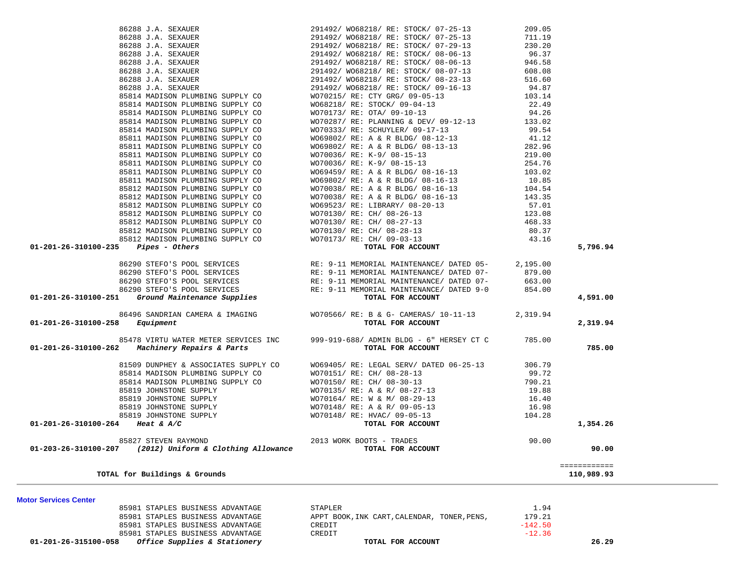| Account | Vendor | Description | Amount | Total |
|---|---|---|---|---|
| | 86288 J.A. SEXAUER | 291492/ WO68218/ RE: STOCK/ 07-25-13 | 209.05 | |
| | 86288 J.A. SEXAUER | 291492/ WO68218/ RE: STOCK/ 07-25-13 | 711.19 | |
| | 86288 J.A. SEXAUER | 291492/ WO68218/ RE: STOCK/ 07-29-13 | 230.20 | |
| | 86288 J.A. SEXAUER | 291492/ WO68218/ RE: STOCK/ 08-06-13 | 96.37 | |
| | 86288 J.A. SEXAUER | 291492/ WO68218/ RE: STOCK/ 08-06-13 | 946.58 | |
| | 86288 J.A. SEXAUER | 291492/ WO68218/ RE: STOCK/ 08-07-13 | 608.08 | |
| | 86288 J.A. SEXAUER | 291492/ WO68218/ RE: STOCK/ 08-23-13 | 516.60 | |
| | 86288 J.A. SEXAUER | 291492/ WO68218/ RE: STOCK/ 09-16-13 | 94.87 | |
| | 85814 MADISON PLUMBING SUPPLY CO | WO70215/ RE: CTY GRG/ 09-05-13 | 103.14 | |
| | 85814 MADISON PLUMBING SUPPLY CO | WO68218/ RE: STOCK/ 09-04-13 | 22.49 | |
| | 85814 MADISON PLUMBING SUPPLY CO | WO70173/ RE: OTA/ 09-10-13 | 94.26 | |
| | 85814 MADISON PLUMBING SUPPLY CO | WO70287/ RE: PLANNING & DEV/ 09-12-13 | 133.02 | |
| | 85814 MADISON PLUMBING SUPPLY CO | WO70333/ RE: SCHUYLER/ 09-17-13 | 99.54 | |
| | 85811 MADISON PLUMBING SUPPLY CO | WO69802/ RE: A & R BLDG/ 08-12-13 | 41.12 | |
| | 85811 MADISON PLUMBING SUPPLY CO | WO69802/ RE: A & R BLDG/ 08-13-13 | 282.96 | |
| | 85811 MADISON PLUMBING SUPPLY CO | WO70036/ RE: K-9/ 08-15-13 | 219.00 | |
| | 85811 MADISON PLUMBING SUPPLY CO | WO70036/ RE: K-9/ 08-15-13 | 254.76 | |
| | 85811 MADISON PLUMBING SUPPLY CO | WO69459/ RE: A & R BLDG/ 08-16-13 | 103.02 | |
| | 85811 MADISON PLUMBING SUPPLY CO | WO69802/ RE: A & R BLDG/ 08-16-13 | 10.85 | |
| | 85812 MADISON PLUMBING SUPPLY CO | WO70038/ RE: A & R BLDG/ 08-16-13 | 104.54 | |
| | 85812 MADISON PLUMBING SUPPLY CO | WO70038/ RE: A & R BLDG/ 08-16-13 | 143.35 | |
| | 85812 MADISON PLUMBING SUPPLY CO | WO69523/ RE: LIBRARY/ 08-20-13 | 57.01 | |
| | 85812 MADISON PLUMBING SUPPLY CO | WO70130/ RE: CH/ 08-26-13 | 123.08 | |
| | 85812 MADISON PLUMBING SUPPLY CO | WO70130/ RE: CH/ 08-27-13 | 468.33 | |
| | 85812 MADISON PLUMBING SUPPLY CO | WO70130/ RE: CH/ 08-28-13 | 80.37 | |
| | 85812 MADISON PLUMBING SUPPLY CO | WO70173/ RE: CH/ 09-03-13 | 43.16 | |
| **01-201-26-310100-235** | ***Pipes - Others*** | **TOTAL FOR ACCOUNT** | | **5,796.94** |
| | 86290 STEFO'S POOL SERVICES | RE: 9-11 MEMORIAL MAINTENANCE/ DATED 05- | 2,195.00 | |
| | 86290 STEFO'S POOL SERVICES | RE: 9-11 MEMORIAL MAINTENANCE/ DATED 07- | 879.00 | |
| | 86290 STEFO'S POOL SERVICES | RE: 9-11 MEMORIAL MAINTENANCE/ DATED 07- | 663.00 | |
| | 86290 STEFO'S POOL SERVICES | RE: 9-11 MEMORIAL MAINTENANCE/ DATED 9-0 | 854.00 | |
| **01-201-26-310100-251** | ***Ground Maintenance Supplies*** | **TOTAL FOR ACCOUNT** | | **4,591.00** |
| | 86496 SANDRIAN CAMERA & IMAGING | WO70566/ RE: B & G- CAMERAS/ 10-11-13 | 2,319.94 | |
| **01-201-26-310100-258** | ***Equipment*** | **TOTAL FOR ACCOUNT** | | **2,319.94** |
| | 85478 VIRTU WATER METER SERVICES INC | 999-919-688/ ADMIN BLDG - 6" HERSEY CT C | 785.00 | |
| **01-201-26-310100-262** | ***Machinery Repairs & Parts*** | **TOTAL FOR ACCOUNT** | | **785.00** |
| | 81509 DUNPHEY & ASSOCIATES SUPPLY CO | WO69405/ RE: LEGAL SERV/ DATED 06-25-13 | 306.79 | |
| | 85814 MADISON PLUMBING SUPPLY CO | WO70151/ RE: CH/ 08-28-13 | 99.72 | |
| | 85814 MADISON PLUMBING SUPPLY CO | WO70150/ RE: CH/ 08-30-13 | 790.21 | |
| | 85819 JOHNSTONE SUPPLY | WO70135/ RE: A & R/ 08-27-13 | 19.88 | |
| | 85819 JOHNSTONE SUPPLY | WO70164/ RE: W & M/ 08-29-13 | 16.40 | |
| | 85819 JOHNSTONE SUPPLY | WO70148/ RE: A & R/ 09-05-13 | 16.98 | |
| | 85819 JOHNSTONE SUPPLY | WO70148/ RE: HVAC/ 09-05-13 | 104.28 | |
| **01-201-26-310100-264** | ***Heat & A/C*** | **TOTAL FOR ACCOUNT** | | **1,354.26** |
| | 85827 STEVEN RAYMOND | 2013 WORK BOOTS - TRADES | 90.00 | |
| **01-203-26-310100-207** | ***(2012) Uniform & Clothing Allowance*** | **TOTAL FOR ACCOUNT** | | **90.00** |
| | **TOTAL for Buildings & Grounds** | | | **110,989.93** |

**Motor Services Center**

| Account | Vendor | Description | Amount | Total |
|---|---|---|---|---|
| | 85981 STAPLES BUSINESS ADVANTAGE | STAPLER | 1.94 | |
| | 85981 STAPLES BUSINESS ADVANTAGE | APPT BOOK,INK CART,CALENDAR, TONER,PENS, | 179.21 | |
| | 85981 STAPLES BUSINESS ADVANTAGE | CREDIT | -142.50 | |
| | 85981 STAPLES BUSINESS ADVANTAGE | CREDIT | -12.36 | |
| **01-201-26-315100-058** | ***Office Supplies & Stationery*** | **TOTAL FOR ACCOUNT** | | **26.29** |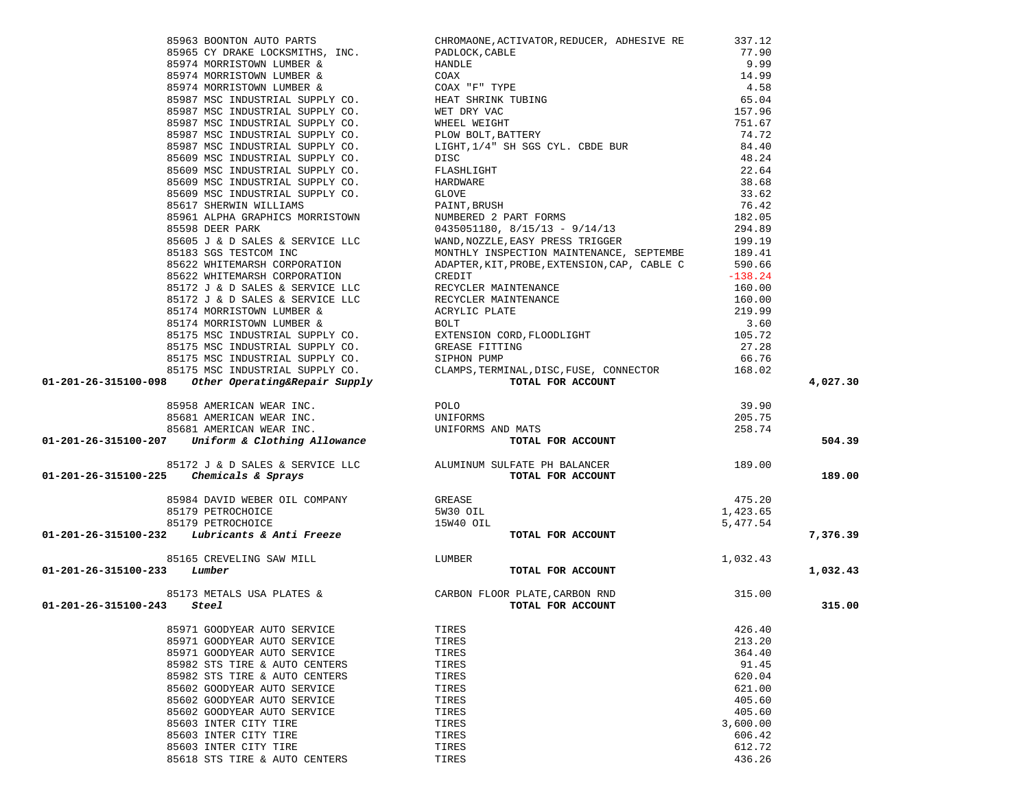| Account | Vendor | Description | Amount | Total |
|---|---|---|---|---|
| | 85963 BOONTON AUTO PARTS | CHROMAONE,ACTIVATOR,REDUCER, ADHESIVE RE | 337.12 | |
| | 85965 CY DRAKE LOCKSMITHS, INC. | PADLOCK,CABLE | 77.90 | |
| | 85974 MORRISTOWN LUMBER & | HANDLE | 9.99 | |
| | 85974 MORRISTOWN LUMBER & | COAX | 14.99 | |
| | 85974 MORRISTOWN LUMBER & | COAX "F" TYPE | 4.58 | |
| | 85987 MSC INDUSTRIAL SUPPLY CO. | HEAT SHRINK TUBING | 65.04 | |
| | 85987 MSC INDUSTRIAL SUPPLY CO. | WET DRY VAC | 157.96 | |
| | 85987 MSC INDUSTRIAL SUPPLY CO. | WHEEL WEIGHT | 751.67 | |
| | 85987 MSC INDUSTRIAL SUPPLY CO. | PLOW BOLT,BATTERY | 74.72 | |
| | 85987 MSC INDUSTRIAL SUPPLY CO. | LIGHT,1/4" SH SGS CYL. CBDE BUR | 84.40 | |
| | 85609 MSC INDUSTRIAL SUPPLY CO. | DISC | 48.24 | |
| | 85609 MSC INDUSTRIAL SUPPLY CO. | FLASHLIGHT | 22.64 | |
| | 85609 MSC INDUSTRIAL SUPPLY CO. | HARDWARE | 38.68 | |
| | 85609 MSC INDUSTRIAL SUPPLY CO. | GLOVE | 33.62 | |
| | 85617 SHERWIN WILLIAMS | PAINT,BRUSH | 76.42 | |
| | 85961 ALPHA GRAPHICS MORRISTOWN | NUMBERED 2 PART FORMS | 182.05 | |
| | 85598 DEER PARK | 0435051180, 8/15/13 - 9/14/13 | 294.89 | |
| | 85605 J & D SALES & SERVICE LLC | WAND,NOZZLE,EASY PRESS TRIGGER | 199.19 | |
| | 85183 SGS TESTCOM INC | MONTHLY INSPECTION MAINTENANCE, SEPTEMBE | 189.41 | |
| | 85622 WHITEMARSH CORPORATION | ADAPTER,KIT,PROBE,EXTENSION,CAP, CABLE C | 590.66 | |
| | 85622 WHITEMARSH CORPORATION | CREDIT | -138.24 | |
| | 85172 J & D SALES & SERVICE LLC | RECYCLER MAINTENANCE | 160.00 | |
| | 85172 J & D SALES & SERVICE LLC | RECYCLER MAINTENANCE | 160.00 | |
| | 85174 MORRISTOWN LUMBER & | ACRYLIC PLATE | 219.99 | |
| | 85174 MORRISTOWN LUMBER & | BOLT | 3.60 | |
| | 85175 MSC INDUSTRIAL SUPPLY CO. | EXTENSION CORD,FLOODLIGHT | 105.72 | |
| | 85175 MSC INDUSTRIAL SUPPLY CO. | GREASE FITTING | 27.28 | |
| | 85175 MSC INDUSTRIAL SUPPLY CO. | SIPHON PUMP | 66.76 | |
| | 85175 MSC INDUSTRIAL SUPPLY CO. | CLAMPS,TERMINAL,DISC,FUSE, CONNECTOR | 168.02 | |
| **01-201-26-315100-098** | ***Other Operating&Repair Supply*** | **TOTAL FOR ACCOUNT** | | **4,027.30** |
| | 85958 AMERICAN WEAR INC. | POLO | 39.90 | |
| | 85681 AMERICAN WEAR INC. | UNIFORMS | 205.75 | |
| | 85681 AMERICAN WEAR INC. | UNIFORMS AND MATS | 258.74 | |
| **01-201-26-315100-207** | ***Uniform & Clothing Allowance*** | **TOTAL FOR ACCOUNT** | | **504.39** |
| | 85172 J & D SALES & SERVICE LLC | ALUMINUM SULFATE PH BALANCER | 189.00 | |
| **01-201-26-315100-225** | ***Chemicals & Sprays*** | **TOTAL FOR ACCOUNT** | | **189.00** |
| | 85984 DAVID WEBER OIL COMPANY | GREASE | 475.20 | |
| | 85179 PETROCHOICE | 5W30 OIL | 1,423.65 | |
| | 85179 PETROCHOICE | 15W40 OIL | 5,477.54 | |
| **01-201-26-315100-232** | ***Lubricants & Anti Freeze*** | **TOTAL FOR ACCOUNT** | | **7,376.39** |
| | 85165 CREVELING SAW MILL | LUMBER | 1,032.43 | |
| **01-201-26-315100-233** | ***Lumber*** | **TOTAL FOR ACCOUNT** | | **1,032.43** |
| | 85173 METALS USA PLATES & | CARBON FLOOR PLATE,CARBON RND | 315.00 | |
| **01-201-26-315100-243** | ***Steel*** | **TOTAL FOR ACCOUNT** | | **315.00** |
| | 85971 GOODYEAR AUTO SERVICE | TIRES | 426.40 | |
| | 85971 GOODYEAR AUTO SERVICE | TIRES | 213.20 | |
| | 85971 GOODYEAR AUTO SERVICE | TIRES | 364.40 | |
| | 85982 STS TIRE & AUTO CENTERS | TIRES | 91.45 | |
| | 85982 STS TIRE & AUTO CENTERS | TIRES | 620.04 | |
| | 85602 GOODYEAR AUTO SERVICE | TIRES | 621.00 | |
| | 85602 GOODYEAR AUTO SERVICE | TIRES | 405.60 | |
| | 85602 GOODYEAR AUTO SERVICE | TIRES | 405.60 | |
| | 85603 INTER CITY TIRE | TIRES | 3,600.00 | |
| | 85603 INTER CITY TIRE | TIRES | 606.42 | |
| | 85603 INTER CITY TIRE | TIRES | 612.72 | |
| | 85618 STS TIRE & AUTO CENTERS | TIRES | 436.26 | |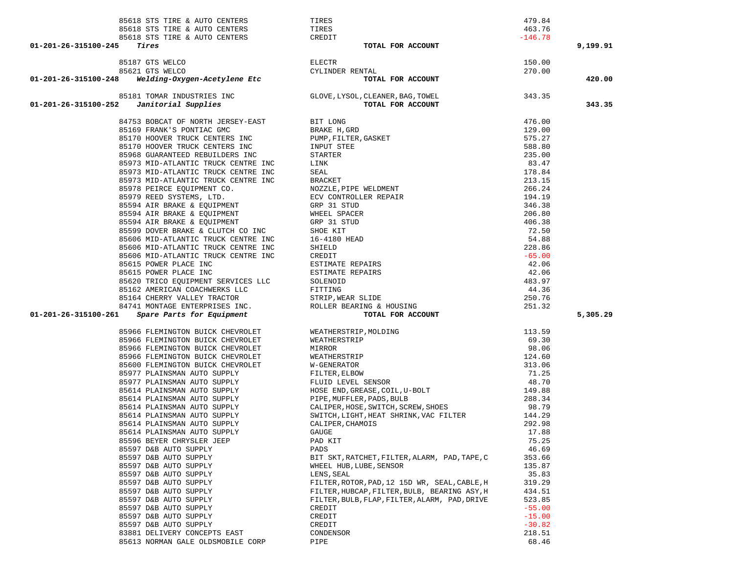| Account | Vendor | Description | Amount | Total |
|---|---|---|---|---|
| | 85618 STS TIRE & AUTO CENTERS | TIRES | 479.84 | |
| | 85618 STS TIRE & AUTO CENTERS | TIRES | 463.76 | |
| | 85618 STS TIRE & AUTO CENTERS | CREDIT | -146.78 | |
| **01-201-26-315100-245** | ***Tires*** | **TOTAL FOR ACCOUNT** | | **9,199.91** |
| | 85187 GTS WELCO | ELECTR | 150.00 | |
| | 85621 GTS WELCO | CYLINDER RENTAL | 270.00 | |
| **01-201-26-315100-248** | ***Welding-Oxygen-Acetylene Etc*** | **TOTAL FOR ACCOUNT** | | **420.00** |
| | 85181 TOMAR INDUSTRIES INC | GLOVE,LYSOL,CLEANER,BAG,TOWEL | 343.35 | |
| **01-201-26-315100-252** | ***Janitorial Supplies*** | **TOTAL FOR ACCOUNT** | | **343.35** |
| | 84753 BOBCAT OF NORTH JERSEY-EAST | BIT LONG | 476.00 | |
| | 85169 FRANK'S PONTIAC GMC | BRAKE H,GRD | 129.00 | |
| | 85170 HOOVER TRUCK CENTERS INC | PUMP,FILTER,GASKET | 575.27 | |
| | 85170 HOOVER TRUCK CENTERS INC | INPUT STEE | 588.80 | |
| | 85968 GUARANTEED REBUILDERS INC | STARTER | 235.00 | |
| | 85973 MID-ATLANTIC TRUCK CENTRE INC | LINK | 83.47 | |
| | 85973 MID-ATLANTIC TRUCK CENTRE INC | SEAL | 178.84 | |
| | 85973 MID-ATLANTIC TRUCK CENTRE INC | BRACKET | 213.15 | |
| | 85978 PEIRCE EQUIPMENT CO. | NOZZLE,PIPE WELDMENT | 266.24 | |
| | 85979 REED SYSTEMS, LTD. | ECV CONTROLLER REPAIR | 194.19 | |
| | 85594 AIR BRAKE & EQUIPMENT | GRP 31 STUD | 346.38 | |
| | 85594 AIR BRAKE & EQUIPMENT | WHEEL SPACER | 206.80 | |
| | 85594 AIR BRAKE & EQUIPMENT | GRP 31 STUD | 406.38 | |
| | 85599 DOVER BRAKE & CLUTCH CO INC | SHOE KIT | 72.50 | |
| | 85606 MID-ATLANTIC TRUCK CENTRE INC | 16-4180 HEAD | 54.88 | |
| | 85606 MID-ATLANTIC TRUCK CENTRE INC | SHIELD | 228.86 | |
| | 85606 MID-ATLANTIC TRUCK CENTRE INC | CREDIT | -65.00 | |
| | 85615 POWER PLACE INC | ESTIMATE REPAIRS | 42.06 | |
| | 85615 POWER PLACE INC | ESTIMATE REPAIRS | 42.06 | |
| | 85620 TRICO EQUIPMENT SERVICES LLC | SOLENOID | 483.97 | |
| | 85162 AMERICAN COACHWERKS LLC | FITTING | 44.36 | |
| | 85164 CHERRY VALLEY TRACTOR | STRIP,WEAR SLIDE | 250.76 | |
| | 84741 MONTAGE ENTERPRISES INC. | ROLLER BEARING & HOUSING | 251.32 | |
| **01-201-26-315100-261** | ***Spare Parts for Equipment*** | **TOTAL FOR ACCOUNT** | | **5,305.29** |
| | 85966 FLEMINGTON BUICK CHEVROLET | WEATHERSTRIP,MOLDING | 113.59 | |
| | 85966 FLEMINGTON BUICK CHEVROLET | WEATHERSTRIP | 69.30 | |
| | 85966 FLEMINGTON BUICK CHEVROLET | MIRROR | 98.06 | |
| | 85966 FLEMINGTON BUICK CHEVROLET | WEATHERSTRIP | 124.60 | |
| | 85600 FLEMINGTON BUICK CHEVROLET | W-GENERATOR | 313.06 | |
| | 85977 PLAINSMAN AUTO SUPPLY | FILTER,ELBOW | 71.25 | |
| | 85977 PLAINSMAN AUTO SUPPLY | FLUID LEVEL SENSOR | 48.70 | |
| | 85614 PLAINSMAN AUTO SUPPLY | HOSE END,GREASE,COIL,U-BOLT | 149.88 | |
| | 85614 PLAINSMAN AUTO SUPPLY | PIPE,MUFFLER,PADS,BULB | 288.34 | |
| | 85614 PLAINSMAN AUTO SUPPLY | CALIPER,HOSE,SWITCH,SCREW,SHOES | 98.79 | |
| | 85614 PLAINSMAN AUTO SUPPLY | SWITCH,LIGHT,HEAT SHRINK,VAC FILTER | 144.29 | |
| | 85614 PLAINSMAN AUTO SUPPLY | CALIPER,CHAMOIS | 292.98 | |
| | 85614 PLAINSMAN AUTO SUPPLY | GAUGE | 17.88 | |
| | 85596 BEYER CHRYSLER JEEP | PAD KIT | 75.25 | |
| | 85597 D&B AUTO SUPPLY | PADS | 46.69 | |
| | 85597 D&B AUTO SUPPLY | BIT SKT,RATCHET,FILTER,ALARM, PAD,TAPE,C | 353.66 | |
| | 85597 D&B AUTO SUPPLY | WHEEL HUB,LUBE,SENSOR | 135.87 | |
| | 85597 D&B AUTO SUPPLY | LENS,SEAL | 35.83 | |
| | 85597 D&B AUTO SUPPLY | FILTER,ROTOR,PAD,12 15D WR, SEAL,CABLE,H | 319.29 | |
| | 85597 D&B AUTO SUPPLY | FILTER,HUBCAP,FILTER,BULB, BEARING ASY,H | 434.51 | |
| | 85597 D&B AUTO SUPPLY | FILTER,BULB,FLAP,FILTER,ALARM, PAD,DRIVE | 523.85 | |
| | 85597 D&B AUTO SUPPLY | CREDIT | -55.00 | |
| | 85597 D&B AUTO SUPPLY | CREDIT | -15.00 | |
| | 85597 D&B AUTO SUPPLY | CREDIT | -30.82 | |
| | 83881 DELIVERY CONCEPTS EAST | CONDENSOR | 218.51 | |
| | 85613 NORMAN GALE OLDSMOBILE CORP | PIPE | 68.46 | |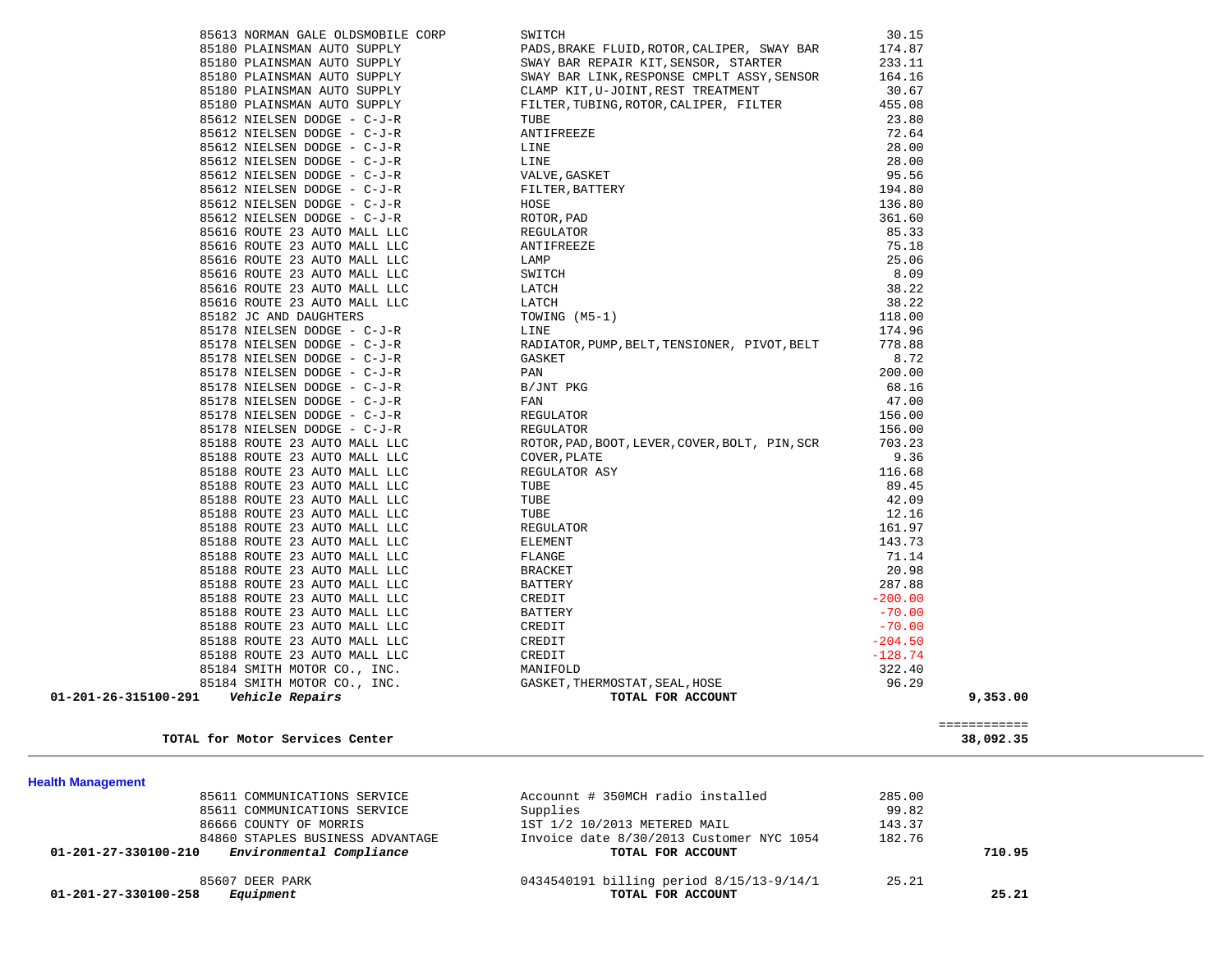| Account | Vendor | Description | Amount | Total |
|---|---|---|---|---|
| | 85613 NORMAN GALE OLDSMOBILE CORP | SWITCH | 30.15 | |
| | 85180 PLAINSMAN AUTO SUPPLY | PADS,BRAKE FLUID,ROTOR,CALIPER, SWAY BAR | 174.87 | |
| | 85180 PLAINSMAN AUTO SUPPLY | SWAY BAR REPAIR KIT,SENSOR, STARTER | 233.11 | |
| | 85180 PLAINSMAN AUTO SUPPLY | SWAY BAR LINK,RESPONSE CMPLT ASSY,SENSOR | 164.16 | |
| | 85180 PLAINSMAN AUTO SUPPLY | CLAMP KIT,U-JOINT,REST TREATMENT | 30.67 | |
| | 85180 PLAINSMAN AUTO SUPPLY | FILTER,TUBING,ROTOR,CALIPER, FILTER | 455.08 | |
| | 85612 NIELSEN DODGE - C-J-R | TUBE | 23.80 | |
| | 85612 NIELSEN DODGE - C-J-R | ANTIFREEZE | 72.64 | |
| | 85612 NIELSEN DODGE - C-J-R | LINE | 28.00 | |
| | 85612 NIELSEN DODGE - C-J-R | LINE | 28.00 | |
| | 85612 NIELSEN DODGE - C-J-R | VALVE,GASKET | 95.56 | |
| | 85612 NIELSEN DODGE - C-J-R | FILTER,BATTERY | 194.80 | |
| | 85612 NIELSEN DODGE - C-J-R | HOSE | 136.80 | |
| | 85612 NIELSEN DODGE - C-J-R | ROTOR,PAD | 361.60 | |
| | 85616 ROUTE 23 AUTO MALL LLC | REGULATOR | 85.33 | |
| | 85616 ROUTE 23 AUTO MALL LLC | ANTIFREEZE | 75.18 | |
| | 85616 ROUTE 23 AUTO MALL LLC | LAMP | 25.06 | |
| | 85616 ROUTE 23 AUTO MALL LLC | SWITCH | 8.09 | |
| | 85616 ROUTE 23 AUTO MALL LLC | LATCH | 38.22 | |
| | 85616 ROUTE 23 AUTO MALL LLC | LATCH | 38.22 | |
| | 85182 JC AND DAUGHTERS | TOWING (M5-1) | 118.00 | |
| | 85178 NIELSEN DODGE - C-J-R | LINE | 174.96 | |
| | 85178 NIELSEN DODGE - C-J-R | RADIATOR,PUMP,BELT,TENSIONER, PIVOT,BELT | 778.88 | |
| | 85178 NIELSEN DODGE - C-J-R | GASKET | 8.72 | |
| | 85178 NIELSEN DODGE - C-J-R | PAN | 200.00 | |
| | 85178 NIELSEN DODGE - C-J-R | B/JNT PKG | 68.16 | |
| | 85178 NIELSEN DODGE - C-J-R | FAN | 47.00 | |
| | 85178 NIELSEN DODGE - C-J-R | REGULATOR | 156.00 | |
| | 85178 NIELSEN DODGE - C-J-R | REGULATOR | 156.00 | |
| | 85188 ROUTE 23 AUTO MALL LLC | ROTOR,PAD,BOOT,LEVER,COVER,BOLT, PIN,SCR | 703.23 | |
| | 85188 ROUTE 23 AUTO MALL LLC | COVER,PLATE | 9.36 | |
| | 85188 ROUTE 23 AUTO MALL LLC | REGULATOR ASY | 116.68 | |
| | 85188 ROUTE 23 AUTO MALL LLC | TUBE | 89.45 | |
| | 85188 ROUTE 23 AUTO MALL LLC | TUBE | 42.09 | |
| | 85188 ROUTE 23 AUTO MALL LLC | TUBE | 12.16 | |
| | 85188 ROUTE 23 AUTO MALL LLC | REGULATOR | 161.97 | |
| | 85188 ROUTE 23 AUTO MALL LLC | ELEMENT | 143.73 | |
| | 85188 ROUTE 23 AUTO MALL LLC | FLANGE | 71.14 | |
| | 85188 ROUTE 23 AUTO MALL LLC | BRACKET | 20.98 | |
| | 85188 ROUTE 23 AUTO MALL LLC | BATTERY | 287.88 | |
| | 85188 ROUTE 23 AUTO MALL LLC | CREDIT | -200.00 | |
| | 85188 ROUTE 23 AUTO MALL LLC | BATTERY | -70.00 | |
| | 85188 ROUTE 23 AUTO MALL LLC | CREDIT | -70.00 | |
| | 85188 ROUTE 23 AUTO MALL LLC | CREDIT | -204.50 | |
| | 85188 ROUTE 23 AUTO MALL LLC | CREDIT | -128.74 | |
| | 85184 SMITH MOTOR CO., INC. | MANIFOLD | 322.40 | |
| | 85184 SMITH MOTOR CO., INC. | GASKET,THERMOSTAT,SEAL,HOSE | 96.29 | |
| **01-201-26-315100-291** | ***Vehicle Repairs*** | **TOTAL FOR ACCOUNT** | | **9,353.00** |
| | **TOTAL for Motor Services Center** | | | ============ **38,092.35** |

## Health Management

| Account | Vendor | Description | Amount | Total |
|---|---|---|---|---|
| | 85611 COMMUNICATIONS SERVICE | Accounnt # 350MCH radio installed | 285.00 | |
| | 85611 COMMUNICATIONS SERVICE | Supplies | 99.82 | |
| | 86666 COUNTY OF MORRIS | 1ST 1/2 10/2013 METERED MAIL | 143.37 | |
| | 84860 STAPLES BUSINESS ADVANTAGE | Invoice date 8/30/2013 Customer NYC 1054 | 182.76 | |
| **01-201-27-330100-210** | ***Environmental Compliance*** | **TOTAL FOR ACCOUNT** | | **710.95** |
| | 85607 DEER PARK | 0434540191 billing period 8/15/13-9/14/1 | 25.21 | |
| **01-201-27-330100-258** | ***Equipment*** | **TOTAL FOR ACCOUNT** | | **25.21** |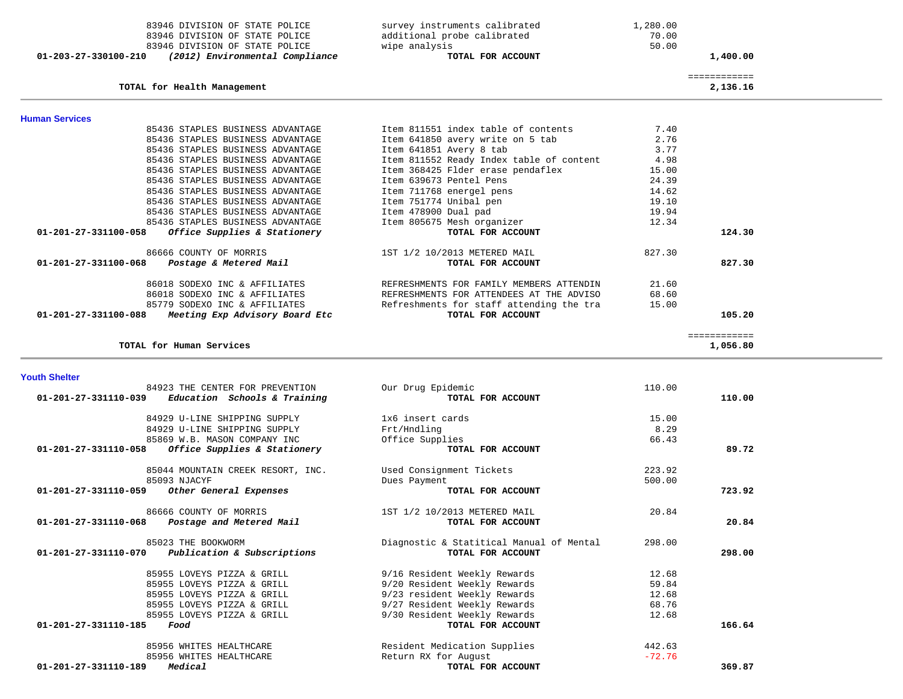| Account | Vendor | Description | Amount | Total |
|---|---|---|---|---|
| | 83946 DIVISION OF STATE POLICE | survey instruments calibrated | 1,280.00 | |
| | 83946 DIVISION OF STATE POLICE | additional probe calibrated | 70.00 | |
| | 83946 DIVISION OF STATE POLICE | wipe analysis | 50.00 | |
| **01-203-27-330100-210** | ***(2012) Environmental Compliance*** | **TOTAL FOR ACCOUNT** | | **1,400.00** |
| | | | | ============ |
| | **TOTAL for Health Management** | | | **2,136.16** |

## Human Services

| Account | Vendor | Description | Amount | Total |
|---|---|---|---|---|
| | 85436 STAPLES BUSINESS ADVANTAGE | Item 811551 index table of contents | 7.40 | |
| | 85436 STAPLES BUSINESS ADVANTAGE | Item 641850 avery write on 5 tab | 2.76 | |
| | 85436 STAPLES BUSINESS ADVANTAGE | Item 641851 Avery 8 tab | 3.77 | |
| | 85436 STAPLES BUSINESS ADVANTAGE | Item 811552 Ready Index table of content | 4.98 | |
| | 85436 STAPLES BUSINESS ADVANTAGE | Item 368425 Flder erase pendaflex | 15.00 | |
| | 85436 STAPLES BUSINESS ADVANTAGE | Item 639673 Pentel Pens | 24.39 | |
| | 85436 STAPLES BUSINESS ADVANTAGE | Item 711768 energel pens | 14.62 | |
| | 85436 STAPLES BUSINESS ADVANTAGE | Item 751774 Unibal pen | 19.10 | |
| | 85436 STAPLES BUSINESS ADVANTAGE | Item 478900 Dual pad | 19.94 | |
| | 85436 STAPLES BUSINESS ADVANTAGE | Item 805675 Mesh organizer | 12.34 | |
| **01-201-27-331100-058** | ***Office Supplies & Stationery*** | **TOTAL FOR ACCOUNT** | | **124.30** |
| | 86666 COUNTY OF MORRIS | 1ST 1/2 10/2013 METERED MAIL | 827.30 | |
| **01-201-27-331100-068** | ***Postage & Metered Mail*** | **TOTAL FOR ACCOUNT** | | **827.30** |
| | 86018 SODEXO INC & AFFILIATES | REFRESHMENTS FOR FAMILY MEMBERS ATTENDIN | 21.60 | |
| | 86018 SODEXO INC & AFFILIATES | REFRESHMENTS FOR ATTENDEES AT THE ADVISO | 68.60 | |
| | 85779 SODEXO INC & AFFILIATES | Refreshments for staff attending the tra | 15.00 | |
| **01-201-27-331100-088** | ***Meeting Exp Advisory Board Etc*** | **TOTAL FOR ACCOUNT** | | **105.20** |
| | | | | ============ |
| | **TOTAL for Human Services** | | | **1,056.80** |

## Youth Shelter

| Account | Vendor | Description | Amount | Total |
|---|---|---|---|---|
| | 84923 THE CENTER FOR PREVENTION | Our Drug Epidemic | 110.00 | |
| **01-201-27-331110-039** | ***Education Schools & Training*** | **TOTAL FOR ACCOUNT** | | **110.00** |
| | 84929 U-LINE SHIPPING SUPPLY | 1x6 insert cards | 15.00 | |
| | 84929 U-LINE SHIPPING SUPPLY | Frt/Hndling | 8.29 | |
| | 85869 W.B. MASON COMPANY INC | Office Supplies | 66.43 | |
| **01-201-27-331110-058** | ***Office Supplies & Stationery*** | **TOTAL FOR ACCOUNT** | | **89.72** |
| | 85044 MOUNTAIN CREEK RESORT, INC. | Used Consignment Tickets | 223.92 | |
| | 85093 NJACYF | Dues Payment | 500.00 | |
| **01-201-27-331110-059** | ***Other General Expenses*** | **TOTAL FOR ACCOUNT** | | **723.92** |
| | 86666 COUNTY OF MORRIS | 1ST 1/2 10/2013 METERED MAIL | 20.84 | |
| **01-201-27-331110-068** | ***Postage and Metered Mail*** | **TOTAL FOR ACCOUNT** | | **20.84** |
| | 85023 THE BOOKWORM | Diagnostic & Statitical Manual of Mental | 298.00 | |
| **01-201-27-331110-070** | ***Publication & Subscriptions*** | **TOTAL FOR ACCOUNT** | | **298.00** |
| | 85955 LOVEYS PIZZA & GRILL | 9/16 Resident Weekly Rewards | 12.68 | |
| | 85955 LOVEYS PIZZA & GRILL | 9/20 Resident Weekly Rewards | 59.84 | |
| | 85955 LOVEYS PIZZA & GRILL | 9/23 resident Weekly Rewards | 12.68 | |
| | 85955 LOVEYS PIZZA & GRILL | 9/27 Resident Weekly Rewards | 68.76 | |
| | 85955 LOVEYS PIZZA & GRILL | 9/30 Resident Weekly Rewards | 12.68 | |
| **01-201-27-331110-185** | ***Food*** | **TOTAL FOR ACCOUNT** | | **166.64** |
| | 85956 WHITES HEALTHCARE | Resident Medication Supplies | 442.63 | |
| | 85956 WHITES HEALTHCARE | Return RX for August | -72.76 | |
| **01-201-27-331110-189** | ***Medical*** | **TOTAL FOR ACCOUNT** | | **369.87** |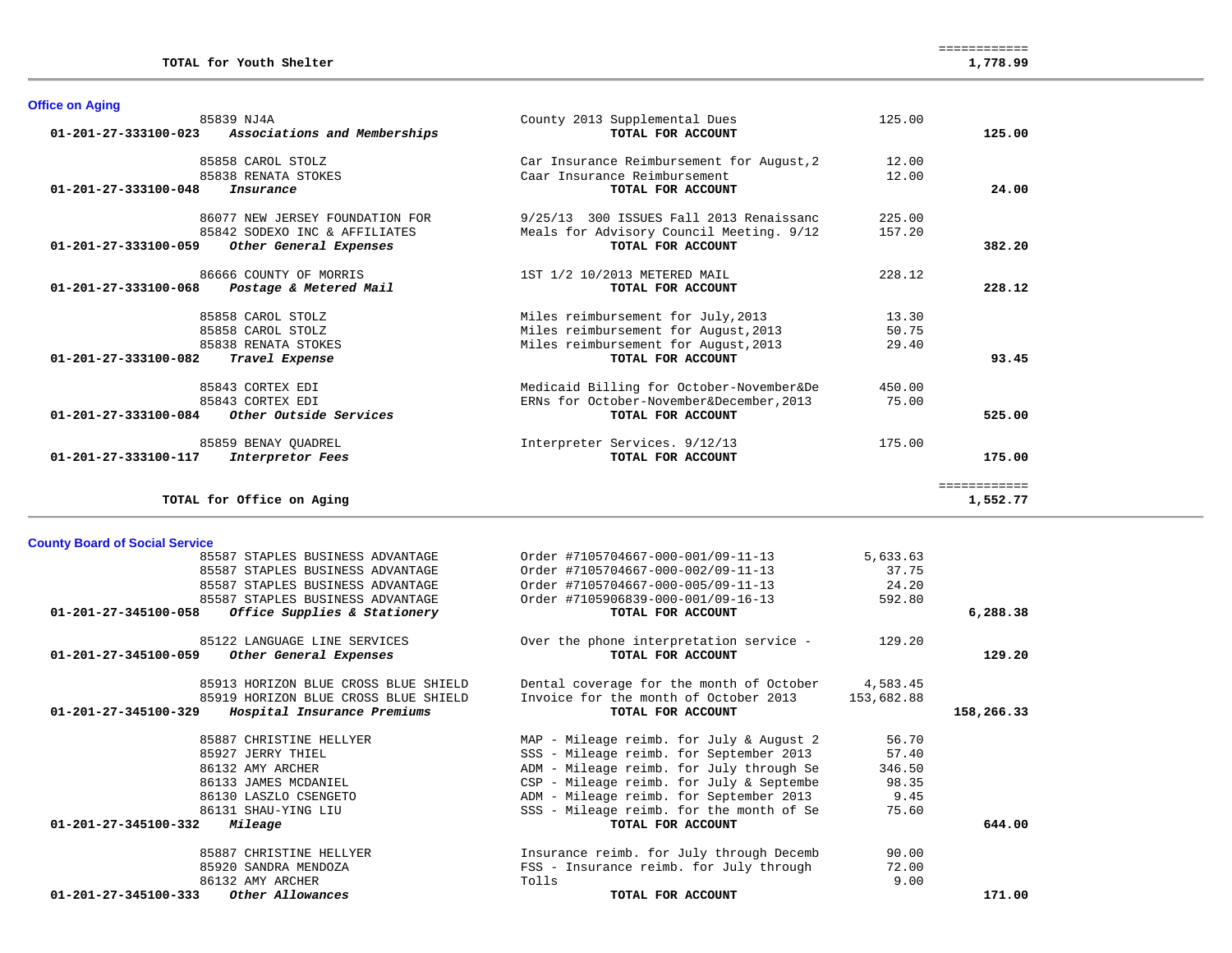| | | | | |
|---|---|---|---|---|
| | **TOTAL for Youth Shelter** | | | ============ **1,778.99** |

## Office on Aging

| Account | Vendor | Description | Amount | Total |
|---|---|---|---|---|
| | 85839 NJ4A | County 2013 Supplemental Dues | 125.00 | |
| 01-201-27-333100-023 | ***Associations and Memberships*** | **TOTAL FOR ACCOUNT** | | **125.00** |
| | 85858 CAROL STOLZ | Car Insurance Reimbursement for August,2 | 12.00 | |
| | 85838 RENATA STOKES | Caar Insurance Reimbursement | 12.00 | |
| 01-201-27-333100-048 | ***Insurance*** | **TOTAL FOR ACCOUNT** | | **24.00** |
| | 86077 NEW JERSEY FOUNDATION FOR | 9/25/13 300 ISSUES Fall 2013 Renaissanc | 225.00 | |
| | 85842 SODEXO INC & AFFILIATES | Meals for Advisory Council Meeting. 9/12 | 157.20 | |
| 01-201-27-333100-059 | ***Other General Expenses*** | **TOTAL FOR ACCOUNT** | | **382.20** |
| | 86666 COUNTY OF MORRIS | 1ST 1/2 10/2013 METERED MAIL | 228.12 | |
| 01-201-27-333100-068 | ***Postage & Metered Mail*** | **TOTAL FOR ACCOUNT** | | **228.12** |
| | 85858 CAROL STOLZ | Miles reimbursement for July,2013 | 13.30 | |
| | 85858 CAROL STOLZ | Miles reimbursement for August,2013 | 50.75 | |
| | 85838 RENATA STOKES | Miles reimbursement for August,2013 | 29.40 | |
| 01-201-27-333100-082 | ***Travel Expense*** | **TOTAL FOR ACCOUNT** | | **93.45** |
| | 85843 CORTEX EDI | Medicaid Billing for October-November&De | 450.00 | |
| | 85843 CORTEX EDI | ERNs for October-November&December,2013 | 75.00 | |
| 01-201-27-333100-084 | ***Other Outside Services*** | **TOTAL FOR ACCOUNT** | | **525.00** |
| | 85859 BENAY QUADREL | Interpreter Services. 9/12/13 | 175.00 | |
| 01-201-27-333100-117 | ***Interpretor Fees*** | **TOTAL FOR ACCOUNT** | | **175.00** |
| | **TOTAL for Office on Aging** | | | ============ **1,552.77** |

## County Board of Social Service

| Account | Vendor | Description | Amount | Total |
|---|---|---|---|---|
| | 85587 STAPLES BUSINESS ADVANTAGE | Order #7105704667-000-001/09-11-13 | 5,633.63 | |
| | 85587 STAPLES BUSINESS ADVANTAGE | Order #7105704667-000-002/09-11-13 | 37.75 | |
| | 85587 STAPLES BUSINESS ADVANTAGE | Order #7105704667-000-005/09-11-13 | 24.20 | |
| | 85587 STAPLES BUSINESS ADVANTAGE | Order #7105906839-000-001/09-16-13 | 592.80 | |
| 01-201-27-345100-058 | ***Office Supplies & Stationery*** | **TOTAL FOR ACCOUNT** | | **6,288.38** |
| | 85122 LANGUAGE LINE SERVICES | Over the phone interpretation service - | 129.20 | |
| 01-201-27-345100-059 | ***Other General Expenses*** | **TOTAL FOR ACCOUNT** | | **129.20** |
| | 85913 HORIZON BLUE CROSS BLUE SHIELD | Dental coverage for the month of October | 4,583.45 | |
| | 85919 HORIZON BLUE CROSS BLUE SHIELD | Invoice for the month of October 2013 | 153,682.88 | |
| 01-201-27-345100-329 | ***Hospital Insurance Premiums*** | **TOTAL FOR ACCOUNT** | | **158,266.33** |
| | 85887 CHRISTINE HELLYER | MAP - Mileage reimb. for July & August 2 | 56.70 | |
| | 85927 JERRY THIEL | SSS - Mileage reimb. for September 2013 | 57.40 | |
| | 86132 AMY ARCHER | ADM - Mileage reimb. for July through Se | 346.50 | |
| | 86133 JAMES MCDANIEL | CSP - Mileage reimb. for July & Septembe | 98.35 | |
| | 86130 LASZLO CSENGETO | ADM - Mileage reimb. for September 2013 | 9.45 | |
| | 86131 SHAU-YING LIU | SSS - Mileage reimb. for the month of Se | 75.60 | |
| 01-201-27-345100-332 | ***Mileage*** | **TOTAL FOR ACCOUNT** | | **644.00** |
| | 85887 CHRISTINE HELLYER | Insurance reimb. for July through Decemb | 90.00 | |
| | 85920 SANDRA MENDOZA | FSS - Insurance reimb. for July through | 72.00 | |
| | 86132 AMY ARCHER | Tolls | 9.00 | |
| 01-201-27-345100-333 | ***Other Allowances*** | **TOTAL FOR ACCOUNT** | | **171.00** |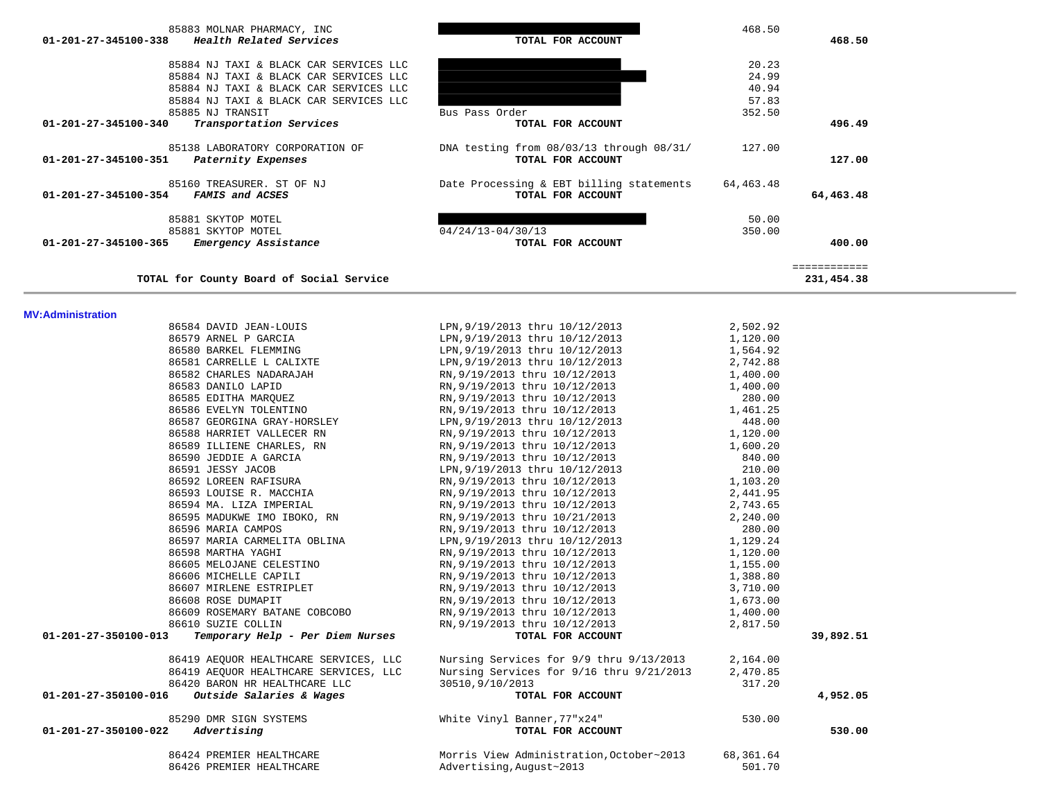| Account | Vendor | Description | Amount | Total |
|---|---|---|---|---|
| | 85883 MOLNAR PHARMACY, INC | | 468.50 | |
| 01-201-27-345100-338 | *Health Related Services* | **TOTAL FOR ACCOUNT** | | **468.50** |
| | 85884 NJ TAXI & BLACK CAR SERVICES LLC | | 20.23 | |
| | 85884 NJ TAXI & BLACK CAR SERVICES LLC | | 24.99 | |
| | 85884 NJ TAXI & BLACK CAR SERVICES LLC | | 40.94 | |
| | 85884 NJ TAXI & BLACK CAR SERVICES LLC | | 57.83 | |
| | 85885 NJ TRANSIT | Bus Pass Order | 352.50 | |
| 01-201-27-345100-340 | *Transportation Services* | **TOTAL FOR ACCOUNT** | | **496.49** |
| | 85138 LABORATORY CORPORATION OF | DNA testing from 08/03/13 through 08/31/ | 127.00 | |
| 01-201-27-345100-351 | *Paternity Expenses* | **TOTAL FOR ACCOUNT** | | **127.00** |
| | 85160 TREASURER. ST OF NJ | Date Processing & EBT billing statements | 64,463.48 | |
| 01-201-27-345100-354 | *FAMIS and ACSES* | **TOTAL FOR ACCOUNT** | | **64,463.48** |
| | 85881 SKYTOP MOTEL | | 50.00 | |
| | 85881 SKYTOP MOTEL | 04/24/13-04/30/13 | 350.00 | |
| 01-201-27-345100-365 | *Emergency Assistance* | **TOTAL FOR ACCOUNT** | | **400.00** |
| | | | | ============ |
| | **TOTAL for County Board of Social Service** | | | **231,454.38** |

## MV:Administration

| Account | Vendor | Description | Amount | Total |
|---|---|---|---|---|
| | 86584 DAVID JEAN-LOUIS | LPN,9/19/2013 thru 10/12/2013 | 2,502.92 | |
| | 86579 ARNEL P GARCIA | LPN,9/19/2013 thru 10/12/2013 | 1,120.00 | |
| | 86580 BARKEL FLEMMING | LPN,9/19/2013 thru 10/12/2013 | 1,564.92 | |
| | 86581 CARRELLE L CALIXTE | LPN,9/19/2013 thru 10/12/2013 | 2,742.88 | |
| | 86582 CHARLES NADARAJAH | RN,9/19/2013 thru 10/12/2013 | 1,400.00 | |
| | 86583 DANILO LAPID | RN,9/19/2013 thru 10/12/2013 | 1,400.00 | |
| | 86585 EDITHA MARQUEZ | RN,9/19/2013 thru 10/12/2013 | 280.00 | |
| | 86586 EVELYN TOLENTINO | RN,9/19/2013 thru 10/12/2013 | 1,461.25 | |
| | 86587 GEORGINA GRAY-HORSLEY | LPN,9/19/2013 thru 10/12/2013 | 448.00 | |
| | 86588 HARRIET VALLECER RN | RN,9/19/2013 thru 10/12/2013 | 1,120.00 | |
| | 86589 ILLIENE CHARLES, RN | RN,9/19/2013 thru 10/12/2013 | 1,600.20 | |
| | 86590 JEDDIE A GARCIA | RN,9/19/2013 thru 10/12/2013 | 840.00 | |
| | 86591 JESSY JACOB | LPN,9/19/2013 thru 10/12/2013 | 210.00 | |
| | 86592 LOREEN RAFISURA | RN,9/19/2013 thru 10/12/2013 | 1,103.20 | |
| | 86593 LOUISE R. MACCHIA | RN,9/19/2013 thru 10/12/2013 | 2,441.95 | |
| | 86594 MA. LIZA IMPERIAL | RN,9/19/2013 thru 10/12/2013 | 2,743.65 | |
| | 86595 MADUKWE IMO IBOKO, RN | RN,9/19/2013 thru 10/21/2013 | 2,240.00 | |
| | 86596 MARIA CAMPOS | RN,9/19/2013 thru 10/12/2013 | 280.00 | |
| | 86597 MARIA CARMELITA OBLINA | LPN,9/19/2013 thru 10/12/2013 | 1,129.24 | |
| | 86598 MARTHA YAGHI | RN,9/19/2013 thru 10/12/2013 | 1,120.00 | |
| | 86605 MELOJANE CELESTINO | RN,9/19/2013 thru 10/12/2013 | 1,155.00 | |
| | 86606 MICHELLE CAPILI | RN,9/19/2013 thru 10/12/2013 | 1,388.80 | |
| | 86607 MIRLENE ESTRIPLET | RN,9/19/2013 thru 10/12/2013 | 3,710.00 | |
| | 86608 ROSE DUMAPIT | RN,9/19/2013 thru 10/12/2013 | 1,673.00 | |
| | 86609 ROSEMARY BATANE COBCOBO | RN,9/19/2013 thru 10/12/2013 | 1,400.00 | |
| | 86610 SUZIE COLLIN | RN,9/19/2013 thru 10/12/2013 | 2,817.50 | |
| 01-201-27-350100-013 | *Temporary Help - Per Diem Nurses* | **TOTAL FOR ACCOUNT** | | **39,892.51** |
| | 86419 AEQUOR HEALTHCARE SERVICES, LLC | Nursing Services for 9/9 thru 9/13/2013 | 2,164.00 | |
| | 86419 AEQUOR HEALTHCARE SERVICES, LLC | Nursing Services for 9/16 thru 9/21/2013 | 2,470.85 | |
| | 86420 BARON HR HEALTHCARE LLC | 30510,9/10/2013 | 317.20 | |
| 01-201-27-350100-016 | *Outside Salaries & Wages* | **TOTAL FOR ACCOUNT** | | **4,952.05** |
| | 85290 DMR SIGN SYSTEMS | White Vinyl Banner,77"x24" | 530.00 | |
| 01-201-27-350100-022 | *Advertising* | **TOTAL FOR ACCOUNT** | | **530.00** |
| | 86424 PREMIER HEALTHCARE | Morris View Administration,October~2013 | 68,361.64 | |
| | 86426 PREMIER HEALTHCARE | Advertising,August~2013 | 501.70 | |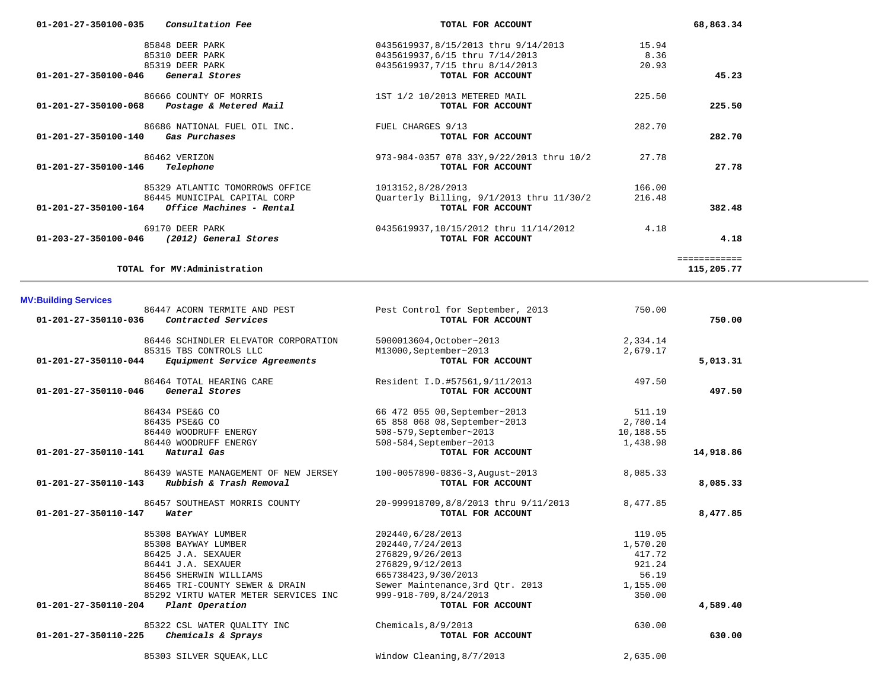| Account | Vendor / Description | Detail | Amount | Total |
|---|---|---|---|---|
| **01-201-27-350100-035** ***Consultation Fee*** | | **TOTAL FOR ACCOUNT** | | **68,863.34** |
| | 85848 DEER PARK | 0435619937,8/15/2013 thru 9/14/2013 | 15.94 | |
| | 85310 DEER PARK | 0435619937,6/15 thru 7/14/2013 | 8.36 | |
| | 85319 DEER PARK | 0435619937,7/15 thru 8/14/2013 | 20.93 | |
| **01-201-27-350100-046** ***General Stores*** | | **TOTAL FOR ACCOUNT** | | **45.23** |
| | 86666 COUNTY OF MORRIS | 1ST 1/2 10/2013 METERED MAIL | 225.50 | |
| **01-201-27-350100-068** ***Postage & Metered Mail*** | | **TOTAL FOR ACCOUNT** | | **225.50** |
| | 86686 NATIONAL FUEL OIL INC. | FUEL CHARGES 9/13 | 282.70 | |
| **01-201-27-350100-140** ***Gas Purchases*** | | **TOTAL FOR ACCOUNT** | | **282.70** |
| | 86462 VERIZON | 973-984-0357 078 33Y,9/22/2013 thru 10/2 | 27.78 | |
| **01-201-27-350100-146** ***Telephone*** | | **TOTAL FOR ACCOUNT** | | **27.78** |
| | 85329 ATLANTIC TOMORROWS OFFICE | 1013152,8/28/2013 | 166.00 | |
| | 86445 MUNICIPAL CAPITAL CORP | Quarterly Billing, 9/1/2013 thru 11/30/2 | 216.48 | |
| **01-201-27-350100-164** ***Office Machines - Rental*** | | **TOTAL FOR ACCOUNT** | | **382.48** |
| | 69170 DEER PARK | 0435619937,10/15/2012 thru 11/14/2012 | 4.18 | |
| **01-203-27-350100-046** ***(2012) General Stores*** | | **TOTAL FOR ACCOUNT** | | **4.18** |
| | | | | ============ |
| **TOTAL for MV:Administration** | | | | **115,205.77** |

## MV:Building Services

| Account | Vendor / Description | Detail | Amount | Total |
|---|---|---|---|---|
| | 86447 ACORN TERMITE AND PEST | Pest Control for September, 2013 | 750.00 | |
| **01-201-27-350110-036** ***Contracted Services*** | | **TOTAL FOR ACCOUNT** | | **750.00** |
| | 86446 SCHINDLER ELEVATOR CORPORATION | 5000013604,October~2013 | 2,334.14 | |
| | 85315 TBS CONTROLS LLC | M13000,September~2013 | 2,679.17 | |
| **01-201-27-350110-044** ***Equipment Service Agreements*** | | **TOTAL FOR ACCOUNT** | | **5,013.31** |
| | 86464 TOTAL HEARING CARE | Resident I.D.#57561,9/11/2013 | 497.50 | |
| **01-201-27-350110-046** ***General Stores*** | | **TOTAL FOR ACCOUNT** | | **497.50** |
| | 86434 PSE&G CO | 66 472 055 00,September~2013 | 511.19 | |
| | 86435 PSE&G CO | 65 858 068 08,September~2013 | 2,780.14 | |
| | 86440 WOODRUFF ENERGY | 508-579,September~2013 | 10,188.55 | |
| | 86440 WOODRUFF ENERGY | 508-584,September~2013 | 1,438.98 | |
| **01-201-27-350110-141** ***Natural Gas*** | | **TOTAL FOR ACCOUNT** | | **14,918.86** |
| | 86439 WASTE MANAGEMENT OF NEW JERSEY | 100-0057890-0836-3,August~2013 | 8,085.33 | |
| **01-201-27-350110-143** ***Rubbish & Trash Removal*** | | **TOTAL FOR ACCOUNT** | | **8,085.33** |
| | 86457 SOUTHEAST MORRIS COUNTY | 20-999918709,8/8/2013 thru 9/11/2013 | 8,477.85 | |
| **01-201-27-350110-147** ***Water*** | | **TOTAL FOR ACCOUNT** | | **8,477.85** |
| | 85308 BAYWAY LUMBER | 202440,6/28/2013 | 119.05 | |
| | 85308 BAYWAY LUMBER | 202440,7/24/2013 | 1,570.20 | |
| | 86425 J.A. SEXAUER | 276829,9/26/2013 | 417.72 | |
| | 86441 J.A. SEXAUER | 276829,9/12/2013 | 921.24 | |
| | 86456 SHERWIN WILLIAMS | 665738423,9/30/2013 | 56.19 | |
| | 86465 TRI-COUNTY SEWER & DRAIN | Sewer Maintenance,3rd Qtr. 2013 | 1,155.00 | |
| | 85292 VIRTU WATER METER SERVICES INC | 999-918-709,8/24/2013 | 350.00 | |
| **01-201-27-350110-204** ***Plant Operation*** | | **TOTAL FOR ACCOUNT** | | **4,589.40** |
| | 85322 CSL WATER QUALITY INC | Chemicals,8/9/2013 | 630.00 | |
| **01-201-27-350110-225** ***Chemicals & Sprays*** | | **TOTAL FOR ACCOUNT** | | **630.00** |
| | 85303 SILVER SQUEAK,LLC | Window Cleaning,8/7/2013 | 2,635.00 | |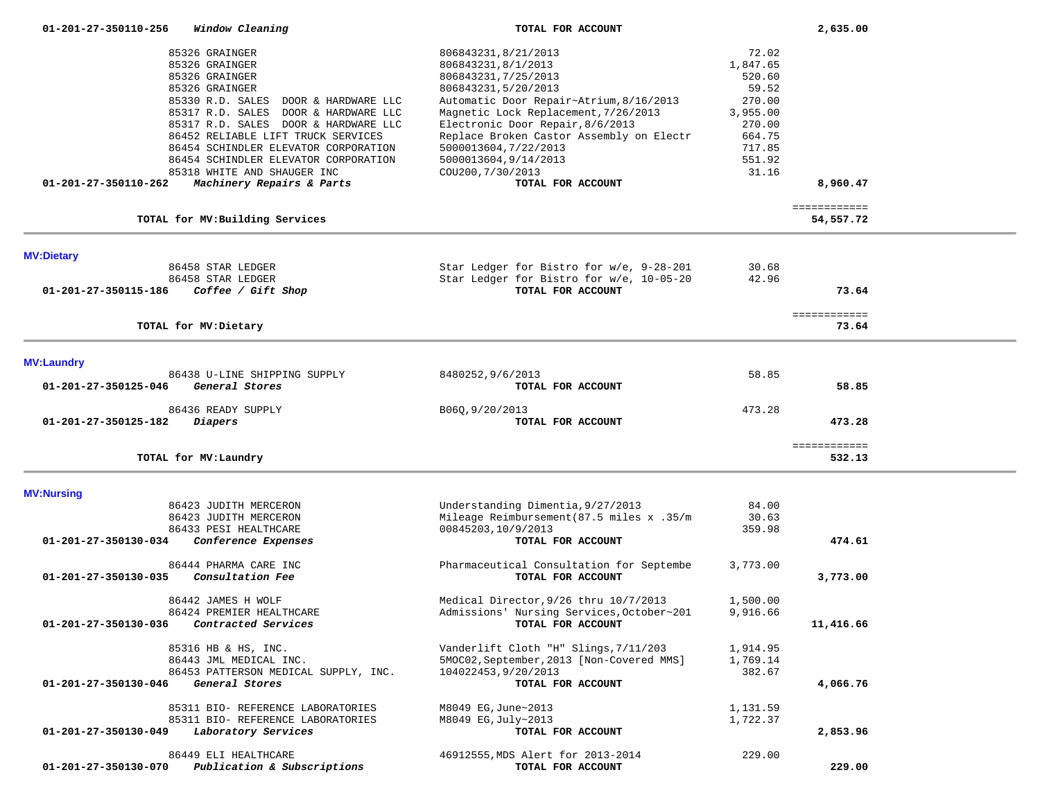| Account | Vendor / Description | Reference | Amount | Total |
|---|---|---|---|---|
| 01-201-27-350110-256 | ***Window Cleaning*** | **TOTAL FOR ACCOUNT** | | **2,635.00** |
| | 85326 GRAINGER | 806843231,8/21/2013 | 72.02 | |
| | 85326 GRAINGER | 806843231,8/1/2013 | 1,847.65 | |
| | 85326 GRAINGER | 806843231,7/25/2013 | 520.60 | |
| | 85326 GRAINGER | 806843231,5/20/2013 | 59.52 | |
| | 85330 R.D. SALES DOOR & HARDWARE LLC | Automatic Door Repair~Atrium,8/16/2013 | 270.00 | |
| | 85317 R.D. SALES DOOR & HARDWARE LLC | Magnetic Lock Replacement,7/26/2013 | 3,955.00 | |
| | 85317 R.D. SALES DOOR & HARDWARE LLC | Electronic Door Repair,8/6/2013 | 270.00 | |
| | 86452 RELIABLE LIFT TRUCK SERVICES | Replace Broken Castor Assembly on Electr | 664.75 | |
| | 86454 SCHINDLER ELEVATOR CORPORATION | 5000013604,7/22/2013 | 717.85 | |
| | 86454 SCHINDLER ELEVATOR CORPORATION | 5000013604,9/14/2013 | 551.92 | |
| | 85318 WHITE AND SHAUGER INC | COU200,7/30/2013 | 31.16 | |
| 01-201-27-350110-262 | ***Machinery Repairs & Parts*** | **TOTAL FOR ACCOUNT** | | **8,960.47** |
| | **TOTAL for MV:Building Services** | | | **54,557.72** |

## MV:Dietary

| Account | Vendor / Description | Reference | Amount | Total |
|---|---|---|---|---|
| | 86458 STAR LEDGER | Star Ledger for Bistro for w/e, 9-28-201 | 30.68 | |
| | 86458 STAR LEDGER | Star Ledger for Bistro for w/e, 10-05-20 | 42.96 | |
| 01-201-27-350115-186 | ***Coffee / Gift Shop*** | **TOTAL FOR ACCOUNT** | | **73.64** |
| | **TOTAL for MV:Dietary** | | | **73.64** |

## MV:Laundry

| Account | Vendor / Description | Reference | Amount | Total |
|---|---|---|---|---|
| | 86438 U-LINE SHIPPING SUPPLY | 8480252,9/6/2013 | 58.85 | |
| 01-201-27-350125-046 | ***General Stores*** | **TOTAL FOR ACCOUNT** | | **58.85** |
| | 86436 READY SUPPLY | B06Q,9/20/2013 | 473.28 | |
| 01-201-27-350125-182 | ***Diapers*** | **TOTAL FOR ACCOUNT** | | **473.28** |
| | **TOTAL for MV:Laundry** | | | **532.13** |

## MV:Nursing

| Account | Vendor / Description | Reference | Amount | Total |
|---|---|---|---|---|
| | 86423 JUDITH MERCERON | Understanding Dimentia,9/27/2013 | 84.00 | |
| | 86423 JUDITH MERCERON | Mileage Reimbursement(87.5 miles x .35/m | 30.63 | |
| | 86433 PESI HEALTHCARE | 00845203,10/9/2013 | 359.98 | |
| 01-201-27-350130-034 | ***Conference Expenses*** | **TOTAL FOR ACCOUNT** | | **474.61** |
| | 86444 PHARMA CARE INC | Pharmaceutical Consultation for Septembe | 3,773.00 | |
| 01-201-27-350130-035 | ***Consultation Fee*** | **TOTAL FOR ACCOUNT** | | **3,773.00** |
| | 86442 JAMES H WOLF | Medical Director,9/26 thru 10/7/2013 | 1,500.00 | |
| | 86424 PREMIER HEALTHCARE | Admissions' Nursing Services,October~201 | 9,916.66 | |
| 01-201-27-350130-036 | ***Contracted Services*** | **TOTAL FOR ACCOUNT** | | **11,416.66** |
| | 85316 HB & HS, INC. | Vanderlift Cloth "H" Slings,7/11/203 | 1,914.95 | |
| | 86443 JML MEDICAL INC. | 5MOC02,September,2013 [Non-Covered MMS] | 1,769.14 | |
| | 86453 PATTERSON MEDICAL SUPPLY, INC. | 104022453,9/20/2013 | 382.67 | |
| 01-201-27-350130-046 | ***General Stores*** | **TOTAL FOR ACCOUNT** | | **4,066.76** |
| | 85311 BIO- REFERENCE LABORATORIES | M8049 EG,June~2013 | 1,131.59 | |
| | 85311 BIO- REFERENCE LABORATORIES | M8049 EG,July~2013 | 1,722.37 | |
| 01-201-27-350130-049 | ***Laboratory Services*** | **TOTAL FOR ACCOUNT** | | **2,853.96** |
| | 86449 ELI HEALTHCARE | 46912555,MDS Alert for 2013-2014 | 229.00 | |
| 01-201-27-350130-070 | ***Publication & Subscriptions*** | **TOTAL FOR ACCOUNT** | | **229.00** |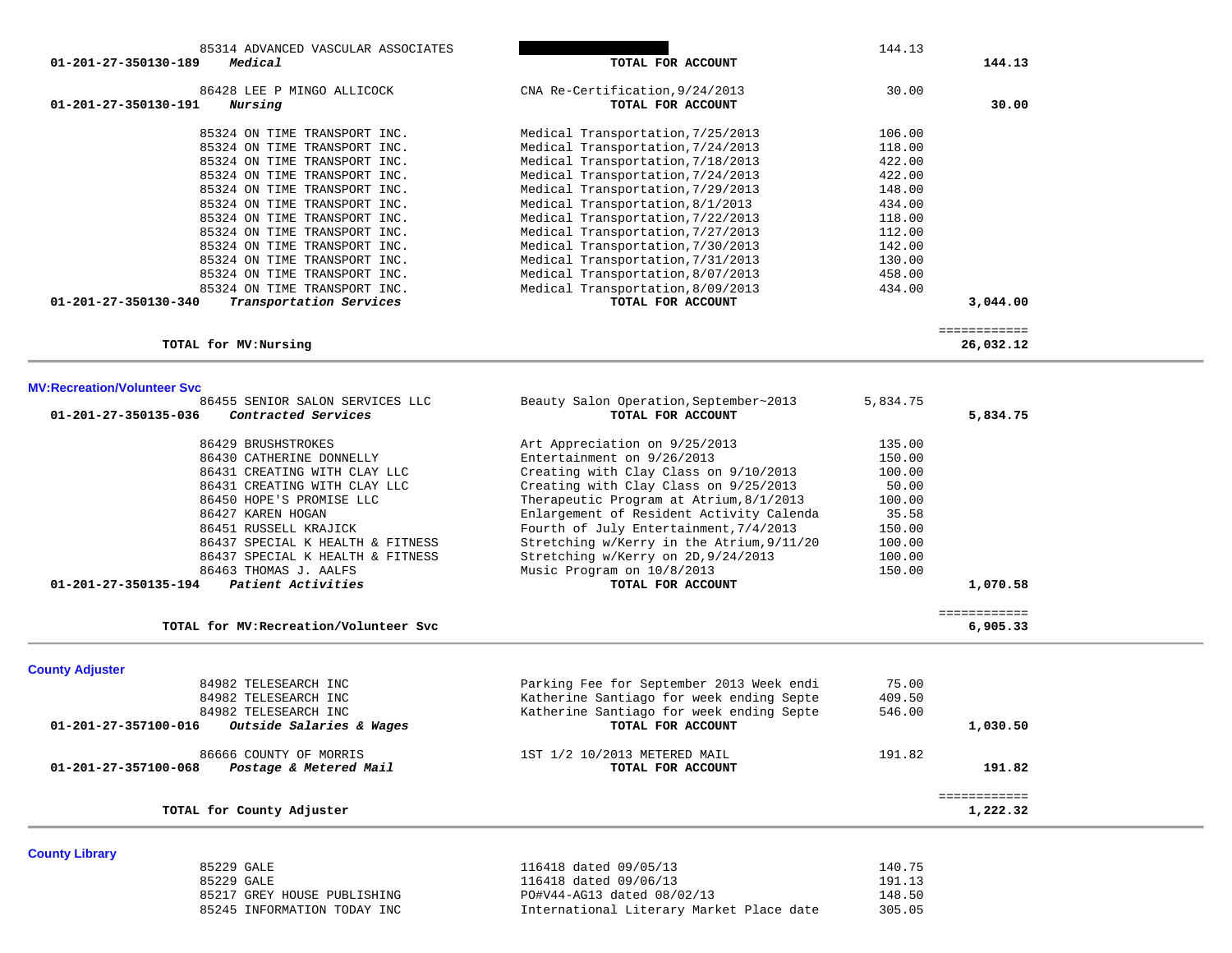| Account | Vendor | Description | Amount | Total |
|---|---|---|---|---|
| | 85314 ADVANCED VASCULAR ASSOCIATES | | 144.13 | |
| 01-201-27-350130-189 *Medical* | | **TOTAL FOR ACCOUNT** | | **144.13** |
| | 86428 LEE P MINGO ALLICOCK | CNA Re-Certification,9/24/2013 | 30.00 | |
| 01-201-27-350130-191 *Nursing* | | **TOTAL FOR ACCOUNT** | | **30.00** |
| | 85324 ON TIME TRANSPORT INC. | Medical Transportation,7/25/2013 | 106.00 | |
| | 85324 ON TIME TRANSPORT INC. | Medical Transportation,7/24/2013 | 118.00 | |
| | 85324 ON TIME TRANSPORT INC. | Medical Transportation,7/18/2013 | 422.00 | |
| | 85324 ON TIME TRANSPORT INC. | Medical Transportation,7/24/2013 | 422.00 | |
| | 85324 ON TIME TRANSPORT INC. | Medical Transportation,7/29/2013 | 148.00 | |
| | 85324 ON TIME TRANSPORT INC. | Medical Transportation,8/1/2013 | 434.00 | |
| | 85324 ON TIME TRANSPORT INC. | Medical Transportation,7/22/2013 | 118.00 | |
| | 85324 ON TIME TRANSPORT INC. | Medical Transportation,7/27/2013 | 112.00 | |
| | 85324 ON TIME TRANSPORT INC. | Medical Transportation,7/30/2013 | 142.00 | |
| | 85324 ON TIME TRANSPORT INC. | Medical Transportation,7/31/2013 | 130.00 | |
| | 85324 ON TIME TRANSPORT INC. | Medical Transportation,8/07/2013 | 458.00 | |
| | 85324 ON TIME TRANSPORT INC. | Medical Transportation,8/09/2013 | 434.00 | |
| 01-201-27-350130-340 *Transportation Services* | | **TOTAL FOR ACCOUNT** | | **3,044.00** |
| | | | | ============ |
| **TOTAL for MV:Nursing** | | | | **26,032.12** |

### MV:Recreation/Volunteer Svc

| Account | Vendor | Description | Amount | Total |
|---|---|---|---|---|
| | 86455 SENIOR SALON SERVICES LLC | Beauty Salon Operation,September~2013 | 5,834.75 | |
| 01-201-27-350135-036 *Contracted Services* | | **TOTAL FOR ACCOUNT** | | **5,834.75** |
| | 86429 BRUSHSTROKES | Art Appreciation on 9/25/2013 | 135.00 | |
| | 86430 CATHERINE DONNELLY | Entertainment on 9/26/2013 | 150.00 | |
| | 86431 CREATING WITH CLAY LLC | Creating with Clay Class on 9/10/2013 | 100.00 | |
| | 86431 CREATING WITH CLAY LLC | Creating with Clay Class on 9/25/2013 | 50.00 | |
| | 86450 HOPE'S PROMISE LLC | Therapeutic Program at Atrium,8/1/2013 | 100.00 | |
| | 86427 KAREN HOGAN | Enlargement of Resident Activity Calenda | 35.58 | |
| | 86451 RUSSELL KRAJICK | Fourth of July Entertainment,7/4/2013 | 150.00 | |
| | 86437 SPECIAL K HEALTH & FITNESS | Stretching w/Kerry in the Atrium,9/11/20 | 100.00 | |
| | 86437 SPECIAL K HEALTH & FITNESS | Stretching w/Kerry on 2D,9/24/2013 | 100.00 | |
| | 86463 THOMAS J. AALFS | Music Program on 10/8/2013 | 150.00 | |
| 01-201-27-350135-194 *Patient Activities* | | **TOTAL FOR ACCOUNT** | | **1,070.58** |
| | | | | ============ |
| **TOTAL for MV:Recreation/Volunteer Svc** | | | | **6,905.33** |

### County Adjuster

| Account | Vendor | Description | Amount | Total |
|---|---|---|---|---|
| | 84982 TELESEARCH INC | Parking Fee for September 2013 Week endi | 75.00 | |
| | 84982 TELESEARCH INC | Katherine Santiago for week ending Septe | 409.50 | |
| | 84982 TELESEARCH INC | Katherine Santiago for week ending Septe | 546.00 | |
| 01-201-27-357100-016 *Outside Salaries & Wages* | | **TOTAL FOR ACCOUNT** | | **1,030.50** |
| | 86666 COUNTY OF MORRIS | 1ST 1/2 10/2013 METERED MAIL | 191.82 | |
| 01-201-27-357100-068 *Postage & Metered Mail* | | **TOTAL FOR ACCOUNT** | | **191.82** |
| | | | | ============ |
| **TOTAL for County Adjuster** | | | | **1,222.32** |

### County Library

| Account | Vendor | Description | Amount | Total |
|---|---|---|---|---|
| | 85229 GALE | 116418 dated 09/05/13 | 140.75 | |
| | 85229 GALE | 116418 dated 09/06/13 | 191.13 | |
| | 85217 GREY HOUSE PUBLISHING | PO#V44-AG13 dated 08/02/13 | 148.50 | |
| | 85245 INFORMATION TODAY INC | International Literary Market Place date | 305.05 | |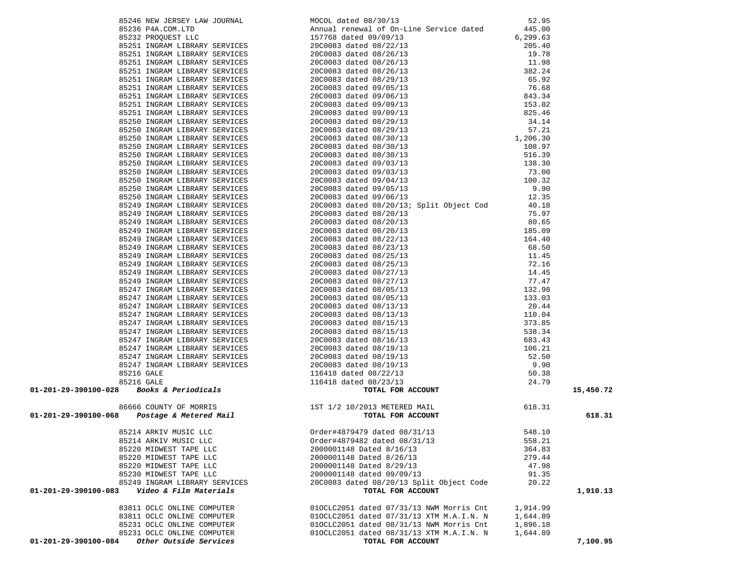| Account | Vendor | Description | Amount | Total |
|---|---|---|---|---|
| | 85246 NEW JERSEY LAW JOURNAL | MOCOL dated 08/30/13 | 52.95 | |
| | 85236 P4A.COM.LTD | Annual renewal of On-Line Service dated | 445.00 | |
| | 85232 PROQUEST LLC | 157768 dated 09/09/13 | 6,299.63 | |
| | 85251 INGRAM LIBRARY SERVICES | 20C0083 dated 08/22/13 | 205.40 | |
| | 85251 INGRAM LIBRARY SERVICES | 20C0083 dated 08/26/13 | 19.78 | |
| | 85251 INGRAM LIBRARY SERVICES | 20C0083 dated 08/26/13 | 11.98 | |
| | 85251 INGRAM LIBRARY SERVICES | 20C0083 dated 08/26/13 | 382.24 | |
| | 85251 INGRAM LIBRARY SERVICES | 20C0083 dated 08/29/13 | 65.92 | |
| | 85251 INGRAM LIBRARY SERVICES | 20C0083 dated 09/05/13 | 76.68 | |
| | 85251 INGRAM LIBRARY SERVICES | 20C0083 dated 09/06/13 | 843.34 | |
| | 85251 INGRAM LIBRARY SERVICES | 20C0083 dated 09/09/13 | 153.82 | |
| | 85251 INGRAM LIBRARY SERVICES | 20C0083 dated 09/09/13 | 825.46 | |
| | 85250 INGRAM LIBRARY SERVICES | 20C0083 dated 08/29/13 | 34.14 | |
| | 85250 INGRAM LIBRARY SERVICES | 20C0083 dated 08/29/13 | 57.21 | |
| | 85250 INGRAM LIBRARY SERVICES | 20C0083 dated 08/30/13 | 1,206.30 | |
| | 85250 INGRAM LIBRARY SERVICES | 20C0083 dated 08/30/13 | 108.97 | |
| | 85250 INGRAM LIBRARY SERVICES | 20C0083 dated 08/30/13 | 516.39 | |
| | 85250 INGRAM LIBRARY SERVICES | 20C0083 dated 09/03/13 | 138.30 | |
| | 85250 INGRAM LIBRARY SERVICES | 20C0083 dated 09/03/13 | 73.00 | |
| | 85250 INGRAM LIBRARY SERVICES | 20C0083 dated 09/04/13 | 100.32 | |
| | 85250 INGRAM LIBRARY SERVICES | 20C0083 dated 09/05/13 | 9.90 | |
| | 85250 INGRAM LIBRARY SERVICES | 20C0083 dated 09/06/13 | 12.35 | |
| | 85249 INGRAM LIBRARY SERVICES | 20C0083 dated 08/20/13; Split Object Cod | 40.18 | |
| | 85249 INGRAM LIBRARY SERVICES | 20C0083 dated 08/20/13 | 75.97 | |
| | 85249 INGRAM LIBRARY SERVICES | 20C0083 dated 08/20/13 | 80.65 | |
| | 85249 INGRAM LIBRARY SERVICES | 20C0083 dated 08/20/13 | 185.09 | |
| | 85249 INGRAM LIBRARY SERVICES | 20C0083 dated 08/22/13 | 164.40 | |
| | 85249 INGRAM LIBRARY SERVICES | 20C0083 dated 08/23/13 | 68.50 | |
| | 85249 INGRAM LIBRARY SERVICES | 20C0083 dated 08/25/13 | 11.45 | |
| | 85249 INGRAM LIBRARY SERVICES | 20C0083 dated 08/25/13 | 72.16 | |
| | 85249 INGRAM LIBRARY SERVICES | 20C0083 dated 08/27/13 | 14.45 | |
| | 85249 INGRAM LIBRARY SERVICES | 20C0083 dated 08/27/13 | 77.47 | |
| | 85247 INGRAM LIBRARY SERVICES | 20C0083 dated 08/05/13 | 132.98 | |
| | 85247 INGRAM LIBRARY SERVICES | 20C0083 dated 08/05/13 | 133.03 | |
| | 85247 INGRAM LIBRARY SERVICES | 20C0083 dated 08/13/13 | 20.44 | |
| | 85247 INGRAM LIBRARY SERVICES | 20C0083 dated 08/13/13 | 110.04 | |
| | 85247 INGRAM LIBRARY SERVICES | 20C0083 dated 08/15/13 | 373.85 | |
| | 85247 INGRAM LIBRARY SERVICES | 20C0083 dated 08/15/13 | 538.34 | |
| | 85247 INGRAM LIBRARY SERVICES | 20C0083 dated 08/16/13 | 683.43 | |
| | 85247 INGRAM LIBRARY SERVICES | 20C0083 dated 08/19/13 | 106.21 | |
| | 85247 INGRAM LIBRARY SERVICES | 20C0083 dated 08/19/13 | 52.50 | |
| | 85247 INGRAM LIBRARY SERVICES | 20C0083 dated 08/19/13 | 9.90 | |
| | 85216 GALE | 116418 dated 08/22/13 | 50.38 | |
| | 85216 GALE | 116418 dated 08/23/13 | 24.79 | |
| **01-201-29-390100-028** | ***Books & Periodicals*** | **TOTAL FOR ACCOUNT** | | **15,450.72** |
| | 86666 COUNTY OF MORRIS | 1ST 1/2 10/2013 METERED MAIL | 618.31 | |
| **01-201-29-390100-068** | ***Postage & Metered Mail*** | **TOTAL FOR ACCOUNT** | | **618.31** |
| | 85214 ARKIV MUSIC LLC | Order#4879479 dated 08/31/13 | 548.10 | |
| | 85214 ARKIV MUSIC LLC | Order#4879482 dated 08/31/13 | 558.21 | |
| | 85220 MIDWEST TAPE LLC | 2000001148 Dated 8/16/13 | 364.83 | |
| | 85220 MIDWEST TAPE LLC | 2000001148 Dated 8/26/13 | 279.44 | |
| | 85220 MIDWEST TAPE LLC | 2000001148 Dated 8/29/13 | 47.98 | |
| | 85230 MIDWEST TAPE LLC | 2000001148 dated 09/09/13 | 91.35 | |
| | 85249 INGRAM LIBRARY SERVICES | 20C0083 dated 08/20/13 Split Object Code | 20.22 | |
| **01-201-29-390100-083** | ***Video & Film Materials*** | **TOTAL FOR ACCOUNT** | | **1,910.13** |
| | 83811 OCLC ONLINE COMPUTER | 01OCLC2051 dated 07/31/13 NWM Morris Cnt | 1,914.99 | |
| | 83811 OCLC ONLINE COMPUTER | 01OCLC2051 dated 07/31/13 XTM M.A.I.N. N | 1,644.89 | |
| | 85231 OCLC ONLINE COMPUTER | 01OCLC2051 dated 08/31/13 NWM Morris Cnt | 1,896.18 | |
| | 85231 OCLC ONLINE COMPUTER | 01OCLC2051 dated 08/31/13 XTM M.A.I.N. N | 1,644.89 | |
| **01-201-29-390100-084** | ***Other Outside Services*** | **TOTAL FOR ACCOUNT** | | **7,100.95** |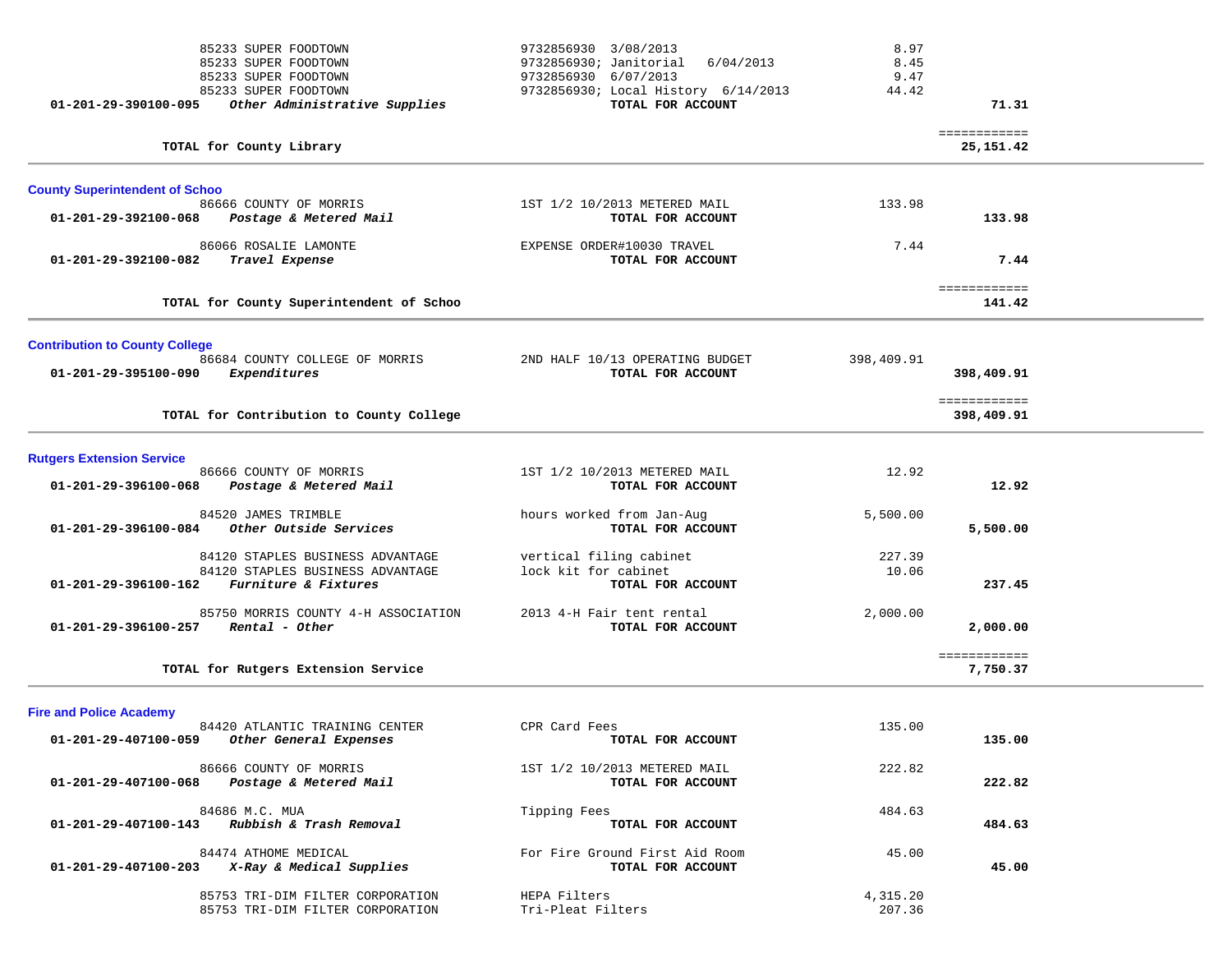| Account / Vendor | Description | Amount | Total |
|---|---|---|---|
| 85233 SUPER FOODTOWN | 9732856930 3/08/2013 | 8.97 | |
| 85233 SUPER FOODTOWN | 9732856930; Janitorial 6/04/2013 | 8.45 | |
| 85233 SUPER FOODTOWN | 9732856930 6/07/2013 | 9.47 | |
| 85233 SUPER FOODTOWN | 9732856930; Local History 6/14/2013 | 44.42 | |
| **01-201-29-390100-095** ***Other Administrative Supplies*** | **TOTAL FOR ACCOUNT** | | **71.31** |
| | | | ============ |
| **TOTAL for County Library** | | | **25,151.42** |

### County Superintendent of Schoo

| Account / Vendor | Description | Amount | Total |
|---|---|---|---|
| 86666 COUNTY OF MORRIS | 1ST 1/2 10/2013 METERED MAIL | 133.98 | |
| **01-201-29-392100-068** ***Postage & Metered Mail*** | **TOTAL FOR ACCOUNT** | | **133.98** |
| 86066 ROSALIE LAMONTE | EXPENSE ORDER#10030 TRAVEL | 7.44 | |
| **01-201-29-392100-082** ***Travel Expense*** | **TOTAL FOR ACCOUNT** | | **7.44** |
| | | | ============ |
| **TOTAL for County Superintendent of Schoo** | | | **141.42** |

### Contribution to County College

| Account / Vendor | Description | Amount | Total |
|---|---|---|---|
| 86684 COUNTY COLLEGE OF MORRIS | 2ND HALF 10/13 OPERATING BUDGET | 398,409.91 | |
| **01-201-29-395100-090** ***Expenditures*** | **TOTAL FOR ACCOUNT** | | **398,409.91** |
| | | | ============ |
| **TOTAL for Contribution to County College** | | | **398,409.91** |

### Rutgers Extension Service

| Account / Vendor | Description | Amount | Total |
|---|---|---|---|
| 86666 COUNTY OF MORRIS | 1ST 1/2 10/2013 METERED MAIL | 12.92 | |
| **01-201-29-396100-068** ***Postage & Metered Mail*** | **TOTAL FOR ACCOUNT** | | **12.92** |
| 84520 JAMES TRIMBLE | hours worked from Jan-Aug | 5,500.00 | |
| **01-201-29-396100-084** ***Other Outside Services*** | **TOTAL FOR ACCOUNT** | | **5,500.00** |
| 84120 STAPLES BUSINESS ADVANTAGE | vertical filing cabinet | 227.39 | |
| 84120 STAPLES BUSINESS ADVANTAGE | lock kit for cabinet | 10.06 | |
| **01-201-29-396100-162** ***Furniture & Fixtures*** | **TOTAL FOR ACCOUNT** | | **237.45** |
| 85750 MORRIS COUNTY 4-H ASSOCIATION | 2013 4-H Fair tent rental | 2,000.00 | |
| **01-201-29-396100-257** ***Rental - Other*** | **TOTAL FOR ACCOUNT** | | **2,000.00** |
| | | | ============ |
| **TOTAL for Rutgers Extension Service** | | | **7,750.37** |

### Fire and Police Academy

| Account / Vendor | Description | Amount | Total |
|---|---|---|---|
| 84420 ATLANTIC TRAINING CENTER | CPR Card Fees | 135.00 | |
| **01-201-29-407100-059** ***Other General Expenses*** | **TOTAL FOR ACCOUNT** | | **135.00** |
| 86666 COUNTY OF MORRIS | 1ST 1/2 10/2013 METERED MAIL | 222.82 | |
| **01-201-29-407100-068** ***Postage & Metered Mail*** | **TOTAL FOR ACCOUNT** | | **222.82** |
| 84686 M.C. MUA | Tipping Fees | 484.63 | |
| **01-201-29-407100-143** ***Rubbish & Trash Removal*** | **TOTAL FOR ACCOUNT** | | **484.63** |
| 84474 ATHOME MEDICAL | For Fire Ground First Aid Room | 45.00 | |
| **01-201-29-407100-203** ***X-Ray & Medical Supplies*** | **TOTAL FOR ACCOUNT** | | **45.00** |
| 85753 TRI-DIM FILTER CORPORATION | HEPA Filters | 4,315.20 | |
| 85753 TRI-DIM FILTER CORPORATION | Tri-Pleat Filters | 207.36 | |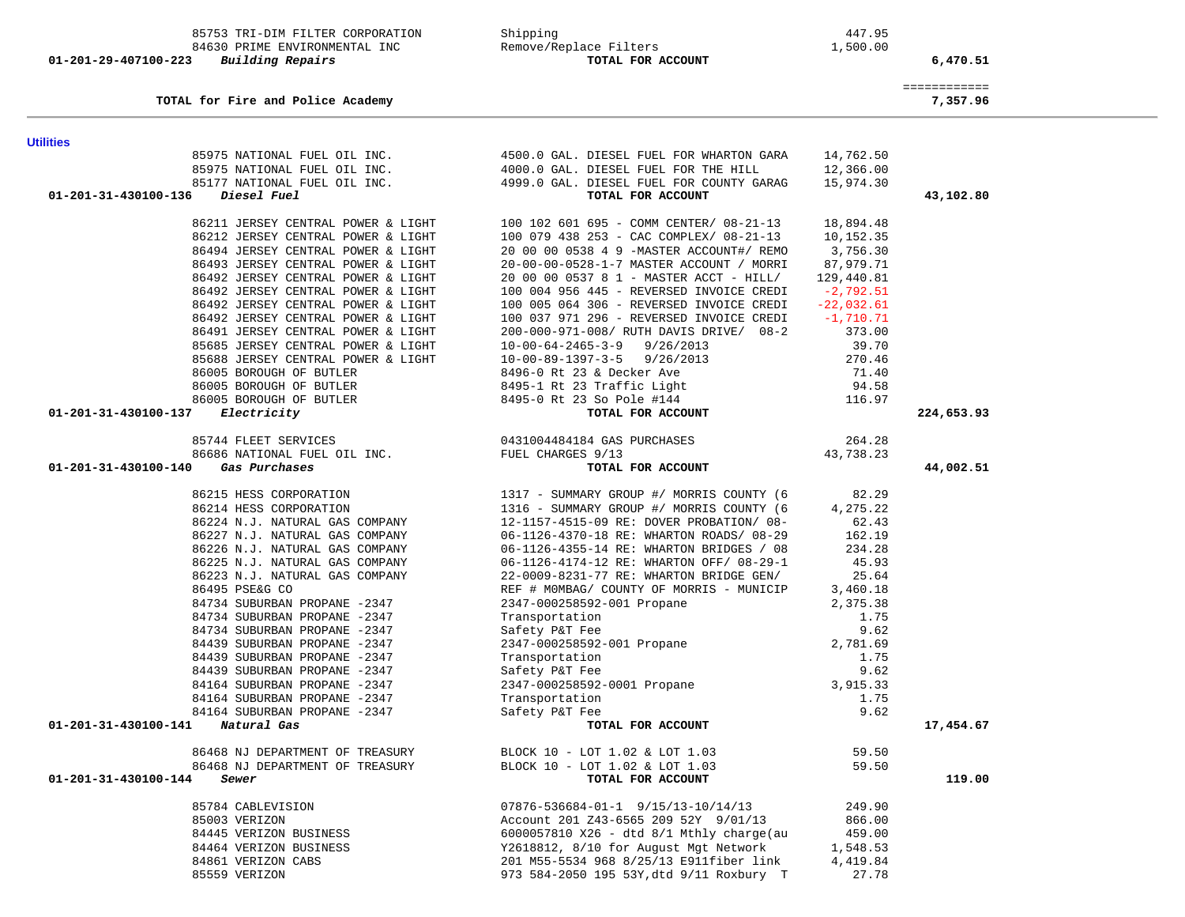| Account | Vendor | Description | Amount | Total |
|---|---|---|---|---|
| | 85753 TRI-DIM FILTER CORPORATION | Shipping | 447.95 | |
| | 84630 PRIME ENVIRONMENTAL INC | Remove/Replace Filters | 1,500.00 | |
| 01-201-29-407100-223 | *Building Repairs* | **TOTAL FOR ACCOUNT** | | 6,470.51 |

| | | |
|---|---|---|
| **TOTAL for Fire and Police Academy** | | ============ 7,357.96 |

## Utilities

| Account | Vendor | Description | Amount | Total |
|---|---|---|---|---|
| | 85975 NATIONAL FUEL OIL INC. | 4500.0 GAL. DIESEL FUEL FOR WHARTON GARA | 14,762.50 | |
| | 85975 NATIONAL FUEL OIL INC. | 4000.0 GAL. DIESEL FUEL FOR THE HILL | 12,366.00 | |
| | 85177 NATIONAL FUEL OIL INC. | 4999.0 GAL. DIESEL FUEL FOR COUNTY GARAG | 15,974.30 | |
| 01-201-31-430100-136 | *Diesel Fuel* | **TOTAL FOR ACCOUNT** | | 43,102.80 |
| | 86211 JERSEY CENTRAL POWER & LIGHT | 100 102 601 695 - COMM CENTER/ 08-21-13 | 18,894.48 | |
| | 86212 JERSEY CENTRAL POWER & LIGHT | 100 079 438 253 - CAC COMPLEX/ 08-21-13 | 10,152.35 | |
| | 86494 JERSEY CENTRAL POWER & LIGHT | 20 00 00 0538 4 9 -MASTER ACCOUNT#/ REMO | 3,756.30 | |
| | 86493 JERSEY CENTRAL POWER & LIGHT | 20-00-00-0528-1-7 MASTER ACCOUNT / MORRI | 87,979.71 | |
| | 86492 JERSEY CENTRAL POWER & LIGHT | 20 00 00 0537 8 1 - MASTER ACCT - HILL/ | 129,440.81 | |
| | 86492 JERSEY CENTRAL POWER & LIGHT | 100 004 956 445 - REVERSED INVOICE CREDI | -2,792.51 | |
| | 86492 JERSEY CENTRAL POWER & LIGHT | 100 005 064 306 - REVERSED INVOICE CREDI | -22,032.61 | |
| | 86492 JERSEY CENTRAL POWER & LIGHT | 100 037 971 296 - REVERSED INVOICE CREDI | -1,710.71 | |
| | 86491 JERSEY CENTRAL POWER & LIGHT | 200-000-971-008/ RUTH DAVIS DRIVE/ 08-2 | 373.00 | |
| | 85685 JERSEY CENTRAL POWER & LIGHT | 10-00-64-2465-3-9 9/26/2013 | 39.70 | |
| | 85688 JERSEY CENTRAL POWER & LIGHT | 10-00-89-1397-3-5 9/26/2013 | 270.46 | |
| | 86005 BOROUGH OF BUTLER | 8496-0 Rt 23 & Decker Ave | 71.40 | |
| | 86005 BOROUGH OF BUTLER | 8495-1 Rt 23 Traffic Light | 94.58 | |
| | 86005 BOROUGH OF BUTLER | 8495-0 Rt 23 So Pole #144 | 116.97 | |
| 01-201-31-430100-137 | *Electricity* | **TOTAL FOR ACCOUNT** | | 224,653.93 |
| | 85744 FLEET SERVICES | 0431004484184 GAS PURCHASES | 264.28 | |
| | 86686 NATIONAL FUEL OIL INC. | FUEL CHARGES 9/13 | 43,738.23 | |
| 01-201-31-430100-140 | *Gas Purchases* | **TOTAL FOR ACCOUNT** | | 44,002.51 |
| | 86215 HESS CORPORATION | 1317 - SUMMARY GROUP #/ MORRIS COUNTY (6 | 82.29 | |
| | 86214 HESS CORPORATION | 1316 - SUMMARY GROUP #/ MORRIS COUNTY (6 | 4,275.22 | |
| | 86224 N.J. NATURAL GAS COMPANY | 12-1157-4515-09 RE: DOVER PROBATION/ 08- | 62.43 | |
| | 86227 N.J. NATURAL GAS COMPANY | 06-1126-4370-18 RE: WHARTON ROADS/ 08-29 | 162.19 | |
| | 86226 N.J. NATURAL GAS COMPANY | 06-1126-4355-14 RE: WHARTON BRIDGES / 08 | 234.28 | |
| | 86225 N.J. NATURAL GAS COMPANY | 06-1126-4174-12 RE: WHARTON OFF/ 08-29-1 | 45.93 | |
| | 86223 N.J. NATURAL GAS COMPANY | 22-0009-8231-77 RE: WHARTON BRIDGE GEN/ | 25.64 | |
| | 86495 PSE&G CO | REF # MOMBAG/ COUNTY OF MORRIS - MUNICIP | 3,460.18 | |
| | 84734 SUBURBAN PROPANE -2347 | 2347-000258592-001 Propane | 2,375.38 | |
| | 84734 SUBURBAN PROPANE -2347 | Transportation | 1.75 | |
| | 84734 SUBURBAN PROPANE -2347 | Safety P&T Fee | 9.62 | |
| | 84439 SUBURBAN PROPANE -2347 | 2347-000258592-001 Propane | 2,781.69 | |
| | 84439 SUBURBAN PROPANE -2347 | Transportation | 1.75 | |
| | 84439 SUBURBAN PROPANE -2347 | Safety P&T Fee | 9.62 | |
| | 84164 SUBURBAN PROPANE -2347 | 2347-000258592-0001 Propane | 3,915.33 | |
| | 84164 SUBURBAN PROPANE -2347 | Transportation | 1.75 | |
| | 84164 SUBURBAN PROPANE -2347 | Safety P&T Fee | 9.62 | |
| 01-201-31-430100-141 | *Natural Gas* | **TOTAL FOR ACCOUNT** | | 17,454.67 |
| | 86468 NJ DEPARTMENT OF TREASURY | BLOCK 10 - LOT 1.02 & LOT 1.03 | 59.50 | |
| | 86468 NJ DEPARTMENT OF TREASURY | BLOCK 10 - LOT 1.02 & LOT 1.03 | 59.50 | |
| 01-201-31-430100-144 | *Sewer* | **TOTAL FOR ACCOUNT** | | 119.00 |
| | 85784 CABLEVISION | 07876-536684-01-1 9/15/13-10/14/13 | 249.90 | |
| | 85003 VERIZON | Account 201 Z43-6565 209 52Y 9/01/13 | 866.00 | |
| | 84445 VERIZON BUSINESS | 6000057810 X26 - dtd 8/1 Mthly charge(au | 459.00 | |
| | 84464 VERIZON BUSINESS | Y2618812, 8/10 for August Mgt Network | 1,548.53 | |
| | 84861 VERIZON CABS | 201 M55-5534 968 8/25/13 E911fiber link | 4,419.84 | |
| | 85559 VERIZON | 973 584-2050 195 53Y,dtd 9/11 Roxbury T | 27.78 | |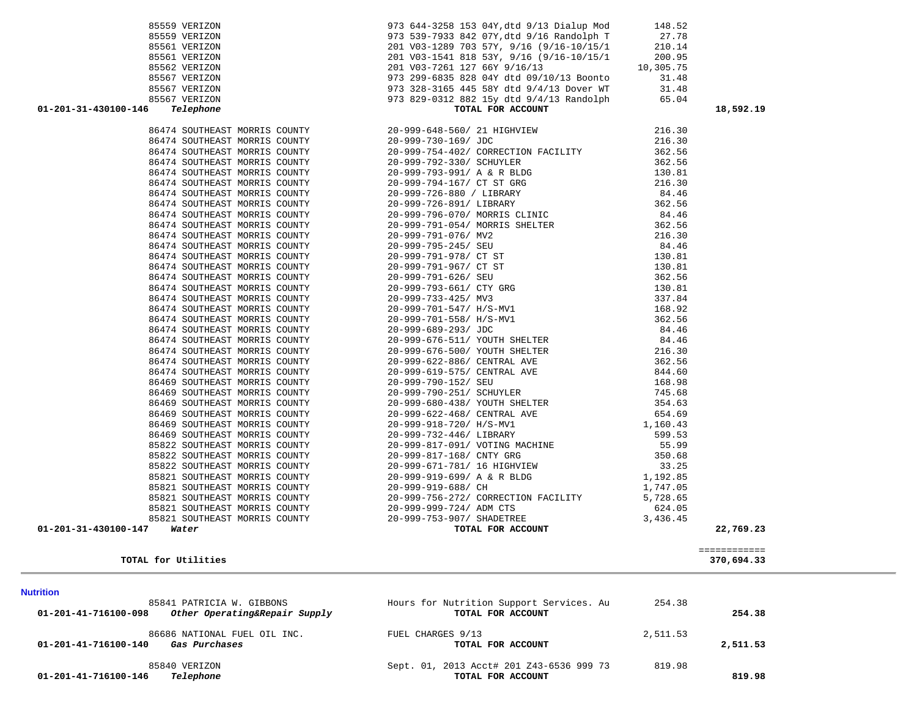| Account | Vendor | Description | Amount | Total |
|---|---|---|---|---|
| | 85559 VERIZON | 973 644-3258 153 04Y,dtd 9/13 Dialup Mod | 148.52 | |
| | 85559 VERIZON | 973 539-7933 842 07Y,dtd 9/16 Randolph T | 27.78 | |
| | 85561 VERIZON | 201 V03-1289 703 57Y, 9/16 (9/16-10/15/1 | 210.14 | |
| | 85561 VERIZON | 201 V03-1541 818 53Y, 9/16 (9/16-10/15/1 | 200.95 | |
| | 85562 VERIZON | 201 V03-7261 127 66Y 9/16/13 | 10,305.75 | |
| | 85567 VERIZON | 973 299-6835 828 04Y dtd 09/10/13 Boonto | 31.48 | |
| | 85567 VERIZON | 973 328-3165 445 58Y dtd 9/4/13 Dover WT | 31.48 | |
| | 85567 VERIZON | 973 829-0312 882 15y dtd 9/4/13 Randolph | 65.04 | |
| **01-201-31-430100-146** | ***Telephone*** | **TOTAL FOR ACCOUNT** | | **18,592.19** |
| | 86474 SOUTHEAST MORRIS COUNTY | 20-999-648-560/ 21 HIGHVIEW | 216.30 | |
| | 86474 SOUTHEAST MORRIS COUNTY | 20-999-730-169/ JDC | 216.30 | |
| | 86474 SOUTHEAST MORRIS COUNTY | 20-999-754-402/ CORRECTION FACILITY | 362.56 | |
| | 86474 SOUTHEAST MORRIS COUNTY | 20-999-792-330/ SCHUYLER | 362.56 | |
| | 86474 SOUTHEAST MORRIS COUNTY | 20-999-793-991/ A & R BLDG | 130.81 | |
| | 86474 SOUTHEAST MORRIS COUNTY | 20-999-794-167/ CT ST GRG | 216.30 | |
| | 86474 SOUTHEAST MORRIS COUNTY | 20-999-726-880 / LIBRARY | 84.46 | |
| | 86474 SOUTHEAST MORRIS COUNTY | 20-999-726-891/ LIBRARY | 362.56 | |
| | 86474 SOUTHEAST MORRIS COUNTY | 20-999-796-070/ MORRIS CLINIC | 84.46 | |
| | 86474 SOUTHEAST MORRIS COUNTY | 20-999-791-054/ MORRIS SHELTER | 362.56 | |
| | 86474 SOUTHEAST MORRIS COUNTY | 20-999-791-076/ MV2 | 216.30 | |
| | 86474 SOUTHEAST MORRIS COUNTY | 20-999-795-245/ SEU | 84.46 | |
| | 86474 SOUTHEAST MORRIS COUNTY | 20-999-791-978/ CT ST | 130.81 | |
| | 86474 SOUTHEAST MORRIS COUNTY | 20-999-791-967/ CT ST | 130.81 | |
| | 86474 SOUTHEAST MORRIS COUNTY | 20-999-791-626/ SEU | 362.56 | |
| | 86474 SOUTHEAST MORRIS COUNTY | 20-999-793-661/ CTY GRG | 130.81 | |
| | 86474 SOUTHEAST MORRIS COUNTY | 20-999-733-425/ MV3 | 337.84 | |
| | 86474 SOUTHEAST MORRIS COUNTY | 20-999-701-547/ H/S-MV1 | 168.92 | |
| | 86474 SOUTHEAST MORRIS COUNTY | 20-999-701-558/ H/S-MV1 | 362.56 | |
| | 86474 SOUTHEAST MORRIS COUNTY | 20-999-689-293/ JDC | 84.46 | |
| | 86474 SOUTHEAST MORRIS COUNTY | 20-999-676-511/ YOUTH SHELTER | 84.46 | |
| | 86474 SOUTHEAST MORRIS COUNTY | 20-999-676-500/ YOUTH SHELTER | 216.30 | |
| | 86474 SOUTHEAST MORRIS COUNTY | 20-999-622-886/ CENTRAL AVE | 362.56 | |
| | 86474 SOUTHEAST MORRIS COUNTY | 20-999-619-575/ CENTRAL AVE | 844.60 | |
| | 86469 SOUTHEAST MORRIS COUNTY | 20-999-790-152/ SEU | 168.98 | |
| | 86469 SOUTHEAST MORRIS COUNTY | 20-999-790-251/ SCHUYLER | 745.68 | |
| | 86469 SOUTHEAST MORRIS COUNTY | 20-999-680-438/ YOUTH SHELTER | 354.63 | |
| | 86469 SOUTHEAST MORRIS COUNTY | 20-999-622-468/ CENTRAL AVE | 654.69 | |
| | 86469 SOUTHEAST MORRIS COUNTY | 20-999-918-720/ H/S-MV1 | 1,160.43 | |
| | 86469 SOUTHEAST MORRIS COUNTY | 20-999-732-446/ LIBRARY | 599.53 | |
| | 85822 SOUTHEAST MORRIS COUNTY | 20-999-817-091/ VOTING MACHINE | 55.99 | |
| | 85822 SOUTHEAST MORRIS COUNTY | 20-999-817-168/ CNTY GRG | 350.68 | |
| | 85822 SOUTHEAST MORRIS COUNTY | 20-999-671-781/ 16 HIGHVIEW | 33.25 | |
| | 85821 SOUTHEAST MORRIS COUNTY | 20-999-919-699/ A & R BLDG | 1,192.85 | |
| | 85821 SOUTHEAST MORRIS COUNTY | 20-999-919-688/ CH | 1,747.05 | |
| | 85821 SOUTHEAST MORRIS COUNTY | 20-999-756-272/ CORRECTION FACILITY | 5,728.65 | |
| | 85821 SOUTHEAST MORRIS COUNTY | 20-999-999-724/ ADM CTS | 624.05 | |
| | 85821 SOUTHEAST MORRIS COUNTY | 20-999-753-907/ SHADETREE | 3,436.45 | |
| **01-201-31-430100-147** | ***Water*** | **TOTAL FOR ACCOUNT** | | **22,769.23** |
| | | | | ============ |
| **TOTAL for Utilities** | | | | **370,694.33** |

## Nutrition

| Account | Vendor | Description | Amount | Total |
|---|---|---|---|---|
| | 85841 PATRICIA W. GIBBONS | Hours for Nutrition Support Services. Au | 254.38 | |
| **01-201-41-716100-098** | ***Other Operating&Repair Supply*** | **TOTAL FOR ACCOUNT** | | **254.38** |
| | 86686 NATIONAL FUEL OIL INC. | FUEL CHARGES 9/13 | 2,511.53 | |
| **01-201-41-716100-140** | ***Gas Purchases*** | **TOTAL FOR ACCOUNT** | | **2,511.53** |
| | 85840 VERIZON | Sept. 01, 2013 Acct# 201 Z43-6536 999 73 | 819.98 | |
| **01-201-41-716100-146** | ***Telephone*** | **TOTAL FOR ACCOUNT** | | **819.98** |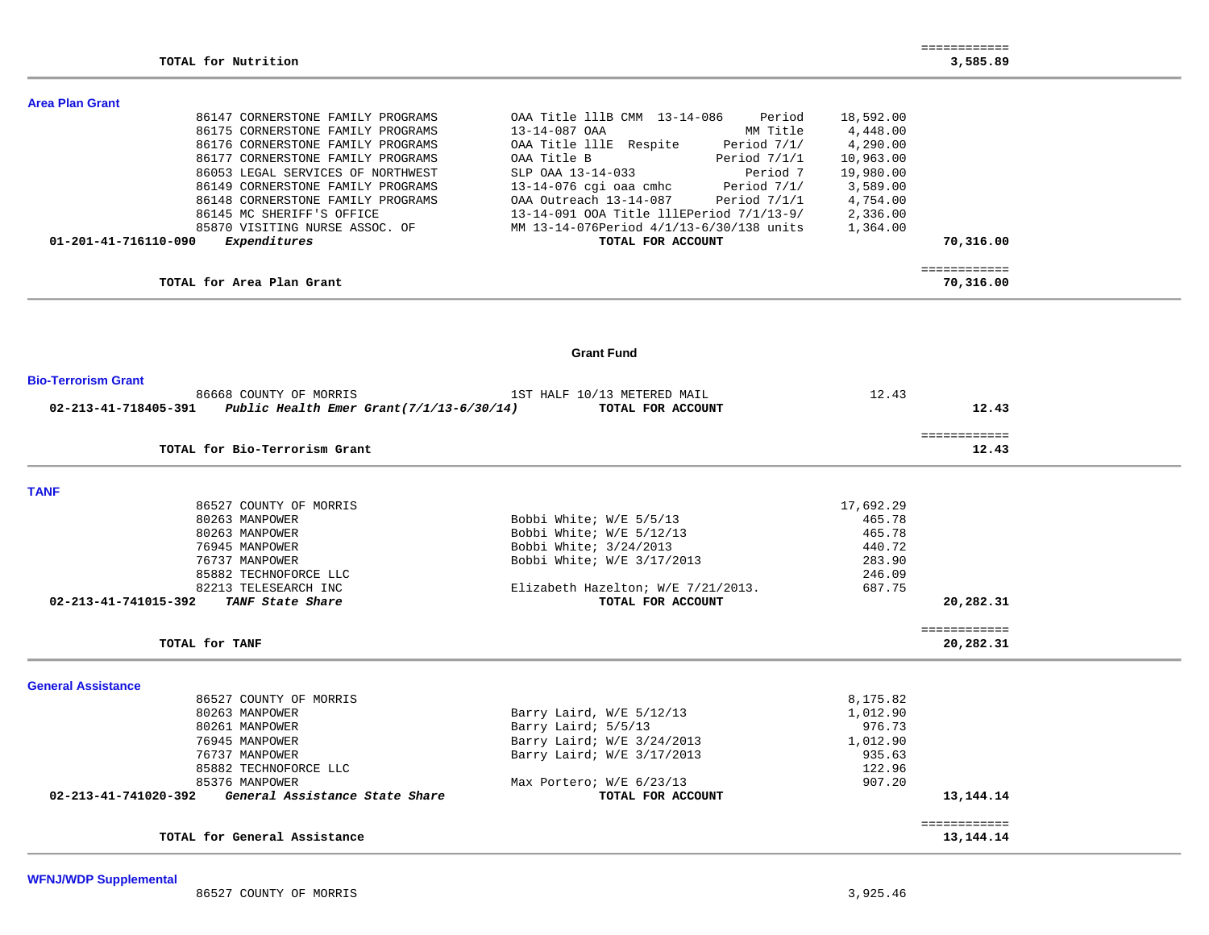| | | | |
|---|---|---|---|
| **TOTAL for Nutrition** | | | ============ **3,585.89** |

## Area Plan Grant

| Account | Vendor | Description | Amount | Total |
|---|---|---|---|---|
| | 86147 CORNERSTONE FAMILY PROGRAMS | OAA Title 111B CMM 13-14-086 Period | 18,592.00 | |
| | 86175 CORNERSTONE FAMILY PROGRAMS | 13-14-087 OAA MM Title | 4,448.00 | |
| | 86176 CORNERSTONE FAMILY PROGRAMS | OAA Title 111E Respite Period 7/1/ | 4,290.00 | |
| | 86177 CORNERSTONE FAMILY PROGRAMS | OAA Title B Period 7/1/1 | 10,963.00 | |
| | 86053 LEGAL SERVICES OF NORTHWEST | SLP OAA 13-14-033 Period 7 | 19,980.00 | |
| | 86149 CORNERSTONE FAMILY PROGRAMS | 13-14-076 cgi oaa cmhc Period 7/1/ | 3,589.00 | |
| | 86148 CORNERSTONE FAMILY PROGRAMS | OAA Outreach 13-14-087 Period 7/1/1 | 4,754.00 | |
| | 86145 MC SHERIFF'S OFFICE | 13-14-091 OOA Title 111EPeriod 7/1/13-9/ | 2,336.00 | |
| | 85870 VISITING NURSE ASSOC. OF | MM 13-14-076Period 4/1/13-6/30/138 units | 1,364.00 | |
| **01-201-41-716110-090** | ***Expenditures*** | **TOTAL FOR ACCOUNT** | | **70,316.00** |
| | **TOTAL for Area Plan Grant** | | | ============ **70,316.00** |

### Grant Fund

## Bio-Terrorism Grant

| Account | Vendor | Description | Amount | Total |
|---|---|---|---|---|
| | 86668 COUNTY OF MORRIS | 1ST HALF 10/13 METERED MAIL | 12.43 | |
| **02-213-41-718405-391** | ***Public Health Emer Grant(7/1/13-6/30/14)*** | **TOTAL FOR ACCOUNT** | | **12.43** |
| | **TOTAL for Bio-Terrorism Grant** | | | ============ **12.43** |

## TANF

| Account | Vendor | Description | Amount | Total |
|---|---|---|---|---|
| | 86527 COUNTY OF MORRIS | | 17,692.29 | |
| | 80263 MANPOWER | Bobbi White; W/E 5/5/13 | 465.78 | |
| | 80263 MANPOWER | Bobbi White; W/E 5/12/13 | 465.78 | |
| | 76945 MANPOWER | Bobbi White; 3/24/2013 | 440.72 | |
| | 76737 MANPOWER | Bobbi White; W/E 3/17/2013 | 283.90 | |
| | 85882 TECHNOFORCE LLC | | 246.09 | |
| | 82213 TELESEARCH INC | Elizabeth Hazelton; W/E 7/21/2013. | 687.75 | |
| **02-213-41-741015-392** | ***TANF State Share*** | **TOTAL FOR ACCOUNT** | | **20,282.31** |
| | **TOTAL for TANF** | | | ============ **20,282.31** |

## General Assistance

| Account | Vendor | Description | Amount | Total |
|---|---|---|---|---|
| | 86527 COUNTY OF MORRIS | | 8,175.82 | |
| | 80263 MANPOWER | Barry Laird, W/E 5/12/13 | 1,012.90 | |
| | 80261 MANPOWER | Barry Laird; 5/5/13 | 976.73 | |
| | 76945 MANPOWER | Barry Laird; W/E 3/24/2013 | 1,012.90 | |
| | 76737 MANPOWER | Barry Laird; W/E 3/17/2013 | 935.63 | |
| | 85882 TECHNOFORCE LLC | | 122.96 | |
| | 85376 MANPOWER | Max Portero; W/E 6/23/13 | 907.20 | |
| **02-213-41-741020-392** | ***General Assistance State Share*** | **TOTAL FOR ACCOUNT** | | **13,144.14** |
| | **TOTAL for General Assistance** | | | ============ **13,144.14** |

## WFNJ/WDP Supplemental

| Account | Vendor | Description | Amount | Total |
|---|---|---|---|---|
| | 86527 COUNTY OF MORRIS | | 3,925.46 | |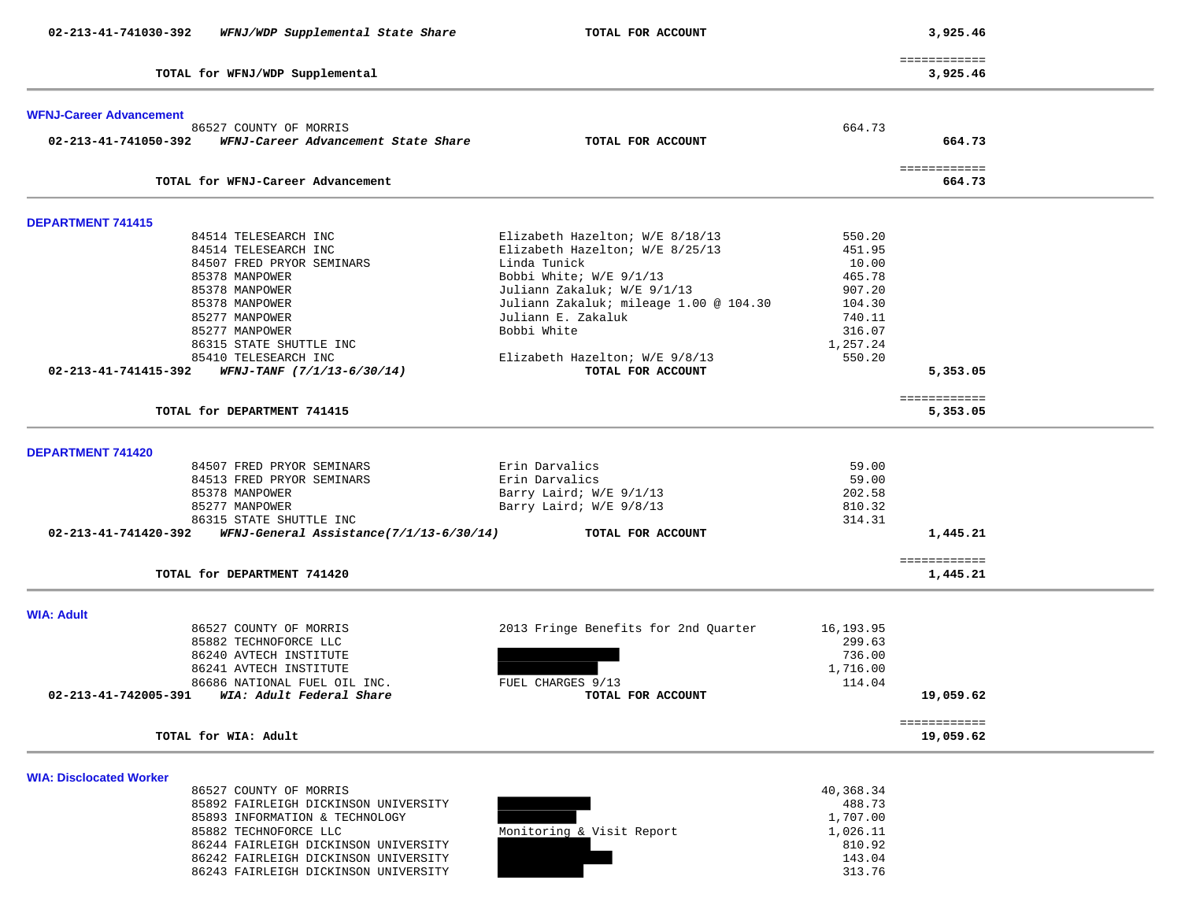| Account | Vendor / Description | Detail | Amount | Total |
|---|---|---|---|---|
| 02-213-41-741030-392 | *WFNJ/WDP Supplemental State Share* | TOTAL FOR ACCOUNT | | 3,925.46 |
| | **TOTAL for WFNJ/WDP Supplemental** | | | 3,925.46 |

## WFNJ-Career Advancement

| Account | Vendor / Description | Detail | Amount | Total |
|---|---|---|---|---|
| | 86527 COUNTY OF MORRIS | | 664.73 | |
| 02-213-41-741050-392 | *WFNJ-Career Advancement State Share* | TOTAL FOR ACCOUNT | | 664.73 |
| | **TOTAL for WFNJ-Career Advancement** | | | 664.73 |

## DEPARTMENT 741415

| Account | Vendor / Description | Detail | Amount | Total |
|---|---|---|---|---|
| | 84514 TELESEARCH INC | Elizabeth Hazelton; W/E 8/18/13 | 550.20 | |
| | 84514 TELESEARCH INC | Elizabeth Hazelton; W/E 8/25/13 | 451.95 | |
| | 84507 FRED PRYOR SEMINARS | Linda Tunick | 10.00 | |
| | 85378 MANPOWER | Bobbi White; W/E 9/1/13 | 465.78 | |
| | 85378 MANPOWER | Juliann Zakaluk; W/E 9/1/13 | 907.20 | |
| | 85378 MANPOWER | Juliann Zakaluk; mileage 1.00 @ 104.30 | 104.30 | |
| | 85277 MANPOWER | Juliann E. Zakaluk | 740.11 | |
| | 85277 MANPOWER | Bobbi White | 316.07 | |
| | 86315 STATE SHUTTLE INC | | 1,257.24 | |
| | 85410 TELESEARCH INC | Elizabeth Hazelton; W/E 9/8/13 | 550.20 | |
| 02-213-41-741415-392 | *WFNJ-TANF (7/1/13-6/30/14)* | TOTAL FOR ACCOUNT | | 5,353.05 |
| | **TOTAL for DEPARTMENT 741415** | | | 5,353.05 |

## DEPARTMENT 741420

| Account | Vendor / Description | Detail | Amount | Total |
|---|---|---|---|---|
| | 84507 FRED PRYOR SEMINARS | Erin Darvalics | 59.00 | |
| | 84513 FRED PRYOR SEMINARS | Erin Darvalics | 59.00 | |
| | 85378 MANPOWER | Barry Laird; W/E 9/1/13 | 202.58 | |
| | 85277 MANPOWER | Barry Laird; W/E 9/8/13 | 810.32 | |
| | 86315 STATE SHUTTLE INC | | 314.31 | |
| 02-213-41-741420-392 | *WFNJ-General Assistance(7/1/13-6/30/14)* | TOTAL FOR ACCOUNT | | 1,445.21 |
| | **TOTAL for DEPARTMENT 741420** | | | 1,445.21 |

## WIA: Adult

| Account | Vendor / Description | Detail | Amount | Total |
|---|---|---|---|---|
| | 86527 COUNTY OF MORRIS | 2013 Fringe Benefits for 2nd Quarter | 16,193.95 | |
| | 85882 TECHNOFORCE LLC | | 299.63 | |
| | 86240 AVTECH INSTITUTE | [REDACTED] | 736.00 | |
| | 86241 AVTECH INSTITUTE | [REDACTED] | 1,716.00 | |
| | 86686 NATIONAL FUEL OIL INC. | FUEL CHARGES 9/13 | 114.04 | |
| 02-213-41-742005-391 | *WIA: Adult Federal Share* | TOTAL FOR ACCOUNT | | 19,059.62 |
| | **TOTAL for WIA: Adult** | | | 19,059.62 |

## WIA: Disclocated Worker

| Account | Vendor / Description | Detail | Amount | Total |
|---|---|---|---|---|
| | 86527 COUNTY OF MORRIS | | 40,368.34 | |
| | 85892 FAIRLEIGH DICKINSON UNIVERSITY | [REDACTED] | 488.73 | |
| | 85893 INFORMATION & TECHNOLOGY | [REDACTED] | 1,707.00 | |
| | 85882 TECHNOFORCE LLC | Monitoring & Visit Report | 1,026.11 | |
| | 86244 FAIRLEIGH DICKINSON UNIVERSITY | [REDACTED] | 810.92 | |
| | 86242 FAIRLEIGH DICKINSON UNIVERSITY | [REDACTED] | 143.04 | |
| | 86243 FAIRLEIGH DICKINSON UNIVERSITY | [REDACTED] | 313.76 | |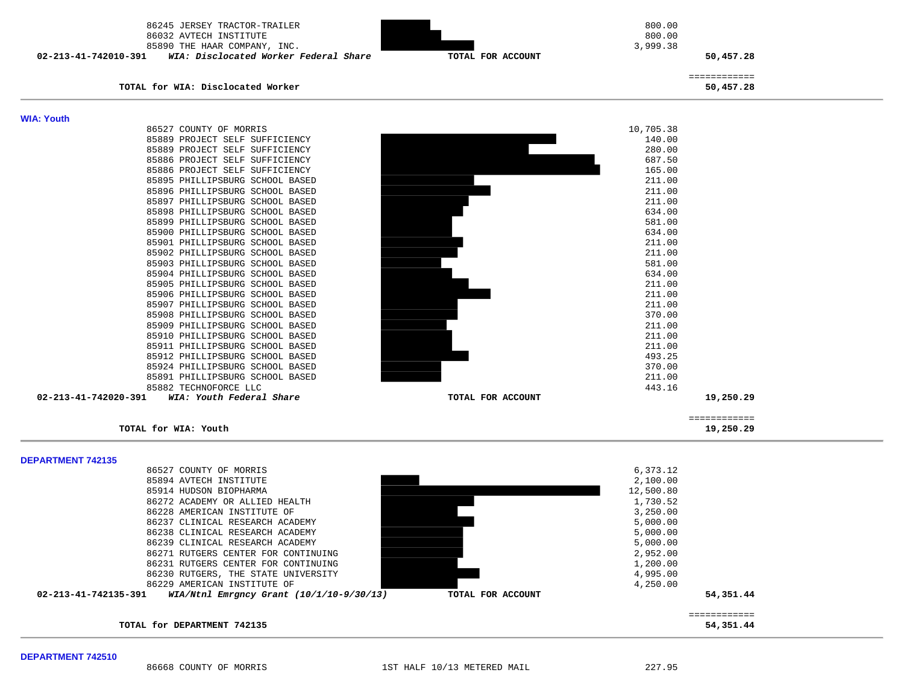| | | | |
|---|---|---|---|
| 86245 JERSEY TRACTOR-TRAILER | | 800.00 | |
| 86032 AVTECH INSTITUTE | | 800.00 | |
| 85890 THE HAAR COMPANY, INC. | | 3,999.38 | |
| **02-213-41-742010-391** ***WIA: Disclocated Worker Federal Share*** | **TOTAL FOR ACCOUNT** | | **50,457.28** |
| | | | ============ |
| **TOTAL for WIA: Disclocated Worker** | | | **50,457.28** |

## WIA: Youth

| | | | |
|---|---|---|---|
| 86527 COUNTY OF MORRIS | | 10,705.38 | |
| 85889 PROJECT SELF SUFFICIENCY | | 140.00 | |
| 85889 PROJECT SELF SUFFICIENCY | | 280.00 | |
| 85886 PROJECT SELF SUFFICIENCY | | 687.50 | |
| 85886 PROJECT SELF SUFFICIENCY | | 165.00 | |
| 85895 PHILLIPSBURG SCHOOL BASED | | 211.00 | |
| 85896 PHILLIPSBURG SCHOOL BASED | | 211.00 | |
| 85897 PHILLIPSBURG SCHOOL BASED | | 211.00 | |
| 85898 PHILLIPSBURG SCHOOL BASED | | 634.00 | |
| 85899 PHILLIPSBURG SCHOOL BASED | | 581.00 | |
| 85900 PHILLIPSBURG SCHOOL BASED | | 634.00 | |
| 85901 PHILLIPSBURG SCHOOL BASED | | 211.00 | |
| 85902 PHILLIPSBURG SCHOOL BASED | | 211.00 | |
| 85903 PHILLIPSBURG SCHOOL BASED | | 581.00 | |
| 85904 PHILLIPSBURG SCHOOL BASED | | 634.00 | |
| 85905 PHILLIPSBURG SCHOOL BASED | | 211.00 | |
| 85906 PHILLIPSBURG SCHOOL BASED | | 211.00 | |
| 85907 PHILLIPSBURG SCHOOL BASED | | 211.00 | |
| 85908 PHILLIPSBURG SCHOOL BASED | | 370.00 | |
| 85909 PHILLIPSBURG SCHOOL BASED | | 211.00 | |
| 85910 PHILLIPSBURG SCHOOL BASED | | 211.00 | |
| 85911 PHILLIPSBURG SCHOOL BASED | | 211.00 | |
| 85912 PHILLIPSBURG SCHOOL BASED | | 493.25 | |
| 85924 PHILLIPSBURG SCHOOL BASED | | 370.00 | |
| 85891 PHILLIPSBURG SCHOOL BASED | | 211.00 | |
| 85882 TECHNOFORCE LLC | | 443.16 | |
| **02-213-41-742020-391** ***WIA: Youth Federal Share*** | **TOTAL FOR ACCOUNT** | | **19,250.29** |
| | | | ============ |
| **TOTAL for WIA: Youth** | | | **19,250.29** |

## DEPARTMENT 742135

| | | | |
|---|---|---|---|
| 86527 COUNTY OF MORRIS | | 6,373.12 | |
| 85894 AVTECH INSTITUTE | | 2,100.00 | |
| 85914 HUDSON BIOPHARMA | | 12,500.80 | |
| 86272 ACADEMY OR ALLIED HEALTH | | 1,730.52 | |
| 86228 AMERICAN INSTITUTE OF | | 3,250.00 | |
| 86237 CLINICAL RESEARCH ACADEMY | | 5,000.00 | |
| 86238 CLINICAL RESEARCH ACADEMY | | 5,000.00 | |
| 86239 CLINICAL RESEARCH ACADEMY | | 5,000.00 | |
| 86271 RUTGERS CENTER FOR CONTINUING | | 2,952.00 | |
| 86231 RUTGERS CENTER FOR CONTINUING | | 1,200.00 | |
| 86230 RUTGERS, THE STATE UNIVERSITY | | 4,995.00 | |
| 86229 AMERICAN INSTITUTE OF | | 4,250.00 | |
| **02-213-41-742135-391** ***WIA/Ntnl Emrgncy Grant (10/1/10-9/30/13)*** | **TOTAL FOR ACCOUNT** | | **54,351.44** |
| | | | ============ |
| **TOTAL for DEPARTMENT 742135** | | | **54,351.44** |

## DEPARTMENT 742510

| | | | |
|---|---|---|---|
| 86668 COUNTY OF MORRIS | 1ST HALF 10/13 METERED MAIL | 227.95 | |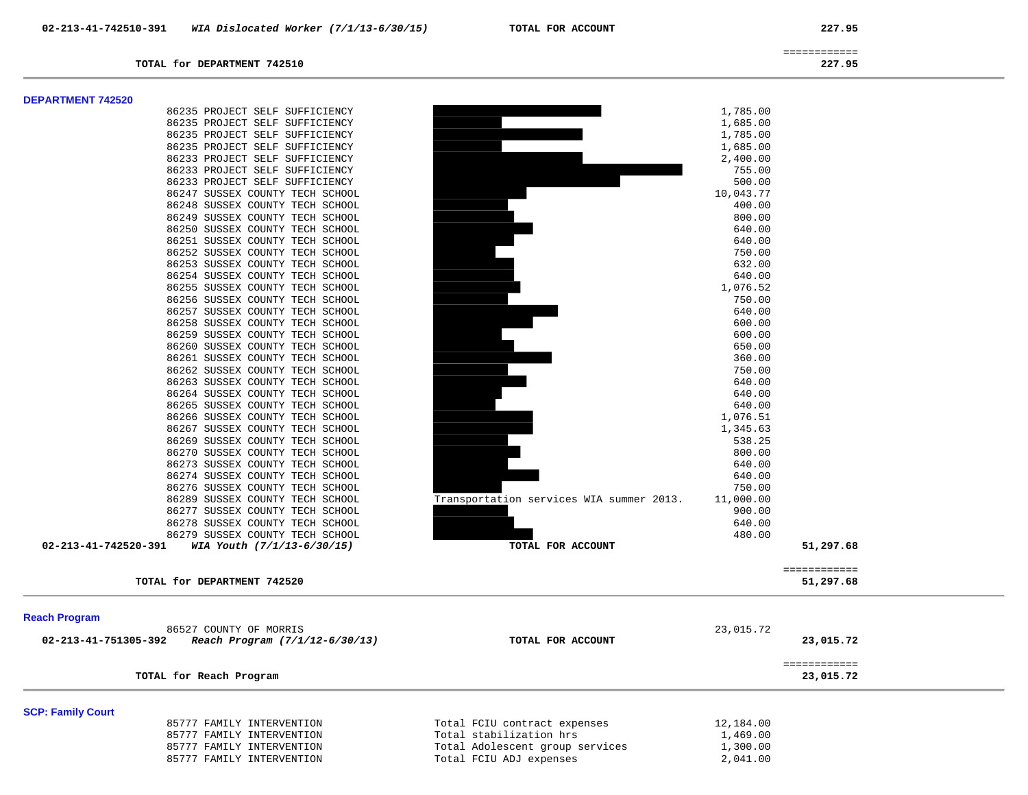| | | | | |
|---|---|---|---|---|
| **02-213-41-742510-391** | ***WIA Dislocated Worker (7/1/13-6/30/15)*** | **TOTAL FOR ACCOUNT** | | **227.95** |

| | |
|---|---|
| | ============ |
| **TOTAL for DEPARTMENT 742510** | **227.95** |

## DEPARTMENT 742520

| Vendor | Description | Amount | Total |
|---|---|---|---|
| 86235 PROJECT SELF SUFFICIENCY | | 1,785.00 | |
| 86235 PROJECT SELF SUFFICIENCY | | 1,685.00 | |
| 86235 PROJECT SELF SUFFICIENCY | | 1,785.00 | |
| 86235 PROJECT SELF SUFFICIENCY | | 1,685.00 | |
| 86233 PROJECT SELF SUFFICIENCY | | 2,400.00 | |
| 86233 PROJECT SELF SUFFICIENCY | | 755.00 | |
| 86233 PROJECT SELF SUFFICIENCY | | 500.00 | |
| 86247 SUSSEX COUNTY TECH SCHOOL | | 10,043.77 | |
| 86248 SUSSEX COUNTY TECH SCHOOL | | 400.00 | |
| 86249 SUSSEX COUNTY TECH SCHOOL | | 800.00 | |
| 86250 SUSSEX COUNTY TECH SCHOOL | | 640.00 | |
| 86251 SUSSEX COUNTY TECH SCHOOL | | 640.00 | |
| 86252 SUSSEX COUNTY TECH SCHOOL | | 750.00 | |
| 86253 SUSSEX COUNTY TECH SCHOOL | | 632.00 | |
| 86254 SUSSEX COUNTY TECH SCHOOL | | 640.00 | |
| 86255 SUSSEX COUNTY TECH SCHOOL | | 1,076.52 | |
| 86256 SUSSEX COUNTY TECH SCHOOL | | 750.00 | |
| 86257 SUSSEX COUNTY TECH SCHOOL | | 640.00 | |
| 86258 SUSSEX COUNTY TECH SCHOOL | | 600.00 | |
| 86259 SUSSEX COUNTY TECH SCHOOL | | 600.00 | |
| 86260 SUSSEX COUNTY TECH SCHOOL | | 650.00 | |
| 86261 SUSSEX COUNTY TECH SCHOOL | | 360.00 | |
| 86262 SUSSEX COUNTY TECH SCHOOL | | 750.00 | |
| 86263 SUSSEX COUNTY TECH SCHOOL | | 640.00 | |
| 86264 SUSSEX COUNTY TECH SCHOOL | | 640.00 | |
| 86265 SUSSEX COUNTY TECH SCHOOL | | 640.00 | |
| 86266 SUSSEX COUNTY TECH SCHOOL | | 1,076.51 | |
| 86267 SUSSEX COUNTY TECH SCHOOL | | 1,345.63 | |
| 86269 SUSSEX COUNTY TECH SCHOOL | | 538.25 | |
| 86270 SUSSEX COUNTY TECH SCHOOL | | 800.00 | |
| 86273 SUSSEX COUNTY TECH SCHOOL | | 640.00 | |
| 86274 SUSSEX COUNTY TECH SCHOOL | | 640.00 | |
| 86276 SUSSEX COUNTY TECH SCHOOL | | 750.00 | |
| 86289 SUSSEX COUNTY TECH SCHOOL | Transportation services WIA summer 2013. | 11,000.00 | |
| 86277 SUSSEX COUNTY TECH SCHOOL | | 900.00 | |
| 86278 SUSSEX COUNTY TECH SCHOOL | | 640.00 | |
| 86279 SUSSEX COUNTY TECH SCHOOL | | 480.00 | |
| **02-213-41-742520-391** ***WIA Youth (7/1/13-6/30/15)*** | **TOTAL FOR ACCOUNT** | | **51,297.68** |

| | |
|---|---|
| | ============ |
| **TOTAL for DEPARTMENT 742520** | **51,297.68** |

## Reach Program

| Vendor | Description | Amount | Total |
|---|---|---|---|
| 86527 COUNTY OF MORRIS | | 23,015.72 | |
| **02-213-41-751305-392** ***Reach Program (7/1/12-6/30/13)*** | **TOTAL FOR ACCOUNT** | | **23,015.72** |

| | |
|---|---|
| | ============ |
| **TOTAL for Reach Program** | **23,015.72** |

## SCP: Family Court

| Vendor | Description | Amount | Total |
|---|---|---|---|
| 85777 FAMILY INTERVENTION | Total FCIU contract expenses | 12,184.00 | |
| 85777 FAMILY INTERVENTION | Total stabilization hrs | 1,469.00 | |
| 85777 FAMILY INTERVENTION | Total Adolescent group services | 1,300.00 | |
| 85777 FAMILY INTERVENTION | Total FCIU ADJ expenses | 2,041.00 | |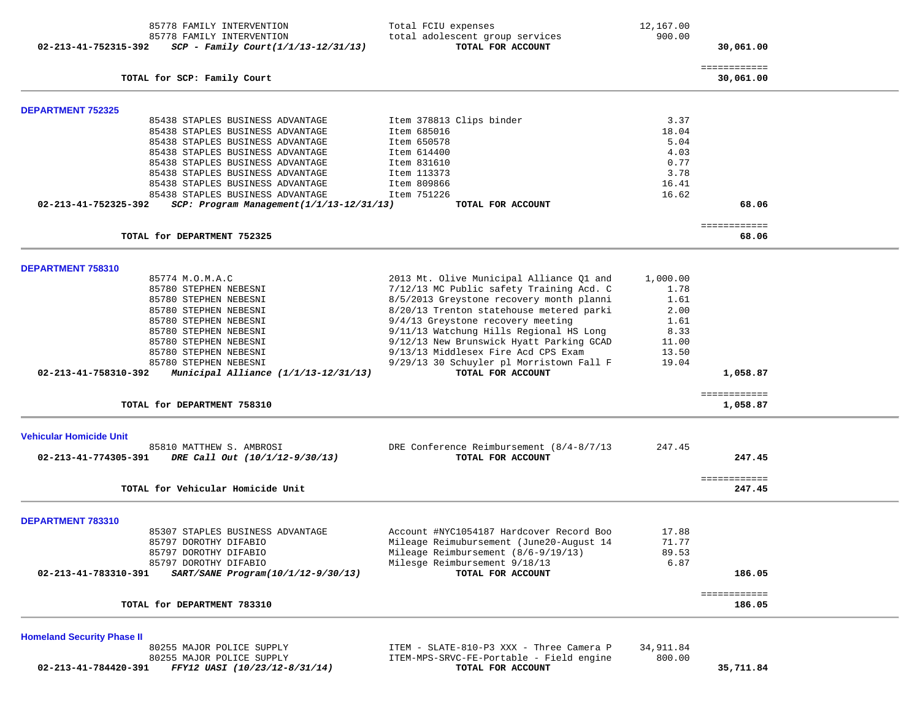| | | | |
|---|---|---|---|
| 85778 FAMILY INTERVENTION | Total FCIU expenses | 12,167.00 | |
| 85778 FAMILY INTERVENTION | total adolescent group services | 900.00 | |
| **02-213-41-752315-392** ***SCP - Family Court(1/1/13-12/31/13)*** | **TOTAL FOR ACCOUNT** | | **30,061.00** |
| | | | ============ |
| **TOTAL for SCP: Family Court** | | | **30,061.00** |

**DEPARTMENT 752325**

| | | | |
|---|---|---|---|
| 85438 STAPLES BUSINESS ADVANTAGE | Item 378813 Clips binder | 3.37 | |
| 85438 STAPLES BUSINESS ADVANTAGE | Item 685016 | 18.04 | |
| 85438 STAPLES BUSINESS ADVANTAGE | Item 650578 | 5.04 | |
| 85438 STAPLES BUSINESS ADVANTAGE | Item 614400 | 4.03 | |
| 85438 STAPLES BUSINESS ADVANTAGE | Item 831610 | 0.77 | |
| 85438 STAPLES BUSINESS ADVANTAGE | Item 113373 | 3.78 | |
| 85438 STAPLES BUSINESS ADVANTAGE | Item 809866 | 16.41 | |
| 85438 STAPLES BUSINESS ADVANTAGE | Item 751226 | 16.62 | |
| **02-213-41-752325-392** ***SCP: Program Management(1/1/13-12/31/13)*** | **TOTAL FOR ACCOUNT** | | **68.06** |
| | | | ============ |
| **TOTAL for DEPARTMENT 752325** | | | **68.06** |

**DEPARTMENT 758310**

| | | | |
|---|---|---|---|
| 85774 M.O.M.A.C | 2013 Mt. Olive Municipal Alliance Q1 and | 1,000.00 | |
| 85780 STEPHEN NEBESNI | 7/12/13 MC Public safety Training Acd. C | 1.78 | |
| 85780 STEPHEN NEBESNI | 8/5/2013 Greystone recovery month planni | 1.61 | |
| 85780 STEPHEN NEBESNI | 8/20/13 Trenton statehouse metered parki | 2.00 | |
| 85780 STEPHEN NEBESNI | 9/4/13 Greystone recovery meeting | 1.61 | |
| 85780 STEPHEN NEBESNI | 9/11/13 Watchung Hills Regional HS Long | 8.33 | |
| 85780 STEPHEN NEBESNI | 9/12/13 New Brunswick Hyatt Parking GCAD | 11.00 | |
| 85780 STEPHEN NEBESNI | 9/13/13 Middlesex Fire Acd CPS Exam | 13.50 | |
| 85780 STEPHEN NEBESNI | 9/29/13 30 Schuyler pl Morristown Fall F | 19.04 | |
| **02-213-41-758310-392** ***Municipal Alliance (1/1/13-12/31/13)*** | **TOTAL FOR ACCOUNT** | | **1,058.87** |
| | | | ============ |
| **TOTAL for DEPARTMENT 758310** | | | **1,058.87** |

**Vehicular Homicide Unit**

| | | | |
|---|---|---|---|
| 85810 MATTHEW S. AMBROSI | DRE Conference Reimbursement (8/4-8/7/13 | 247.45 | |
| **02-213-41-774305-391** ***DRE Call Out (10/1/12-9/30/13)*** | **TOTAL FOR ACCOUNT** | | **247.45** |
| | | | ============ |
| **TOTAL for Vehicular Homicide Unit** | | | **247.45** |

**DEPARTMENT 783310**

| | | | |
|---|---|---|---|
| 85307 STAPLES BUSINESS ADVANTAGE | Account #NYC1054187 Hardcover Record Boo | 17.88 | |
| 85797 DOROTHY DIFABIO | Mileage Reimubursement (June20-August 14 | 71.77 | |
| 85797 DOROTHY DIFABIO | Mileage Reimbursement (8/6-9/19/13) | 89.53 | |
| 85797 DOROTHY DIFABIO | Milesge Reimbursement 9/18/13 | 6.87 | |
| **02-213-41-783310-391** ***SART/SANE Program(10/1/12-9/30/13)*** | **TOTAL FOR ACCOUNT** | | **186.05** |
| | | | ============ |
| **TOTAL for DEPARTMENT 783310** | | | **186.05** |

**Homeland Security Phase II**

| | | | |
|---|---|---|---|
| 80255 MAJOR POLICE SUPPLY | ITEM - SLATE-810-P3 XXX - Three Camera P | 34,911.84 | |
| 80255 MAJOR POLICE SUPPLY | ITEM-MPS-SRVC-FE-Portable - Field engine | 800.00 | |
| **02-213-41-784420-391** ***FFY12 UASI (10/23/12-8/31/14)*** | **TOTAL FOR ACCOUNT** | | **35,711.84** |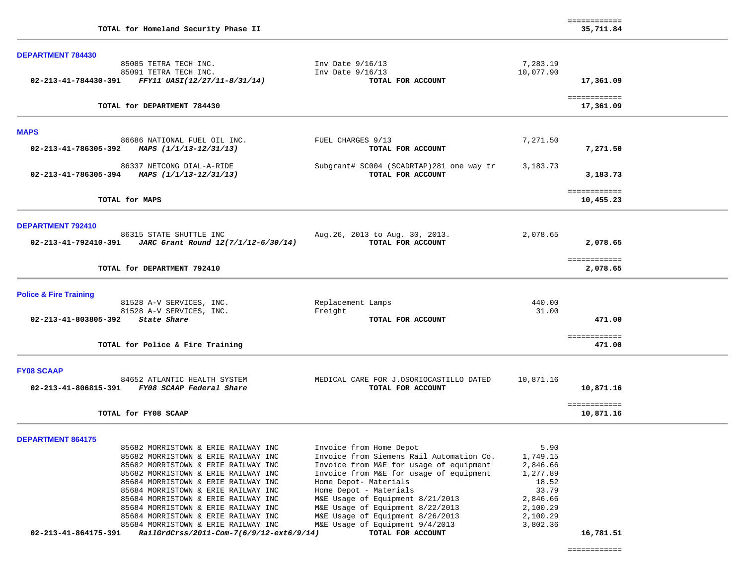| | | | ============ |
|---|---|---|---|
| **TOTAL for Homeland Security Phase II** | | | **35,711.84** |

## DEPARTMENT 784430

| | | | |
|---|---|---|---|
| 85085 TETRA TECH INC. | Inv Date 9/16/13 | 7,283.19 | |
| 85091 TETRA TECH INC. | Inv Date 9/16/13 | 10,077.90 | |
| **02-213-41-784430-391** ***FFY11 UASI(12/27/11-8/31/14)*** | **TOTAL FOR ACCOUNT** | | **17,361.09** |
| | | | ============ |
| **TOTAL for DEPARTMENT 784430** | | | **17,361.09** |

## MAPS

| | | | |
|---|---|---|---|
| 86686 NATIONAL FUEL OIL INC. | FUEL CHARGES 9/13 | 7,271.50 | |
| **02-213-41-786305-392** ***MAPS (1/1/13-12/31/13)*** | **TOTAL FOR ACCOUNT** | | **7,271.50** |
| 86337 NETCONG DIAL-A-RIDE | Subgrant# SC004 (SCADRTAP)281 one way tr | 3,183.73 | |
| **02-213-41-786305-394** ***MAPS (1/1/13-12/31/13)*** | **TOTAL FOR ACCOUNT** | | **3,183.73** |
| | | | ============ |
| **TOTAL for MAPS** | | | **10,455.23** |

## DEPARTMENT 792410

| | | | |
|---|---|---|---|
| 86315 STATE SHUTTLE INC | Aug.26, 2013 to Aug. 30, 2013. | 2,078.65 | |
| **02-213-41-792410-391** ***JARC Grant Round 12(7/1/12-6/30/14)*** | **TOTAL FOR ACCOUNT** | | **2,078.65** |
| | | | ============ |
| **TOTAL for DEPARTMENT 792410** | | | **2,078.65** |

## Police & Fire Training

| | | | |
|---|---|---|---|
| 81528 A-V SERVICES, INC. | Replacement Lamps | 440.00 | |
| 81528 A-V SERVICES, INC. | Freight | 31.00 | |
| **02-213-41-803805-392** ***State Share*** | **TOTAL FOR ACCOUNT** | | **471.00** |
| | | | ============ |
| **TOTAL for Police & Fire Training** | | | **471.00** |

## FY08 SCAAP

| | | | |
|---|---|---|---|
| 84652 ATLANTIC HEALTH SYSTEM | MEDICAL CARE FOR J.OSORIOCASTILLO DATED | 10,871.16 | |
| **02-213-41-806815-391** ***FY08 SCAAP Federal Share*** | **TOTAL FOR ACCOUNT** | | **10,871.16** |
| | | | ============ |
| **TOTAL for FY08 SCAAP** | | | **10,871.16** |

## DEPARTMENT 864175

| | | | |
|---|---|---|---|
| 85682 MORRISTOWN & ERIE RAILWAY INC | Invoice from Home Depot | 5.90 | |
| 85682 MORRISTOWN & ERIE RAILWAY INC | Invoice from Siemens Rail Automation Co. | 1,749.15 | |
| 85682 MORRISTOWN & ERIE RAILWAY INC | Invoice from M&E for usage of equipment | 2,846.66 | |
| 85682 MORRISTOWN & ERIE RAILWAY INC | Invoice from M&E for usage of equipment | 1,277.89 | |
| 85684 MORRISTOWN & ERIE RAILWAY INC | Home Depot- Materials | 18.52 | |
| 85684 MORRISTOWN & ERIE RAILWAY INC | Home Depot - Materials | 33.79 | |
| 85684 MORRISTOWN & ERIE RAILWAY INC | M&E Usage of Equipment 8/21/2013 | 2,846.66 | |
| 85684 MORRISTOWN & ERIE RAILWAY INC | M&E Usage of Equipment 8/22/2013 | 2,100.29 | |
| 85684 MORRISTOWN & ERIE RAILWAY INC | M&E Usage of Equipment 8/26/2013 | 2,100.29 | |
| 85684 MORRISTOWN & ERIE RAILWAY INC | M&E Usage of Equipment 9/4/2013 | 3,802.36 | |
| **02-213-41-864175-391** ***RailGrdCrss/2011-Com-7(6/9/12-ext6/9/14)*** | **TOTAL FOR ACCOUNT** | | **16,781.51** |
| | | | ============ |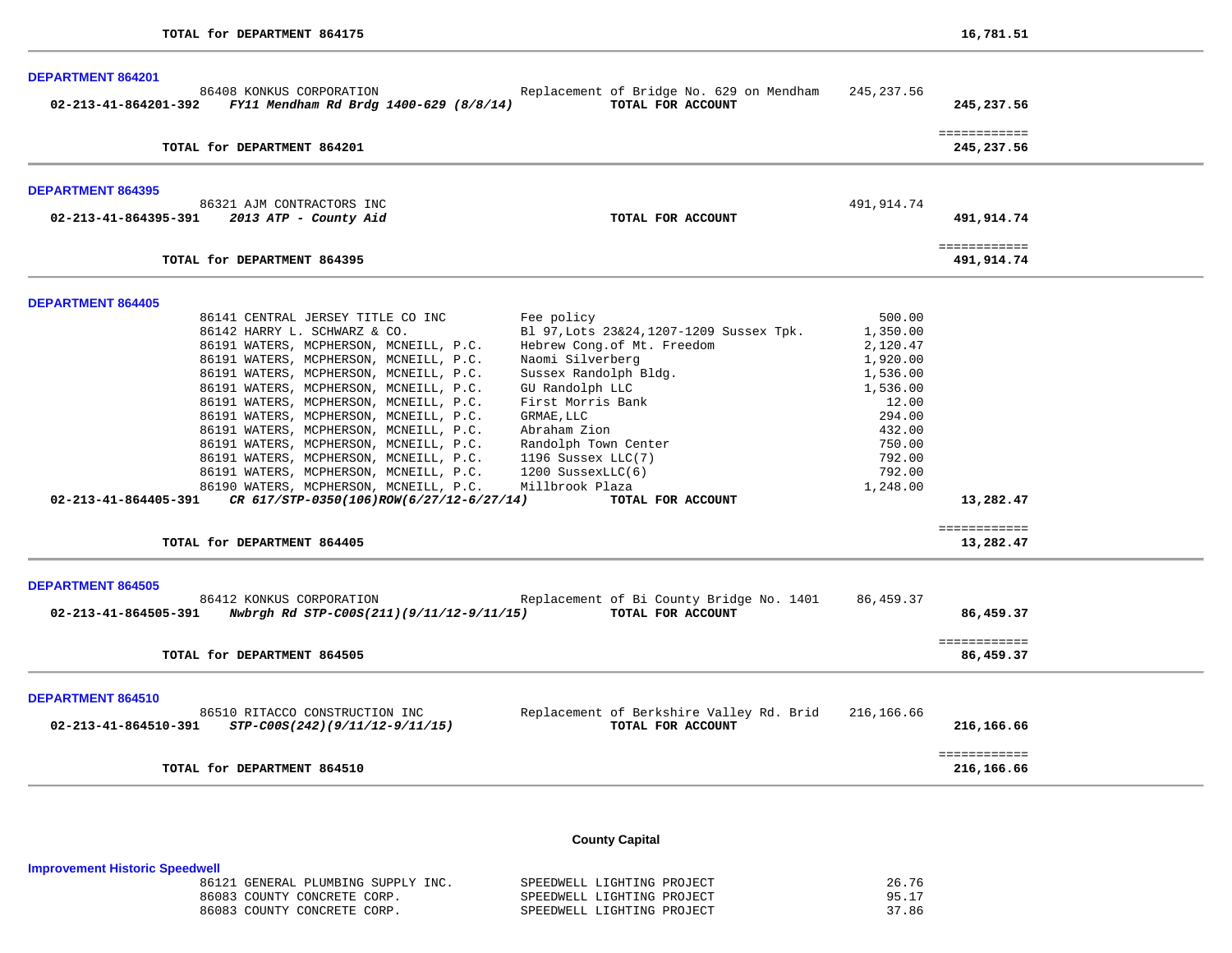**TOTAL for DEPARTMENT 864175** 16,781.51

### DEPARTMENT 864201

| Vendor | Description | Amount | Total |
|---|---|---|---|
| 86408 KONKUS CORPORATION | Replacement of Bridge No. 629 on Mendham | 245,237.56 | |
| **02-213-41-864201-392** ***FY11 Mendham Rd Brdg 1400-629 (8/8/14)*** | **TOTAL FOR ACCOUNT** | | **245,237.56** |

**TOTAL for DEPARTMENT 864201** **245,237.56**

### DEPARTMENT 864395

| Vendor | Description | Amount | Total |
|---|---|---|---|
| 86321 AJM CONTRACTORS INC | | 491,914.74 | |
| **02-213-41-864395-391** ***2013 ATP - County Aid*** | **TOTAL FOR ACCOUNT** | | **491,914.74** |

**TOTAL for DEPARTMENT 864395** **491,914.74**

### DEPARTMENT 864405

| Vendor | Description | Amount | Total |
|---|---|---|---|
| 86141 CENTRAL JERSEY TITLE CO INC | Fee policy | 500.00 | |
| 86142 HARRY L. SCHWARZ & CO. | Bl 97,Lots 23&24,1207-1209 Sussex Tpk. | 1,350.00 | |
| 86191 WATERS, MCPHERSON, MCNEILL, P.C. | Hebrew Cong.of Mt. Freedom | 2,120.47 | |
| 86191 WATERS, MCPHERSON, MCNEILL, P.C. | Naomi Silverberg | 1,920.00 | |
| 86191 WATERS, MCPHERSON, MCNEILL, P.C. | Sussex Randolph Bldg. | 1,536.00 | |
| 86191 WATERS, MCPHERSON, MCNEILL, P.C. | GU Randolph LLC | 1,536.00 | |
| 86191 WATERS, MCPHERSON, MCNEILL, P.C. | First Morris Bank | 12.00 | |
| 86191 WATERS, MCPHERSON, MCNEILL, P.C. | GRMAE,LLC | 294.00 | |
| 86191 WATERS, MCPHERSON, MCNEILL, P.C. | Abraham Zion | 432.00 | |
| 86191 WATERS, MCPHERSON, MCNEILL, P.C. | Randolph Town Center | 750.00 | |
| 86191 WATERS, MCPHERSON, MCNEILL, P.C. | 1196 Sussex LLC(7) | 792.00 | |
| 86191 WATERS, MCPHERSON, MCNEILL, P.C. | 1200 SussexLLC(6) | 792.00 | |
| 86190 WATERS, MCPHERSON, MCNEILL, P.C. | Millbrook Plaza | 1,248.00 | |
| **02-213-41-864405-391** ***CR 617/STP-0350(106)ROW(6/27/12-6/27/14)*** | **TOTAL FOR ACCOUNT** | | **13,282.47** |

**TOTAL for DEPARTMENT 864405** **13,282.47**

### DEPARTMENT 864505

| Vendor | Description | Amount | Total |
|---|---|---|---|
| 86412 KONKUS CORPORATION | Replacement of Bi County Bridge No. 1401 | 86,459.37 | |
| **02-213-41-864505-391** ***Nwbrgh Rd STP-C00S(211)(9/11/12-9/11/15)*** | **TOTAL FOR ACCOUNT** | | **86,459.37** |

**TOTAL for DEPARTMENT 864505** **86,459.37**

### DEPARTMENT 864510

| Vendor | Description | Amount | Total |
|---|---|---|---|
| 86510 RITACCO CONSTRUCTION INC | Replacement of Berkshire Valley Rd. Brid | 216,166.66 | |
| **02-213-41-864510-391** ***STP-C00S(242)(9/11/12-9/11/15)*** | **TOTAL FOR ACCOUNT** | | **216,166.66** |

**TOTAL for DEPARTMENT 864510** **216,166.66**

## County Capital

### Improvement Historic Speedwell

| Vendor | Description | Amount |
|---|---|---|
| 86121 GENERAL PLUMBING SUPPLY INC. | SPEEDWELL LIGHTING PROJECT | 26.76 |
| 86083 COUNTY CONCRETE CORP. | SPEEDWELL LIGHTING PROJECT | 95.17 |
| 86083 COUNTY CONCRETE CORP. | SPEEDWELL LIGHTING PROJECT | 37.86 |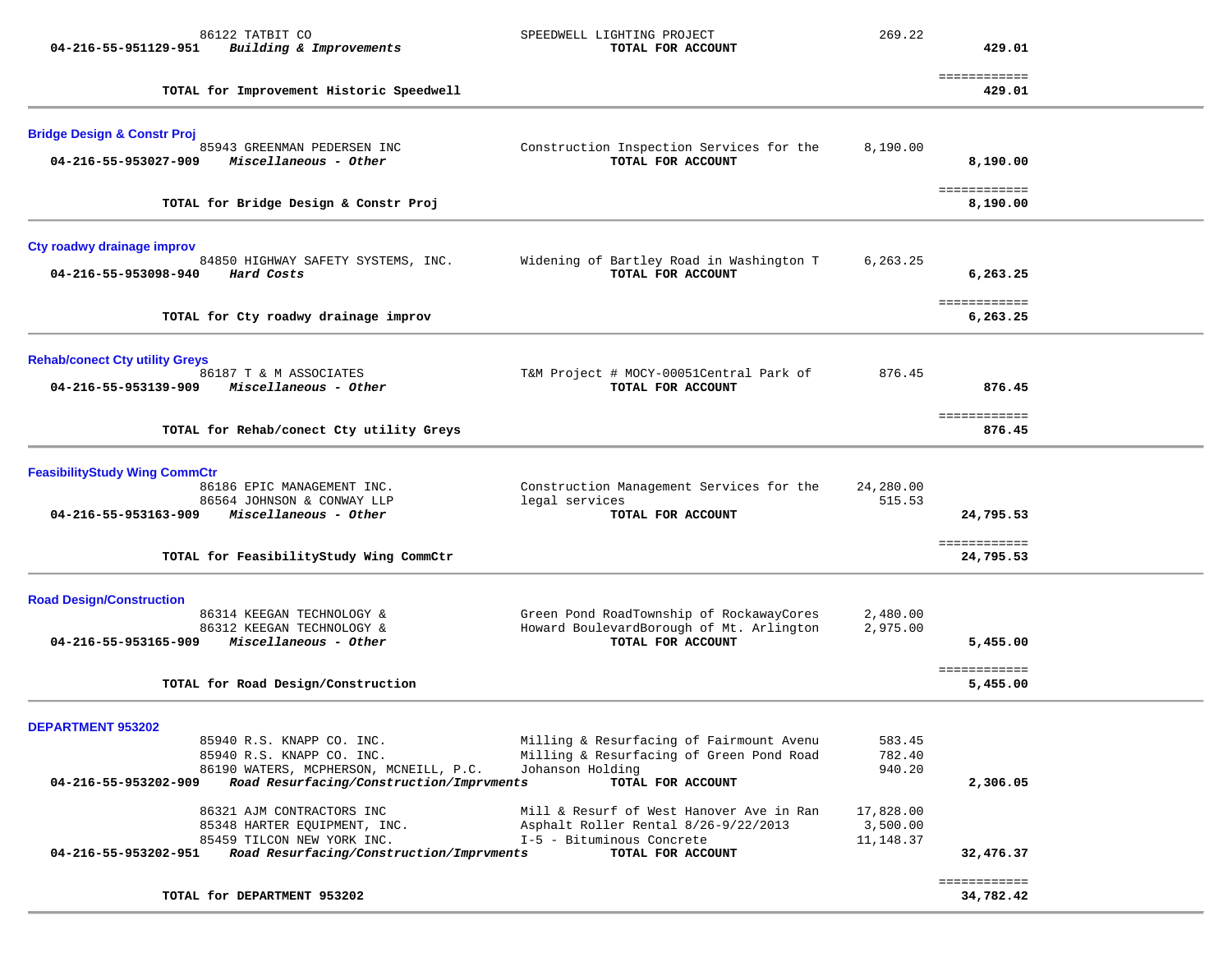| | | | | |
|---|---|---|---|---|
| | 86122 TATBIT CO | SPEEDWELL LIGHTING PROJECT | 269.22 | |
| **04-216-55-951129-951** | ***Building & Improvements*** | **TOTAL FOR ACCOUNT** | | **429.01** |
| | | | | ============ |
| | **TOTAL for Improvement Historic Speedwell** | | | **429.01** |

### Bridge Design & Constr Proj

| | | | | |
|---|---|---|---|---|
| | 85943 GREENMAN PEDERSEN INC | Construction Inspection Services for the | 8,190.00 | |
| **04-216-55-953027-909** | ***Miscellaneous - Other*** | **TOTAL FOR ACCOUNT** | | **8,190.00** |
| | | | | ============ |
| | **TOTAL for Bridge Design & Constr Proj** | | | **8,190.00** |

### Cty roadwy drainage improv

| | | | | |
|---|---|---|---|---|
| | 84850 HIGHWAY SAFETY SYSTEMS, INC. | Widening of Bartley Road in Washington T | 6,263.25 | |
| **04-216-55-953098-940** | ***Hard Costs*** | **TOTAL FOR ACCOUNT** | | **6,263.25** |
| | | | | ============ |
| | **TOTAL for Cty roadwy drainage improv** | | | **6,263.25** |

### Rehab/conect Cty utility Greys

| | | | | |
|---|---|---|---|---|
| | 86187 T & M ASSOCIATES | T&M Project # MOCY-00051Central Park of | 876.45 | |
| **04-216-55-953139-909** | ***Miscellaneous - Other*** | **TOTAL FOR ACCOUNT** | | **876.45** |
| | | | | ============ |
| | **TOTAL for Rehab/conect Cty utility Greys** | | | **876.45** |

### FeasibilityStudy Wing CommCtr

| | | | | |
|---|---|---|---|---|
| | 86186 EPIC MANAGEMENT INC. | Construction Management Services for the | 24,280.00 | |
| | 86564 JOHNSON & CONWAY LLP | legal services | 515.53 | |
| **04-216-55-953163-909** | ***Miscellaneous - Other*** | **TOTAL FOR ACCOUNT** | | **24,795.53** |
| | | | | ============ |
| | **TOTAL for FeasibilityStudy Wing CommCtr** | | | **24,795.53** |

### Road Design/Construction

| | | | | |
|---|---|---|---|---|
| | 86314 KEEGAN TECHNOLOGY & | Green Pond RoadTownship of RockawayCores | 2,480.00 | |
| | 86312 KEEGAN TECHNOLOGY & | Howard BoulevardBorough of Mt. Arlington | 2,975.00 | |
| **04-216-55-953165-909** | ***Miscellaneous - Other*** | **TOTAL FOR ACCOUNT** | | **5,455.00** |
| | | | | ============ |
| | **TOTAL for Road Design/Construction** | | | **5,455.00** |

### DEPARTMENT 953202

| | | | | |
|---|---|---|---|---|
| | 85940 R.S. KNAPP CO. INC. | Milling & Resurfacing of Fairmount Avenu | 583.45 | |
| | 85940 R.S. KNAPP CO. INC. | Milling & Resurfacing of Green Pond Road | 782.40 | |
| | 86190 WATERS, MCPHERSON, MCNEILL, P.C. | Johanson Holding | 940.20 | |
| **04-216-55-953202-909** | ***Road Resurfacing/Construction/Imprvments*** | **TOTAL FOR ACCOUNT** | | **2,306.05** |
| | 86321 AJM CONTRACTORS INC | Mill & Resurf of West Hanover Ave in Ran | 17,828.00 | |
| | 85348 HARTER EQUIPMENT, INC. | Asphalt Roller Rental 8/26-9/22/2013 | 3,500.00 | |
| | 85459 TILCON NEW YORK INC. | I-5 - Bituminous Concrete | 11,148.37 | |
| **04-216-55-953202-951** | ***Road Resurfacing/Construction/Imprvments*** | **TOTAL FOR ACCOUNT** | | **32,476.37** |
| | | | | ============ |
| | **TOTAL for DEPARTMENT 953202** | | | **34,782.42** |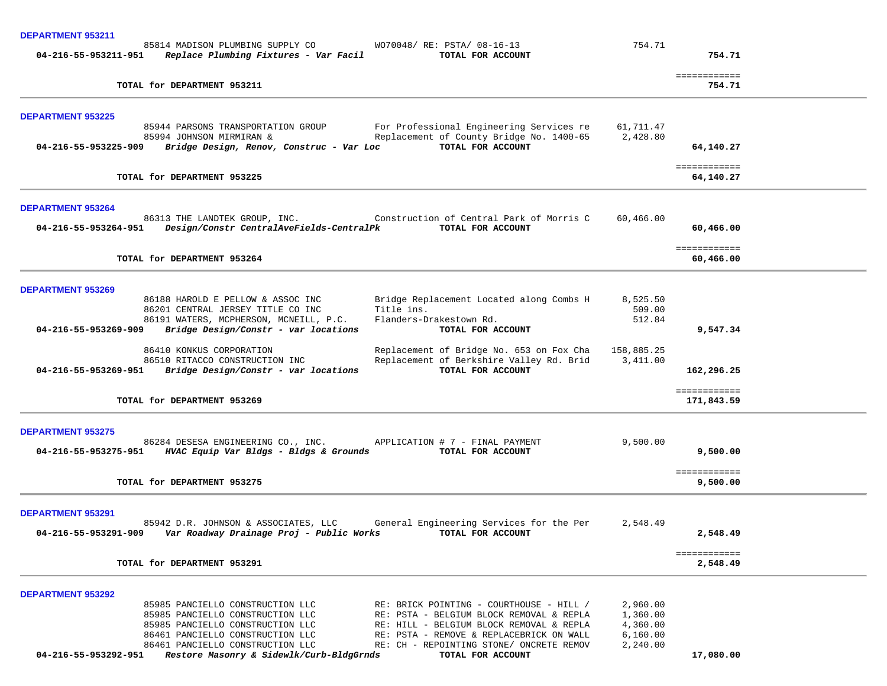**DEPARTMENT 953211**

| | | | | |
|---|---|---|---|---|
| | 85814 MADISON PLUMBING SUPPLY CO | WO70048/ RE: PSTA/ 08-16-13 | 754.71 | |
| **04-216-55-953211-951** | ***Replace Plumbing Fixtures - Var Facil*** | **TOTAL FOR ACCOUNT** | | **754.71** |
| | | | | ============ |
| | **TOTAL for DEPARTMENT 953211** | | | **754.71** |

**DEPARTMENT 953225**

| | | | | |
|---|---|---|---|---|
| | 85944 PARSONS TRANSPORTATION GROUP | For Professional Engineering Services re | 61,711.47 | |
| | 85994 JOHNSON MIRMIRAN & | Replacement of County Bridge No. 1400-65 | 2,428.80 | |
| **04-216-55-953225-909** | ***Bridge Design, Renov, Construc - Var Loc*** | **TOTAL FOR ACCOUNT** | | **64,140.27** |
| | | | | ============ |
| | **TOTAL for DEPARTMENT 953225** | | | **64,140.27** |

**DEPARTMENT 953264**

| | | | | |
|---|---|---|---|---|
| | 86313 THE LANDTEK GROUP, INC. | Construction of Central Park of Morris C | 60,466.00 | |
| **04-216-55-953264-951** | ***Design/Constr CentralAveFields-CentralPk*** | **TOTAL FOR ACCOUNT** | | **60,466.00** |
| | | | | ============ |
| | **TOTAL for DEPARTMENT 953264** | | | **60,466.00** |

**DEPARTMENT 953269**

| | | | | |
|---|---|---|---|---|
| | 86188 HAROLD E PELLOW & ASSOC INC | Bridge Replacement Located along Combs H | 8,525.50 | |
| | 86201 CENTRAL JERSEY TITLE CO INC | Title ins. | 509.00 | |
| | 86191 WATERS, MCPHERSON, MCNEILL, P.C. | Flanders-Drakestown Rd. | 512.84 | |
| **04-216-55-953269-909** | ***Bridge Design/Constr - var locations*** | **TOTAL FOR ACCOUNT** | | **9,547.34** |
| | 86410 KONKUS CORPORATION | Replacement of Bridge No. 653 on Fox Cha | 158,885.25 | |
| | 86510 RITACCO CONSTRUCTION INC | Replacement of Berkshire Valley Rd. Brid | 3,411.00 | |
| **04-216-55-953269-951** | ***Bridge Design/Constr - var locations*** | **TOTAL FOR ACCOUNT** | | **162,296.25** |
| | | | | ============ |
| | **TOTAL for DEPARTMENT 953269** | | | **171,843.59** |

**DEPARTMENT 953275**

| | | | | |
|---|---|---|---|---|
| | 86284 DESESA ENGINEERING CO., INC. | APPLICATION # 7 - FINAL PAYMENT | 9,500.00 | |
| **04-216-55-953275-951** | ***HVAC Equip Var Bldgs - Bldgs & Grounds*** | **TOTAL FOR ACCOUNT** | | **9,500.00** |
| | | | | ============ |
| | **TOTAL for DEPARTMENT 953275** | | | **9,500.00** |

**DEPARTMENT 953291**

| | | | | |
|---|---|---|---|---|
| | 85942 D.R. JOHNSON & ASSOCIATES, LLC | General Engineering Services for the Per | 2,548.49 | |
| **04-216-55-953291-909** | ***Var Roadway Drainage Proj - Public Works*** | **TOTAL FOR ACCOUNT** | | **2,548.49** |
| | | | | ============ |
| | **TOTAL for DEPARTMENT 953291** | | | **2,548.49** |

**DEPARTMENT 953292**

| | | | | |
|---|---|---|---|---|
| | 85985 PANCIELLO CONSTRUCTION LLC | RE: BRICK POINTING - COURTHOUSE - HILL / | 2,960.00 | |
| | 85985 PANCIELLO CONSTRUCTION LLC | RE: PSTA - BELGIUM BLOCK REMOVAL & REPLA | 1,360.00 | |
| | 85985 PANCIELLO CONSTRUCTION LLC | RE: HILL - BELGIUM BLOCK REMOVAL & REPLA | 4,360.00 | |
| | 86461 PANCIELLO CONSTRUCTION LLC | RE: PSTA - REMOVE & REPLACEBRICK ON WALL | 6,160.00 | |
| | 86461 PANCIELLO CONSTRUCTION LLC | RE: CH - REPOINTING STONE/ ONCRETE REMOV | 2,240.00 | |
| **04-216-55-953292-951** | ***Restore Masonry & Sidewlk/Curb-BldgGrnds*** | **TOTAL FOR ACCOUNT** | | **17,080.00** |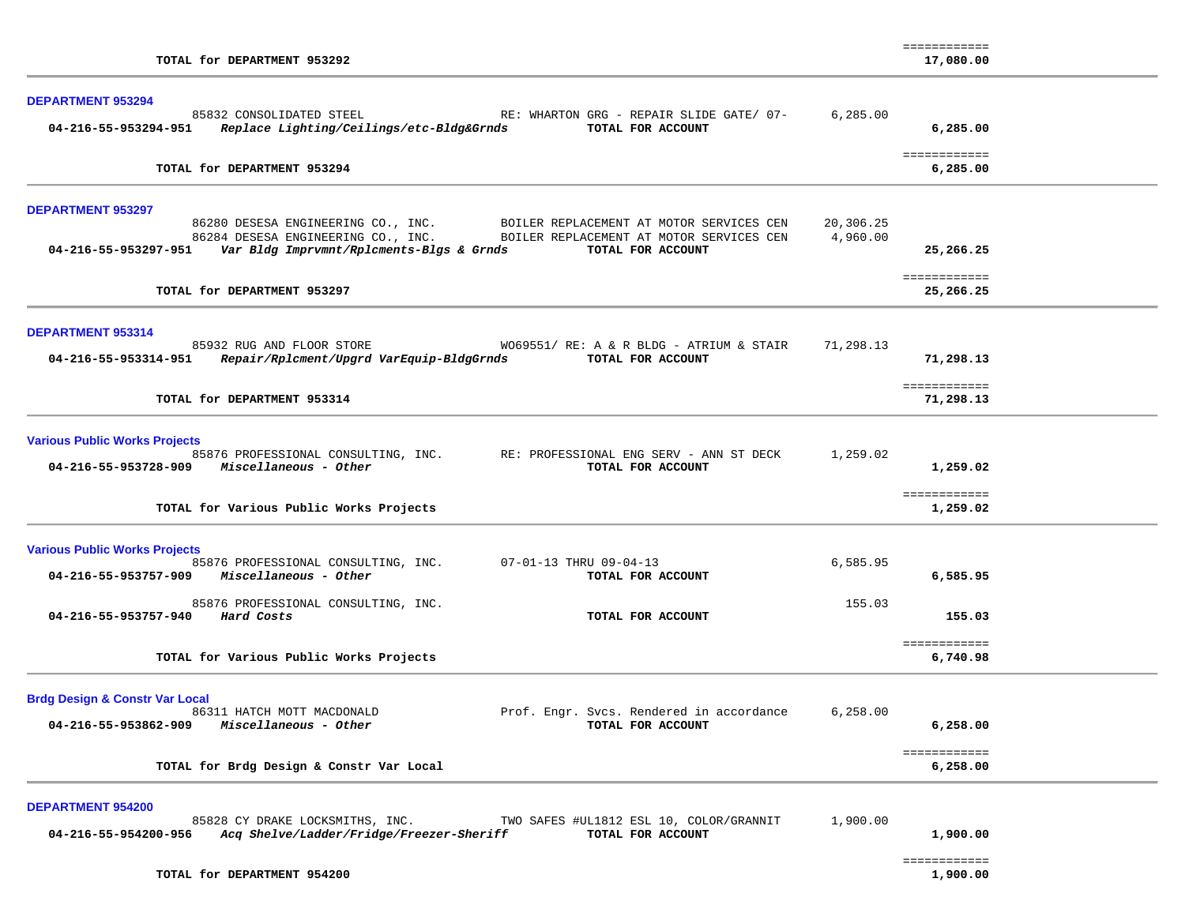| | | | | |
|---|---|---|---|---|
| | | | | ============ |
| **TOTAL for DEPARTMENT 953292** | | | | **17,080.00** |

**DEPARTMENT 953294**

| Account | Vendor / Description | Reference | Amount | Total |
|---|---|---|---|---|
| | 85832 CONSOLIDATED STEEL | RE: WHARTON GRG - REPAIR SLIDE GATE/ 07- | 6,285.00 | |
| **04-216-55-953294-951** | ***Replace Lighting/Ceilings/etc-Bldg&Grnds*** | **TOTAL FOR ACCOUNT** | | **6,285.00** |
| | | | | ============ |
| | **TOTAL for DEPARTMENT 953294** | | | **6,285.00** |

**DEPARTMENT 953297**

| Account | Vendor / Description | Reference | Amount | Total |
|---|---|---|---|---|
| | 86280 DESESA ENGINEERING CO., INC. | BOILER REPLACEMENT AT MOTOR SERVICES CEN | 20,306.25 | |
| | 86284 DESESA ENGINEERING CO., INC. | BOILER REPLACEMENT AT MOTOR SERVICES CEN | 4,960.00 | |
| **04-216-55-953297-951** | ***Var Bldg Imprvmnt/Rplcments-Blgs & Grnds*** | **TOTAL FOR ACCOUNT** | | **25,266.25** |
| | | | | ============ |
| | **TOTAL for DEPARTMENT 953297** | | | **25,266.25** |

**DEPARTMENT 953314**

| Account | Vendor / Description | Reference | Amount | Total |
|---|---|---|---|---|
| | 85932 RUG AND FLOOR STORE | WO69551/ RE: A & R BLDG - ATRIUM & STAIR | 71,298.13 | |
| **04-216-55-953314-951** | ***Repair/Rplcment/Upgrd VarEquip-BldgGrnds*** | **TOTAL FOR ACCOUNT** | | **71,298.13** |
| | | | | ============ |
| | **TOTAL for DEPARTMENT 953314** | | | **71,298.13** |

**Various Public Works Projects**

| Account | Vendor / Description | Reference | Amount | Total |
|---|---|---|---|---|
| | 85876 PROFESSIONAL CONSULTING, INC. | RE: PROFESSIONAL ENG SERV - ANN ST DECK | 1,259.02 | |
| **04-216-55-953728-909** | ***Miscellaneous - Other*** | **TOTAL FOR ACCOUNT** | | **1,259.02** |
| | | | | ============ |
| | **TOTAL for Various Public Works Projects** | | | **1,259.02** |

**Various Public Works Projects**

| Account | Vendor / Description | Reference | Amount | Total |
|---|---|---|---|---|
| | 85876 PROFESSIONAL CONSULTING, INC. | 07-01-13 THRU 09-04-13 | 6,585.95 | |
| **04-216-55-953757-909** | ***Miscellaneous - Other*** | **TOTAL FOR ACCOUNT** | | **6,585.95** |
| | 85876 PROFESSIONAL CONSULTING, INC. | | 155.03 | |
| **04-216-55-953757-940** | ***Hard Costs*** | **TOTAL FOR ACCOUNT** | | **155.03** |
| | | | | ============ |
| | **TOTAL for Various Public Works Projects** | | | **6,740.98** |

**Brdg Design & Constr Var Local**

| Account | Vendor / Description | Reference | Amount | Total |
|---|---|---|---|---|
| | 86311 HATCH MOTT MACDONALD | Prof. Engr. Svcs. Rendered in accordance | 6,258.00 | |
| **04-216-55-953862-909** | ***Miscellaneous - Other*** | **TOTAL FOR ACCOUNT** | | **6,258.00** |
| | | | | ============ |
| | **TOTAL for Brdg Design & Constr Var Local** | | | **6,258.00** |

**DEPARTMENT 954200**

| Account | Vendor / Description | Reference | Amount | Total |
|---|---|---|---|---|
| | 85828 CY DRAKE LOCKSMITHS, INC. | TWO SAFES #UL1812 ESL 10, COLOR/GRANNIT | 1,900.00 | |
| **04-216-55-954200-956** | ***Acq Shelve/Ladder/Fridge/Freezer-Sheriff*** | **TOTAL FOR ACCOUNT** | | **1,900.00** |
| | | | | ============ |
| | **TOTAL for DEPARTMENT 954200** | | | **1,900.00** |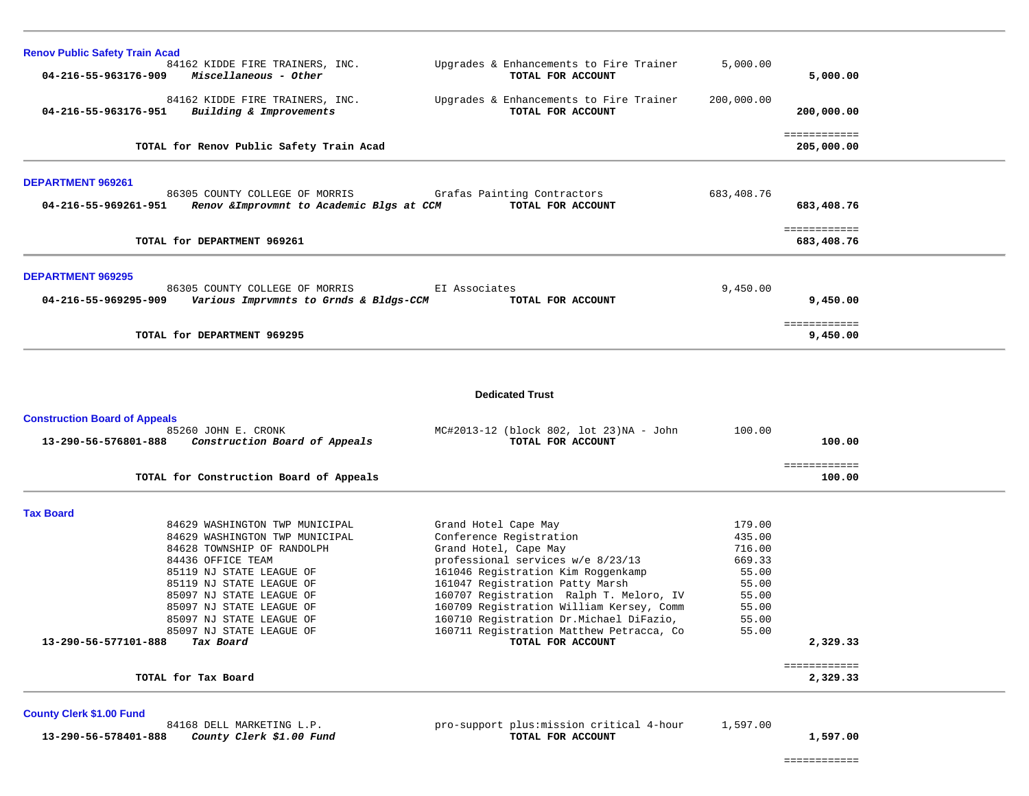**Renov Public Safety Train Acad**

| Account | Vendor / Description | Detail | Amount | Total |
|---|---|---|---|---|
| | 84162 KIDDE FIRE TRAINERS, INC. | Upgrades & Enhancements to Fire Trainer | 5,000.00 | |
| 04-216-55-963176-909 | *Miscellaneous - Other* | TOTAL FOR ACCOUNT | | 5,000.00 |
| | 84162 KIDDE FIRE TRAINERS, INC. | Upgrades & Enhancements to Fire Trainer | 200,000.00 | |
| 04-216-55-963176-951 | *Building & Improvements* | TOTAL FOR ACCOUNT | | 200,000.00 |
| | **TOTAL for Renov Public Safety Train Acad** | | | **205,000.00** |

**DEPARTMENT 969261**

| Account | Vendor / Description | Detail | Amount | Total |
|---|---|---|---|---|
| | 86305 COUNTY COLLEGE OF MORRIS | Grafas Painting Contractors | 683,408.76 | |
| 04-216-55-969261-951 | *Renov &Improvmnt to Academic Blgs at CCM* | TOTAL FOR ACCOUNT | | 683,408.76 |
| | **TOTAL for DEPARTMENT 969261** | | | **683,408.76** |

**DEPARTMENT 969295**

| Account | Vendor / Description | Detail | Amount | Total |
|---|---|---|---|---|
| | 86305 COUNTY COLLEGE OF MORRIS | EI Associates | 9,450.00 | |
| 04-216-55-969295-909 | *Various Imprvmnts to Grnds & Bldgs-CCM* | TOTAL FOR ACCOUNT | | 9,450.00 |
| | **TOTAL for DEPARTMENT 969295** | | | **9,450.00** |

## Dedicated Trust

**Construction Board of Appeals**

| Account | Vendor / Description | Detail | Amount | Total |
|---|---|---|---|---|
| | 85260 JOHN E. CRONK | MC#2013-12 (block 802, lot 23)NA - John | 100.00 | |
| 13-290-56-576801-888 | *Construction Board of Appeals* | TOTAL FOR ACCOUNT | | 100.00 |
| | **TOTAL for Construction Board of Appeals** | | | **100.00** |

**Tax Board**

| Account | Vendor / Description | Detail | Amount | Total |
|---|---|---|---|---|
| | 84629 WASHINGTON TWP MUNICIPAL | Grand Hotel Cape May | 179.00 | |
| | 84629 WASHINGTON TWP MUNICIPAL | Conference Registration | 435.00 | |
| | 84628 TOWNSHIP OF RANDOLPH | Grand Hotel, Cape May | 716.00 | |
| | 84436 OFFICE TEAM | professional services w/e 8/23/13 | 669.33 | |
| | 85119 NJ STATE LEAGUE OF | 161046 Registration Kim Roggenkamp | 55.00 | |
| | 85119 NJ STATE LEAGUE OF | 161047 Registration Patty Marsh | 55.00 | |
| | 85097 NJ STATE LEAGUE OF | 160707 Registration Ralph T. Meloro, IV | 55.00 | |
| | 85097 NJ STATE LEAGUE OF | 160709 Registration William Kersey, Comm | 55.00 | |
| | 85097 NJ STATE LEAGUE OF | 160710 Registration Dr.Michael DiFazio, | 55.00 | |
| | 85097 NJ STATE LEAGUE OF | 160711 Registration Matthew Petracca, Co | 55.00 | |
| 13-290-56-577101-888 | *Tax Board* | TOTAL FOR ACCOUNT | | 2,329.33 |
| | **TOTAL for Tax Board** | | | **2,329.33** |

**County Clerk $1.00 Fund**

| Account | Vendor / Description | Detail | Amount | Total |
|---|---|---|---|---|
| | 84168 DELL MARKETING L.P. | pro-support plus:mission critical 4-hour | 1,597.00 | |
| 13-290-56-578401-888 | *County Clerk $1.00 Fund* | TOTAL FOR ACCOUNT | | 1,597.00 |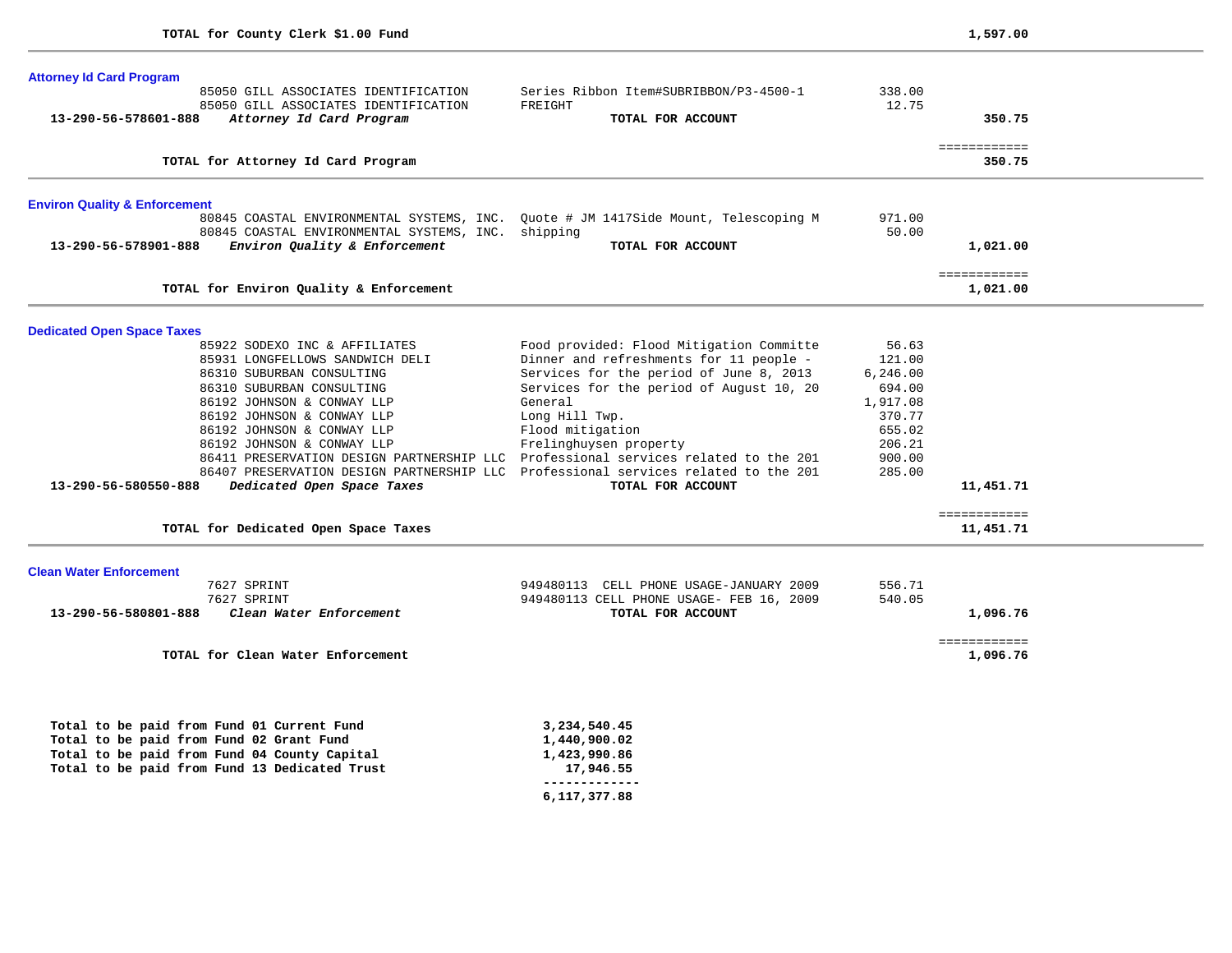**TOTAL for County Clerk $1.00 Fund** **1,597.00**

---

### Attorney Id Card Program

| | | | | |
|---|---|---|---|---|
| | 85050 GILL ASSOCIATES IDENTIFICATION | Series Ribbon Item#SUBRIBBON/P3-4500-1 | 338.00 | |
| | 85050 GILL ASSOCIATES IDENTIFICATION | FREIGHT | 12.75 | |
| **13-290-56-578601-888** | ***Attorney Id Card Program*** | **TOTAL FOR ACCOUNT** | | **350.75** |

============

**TOTAL for Attorney Id Card Program** **350.75**

---

### Environ Quality & Enforcement

| | | | | |
|---|---|---|---|---|
| | 80845 COASTAL ENVIRONMENTAL SYSTEMS, INC. | Quote # JM 1417Side Mount, Telescoping M | 971.00 | |
| | 80845 COASTAL ENVIRONMENTAL SYSTEMS, INC. | shipping | 50.00 | |
| **13-290-56-578901-888** | ***Environ Quality & Enforcement*** | **TOTAL FOR ACCOUNT** | | **1,021.00** |

============

**TOTAL for Environ Quality & Enforcement** **1,021.00**

---

### Dedicated Open Space Taxes

| | | | | |
|---|---|---|---|---|
| | 85922 SODEXO INC & AFFILIATES | Food provided: Flood Mitigation Committe | 56.63 | |
| | 85931 LONGFELLOWS SANDWICH DELI | Dinner and refreshments for 11 people - | 121.00 | |
| | 86310 SUBURBAN CONSULTING | Services for the period of June 8, 2013 | 6,246.00 | |
| | 86310 SUBURBAN CONSULTING | Services for the period of August 10, 20 | 694.00 | |
| | 86192 JOHNSON & CONWAY LLP | General | 1,917.08 | |
| | 86192 JOHNSON & CONWAY LLP | Long Hill Twp. | 370.77 | |
| | 86192 JOHNSON & CONWAY LLP | Flood mitigation | 655.02 | |
| | 86192 JOHNSON & CONWAY LLP | Frelinghuysen property | 206.21 | |
| | 86411 PRESERVATION DESIGN PARTNERSHIP LLC | Professional services related to the 201 | 900.00 | |
| | 86407 PRESERVATION DESIGN PARTNERSHIP LLC | Professional services related to the 201 | 285.00 | |
| **13-290-56-580550-888** | ***Dedicated Open Space Taxes*** | **TOTAL FOR ACCOUNT** | | **11,451.71** |

============

**TOTAL for Dedicated Open Space Taxes** **11,451.71**

---

### Clean Water Enforcement

| | | | | |
|---|---|---|---|---|
| | 7627 SPRINT | 949480113 CELL PHONE USAGE-JANUARY 2009 | 556.71 | |
| | 7627 SPRINT | 949480113 CELL PHONE USAGE- FEB 16, 2009 | 540.05 | |
| **13-290-56-580801-888** | ***Clean Water Enforcement*** | **TOTAL FOR ACCOUNT** | | **1,096.76** |

============

**TOTAL for Clean Water Enforcement** **1,096.76**

| | |
|---|---|
| **Total to be paid from Fund 01 Current Fund** | **3,234,540.45** |
| **Total to be paid from Fund 02 Grant Fund** | **1,440,900.02** |
| **Total to be paid from Fund 04 County Capital** | **1,423,990.86** |
| **Total to be paid from Fund 13 Dedicated Trust** | **17,946.55** |
| | ------------- |
| | **6,117,377.88** |